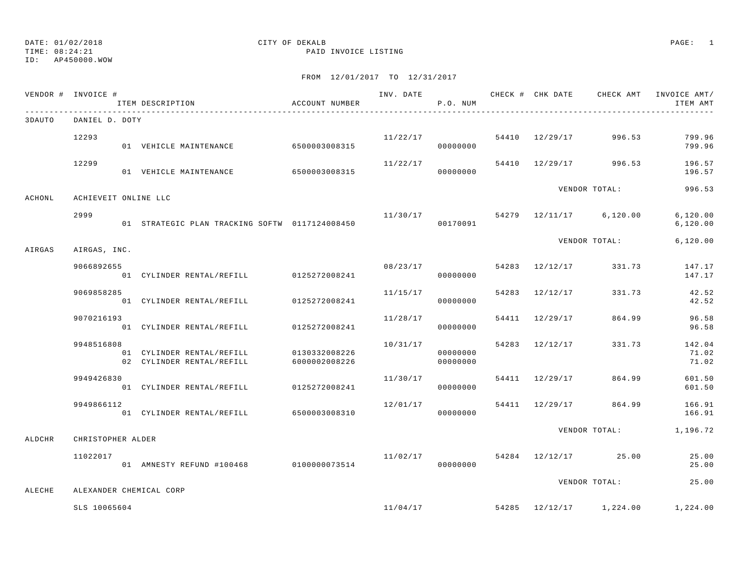DATE: 01/02/2018 CITY OF DEKALB
TIME: 08:24:21 PAID INVOICE LISTING
ID: AP450000.WOW

FROM 12/01/2017 TO 12/31/2017

| VENDOR # | INVOICE # / ITEM DESCRIPTION | ACCOUNT NUMBER | INV. DATE | P.O. NUM | CHECK # | CHK DATE | CHECK AMT | INVOICE AMT/ ITEM AMT |
|---|---|---|---|---|---|---|---|---|
| 3DAUTO | DANIEL D. DOTY | | | | | | | |
| | 12293 | | 11/22/17 | | 54410 | 12/29/17 | 996.53 | 799.96 |
| | 01 VEHICLE MAINTENANCE | 6500003008315 | | 00000000 | | | | 799.96 |
| | 12299 | | 11/22/17 | | 54410 | 12/29/17 | 996.53 | 196.57 |
| | 01 VEHICLE MAINTENANCE | 6500003008315 | | 00000000 | | | | 196.57 |
| | | | | | | | VENDOR TOTAL: | 996.53 |
| ACHONL | ACHIEVEIT ONLINE LLC | | | | | | | |
| | 2999 | | 11/30/17 | | 54279 | 12/11/17 | 6,120.00 | 6,120.00 |
| | 01 STRATEGIC PLAN TRACKING SOFTW | 0117124008450 | | 00170091 | | | | 6,120.00 |
| | | | | | | | VENDOR TOTAL: | 6,120.00 |
| AIRGAS | AIRGAS, INC. | | | | | | | |
| | 9066892655 | | 08/23/17 | | 54283 | 12/12/17 | 331.73 | 147.17 |
| | 01 CYLINDER RENTAL/REFILL | 0125272008241 | | 00000000 | | | | 147.17 |
| | 9069858285 | | 11/15/17 | | 54283 | 12/12/17 | 331.73 | 42.52 |
| | 01 CYLINDER RENTAL/REFILL | 0125272008241 | | 00000000 | | | | 42.52 |
| | 9070216193 | | 11/28/17 | | 54411 | 12/29/17 | 864.99 | 96.58 |
| | 01 CYLINDER RENTAL/REFILL | 0125272008241 | | 00000000 | | | | 96.58 |
| | 9948516808 | | 10/31/17 | | 54283 | 12/12/17 | 331.73 | 142.04 |
| | 01 CYLINDER RENTAL/REFILL | 0130332008226 | | 00000000 | | | | 71.02 |
| | 02 CYLINDER RENTAL/REFILL | 6000002008226 | | 00000000 | | | | 71.02 |
| | 9949426830 | | 11/30/17 | | 54411 | 12/29/17 | 864.99 | 601.50 |
| | 01 CYLINDER RENTAL/REFILL | 0125272008241 | | 00000000 | | | | 601.50 |
| | 9949866112 | | 12/01/17 | | 54411 | 12/29/17 | 864.99 | 166.91 |
| | 01 CYLINDER RENTAL/REFILL | 6500003008310 | | 00000000 | | | | 166.91 |
| | | | | | | | VENDOR TOTAL: | 1,196.72 |
| ALDCHR | CHRISTOPHER ALDER | | | | | | | |
| | 11022017 | | 11/02/17 | | 54284 | 12/12/17 | 25.00 | 25.00 |
| | 01 AMNESTY REFUND #100468 | 0100000073514 | | 00000000 | | | | 25.00 |
| | | | | | | | VENDOR TOTAL: | 25.00 |
| ALECHE | ALEXANDER CHEMICAL CORP | | | | | | | |
| | SLS 10065604 | | 11/04/17 | | 54285 | 12/12/17 | 1,224.00 | 1,224.00 |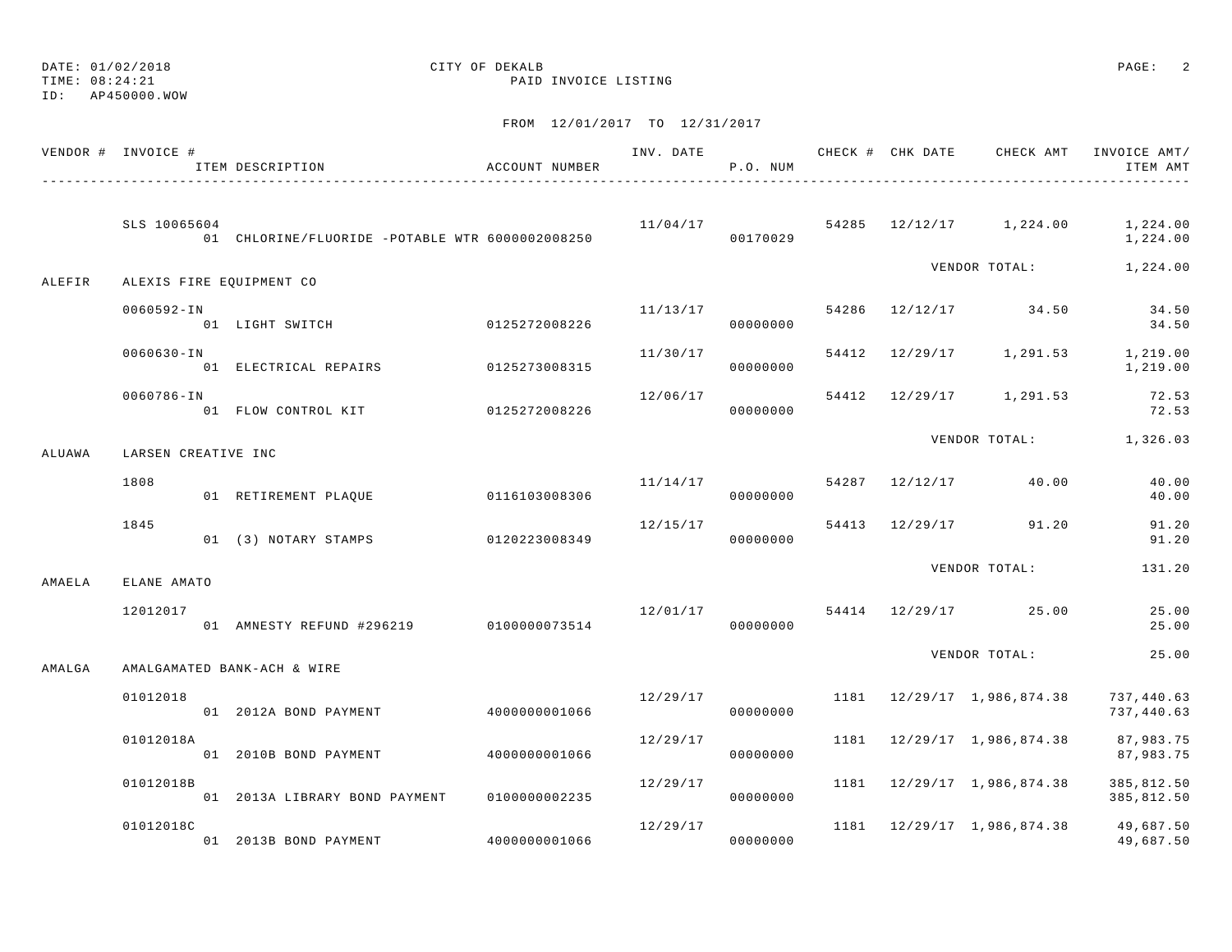DATE: 01/02/2018 CITY OF DEKALB
TIME: 08:24:21 PAID INVOICE LISTING
ID: AP450000.WOW

FROM 12/01/2017 TO 12/31/2017

| VENDOR # | INVOICE # / ITEM DESCRIPTION | ACCOUNT NUMBER | INV. DATE | P.O. NUM | CHECK # | CHK DATE | CHECK AMT | INVOICE AMT/ ITEM AMT |
|---|---|---|---|---|---|---|---|---|
| | SLS 10065604 | | 11/04/17 | | 54285 | 12/12/17 | 1,224.00 | 1,224.00 |
| | 01 CHLORINE/FLUORIDE -POTABLE WTR | 6000002008250 | | 00170029 | | | | 1,224.00 |
| | | | | | | | VENDOR TOTAL: | 1,224.00 |
| ALEFIR | ALEXIS FIRE EQUIPMENT CO | | | | | | | |
| | 0060592-IN | | 11/13/17 | | 54286 | 12/12/17 | 34.50 | 34.50 |
| | 01 LIGHT SWITCH | 0125272008226 | | 00000000 | | | | 34.50 |
| | 0060630-IN | | 11/30/17 | | 54412 | 12/29/17 | 1,291.53 | 1,219.00 |
| | 01 ELECTRICAL REPAIRS | 0125273008315 | | 00000000 | | | | 1,219.00 |
| | 0060786-IN | | 12/06/17 | | 54412 | 12/29/17 | 1,291.53 | 72.53 |
| | 01 FLOW CONTROL KIT | 0125272008226 | | 00000000 | | | | 72.53 |
| | | | | | | | VENDOR TOTAL: | 1,326.03 |
| ALUAWA | LARSEN CREATIVE INC | | | | | | | |
| | 1808 | | 11/14/17 | | 54287 | 12/12/17 | 40.00 | 40.00 |
| | 01 RETIREMENT PLAQUE | 0116103008306 | | 00000000 | | | | 40.00 |
| | 1845 | | 12/15/17 | | 54413 | 12/29/17 | 91.20 | 91.20 |
| | 01 (3) NOTARY STAMPS | 0120223008349 | | 00000000 | | | | 91.20 |
| | | | | | | | VENDOR TOTAL: | 131.20 |
| AMAELA | ELANE AMATO | | | | | | | |
| | 12012017 | | 12/01/17 | | 54414 | 12/29/17 | 25.00 | 25.00 |
| | 01 AMNESTY REFUND #296219 | 0100000073514 | | 00000000 | | | | 25.00 |
| | | | | | | | VENDOR TOTAL: | 25.00 |
| AMALGA | AMALGAMATED BANK-ACH & WIRE | | | | | | | |
| | 01012018 | | 12/29/17 | | 1181 | 12/29/17 | 1,986,874.38 | 737,440.63 |
| | 01 2012A BOND PAYMENT | 4000000001066 | | 00000000 | | | | 737,440.63 |
| | 01012018A | | 12/29/17 | | 1181 | 12/29/17 | 1,986,874.38 | 87,983.75 |
| | 01 2010B BOND PAYMENT | 4000000001066 | | 00000000 | | | | 87,983.75 |
| | 01012018B | | 12/29/17 | | 1181 | 12/29/17 | 1,986,874.38 | 385,812.50 |
| | 01 2013A LIBRARY BOND PAYMENT | 0100000002235 | | 00000000 | | | | 385,812.50 |
| | 01012018C | | 12/29/17 | | 1181 | 12/29/17 | 1,986,874.38 | 49,687.50 |
| | 01 2013B BOND PAYMENT | 4000000001066 | | 00000000 | | | | 49,687.50 |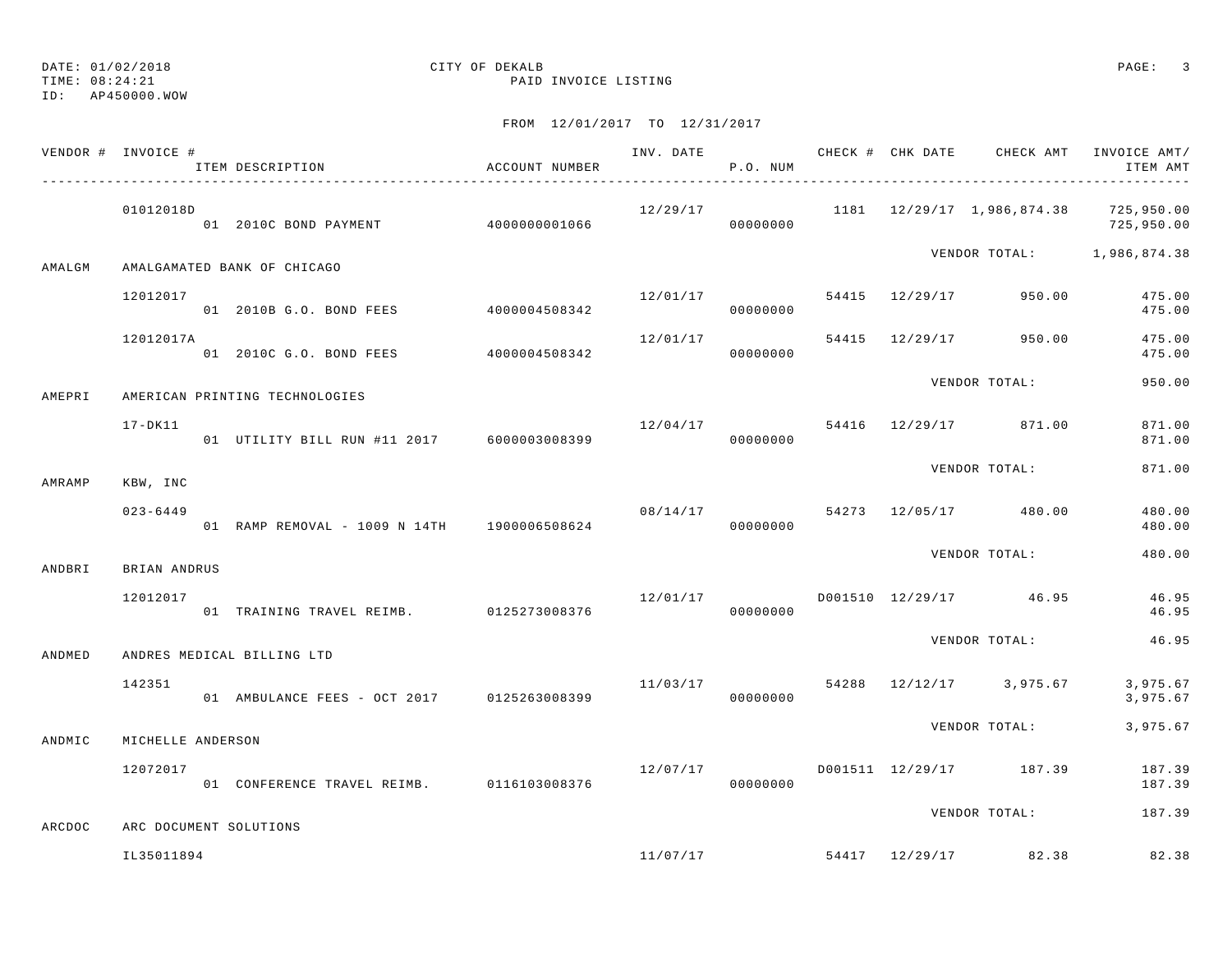DATE: 01/02/2018 CITY OF DEKALB
TIME: 08:24:21 PAID INVOICE LISTING
ID: AP450000.WOW

FROM 12/01/2017 TO 12/31/2017

| VENDOR # | INVOICE # / ITEM DESCRIPTION | ACCOUNT NUMBER | INV. DATE | P.O. NUM | CHECK # | CHK DATE | CHECK AMT | INVOICE AMT/ ITEM AMT |
|---|---|---|---|---|---|---|---|---|
| | 01012018D | | 12/29/17 | | 1181 | 12/29/17 | 1,986,874.38 | 725,950.00 |
| | 01 2010C BOND PAYMENT | 4000000001066 | | 00000000 | | | | 725,950.00 |
| | | | | | | VENDOR TOTAL: | | 1,986,874.38 |
| AMALGM | AMALGAMATED BANK OF CHICAGO | | | | | | | |
| | 12012017 | | 12/01/17 | | 54415 | 12/29/17 | 950.00 | 475.00 |
| | 01 2010B G.O. BOND FEES | 4000004508342 | | 00000000 | | | | 475.00 |
| | 12012017A | | 12/01/17 | | 54415 | 12/29/17 | 950.00 | 475.00 |
| | 01 2010C G.O. BOND FEES | 4000004508342 | | 00000000 | | | | 475.00 |
| | | | | | | VENDOR TOTAL: | | 950.00 |
| AMEPRI | AMERICAN PRINTING TECHNOLOGIES | | | | | | | |
| | 17-DK11 | | 12/04/17 | | 54416 | 12/29/17 | 871.00 | 871.00 |
| | 01 UTILITY BILL RUN #11 2017 | 6000003008399 | | 00000000 | | | | 871.00 |
| | | | | | | VENDOR TOTAL: | | 871.00 |
| AMRAMP | KBW, INC | | | | | | | |
| | 023-6449 | | 08/14/17 | | 54273 | 12/05/17 | 480.00 | 480.00 |
| | 01 RAMP REMOVAL - 1009 N 14TH | 1900006508624 | | 00000000 | | | | 480.00 |
| | | | | | | VENDOR TOTAL: | | 480.00 |
| ANDBRI | BRIAN ANDRUS | | | | | | | |
| | 12012017 | | 12/01/17 | | D001510 | 12/29/17 | 46.95 | 46.95 |
| | 01 TRAINING TRAVEL REIMB. | 0125273008376 | | 00000000 | | | | 46.95 |
| | | | | | | VENDOR TOTAL: | | 46.95 |
| ANDMED | ANDRES MEDICAL BILLING LTD | | | | | | | |
| | 142351 | | 11/03/17 | | 54288 | 12/12/17 | 3,975.67 | 3,975.67 |
| | 01 AMBULANCE FEES - OCT 2017 | 0125263008399 | | 00000000 | | | | 3,975.67 |
| | | | | | | VENDOR TOTAL: | | 3,975.67 |
| ANDMIC | MICHELLE ANDERSON | | | | | | | |
| | 12072017 | | 12/07/17 | | D001511 | 12/29/17 | 187.39 | 187.39 |
| | 01 CONFERENCE TRAVEL REIMB. | 0116103008376 | | 00000000 | | | | 187.39 |
| | | | | | | VENDOR TOTAL: | | 187.39 |
| ARCDOC | ARC DOCUMENT SOLUTIONS | | | | | | | |
| | IL35011894 | | 11/07/17 | | 54417 | 12/29/17 | 82.38 | 82.38 |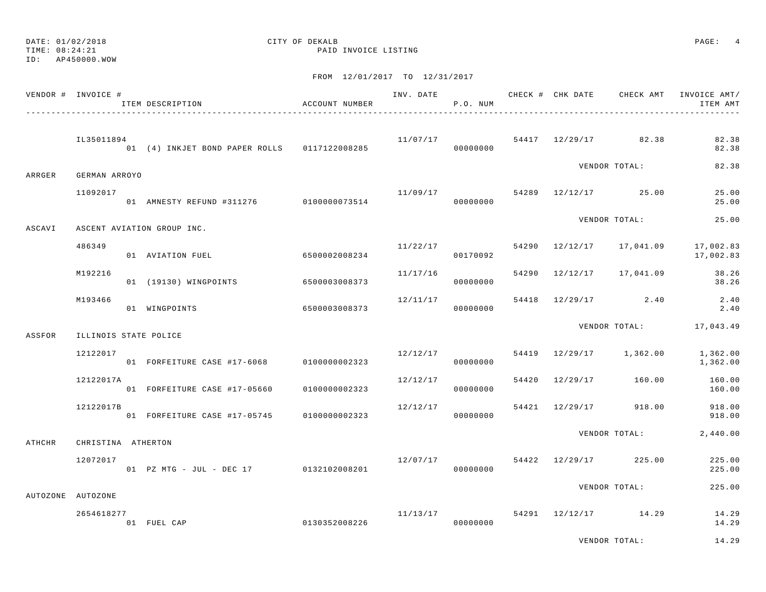DATE: 01/02/2018 CITY OF DEKALB
TIME: 08:24:21 PAID INVOICE LISTING
ID: AP450000.WOW

FROM 12/01/2017 TO 12/31/2017

| VENDOR # | INVOICE # / ITEM DESCRIPTION | ACCOUNT NUMBER | INV. DATE | P.O. NUM | CHECK # | CHK DATE | CHECK AMT | INVOICE AMT/ ITEM AMT |
|---|---|---|---|---|---|---|---|---|
| | IL35011894 | | 11/07/17 | | 54417 | 12/29/17 | 82.38 | 82.38 |
| | 01 (4) INKJET BOND PAPER ROLLS | 0117122008285 | | 00000000 | | | | 82.38 |
| | | | | | | VENDOR TOTAL: | | 82.38 |
| ARRGER | GERMAN ARROYO | | | | | | | |
| | 11092017 | | 11/09/17 | | 54289 | 12/12/17 | 25.00 | 25.00 |
| | 01 AMNESTY REFUND #311276 | 0100000073514 | | 00000000 | | | | 25.00 |
| | | | | | | VENDOR TOTAL: | | 25.00 |
| ASCAVI | ASCENT AVIATION GROUP INC. | | | | | | | |
| | 486349 | | 11/22/17 | | 54290 | 12/12/17 | 17,041.09 | 17,002.83 |
| | 01 AVIATION FUEL | 6500002008234 | | 00170092 | | | | 17,002.83 |
| | M192216 | | 11/17/16 | | 54290 | 12/12/17 | 17,041.09 | 38.26 |
| | 01 (19130) WINGPOINTS | 6500003008373 | | 00000000 | | | | 38.26 |
| | M193466 | | 12/11/17 | | 54418 | 12/29/17 | 2.40 | 2.40 |
| | 01 WINGPOINTS | 6500003008373 | | 00000000 | | | | 2.40 |
| | | | | | | VENDOR TOTAL: | | 17,043.49 |
| ASSFOR | ILLINOIS STATE POLICE | | | | | | | |
| | 12122017 | | 12/12/17 | | 54419 | 12/29/17 | 1,362.00 | 1,362.00 |
| | 01 FORFEITURE CASE #17-6068 | 0100000002323 | | 00000000 | | | | 1,362.00 |
| | 12122017A | | 12/12/17 | | 54420 | 12/29/17 | 160.00 | 160.00 |
| | 01 FORFEITURE CASE #17-05660 | 0100000002323 | | 00000000 | | | | 160.00 |
| | 12122017B | | 12/12/17 | | 54421 | 12/29/17 | 918.00 | 918.00 |
| | 01 FORFEITURE CASE #17-05745 | 0100000002323 | | 00000000 | | | | 918.00 |
| | | | | | | VENDOR TOTAL: | | 2,440.00 |
| ATHCHR | CHRISTINA ATHERTON | | | | | | | |
| | 12072017 | | 12/07/17 | | 54422 | 12/29/17 | 225.00 | 225.00 |
| | 01 PZ MTG - JUL - DEC 17 | 0132102008201 | | 00000000 | | | | 225.00 |
| | | | | | | VENDOR TOTAL: | | 225.00 |
| AUTOZONE | AUTOZONE | | | | | | | |
| | 2654618277 | | 11/13/17 | | 54291 | 12/12/17 | 14.29 | 14.29 |
| | 01 FUEL CAP | 0130352008226 | | 00000000 | | | | 14.29 |
| | | | | | | VENDOR TOTAL: | | 14.29 |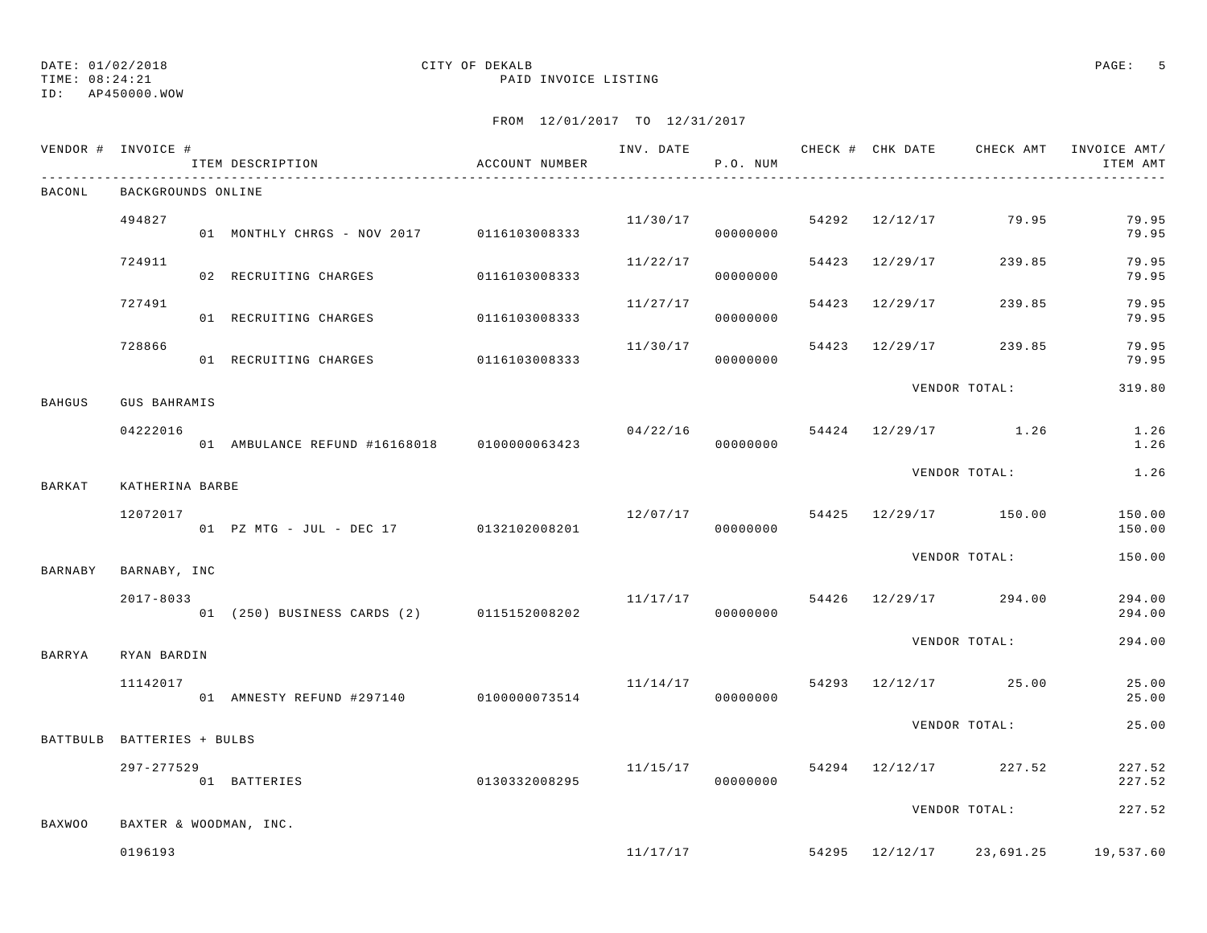DATE: 01/02/2018 CITY OF DEKALB
TIME: 08:24:21 PAID INVOICE LISTING
ID: AP450000.WOW

FROM 12/01/2017 TO 12/31/2017

| VENDOR # | INVOICE # | ITEM DESCRIPTION | ACCOUNT NUMBER | INV. DATE | P.O. NUM | CHECK # | CHK DATE | CHECK AMT | INVOICE AMT/ ITEM AMT |
|---|---|---|---|---|---|---|---|---|---|
| BACONL | BACKGROUNDS ONLINE | | | | | | | | |
| | 494827 | | | 11/30/17 | | 54292 | 12/12/17 | 79.95 | 79.95 |
| | | 01 MONTHLY CHRGS - NOV 2017 | 0116103008333 | | 00000000 | | | | 79.95 |
| | 724911 | | | 11/22/17 | | 54423 | 12/29/17 | 239.85 | 79.95 |
| | | 02 RECRUITING CHARGES | 0116103008333 | | 00000000 | | | | 79.95 |
| | 727491 | | | 11/27/17 | | 54423 | 12/29/17 | 239.85 | 79.95 |
| | | 01 RECRUITING CHARGES | 0116103008333 | | 00000000 | | | | 79.95 |
| | 728866 | | | 11/30/17 | | 54423 | 12/29/17 | 239.85 | 79.95 |
| | | 01 RECRUITING CHARGES | 0116103008333 | | 00000000 | | | | 79.95 |
| | | | | | | | VENDOR TOTAL: | | 319.80 |
| BAHGUS | GUS BAHRAMIS | | | | | | | | |
| | 04222016 | | | 04/22/16 | | 54424 | 12/29/17 | 1.26 | 1.26 |
| | | 01 AMBULANCE REFUND #16168018 | 0100000063423 | | 00000000 | | | | 1.26 |
| | | | | | | | VENDOR TOTAL: | | 1.26 |
| BARKAT | KATHERINA BARBE | | | | | | | | |
| | 12072017 | | | 12/07/17 | | 54425 | 12/29/17 | 150.00 | 150.00 |
| | | 01 PZ MTG - JUL - DEC 17 | 0132102008201 | | 00000000 | | | | 150.00 |
| | | | | | | | VENDOR TOTAL: | | 150.00 |
| BARNABY | BARNABY, INC | | | | | | | | |
| | 2017-8033 | | | 11/17/17 | | 54426 | 12/29/17 | 294.00 | 294.00 |
| | | 01 (250) BUSINESS CARDS (2) | 0115152008202 | | 00000000 | | | | 294.00 |
| | | | | | | | VENDOR TOTAL: | | 294.00 |
| BARRYA | RYAN BARDIN | | | | | | | | |
| | 11142017 | | | 11/14/17 | | 54293 | 12/12/17 | 25.00 | 25.00 |
| | | 01 AMNESTY REFUND #297140 | 0100000073514 | | 00000000 | | | | 25.00 |
| | | | | | | | VENDOR TOTAL: | | 25.00 |
| BATTBULB | BATTERIES + BULBS | | | | | | | | |
| | 297-277529 | | | 11/15/17 | | 54294 | 12/12/17 | 227.52 | 227.52 |
| | | 01 BATTERIES | 0130332008295 | | 00000000 | | | | 227.52 |
| | | | | | | | VENDOR TOTAL: | | 227.52 |
| BAXWOO | BAXTER & WOODMAN, INC. | | | | | | | | |
| | 0196193 | | | 11/17/17 | | 54295 | 12/12/17 | 23,691.25 | 19,537.60 |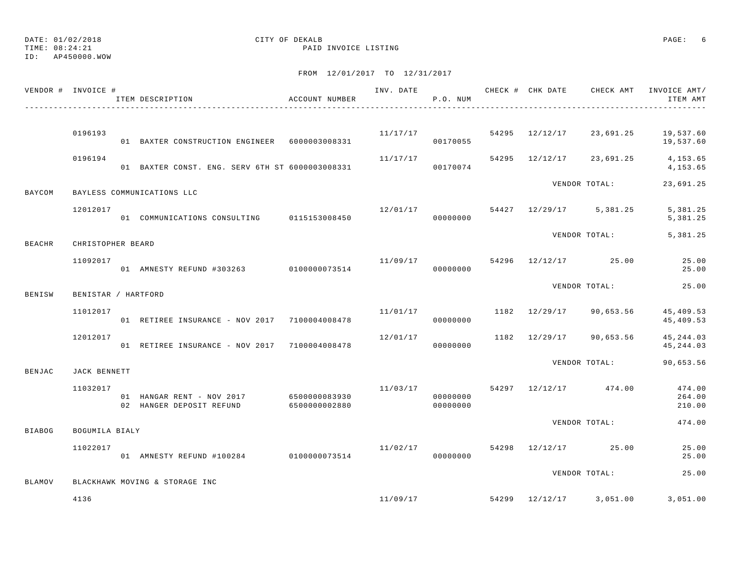DATE: 01/02/2018 CITY OF DEKALB
TIME: 08:24:21 PAID INVOICE LISTING
ID: AP450000.WOW

FROM 12/01/2017 TO 12/31/2017

| VENDOR # | INVOICE # | ITEM DESCRIPTION | ACCOUNT NUMBER | INV. DATE | P.O. NUM | CHECK # | CHK DATE | CHECK AMT | INVOICE AMT/ ITEM AMT |
|---|---|---|---|---|---|---|---|---|---|
| | 0196193 | | | 11/17/17 | | 54295 | 12/12/17 | 23,691.25 | 19,537.60 |
| | | 01 BAXTER CONSTRUCTION ENGINEER | 6000003008331 | | 00170055 | | | | 19,537.60 |
| | 0196194 | | | 11/17/17 | | 54295 | 12/12/17 | 23,691.25 | 4,153.65 |
| | | 01 BAXTER CONST. ENG. SERV 6TH ST | 6000003008331 | | 00170074 | | | | 4,153.65 |
| | | | | | | | VENDOR TOTAL: | | 23,691.25 |
| BAYCOM | BAYLESS COMMUNICATIONS LLC | | | | | | | | |
| | 12012017 | | | 12/01/17 | | 54427 | 12/29/17 | 5,381.25 | 5,381.25 |
| | | 01 COMMUNICATIONS CONSULTING | 0115153008450 | | 00000000 | | | | 5,381.25 |
| | | | | | | | VENDOR TOTAL: | | 5,381.25 |
| BEACHR | CHRISTOPHER BEARD | | | | | | | | |
| | 11092017 | | | 11/09/17 | | 54296 | 12/12/17 | 25.00 | 25.00 |
| | | 01 AMNESTY REFUND #303263 | 0100000073514 | | 00000000 | | | | 25.00 |
| | | | | | | | VENDOR TOTAL: | | 25.00 |
| BENISW | BENISTAR / HARTFORD | | | | | | | | |
| | 11012017 | | | 11/01/17 | | 1182 | 12/29/17 | 90,653.56 | 45,409.53 |
| | | 01 RETIREE INSURANCE - NOV 2017 | 7100004008478 | | 00000000 | | | | 45,409.53 |
| | 12012017 | | | 12/01/17 | | 1182 | 12/29/17 | 90,653.56 | 45,244.03 |
| | | 01 RETIREE INSURANCE - NOV 2017 | 7100004008478 | | 00000000 | | | | 45,244.03 |
| | | | | | | | VENDOR TOTAL: | | 90,653.56 |
| BENJAC | JACK BENNETT | | | | | | | | |
| | 11032017 | | | 11/03/17 | | 54297 | 12/12/17 | 474.00 | 474.00 |
| | | 01 HANGAR RENT - NOV 2017 | 6500000083930 | | 00000000 | | | | 264.00 |
| | | 02 HANGER DEPOSIT REFUND | 6500000002880 | | 00000000 | | | | 210.00 |
| | | | | | | | VENDOR TOTAL: | | 474.00 |
| BIABOG | BOGUMILA BIALY | | | | | | | | |
| | 11022017 | | | 11/02/17 | | 54298 | 12/12/17 | 25.00 | 25.00 |
| | | 01 AMNESTY REFUND #100284 | 0100000073514 | | 00000000 | | | | 25.00 |
| | | | | | | | VENDOR TOTAL: | | 25.00 |
| BLAMOV | BLACKHAWK MOVING & STORAGE INC | | | | | | | | |
| | 4136 | | | 11/09/17 | | 54299 | 12/12/17 | 3,051.00 | 3,051.00 |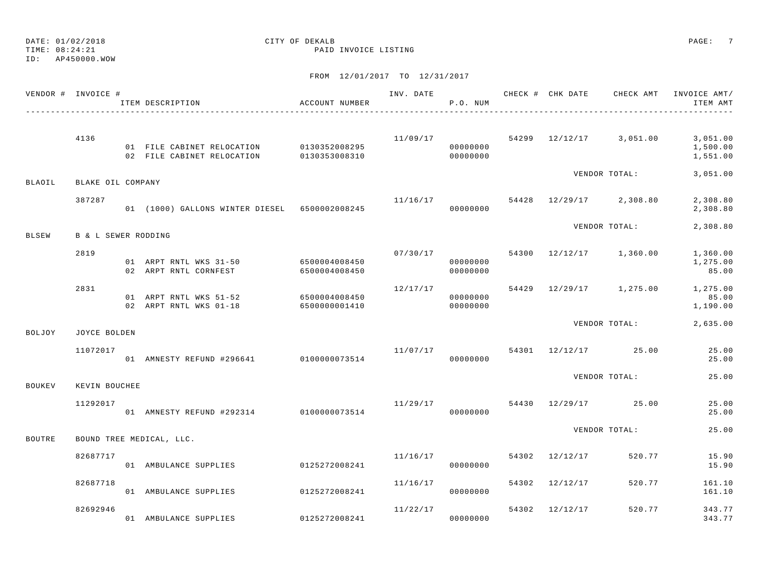DATE: 01/02/2018 CITY OF DEKALB
TIME: 08:24:21 PAID INVOICE LISTING
ID: AP450000.WOW

FROM 12/01/2017 TO 12/31/2017

| VENDOR # | INVOICE # | ITEM DESCRIPTION | ACCOUNT NUMBER | INV. DATE | P.O. NUM | CHECK # | CHK DATE | CHECK AMT | INVOICE AMT/ ITEM AMT |
|---|---|---|---|---|---|---|---|---|---|
| | 4136 | | | 11/09/17 | | 54299 | 12/12/17 | 3,051.00 | 3,051.00 |
| | | 01 FILE CABINET RELOCATION | 0130352008295 | | 00000000 | | | | 1,500.00 |
| | | 02 FILE CABINET RELOCATION | 0130353008310 | | 00000000 | | | | 1,551.00 |
| | | | | | | | | VENDOR TOTAL: | 3,051.00 |
| BLAOIL | BLAKE OIL COMPANY | | | | | | | | |
| | 387287 | | | 11/16/17 | | 54428 | 12/29/17 | 2,308.80 | 2,308.80 |
| | | 01 (1000) GALLONS WINTER DIESEL | 6500002008245 | | 00000000 | | | | 2,308.80 |
| | | | | | | | | VENDOR TOTAL: | 2,308.80 |
| BLSEW | B & L SEWER RODDING | | | | | | | | |
| | 2819 | | | 07/30/17 | | 54300 | 12/12/17 | 1,360.00 | 1,360.00 |
| | | 01 ARPT RNTL WKS 31-50 | 6500004008450 | | 00000000 | | | | 1,275.00 |
| | | 02 ARPT RNTL CORNFEST | 6500004008450 | | 00000000 | | | | 85.00 |
| | 2831 | | | 12/17/17 | | 54429 | 12/29/17 | 1,275.00 | 1,275.00 |
| | | 01 ARPT RNTL WKS 51-52 | 6500004008450 | | 00000000 | | | | 85.00 |
| | | 02 ARPT RNTL WKS 01-18 | 6500000001410 | | 00000000 | | | | 1,190.00 |
| | | | | | | | | VENDOR TOTAL: | 2,635.00 |
| BOLJOY | JOYCE BOLDEN | | | | | | | | |
| | 11072017 | | | 11/07/17 | | 54301 | 12/12/17 | 25.00 | 25.00 |
| | | 01 AMNESTY REFUND #296641 | 0100000073514 | | 00000000 | | | | 25.00 |
| | | | | | | | | VENDOR TOTAL: | 25.00 |
| BOUKEV | KEVIN BOUCHEE | | | | | | | | |
| | 11292017 | | | 11/29/17 | | 54430 | 12/29/17 | 25.00 | 25.00 |
| | | 01 AMNESTY REFUND #292314 | 0100000073514 | | 00000000 | | | | 25.00 |
| | | | | | | | | VENDOR TOTAL: | 25.00 |
| BOUTRE | BOUND TREE MEDICAL, LLC. | | | | | | | | |
| | 82687717 | | | 11/16/17 | | 54302 | 12/12/17 | 520.77 | 15.90 |
| | | 01 AMBULANCE SUPPLIES | 0125272008241 | | 00000000 | | | | 15.90 |
| | 82687718 | | | 11/16/17 | | 54302 | 12/12/17 | 520.77 | 161.10 |
| | | 01 AMBULANCE SUPPLIES | 0125272008241 | | 00000000 | | | | 161.10 |
| | 82692946 | | | 11/22/17 | | 54302 | 12/12/17 | 520.77 | 343.77 |
| | | 01 AMBULANCE SUPPLIES | 0125272008241 | | 00000000 | | | | 343.77 |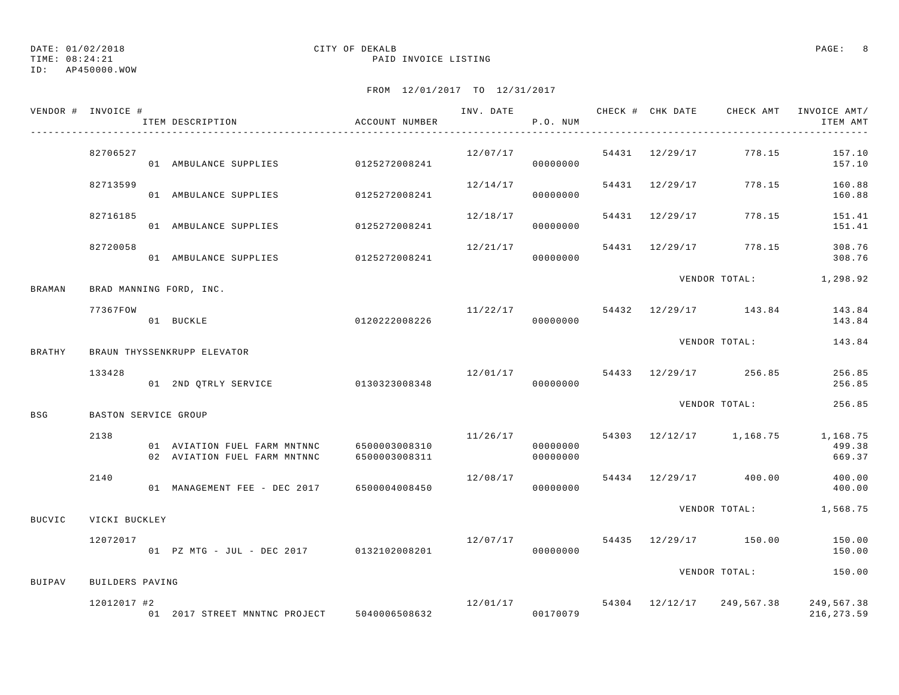DATE: 01/02/2018
TIME: 08:24:21
ID: AP450000.WOW

CITY OF DEKALB
PAID INVOICE LISTING

FROM 12/01/2017 TO 12/31/2017

| VENDOR # | INVOICE # / ITEM DESCRIPTION | ACCOUNT NUMBER | INV. DATE | P.O. NUM | CHECK # | CHK DATE | CHECK AMT | INVOICE AMT/ ITEM AMT |
|---|---|---|---|---|---|---|---|---|
| | 82706527 | | 12/07/17 | | 54431 | 12/29/17 | 778.15 | 157.10 |
| | 01 AMBULANCE SUPPLIES | 0125272008241 | | 00000000 | | | | 157.10 |
| | 82713599 | | 12/14/17 | | 54431 | 12/29/17 | 778.15 | 160.88 |
| | 01 AMBULANCE SUPPLIES | 0125272008241 | | 00000000 | | | | 160.88 |
| | 82716185 | | 12/18/17 | | 54431 | 12/29/17 | 778.15 | 151.41 |
| | 01 AMBULANCE SUPPLIES | 0125272008241 | | 00000000 | | | | 151.41 |
| | 82720058 | | 12/21/17 | | 54431 | 12/29/17 | 778.15 | 308.76 |
| | 01 AMBULANCE SUPPLIES | 0125272008241 | | 00000000 | | | | 308.76 |
| | | | | | | | VENDOR TOTAL: | 1,298.92 |
| BRAMAN | BRAD MANNING FORD, INC. | | | | | | | |
| | 77367FOW | | 11/22/17 | | 54432 | 12/29/17 | 143.84 | 143.84 |
| | 01 BUCKLE | 0120222008226 | | 00000000 | | | | 143.84 |
| | | | | | | | VENDOR TOTAL: | 143.84 |
| BRATHY | BRAUN THYSSENKRUPP ELEVATOR | | | | | | | |
| | 133428 | | 12/01/17 | | 54433 | 12/29/17 | 256.85 | 256.85 |
| | 01 2ND QTRLY SERVICE | 0130323008348 | | 00000000 | | | | 256.85 |
| | | | | | | | VENDOR TOTAL: | 256.85 |
| BSG | BASTON SERVICE GROUP | | | | | | | |
| | 2138 | | 11/26/17 | | 54303 | 12/12/17 | 1,168.75 | 1,168.75 |
| | 01 AVIATION FUEL FARM MNTNNC | 6500003008310 | | 00000000 | | | | 499.38 |
| | 02 AVIATION FUEL FARM MNTNNC | 6500003008311 | | 00000000 | | | | 669.37 |
| | 2140 | | 12/08/17 | | 54434 | 12/29/17 | 400.00 | 400.00 |
| | 01 MANAGEMENT FEE - DEC 2017 | 6500004008450 | | 00000000 | | | | 400.00 |
| | | | | | | | VENDOR TOTAL: | 1,568.75 |
| BUCVIC | VICKI BUCKLEY | | | | | | | |
| | 12072017 | | 12/07/17 | | 54435 | 12/29/17 | 150.00 | 150.00 |
| | 01 PZ MTG - JUL - DEC 2017 | 0132102008201 | | 00000000 | | | | 150.00 |
| | | | | | | | VENDOR TOTAL: | 150.00 |
| BUIPAV | BUILDERS PAVING | | | | | | | |
| | 12012017 #2 | | 12/01/17 | | 54304 | 12/12/17 | 249,567.38 | 249,567.38 |
| | 01 2017 STREET MNNTNC PROJECT | 5040006508632 | | 00170079 | | | | 216,273.59 |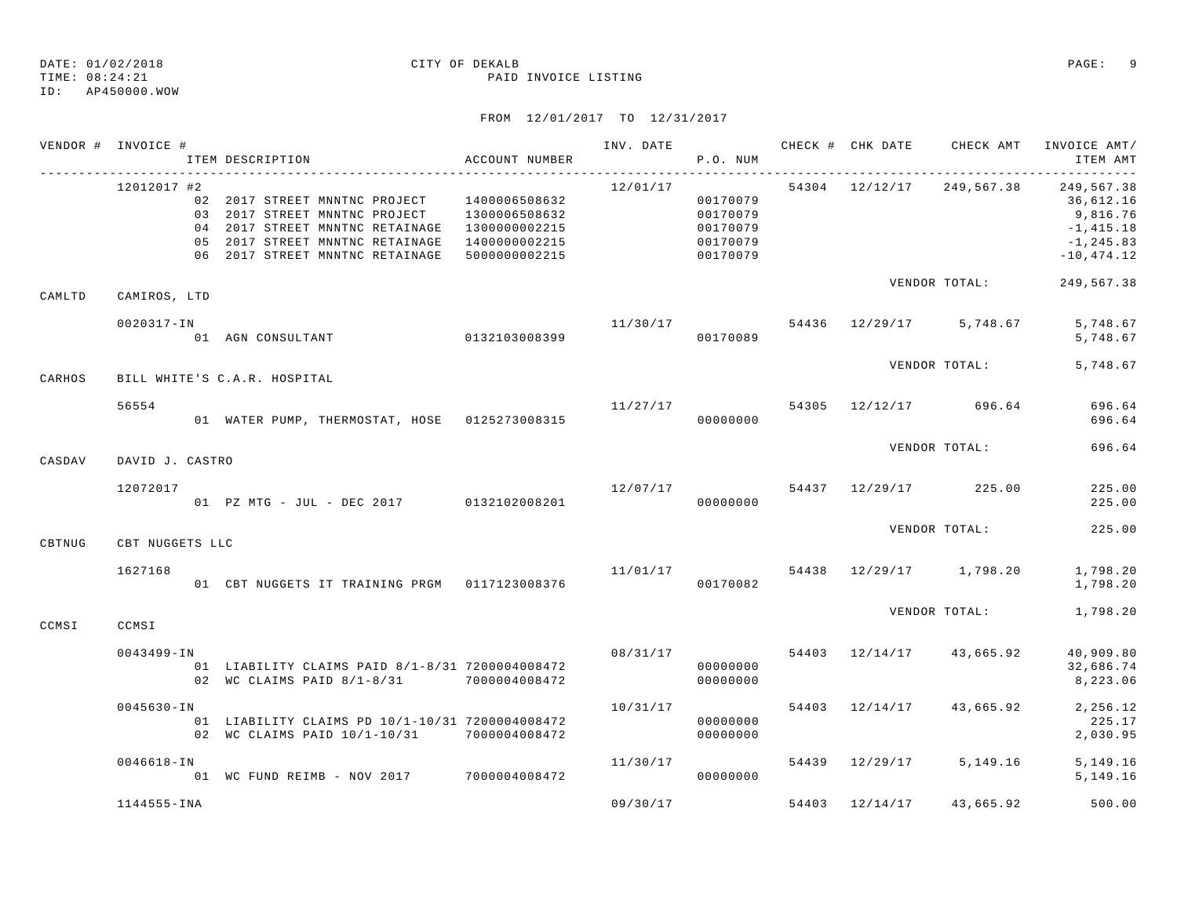DATE: 01/02/2018 CITY OF DEKALB
TIME: 08:24:21 PAID INVOICE LISTING
ID: AP450000.WOW

FROM 12/01/2017 TO 12/31/2017

| VENDOR # | INVOICE # / ITEM DESCRIPTION | ACCOUNT NUMBER | INV. DATE | P.O. NUM | CHECK # | CHK DATE | CHECK AMT | INVOICE AMT/ ITEM AMT |
|---|---|---|---|---|---|---|---|---|
| | 12012017 #2 | | 12/01/17 | | 54304 | 12/12/17 | 249,567.38 | 249,567.38 |
| | 02 2017 STREET MNNTNC PROJECT | 1400006508632 | | 00170079 | | | | 36,612.16 |
| | 03 2017 STREET MNNTNC PROJECT | 1300006508632 | | 00170079 | | | | 9,816.76 |
| | 04 2017 STREET MNNTNC RETAINAGE | 1300000002215 | | 00170079 | | | | -1,415.18 |
| | 05 2017 STREET MNNTNC RETAINAGE | 1400000002215 | | 00170079 | | | | -1,245.83 |
| | 06 2017 STREET MNNTNC RETAINAGE | 5000000002215 | | 00170079 | | | | -10,474.12 |
| | | | | | | | VENDOR TOTAL: | 249,567.38 |
| CAMLTD | CAMIROS, LTD | | | | | | | |
| | 0020317-IN | | 11/30/17 | | 54436 | 12/29/17 | 5,748.67 | 5,748.67 |
| | 01 AGN CONSULTANT | 0132103008399 | | 00170089 | | | | 5,748.67 |
| | | | | | | | VENDOR TOTAL: | 5,748.67 |
| CARHOS | BILL WHITE'S C.A.R. HOSPITAL | | | | | | | |
| | 56554 | | 11/27/17 | | 54305 | 12/12/17 | 696.64 | 696.64 |
| | 01 WATER PUMP, THERMOSTAT, HOSE | 0125273008315 | | 00000000 | | | | 696.64 |
| | | | | | | | VENDOR TOTAL: | 696.64 |
| CASDAV | DAVID J. CASTRO | | | | | | | |
| | 12072017 | | 12/07/17 | | 54437 | 12/29/17 | 225.00 | 225.00 |
| | 01 PZ MTG - JUL - DEC 2017 | 0132102008201 | | 00000000 | | | | 225.00 |
| | | | | | | | VENDOR TOTAL: | 225.00 |
| CBTNUG | CBT NUGGETS LLC | | | | | | | |
| | 1627168 | | 11/01/17 | | 54438 | 12/29/17 | 1,798.20 | 1,798.20 |
| | 01 CBT NUGGETS IT TRAINING PRGM | 0117123008376 | | 00170082 | | | | 1,798.20 |
| | | | | | | | VENDOR TOTAL: | 1,798.20 |
| CCMSI | CCMSI | | | | | | | |
| | 0043499-IN | | 08/31/17 | | 54403 | 12/14/17 | 43,665.92 | 40,909.80 |
| | 01 LIABILITY CLAIMS PAID 8/1-8/31 | 7200004008472 | | 00000000 | | | | 32,686.74 |
| | 02 WC CLAIMS PAID 8/1-8/31 | 7000004008472 | | 00000000 | | | | 8,223.06 |
| | 0045630-IN | | 10/31/17 | | 54403 | 12/14/17 | 43,665.92 | 2,256.12 |
| | 01 LIABILITY CLAIMS PD 10/1-10/31 | 7200004008472 | | 00000000 | | | | 225.17 |
| | 02 WC CLAIMS PAID 10/1-10/31 | 7000004008472 | | 00000000 | | | | 2,030.95 |
| | 0046618-IN | | 11/30/17 | | 54439 | 12/29/17 | 5,149.16 | 5,149.16 |
| | 01 WC FUND REIMB - NOV 2017 | 7000004008472 | | 00000000 | | | | 5,149.16 |
| | 1144555-INA | | 09/30/17 | | 54403 | 12/14/17 | 43,665.92 | 500.00 |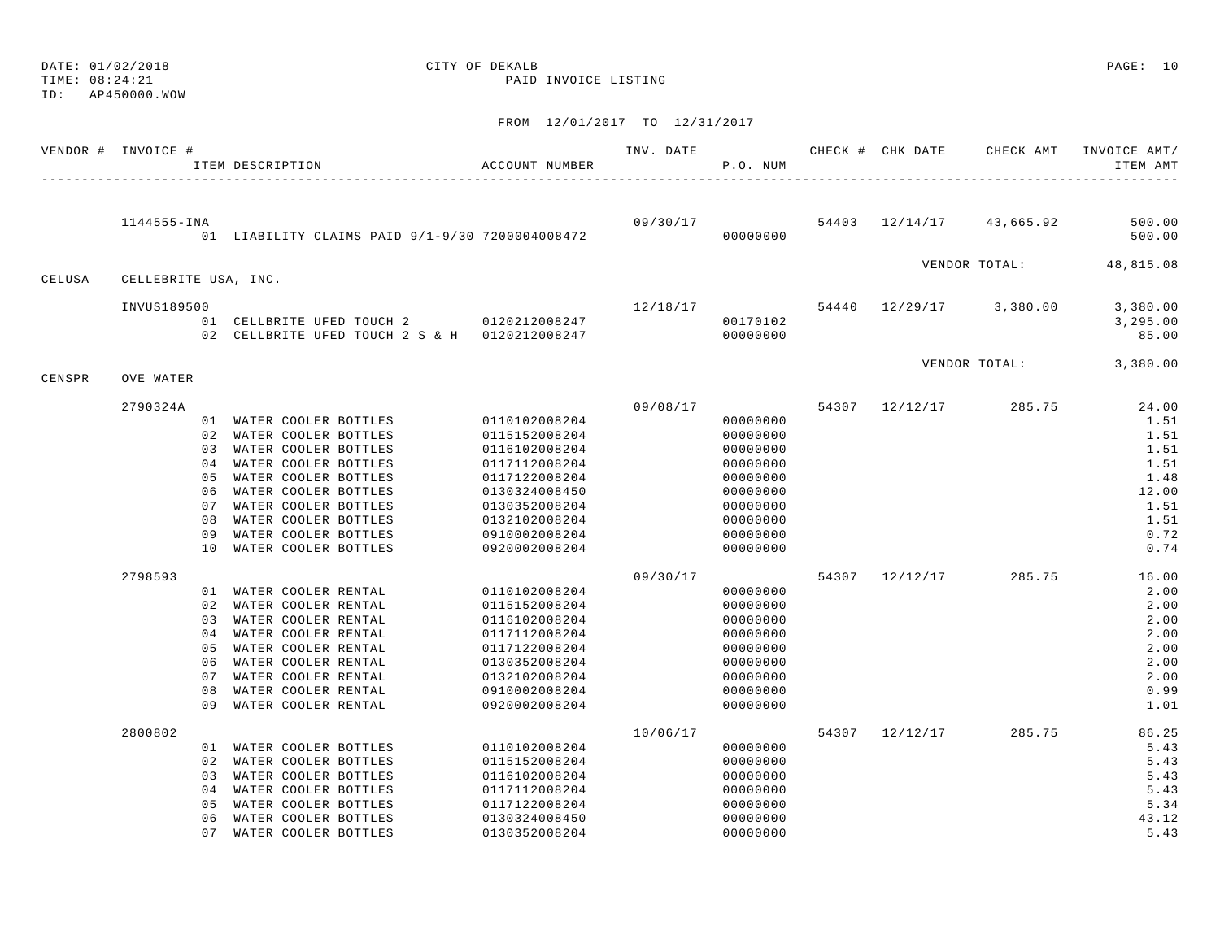DATE: 01/02/2018 CITY OF DEKALB
TIME: 08:24:21 PAID INVOICE LISTING
ID: AP450000.WOW

FROM 12/01/2017 TO 12/31/2017

| VENDOR # | INVOICE # | ITEM DESCRIPTION | ACCOUNT NUMBER | INV. DATE | P.O. NUM | CHECK # | CHK DATE | CHECK AMT | INVOICE AMT/ ITEM AMT |
|---|---|---|---|---|---|---|---|---|---|
| | 1144555-INA | | | 09/30/17 | | 54403 | 12/14/17 | 43,665.92 | 500.00 |
| | | 01 LIABILITY CLAIMS PAID 9/1-9/30 | 7200004008472 | | 00000000 | | | | 500.00 |
| | | | | | | | | VENDOR TOTAL: | 48,815.08 |
| CELUSA | CELLEBRITE USA, INC. | | | | | | | | |
| | INVUS189500 | | | 12/18/17 | | 54440 | 12/29/17 | 3,380.00 | 3,380.00 |
| | | 01 CELLBRITE UFED TOUCH 2 | 0120212008247 | | 00170102 | | | | 3,295.00 |
| | | 02 CELLBRITE UFED TOUCH 2 S & H | 0120212008247 | | 00000000 | | | | 85.00 |
| | | | | | | | | VENDOR TOTAL: | 3,380.00 |
| CENSPR | OVE WATER | | | | | | | | |
| | 2790324A | | | 09/08/17 | | 54307 | 12/12/17 | 285.75 | 24.00 |
| | | 01 WATER COOLER BOTTLES | 0110102008204 | | 00000000 | | | | 1.51 |
| | | 02 WATER COOLER BOTTLES | 0115152008204 | | 00000000 | | | | 1.51 |
| | | 03 WATER COOLER BOTTLES | 0116102008204 | | 00000000 | | | | 1.51 |
| | | 04 WATER COOLER BOTTLES | 0117112008204 | | 00000000 | | | | 1.51 |
| | | 05 WATER COOLER BOTTLES | 0117122008204 | | 00000000 | | | | 1.48 |
| | | 06 WATER COOLER BOTTLES | 0130324008450 | | 00000000 | | | | 12.00 |
| | | 07 WATER COOLER BOTTLES | 0130352008204 | | 00000000 | | | | 1.51 |
| | | 08 WATER COOLER BOTTLES | 0132102008204 | | 00000000 | | | | 1.51 |
| | | 09 WATER COOLER BOTTLES | 0910002008204 | | 00000000 | | | | 0.72 |
| | | 10 WATER COOLER BOTTLES | 0920002008204 | | 00000000 | | | | 0.74 |
| | 2798593 | | | 09/30/17 | | 54307 | 12/12/17 | 285.75 | 16.00 |
| | | 01 WATER COOLER RENTAL | 0110102008204 | | 00000000 | | | | 2.00 |
| | | 02 WATER COOLER RENTAL | 0115152008204 | | 00000000 | | | | 2.00 |
| | | 03 WATER COOLER RENTAL | 0116102008204 | | 00000000 | | | | 2.00 |
| | | 04 WATER COOLER RENTAL | 0117112008204 | | 00000000 | | | | 2.00 |
| | | 05 WATER COOLER RENTAL | 0117122008204 | | 00000000 | | | | 2.00 |
| | | 06 WATER COOLER RENTAL | 0130352008204 | | 00000000 | | | | 2.00 |
| | | 07 WATER COOLER RENTAL | 0132102008204 | | 00000000 | | | | 2.00 |
| | | 08 WATER COOLER RENTAL | 0910002008204 | | 00000000 | | | | 0.99 |
| | | 09 WATER COOLER RENTAL | 0920002008204 | | 00000000 | | | | 1.01 |
| | 2800802 | | | 10/06/17 | | 54307 | 12/12/17 | 285.75 | 86.25 |
| | | 01 WATER COOLER BOTTLES | 0110102008204 | | 00000000 | | | | 5.43 |
| | | 02 WATER COOLER BOTTLES | 0115152008204 | | 00000000 | | | | 5.43 |
| | | 03 WATER COOLER BOTTLES | 0116102008204 | | 00000000 | | | | 5.43 |
| | | 04 WATER COOLER BOTTLES | 0117112008204 | | 00000000 | | | | 5.43 |
| | | 05 WATER COOLER BOTTLES | 0117122008204 | | 00000000 | | | | 5.34 |
| | | 06 WATER COOLER BOTTLES | 0130324008450 | | 00000000 | | | | 43.12 |
| | | 07 WATER COOLER BOTTLES | 0130352008204 | | 00000000 | | | | 5.43 |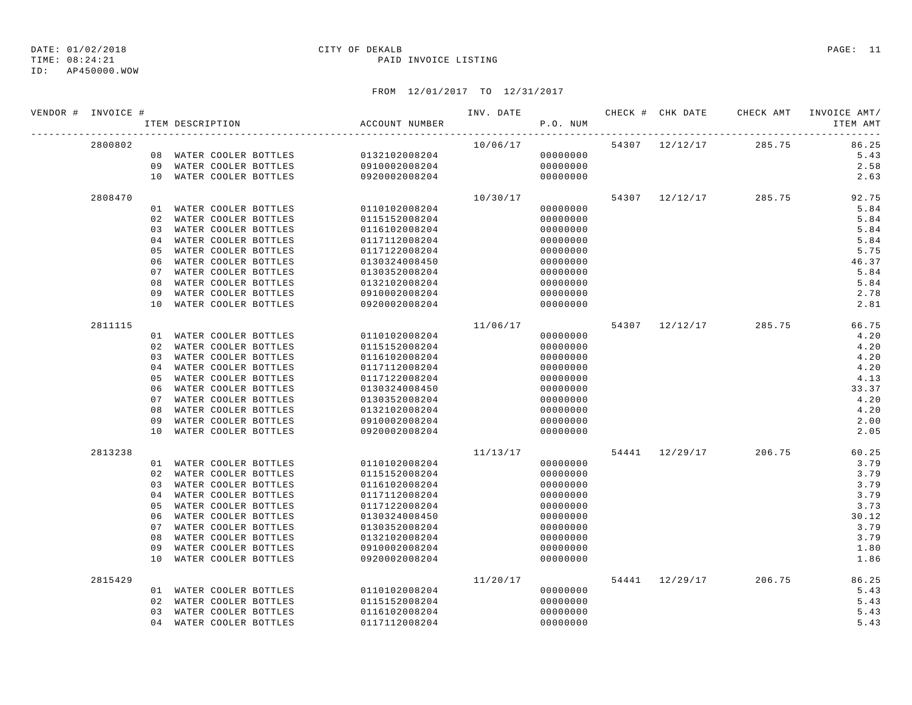DATE: 01/02/2018
TIME: 08:24:21
ID: AP450000.WOW

CITY OF DEKALB
PAID INVOICE LISTING

FROM 12/01/2017 TO 12/31/2017

| VENDOR # | INVOICE # | ITEM DESCRIPTION | ACCOUNT NUMBER | INV. DATE | P.O. NUM | CHECK # | CHK DATE | CHECK AMT | INVOICE AMT/ ITEM AMT |
|---|---|---|---|---|---|---|---|---|---|
| | 2800802 | | | 10/06/17 | | 54307 | 12/12/17 | 285.75 | 86.25 |
| | | 08 WATER COOLER BOTTLES | 0132102008204 | | 00000000 | | | | 5.43 |
| | | 09 WATER COOLER BOTTLES | 0910002008204 | | 00000000 | | | | 2.58 |
| | | 10 WATER COOLER BOTTLES | 0920002008204 | | 00000000 | | | | 2.63 |
| | 2808470 | | | 10/30/17 | | 54307 | 12/12/17 | 285.75 | 92.75 |
| | | 01 WATER COOLER BOTTLES | 0110102008204 | | 00000000 | | | | 5.84 |
| | | 02 WATER COOLER BOTTLES | 0115152008204 | | 00000000 | | | | 5.84 |
| | | 03 WATER COOLER BOTTLES | 0116102008204 | | 00000000 | | | | 5.84 |
| | | 04 WATER COOLER BOTTLES | 0117112008204 | | 00000000 | | | | 5.84 |
| | | 05 WATER COOLER BOTTLES | 0117122008204 | | 00000000 | | | | 5.75 |
| | | 06 WATER COOLER BOTTLES | 0130324008450 | | 00000000 | | | | 46.37 |
| | | 07 WATER COOLER BOTTLES | 0130352008204 | | 00000000 | | | | 5.84 |
| | | 08 WATER COOLER BOTTLES | 0132102008204 | | 00000000 | | | | 5.84 |
| | | 09 WATER COOLER BOTTLES | 0910002008204 | | 00000000 | | | | 2.78 |
| | | 10 WATER COOLER BOTTLES | 0920002008204 | | 00000000 | | | | 2.81 |
| | 2811115 | | | 11/06/17 | | 54307 | 12/12/17 | 285.75 | 66.75 |
| | | 01 WATER COOLER BOTTLES | 0110102008204 | | 00000000 | | | | 4.20 |
| | | 02 WATER COOLER BOTTLES | 0115152008204 | | 00000000 | | | | 4.20 |
| | | 03 WATER COOLER BOTTLES | 0116102008204 | | 00000000 | | | | 4.20 |
| | | 04 WATER COOLER BOTTLES | 0117112008204 | | 00000000 | | | | 4.20 |
| | | 05 WATER COOLER BOTTLES | 0117122008204 | | 00000000 | | | | 4.13 |
| | | 06 WATER COOLER BOTTLES | 0130324008450 | | 00000000 | | | | 33.37 |
| | | 07 WATER COOLER BOTTLES | 0130352008204 | | 00000000 | | | | 4.20 |
| | | 08 WATER COOLER BOTTLES | 0132102008204 | | 00000000 | | | | 4.20 |
| | | 09 WATER COOLER BOTTLES | 0910002008204 | | 00000000 | | | | 2.00 |
| | | 10 WATER COOLER BOTTLES | 0920002008204 | | 00000000 | | | | 2.05 |
| | 2813238 | | | 11/13/17 | | 54441 | 12/29/17 | 206.75 | 60.25 |
| | | 01 WATER COOLER BOTTLES | 0110102008204 | | 00000000 | | | | 3.79 |
| | | 02 WATER COOLER BOTTLES | 0115152008204 | | 00000000 | | | | 3.79 |
| | | 03 WATER COOLER BOTTLES | 0116102008204 | | 00000000 | | | | 3.79 |
| | | 04 WATER COOLER BOTTLES | 0117112008204 | | 00000000 | | | | 3.79 |
| | | 05 WATER COOLER BOTTLES | 0117122008204 | | 00000000 | | | | 3.73 |
| | | 06 WATER COOLER BOTTLES | 0130324008450 | | 00000000 | | | | 30.12 |
| | | 07 WATER COOLER BOTTLES | 0130352008204 | | 00000000 | | | | 3.79 |
| | | 08 WATER COOLER BOTTLES | 0132102008204 | | 00000000 | | | | 3.79 |
| | | 09 WATER COOLER BOTTLES | 0910002008204 | | 00000000 | | | | 1.80 |
| | | 10 WATER COOLER BOTTLES | 0920002008204 | | 00000000 | | | | 1.86 |
| | 2815429 | | | 11/20/17 | | 54441 | 12/29/17 | 206.75 | 86.25 |
| | | 01 WATER COOLER BOTTLES | 0110102008204 | | 00000000 | | | | 5.43 |
| | | 02 WATER COOLER BOTTLES | 0115152008204 | | 00000000 | | | | 5.43 |
| | | 03 WATER COOLER BOTTLES | 0116102008204 | | 00000000 | | | | 5.43 |
| | | 04 WATER COOLER BOTTLES | 0117112008204 | | 00000000 | | | | 5.43 |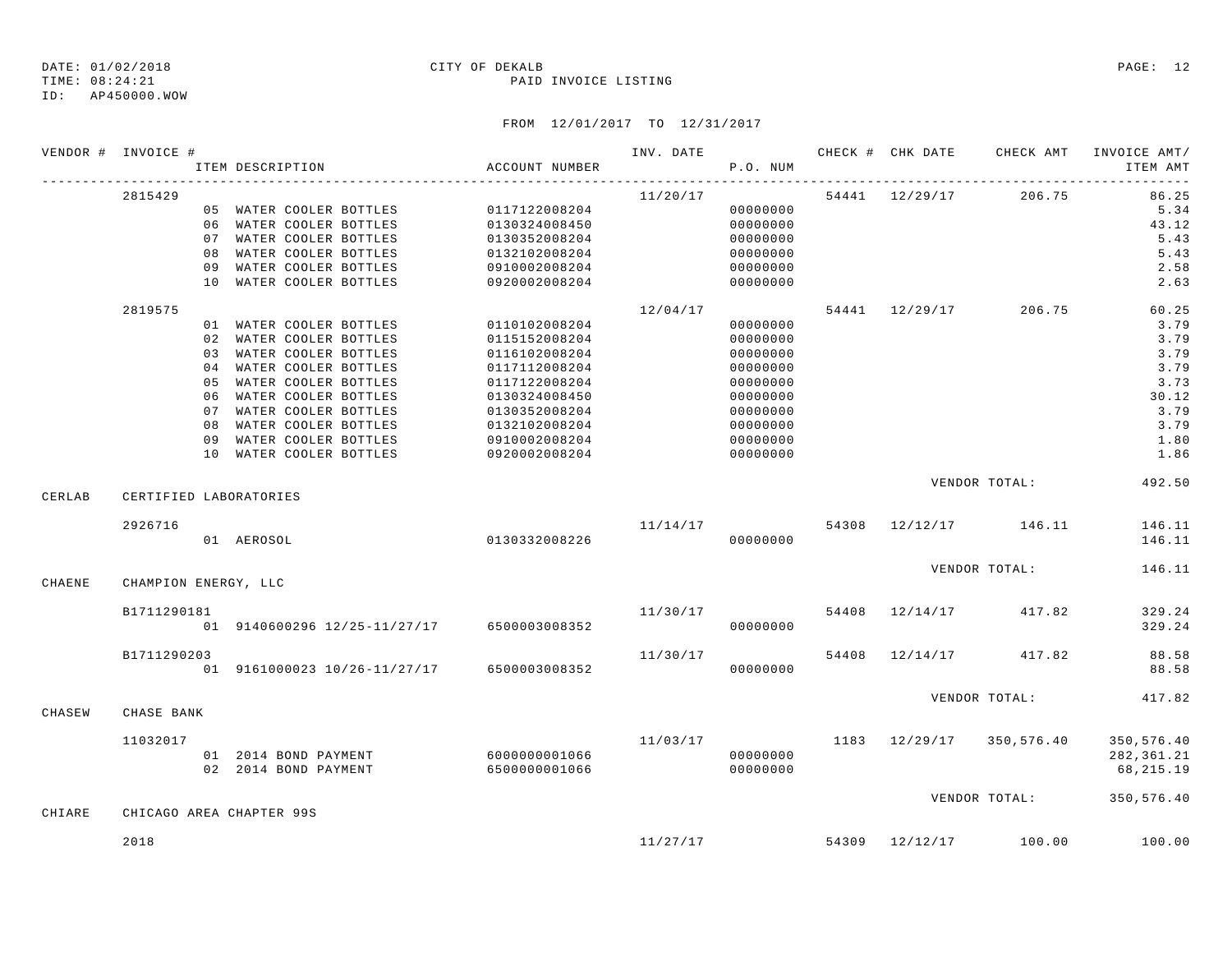DATE: 01/02/2018 CITY OF DEKALB
TIME: 08:24:21 PAID INVOICE LISTING
ID: AP450000.WOW

FROM 12/01/2017 TO 12/31/2017

| VENDOR # | INVOICE # / ITEM DESCRIPTION | ACCOUNT NUMBER | INV. DATE | P.O. NUM | CHECK # | CHK DATE | CHECK AMT | INVOICE AMT/ ITEM AMT |
|---|---|---|---|---|---|---|---|---|
| | 2815429 | | 11/20/17 | | 54441 | 12/29/17 | 206.75 | 86.25 |
| | 05 WATER COOLER BOTTLES | 0117122008204 | | 00000000 | | | | 5.34 |
| | 06 WATER COOLER BOTTLES | 0130324008450 | | 00000000 | | | | 43.12 |
| | 07 WATER COOLER BOTTLES | 0130352008204 | | 00000000 | | | | 5.43 |
| | 08 WATER COOLER BOTTLES | 0132102008204 | | 00000000 | | | | 5.43 |
| | 09 WATER COOLER BOTTLES | 0910002008204 | | 00000000 | | | | 2.58 |
| | 10 WATER COOLER BOTTLES | 0920002008204 | | 00000000 | | | | 2.63 |
| | 2819575 | | 12/04/17 | | 54441 | 12/29/17 | 206.75 | 60.25 |
| | 01 WATER COOLER BOTTLES | 0110102008204 | | 00000000 | | | | 3.79 |
| | 02 WATER COOLER BOTTLES | 0115152008204 | | 00000000 | | | | 3.79 |
| | 03 WATER COOLER BOTTLES | 0116102008204 | | 00000000 | | | | 3.79 |
| | 04 WATER COOLER BOTTLES | 0117112008204 | | 00000000 | | | | 3.79 |
| | 05 WATER COOLER BOTTLES | 0117122008204 | | 00000000 | | | | 3.73 |
| | 06 WATER COOLER BOTTLES | 0130324008450 | | 00000000 | | | | 30.12 |
| | 07 WATER COOLER BOTTLES | 0130352008204 | | 00000000 | | | | 3.79 |
| | 08 WATER COOLER BOTTLES | 0132102008204 | | 00000000 | | | | 3.79 |
| | 09 WATER COOLER BOTTLES | 0910002008204 | | 00000000 | | | | 1.80 |
| | 10 WATER COOLER BOTTLES | 0920002008204 | | 00000000 | | | | 1.86 |
| | | | | | | VENDOR TOTAL: | | 492.50 |
| CERLAB | CERTIFIED LABORATORIES | | | | | | | |
| | 2926716 | | 11/14/17 | | 54308 | 12/12/17 | 146.11 | 146.11 |
| | 01 AEROSOL | 0130332008226 | | 00000000 | | | | 146.11 |
| | | | | | | VENDOR TOTAL: | | 146.11 |
| CHAENE | CHAMPION ENERGY, LLC | | | | | | | |
| | B1711290181 | | 11/30/17 | | 54408 | 12/14/17 | 417.82 | 329.24 |
| | 01 9140600296 12/25-11/27/17 | 6500003008352 | | 00000000 | | | | 329.24 |
| | B1711290203 | | 11/30/17 | | 54408 | 12/14/17 | 417.82 | 88.58 |
| | 01 9161000023 10/26-11/27/17 | 6500003008352 | | 00000000 | | | | 88.58 |
| | | | | | | VENDOR TOTAL: | | 417.82 |
| CHASEW | CHASE BANK | | | | | | | |
| | 11032017 | | 11/03/17 | | 1183 | 12/29/17 | 350,576.40 | 350,576.40 |
| | 01 2014 BOND PAYMENT | 6000000001066 | | 00000000 | | | | 282,361.21 |
| | 02 2014 BOND PAYMENT | 6500000001066 | | 00000000 | | | | 68,215.19 |
| | | | | | | VENDOR TOTAL: | | 350,576.40 |
| CHIARE | CHICAGO AREA CHAPTER 99S | | | | | | | |
| | 2018 | | 11/27/17 | | 54309 | 12/12/17 | 100.00 | 100.00 |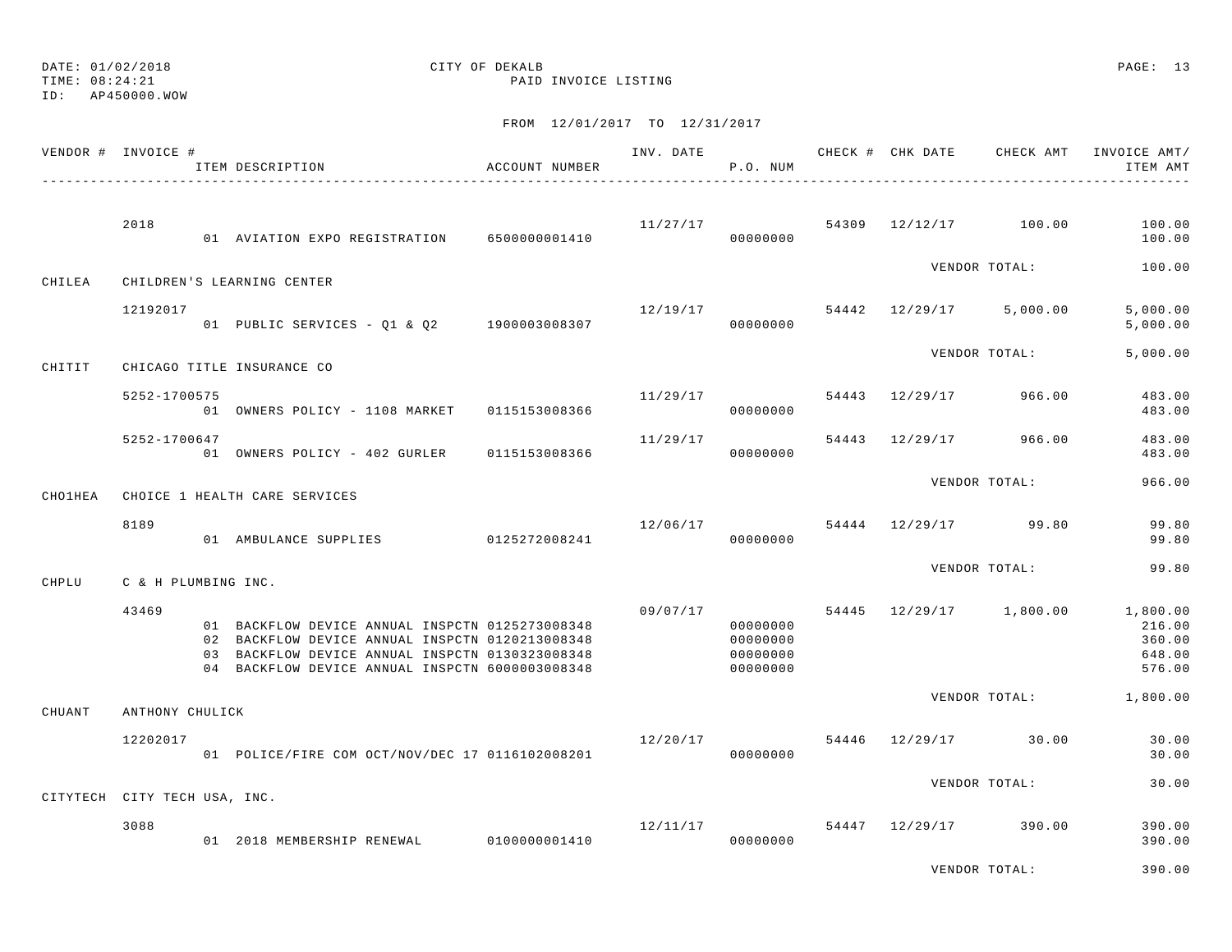DATE: 01/02/2018 CITY OF DEKALB
TIME: 08:24:21 PAID INVOICE LISTING
ID: AP450000.WOW

FROM 12/01/2017 TO 12/31/2017

| VENDOR # | INVOICE # / ITEM DESCRIPTION | ACCOUNT NUMBER | INV. DATE | P.O. NUM | CHECK # | CHK DATE | CHECK AMT | INVOICE AMT/ ITEM AMT |
|---|---|---|---|---|---|---|---|---|
| | 2018 | | 11/27/17 | | 54309 | 12/12/17 | 100.00 | 100.00 |
| | 01 AVIATION EXPO REGISTRATION | 6500000001410 | | 00000000 | | | | 100.00 |
| | | | | | | VENDOR TOTAL: | | 100.00 |
| CHILEA | CHILDREN'S LEARNING CENTER | | | | | | | |
| | 12192017 | | 12/19/17 | | 54442 | 12/29/17 | 5,000.00 | 5,000.00 |
| | 01 PUBLIC SERVICES - Q1 & Q2 | 1900003008307 | | 00000000 | | | | 5,000.00 |
| | | | | | | VENDOR TOTAL: | | 5,000.00 |
| CHITIT | CHICAGO TITLE INSURANCE CO | | | | | | | |
| | 5252-1700575 | | 11/29/17 | | 54443 | 12/29/17 | 966.00 | 483.00 |
| | 01 OWNERS POLICY - 1108 MARKET | 0115153008366 | | 00000000 | | | | 483.00 |
| | 5252-1700647 | | 11/29/17 | | 54443 | 12/29/17 | 966.00 | 483.00 |
| | 01 OWNERS POLICY - 402 GURLER | 0115153008366 | | 00000000 | | | | 483.00 |
| | | | | | | VENDOR TOTAL: | | 966.00 |
| CHO1HEA | CHOICE 1 HEALTH CARE SERVICES | | | | | | | |
| | 8189 | | 12/06/17 | | 54444 | 12/29/17 | 99.80 | 99.80 |
| | 01 AMBULANCE SUPPLIES | 0125272008241 | | 00000000 | | | | 99.80 |
| | | | | | | VENDOR TOTAL: | | 99.80 |
| CHPLU | C & H PLUMBING INC. | | | | | | | |
| | 43469 | | 09/07/17 | | 54445 | 12/29/17 | 1,800.00 | 1,800.00 |
| | 01 BACKFLOW DEVICE ANNUAL INSPCTN | 0125273008348 | | 00000000 | | | | 216.00 |
| | 02 BACKFLOW DEVICE ANNUAL INSPCTN | 0120213008348 | | 00000000 | | | | 360.00 |
| | 03 BACKFLOW DEVICE ANNUAL INSPCTN | 0130323008348 | | 00000000 | | | | 648.00 |
| | 04 BACKFLOW DEVICE ANNUAL INSPCTN | 6000003008348 | | 00000000 | | | | 576.00 |
| | | | | | | VENDOR TOTAL: | | 1,800.00 |
| CHUANT | ANTHONY CHULICK | | | | | | | |
| | 12202017 | | 12/20/17 | | 54446 | 12/29/17 | 30.00 | 30.00 |
| | 01 POLICE/FIRE COM OCT/NOV/DEC 17 | 0116102008201 | | 00000000 | | | | 30.00 |
| | | | | | | VENDOR TOTAL: | | 30.00 |
| CITYTECH | CITY TECH USA, INC. | | | | | | | |
| | 3088 | | 12/11/17 | | 54447 | 12/29/17 | 390.00 | 390.00 |
| | 01 2018 MEMBERSHIP RENEWAL | 0100000001410 | | 00000000 | | | | 390.00 |
| | | | | | | VENDOR TOTAL: | | 390.00 |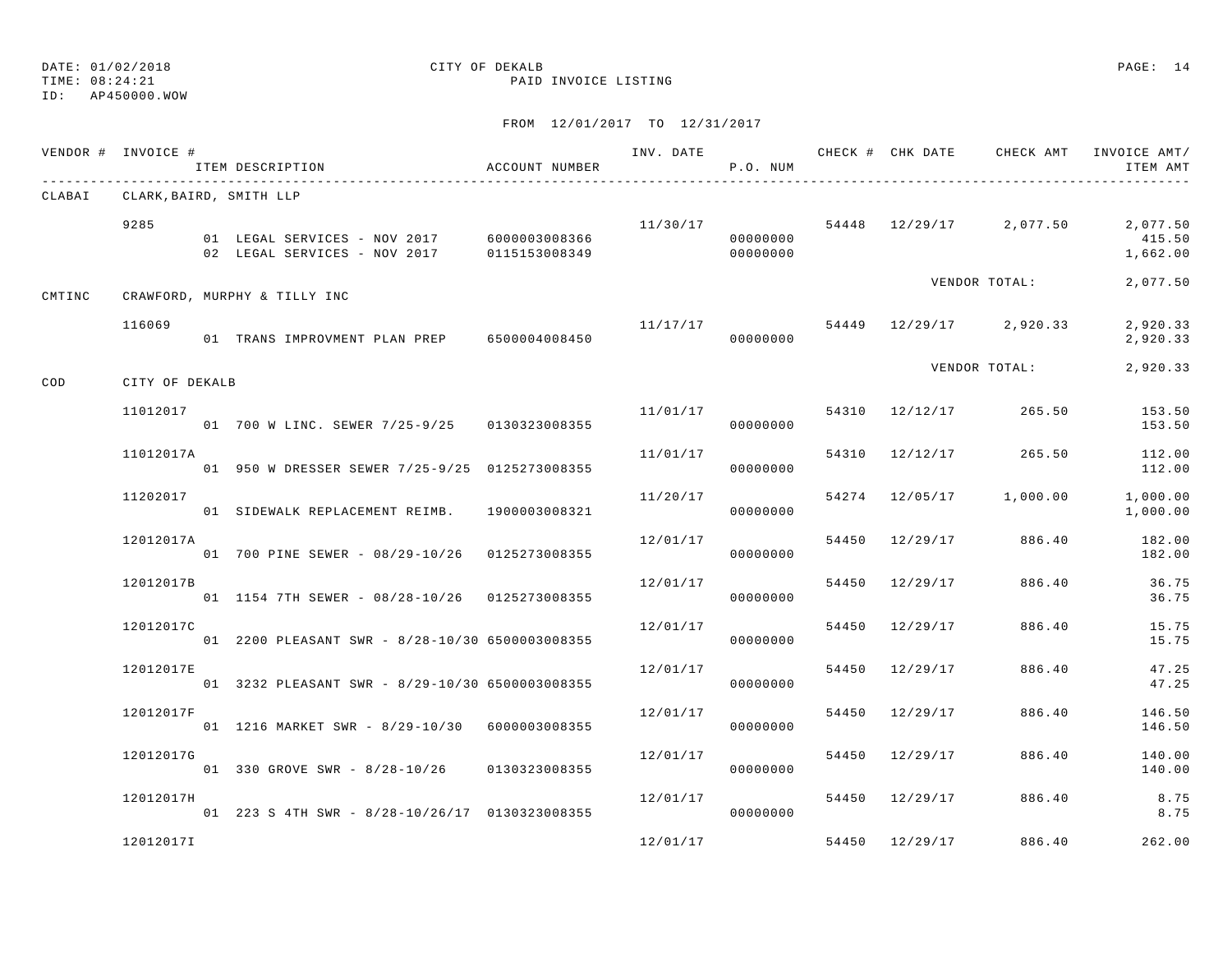DATE: 01/02/2018 CITY OF DEKALB
TIME: 08:24:21 PAID INVOICE LISTING
ID: AP450000.WOW

FROM 12/01/2017 TO 12/31/2017

| VENDOR # | INVOICE # | ITEM DESCRIPTION | ACCOUNT NUMBER | INV. DATE | P.O. NUM | CHECK # | CHK DATE | CHECK AMT | INVOICE AMT/ ITEM AMT |
|---|---|---|---|---|---|---|---|---|---|
| CLABAI | CLARK,BAIRD, SMITH LLP | | | | | | | | |
| | 9285 | | | 11/30/17 | | 54448 | 12/29/17 | 2,077.50 | 2,077.50 |
| | | 01 LEGAL SERVICES - NOV 2017 | 6000003008366 | | 00000000 | | | | 415.50 |
| | | 02 LEGAL SERVICES - NOV 2017 | 0115153008349 | | 00000000 | | | | 1,662.00 |
| | | | | | | | | VENDOR TOTAL: | 2,077.50 |
| CMTINC | CRAWFORD, MURPHY & TILLY INC | | | | | | | | |
| | 116069 | | | 11/17/17 | | 54449 | 12/29/17 | 2,920.33 | 2,920.33 |
| | | 01 TRANS IMPROVMENT PLAN PREP | 6500004008450 | | 00000000 | | | | 2,920.33 |
| | | | | | | | | VENDOR TOTAL: | 2,920.33 |
| COD | CITY OF DEKALB | | | | | | | | |
| | 11012017 | | | 11/01/17 | | 54310 | 12/12/17 | 265.50 | 153.50 |
| | | 01 700 W LINC. SEWER 7/25-9/25 | 0130323008355 | | 00000000 | | | | 153.50 |
| | 11012017A | | | 11/01/17 | | 54310 | 12/12/17 | 265.50 | 112.00 |
| | | 01 950 W DRESSER SEWER 7/25-9/25 | 0125273008355 | | 00000000 | | | | 112.00 |
| | 11202017 | | | 11/20/17 | | 54274 | 12/05/17 | 1,000.00 | 1,000.00 |
| | | 01 SIDEWALK REPLACEMENT REIMB. | 1900003008321 | | 00000000 | | | | 1,000.00 |
| | 12012017A | | | 12/01/17 | | 54450 | 12/29/17 | 886.40 | 182.00 |
| | | 01 700 PINE SEWER - 08/29-10/26 | 0125273008355 | | 00000000 | | | | 182.00 |
| | 12012017B | | | 12/01/17 | | 54450 | 12/29/17 | 886.40 | 36.75 |
| | | 01 1154 7TH SEWER - 08/28-10/26 | 0125273008355 | | 00000000 | | | | 36.75 |
| | 12012017C | | | 12/01/17 | | 54450 | 12/29/17 | 886.40 | 15.75 |
| | | 01 2200 PLEASANT SWR - 8/28-10/30 | 6500003008355 | | 00000000 | | | | 15.75 |
| | 12012017E | | | 12/01/17 | | 54450 | 12/29/17 | 886.40 | 47.25 |
| | | 01 3232 PLEASANT SWR - 8/29-10/30 | 6500003008355 | | 00000000 | | | | 47.25 |
| | 12012017F | | | 12/01/17 | | 54450 | 12/29/17 | 886.40 | 146.50 |
| | | 01 1216 MARKET SWR - 8/29-10/30 | 6000003008355 | | 00000000 | | | | 146.50 |
| | 12012017G | | | 12/01/17 | | 54450 | 12/29/17 | 886.40 | 140.00 |
| | | 01 330 GROVE SWR - 8/28-10/26 | 0130323008355 | | 00000000 | | | | 140.00 |
| | 12012017H | | | 12/01/17 | | 54450 | 12/29/17 | 886.40 | 8.75 |
| | | 01 223 S 4TH SWR - 8/28-10/26/17 | 0130323008355 | | 00000000 | | | | 8.75 |
| | 12012017I | | | 12/01/17 | | 54450 | 12/29/17 | 886.40 | 262.00 |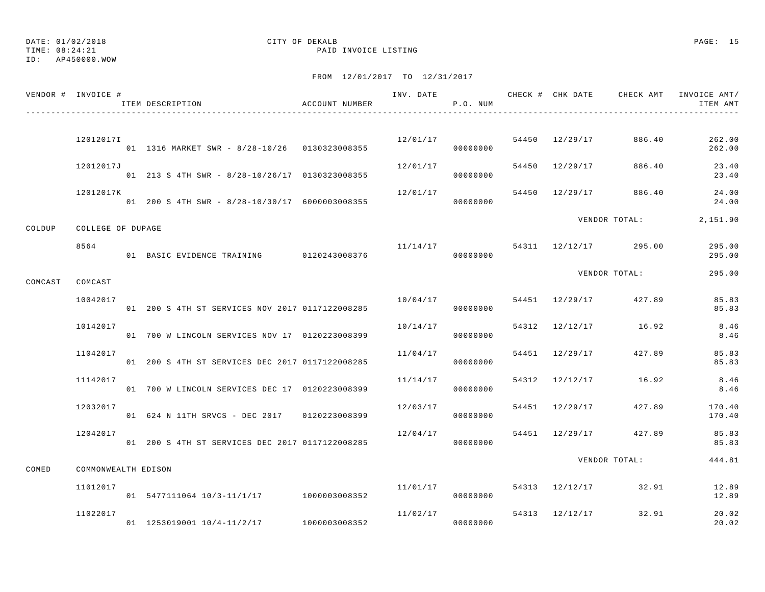DATE: 01/02/2018 CITY OF DEKALB
TIME: 08:24:21 PAID INVOICE LISTING
ID: AP450000.WOW

FROM 12/01/2017 TO 12/31/2017

| VENDOR # | INVOICE # | ITEM DESCRIPTION | ACCOUNT NUMBER | INV. DATE | P.O. NUM | CHECK # | CHK DATE | CHECK AMT | INVOICE AMT/ ITEM AMT |
|---|---|---|---|---|---|---|---|---|---|
| | 12012017I | | | 12/01/17 | | 54450 | 12/29/17 | 886.40 | 262.00 |
| | | 01 1316 MARKET SWR - 8/28-10/26 | 0130323008355 | | 00000000 | | | | 262.00 |
| | 12012017J | | | 12/01/17 | | 54450 | 12/29/17 | 886.40 | 23.40 |
| | | 01 213 S 4TH SWR - 8/28-10/26/17 | 0130323008355 | | 00000000 | | | | 23.40 |
| | 12012017K | | | 12/01/17 | | 54450 | 12/29/17 | 886.40 | 24.00 |
| | | 01 200 S 4TH SWR - 8/28-10/30/17 | 6000003008355 | | 00000000 | | | | 24.00 |
| | | | | | | | VENDOR TOTAL: | | 2,151.90 |
| COLDUP | COLLEGE OF DUPAGE | | | | | | | | |
| | 8564 | | | 11/14/17 | | 54311 | 12/12/17 | 295.00 | 295.00 |
| | | 01 BASIC EVIDENCE TRAINING | 0120243008376 | | 00000000 | | | | 295.00 |
| | | | | | | | VENDOR TOTAL: | | 295.00 |
| COMCAST | COMCAST | | | | | | | | |
| | 10042017 | | | 10/04/17 | | 54451 | 12/29/17 | 427.89 | 85.83 |
| | | 01 200 S 4TH ST SERVICES NOV 2017 | 0117122008285 | | 00000000 | | | | 85.83 |
| | 10142017 | | | 10/14/17 | | 54312 | 12/12/17 | 16.92 | 8.46 |
| | | 01 700 W LINCOLN SERVICES NOV 17 | 0120223008399 | | 00000000 | | | | 8.46 |
| | 11042017 | | | 11/04/17 | | 54451 | 12/29/17 | 427.89 | 85.83 |
| | | 01 200 S 4TH ST SERVICES DEC 2017 | 0117122008285 | | 00000000 | | | | 85.83 |
| | 11142017 | | | 11/14/17 | | 54312 | 12/12/17 | 16.92 | 8.46 |
| | | 01 700 W LINCOLN SERVICES DEC 17 | 0120223008399 | | 00000000 | | | | 8.46 |
| | 12032017 | | | 12/03/17 | | 54451 | 12/29/17 | 427.89 | 170.40 |
| | | 01 624 N 11TH SRVCS - DEC 2017 | 0120223008399 | | 00000000 | | | | 170.40 |
| | 12042017 | | | 12/04/17 | | 54451 | 12/29/17 | 427.89 | 85.83 |
| | | 01 200 S 4TH ST SERVICES DEC 2017 | 0117122008285 | | 00000000 | | | | 85.83 |
| | | | | | | | VENDOR TOTAL: | | 444.81 |
| COMED | COMMONWEALTH EDISON | | | | | | | | |
| | 11012017 | | | 11/01/17 | | 54313 | 12/12/17 | 32.91 | 12.89 |
| | | 01 5477111064 10/3-11/1/17 | 1000003008352 | | 00000000 | | | | 12.89 |
| | 11022017 | | | 11/02/17 | | 54313 | 12/12/17 | 32.91 | 20.02 |
| | | 01 1253019001 10/4-11/2/17 | 1000003008352 | | 00000000 | | | | 20.02 |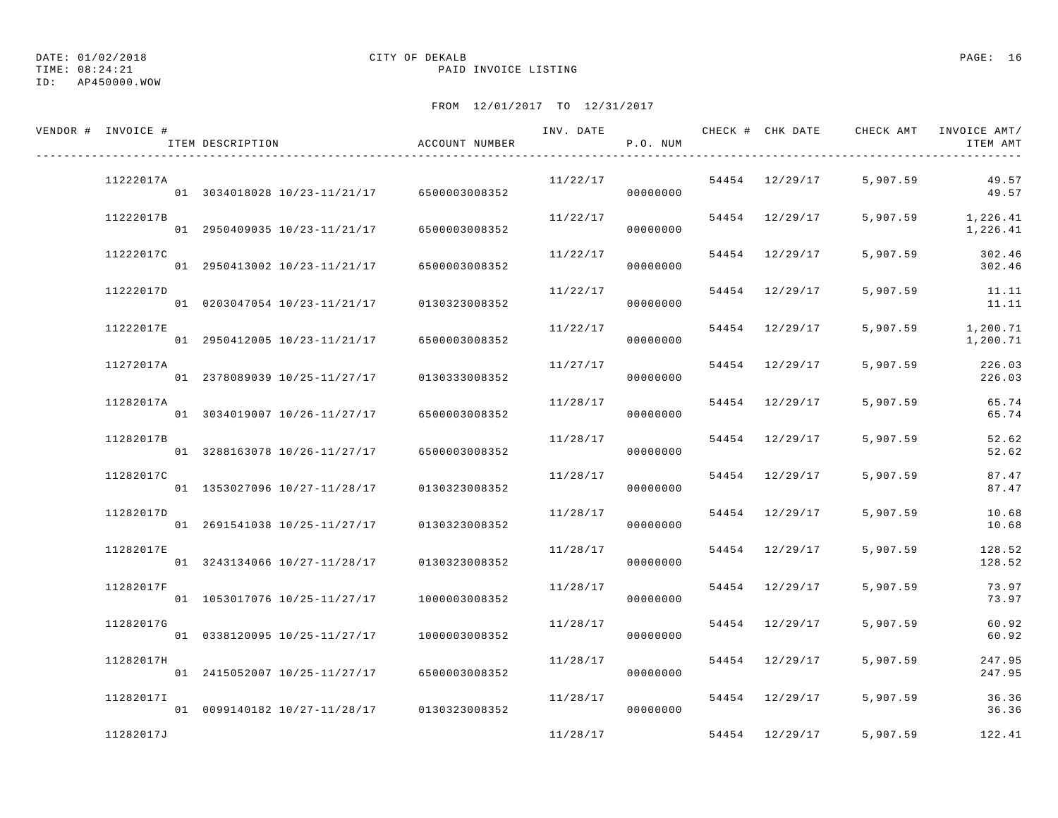DATE: 01/02/2018 CITY OF DEKALB
TIME: 08:24:21 PAID INVOICE LISTING
ID: AP450000.WOW

FROM 12/01/2017 TO 12/31/2017

| VENDOR # | INVOICE # / ITEM DESCRIPTION | ACCOUNT NUMBER | INV. DATE | P.O. NUM | CHECK # | CHK DATE | CHECK AMT | INVOICE AMT/ ITEM AMT |
|---|---|---|---|---|---|---|---|---|
| | 11222017A | | 11/22/17 | | 54454 | 12/29/17 | 5,907.59 | 49.57 |
| | 01 3034018028 10/23-11/21/17 | 6500003008352 | | 00000000 | | | | 49.57 |
| | 11222017B | | 11/22/17 | | 54454 | 12/29/17 | 5,907.59 | 1,226.41 |
| | 01 2950409035 10/23-11/21/17 | 6500003008352 | | 00000000 | | | | 1,226.41 |
| | 11222017C | | 11/22/17 | | 54454 | 12/29/17 | 5,907.59 | 302.46 |
| | 01 2950413002 10/23-11/21/17 | 6500003008352 | | 00000000 | | | | 302.46 |
| | 11222017D | | 11/22/17 | | 54454 | 12/29/17 | 5,907.59 | 11.11 |
| | 01 0203047054 10/23-11/21/17 | 0130323008352 | | 00000000 | | | | 11.11 |
| | 11222017E | | 11/22/17 | | 54454 | 12/29/17 | 5,907.59 | 1,200.71 |
| | 01 2950412005 10/23-11/21/17 | 6500003008352 | | 00000000 | | | | 1,200.71 |
| | 11272017A | | 11/27/17 | | 54454 | 12/29/17 | 5,907.59 | 226.03 |
| | 01 2378089039 10/25-11/27/17 | 0130333008352 | | 00000000 | | | | 226.03 |
| | 11282017A | | 11/28/17 | | 54454 | 12/29/17 | 5,907.59 | 65.74 |
| | 01 3034019007 10/26-11/27/17 | 6500003008352 | | 00000000 | | | | 65.74 |
| | 11282017B | | 11/28/17 | | 54454 | 12/29/17 | 5,907.59 | 52.62 |
| | 01 3288163078 10/26-11/27/17 | 6500003008352 | | 00000000 | | | | 52.62 |
| | 11282017C | | 11/28/17 | | 54454 | 12/29/17 | 5,907.59 | 87.47 |
| | 01 1353027096 10/27-11/28/17 | 0130323008352 | | 00000000 | | | | 87.47 |
| | 11282017D | | 11/28/17 | | 54454 | 12/29/17 | 5,907.59 | 10.68 |
| | 01 2691541038 10/25-11/27/17 | 0130323008352 | | 00000000 | | | | 10.68 |
| | 11282017E | | 11/28/17 | | 54454 | 12/29/17 | 5,907.59 | 128.52 |
| | 01 3243134066 10/27-11/28/17 | 0130323008352 | | 00000000 | | | | 128.52 |
| | 11282017F | | 11/28/17 | | 54454 | 12/29/17 | 5,907.59 | 73.97 |
| | 01 1053017076 10/25-11/27/17 | 1000003008352 | | 00000000 | | | | 73.97 |
| | 11282017G | | 11/28/17 | | 54454 | 12/29/17 | 5,907.59 | 60.92 |
| | 01 0338120095 10/25-11/27/17 | 1000003008352 | | 00000000 | | | | 60.92 |
| | 11282017H | | 11/28/17 | | 54454 | 12/29/17 | 5,907.59 | 247.95 |
| | 01 2415052007 10/25-11/27/17 | 6500003008352 | | 00000000 | | | | 247.95 |
| | 11282017I | | 11/28/17 | | 54454 | 12/29/17 | 5,907.59 | 36.36 |
| | 01 0099140182 10/27-11/28/17 | 0130323008352 | | 00000000 | | | | 36.36 |
| | 11282017J | | 11/28/17 | | 54454 | 12/29/17 | 5,907.59 | 122.41 |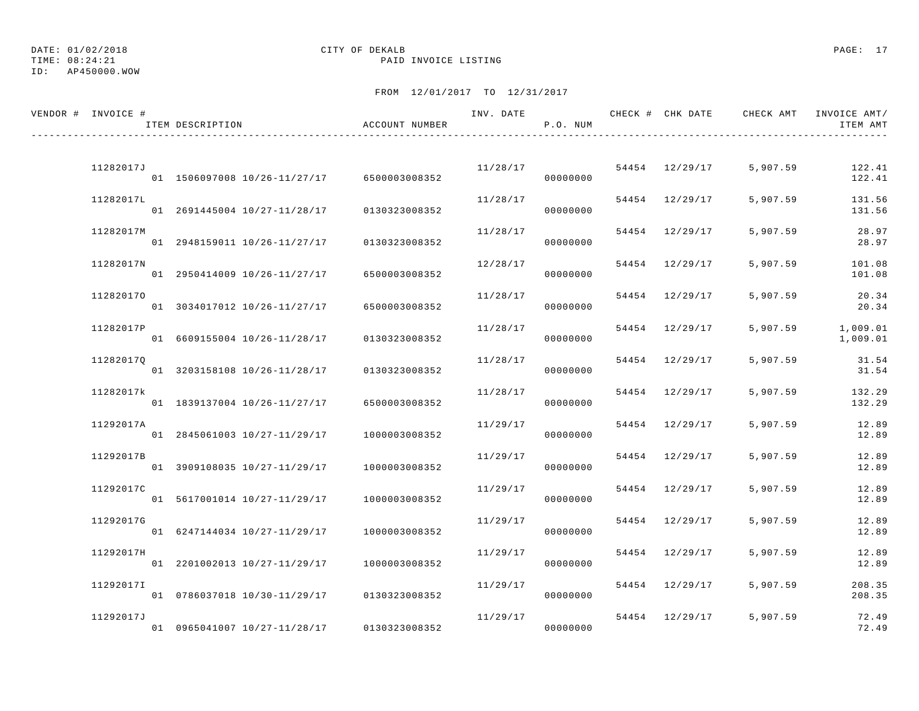DATE: 01/02/2018
TIME: 08:24:21
ID: AP450000.WOW

CITY OF DEKALB
PAID INVOICE LISTING

FROM 12/01/2017 TO 12/31/2017

| VENDOR # | INVOICE # / ITEM DESCRIPTION | ACCOUNT NUMBER | INV. DATE | P.O. NUM | CHECK # | CHK DATE | CHECK AMT | INVOICE AMT/ ITEM AMT |
|---|---|---|---|---|---|---|---|---|
| | 11282017J | | 11/28/17 | | 54454 | 12/29/17 | 5,907.59 | 122.41 |
| | 01 1506097008 10/26-11/27/17 | 6500003008352 | | 00000000 | | | | 122.41 |
| | 11282017L | | 11/28/17 | | 54454 | 12/29/17 | 5,907.59 | 131.56 |
| | 01 2691445004 10/27-11/28/17 | 0130323008352 | | 00000000 | | | | 131.56 |
| | 11282017M | | 11/28/17 | | 54454 | 12/29/17 | 5,907.59 | 28.97 |
| | 01 2948159011 10/26-11/27/17 | 0130323008352 | | 00000000 | | | | 28.97 |
| | 11282017N | | 12/28/17 | | 54454 | 12/29/17 | 5,907.59 | 101.08 |
| | 01 2950414009 10/26-11/27/17 | 6500003008352 | | 00000000 | | | | 101.08 |
| | 11282017O | | 11/28/17 | | 54454 | 12/29/17 | 5,907.59 | 20.34 |
| | 01 3034017012 10/26-11/27/17 | 6500003008352 | | 00000000 | | | | 20.34 |
| | 11282017P | | 11/28/17 | | 54454 | 12/29/17 | 5,907.59 | 1,009.01 |
| | 01 6609155004 10/26-11/28/17 | 0130323008352 | | 00000000 | | | | 1,009.01 |
| | 11282017Q | | 11/28/17 | | 54454 | 12/29/17 | 5,907.59 | 31.54 |
| | 01 3203158108 10/26-11/28/17 | 0130323008352 | | 00000000 | | | | 31.54 |
| | 11282017k | | 11/28/17 | | 54454 | 12/29/17 | 5,907.59 | 132.29 |
| | 01 1839137004 10/26-11/27/17 | 6500003008352 | | 00000000 | | | | 132.29 |
| | 11292017A | | 11/29/17 | | 54454 | 12/29/17 | 5,907.59 | 12.89 |
| | 01 2845061003 10/27-11/29/17 | 1000003008352 | | 00000000 | | | | 12.89 |
| | 11292017B | | 11/29/17 | | 54454 | 12/29/17 | 5,907.59 | 12.89 |
| | 01 3909108035 10/27-11/29/17 | 1000003008352 | | 00000000 | | | | 12.89 |
| | 11292017C | | 11/29/17 | | 54454 | 12/29/17 | 5,907.59 | 12.89 |
| | 01 5617001014 10/27-11/29/17 | 1000003008352 | | 00000000 | | | | 12.89 |
| | 11292017G | | 11/29/17 | | 54454 | 12/29/17 | 5,907.59 | 12.89 |
| | 01 6247144034 10/27-11/29/17 | 1000003008352 | | 00000000 | | | | 12.89 |
| | 11292017H | | 11/29/17 | | 54454 | 12/29/17 | 5,907.59 | 12.89 |
| | 01 2201002013 10/27-11/29/17 | 1000003008352 | | 00000000 | | | | 12.89 |
| | 11292017I | | 11/29/17 | | 54454 | 12/29/17 | 5,907.59 | 208.35 |
| | 01 0786037018 10/30-11/29/17 | 0130323008352 | | 00000000 | | | | 208.35 |
| | 11292017J | | 11/29/17 | | 54454 | 12/29/17 | 5,907.59 | 72.49 |
| | 01 0965041007 10/27-11/28/17 | 0130323008352 | | 00000000 | | | | 72.49 |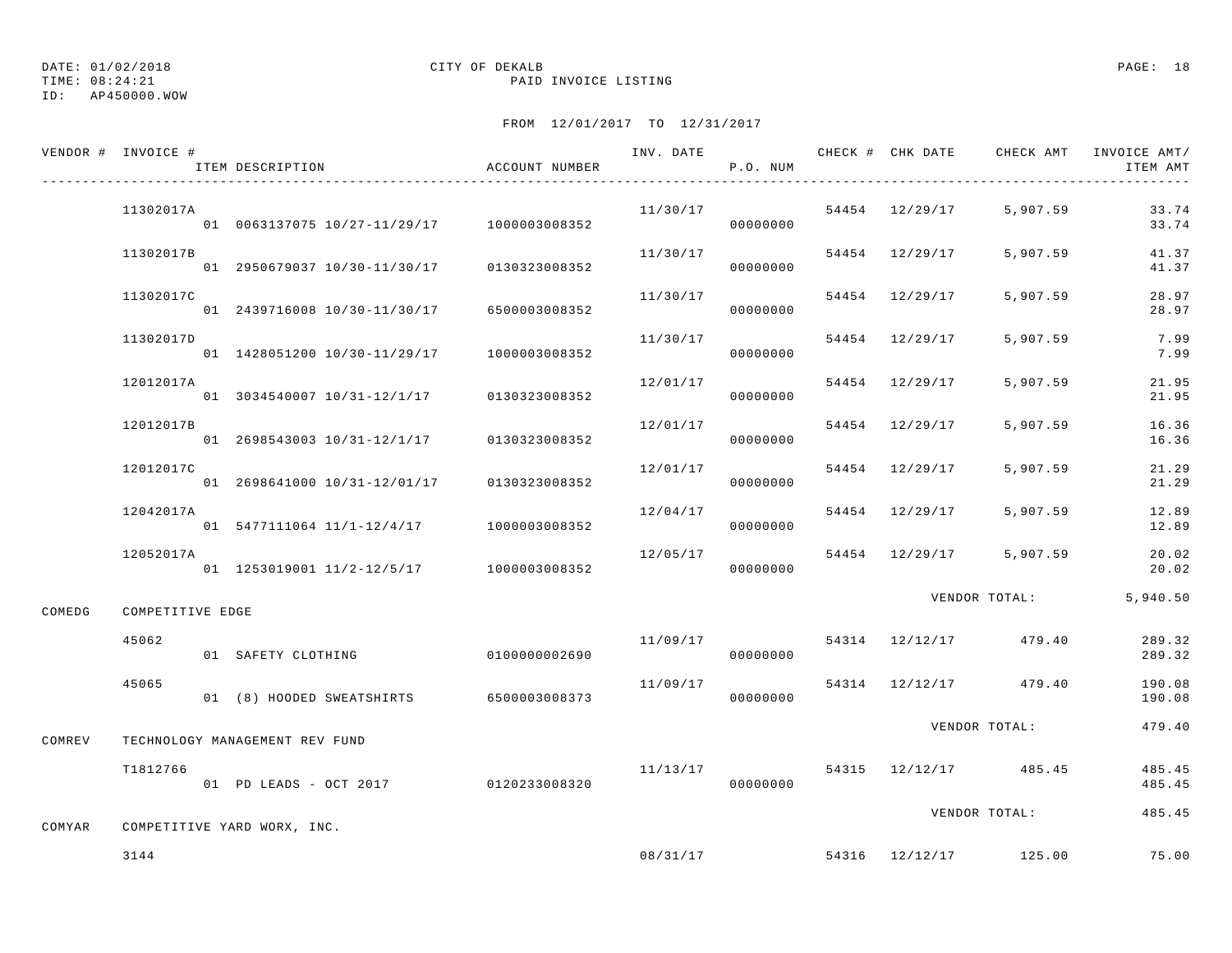DATE: 01/02/2018 CITY OF DEKALB
TIME: 08:24:21 PAID INVOICE LISTING
ID: AP450000.WOW

FROM 12/01/2017 TO 12/31/2017

| VENDOR # | INVOICE # / ITEM DESCRIPTION | ACCOUNT NUMBER | INV. DATE | P.O. NUM | CHECK # | CHK DATE | CHECK AMT | INVOICE AMT/ ITEM AMT |
|---|---|---|---|---|---|---|---|---|
| | 11302017A | | 11/30/17 | | 54454 | 12/29/17 | 5,907.59 | 33.74 |
| | 01 0063137075 10/27-11/29/17 | 1000003008352 | | 00000000 | | | | 33.74 |
| | 11302017B | | 11/30/17 | | 54454 | 12/29/17 | 5,907.59 | 41.37 |
| | 01 2950679037 10/30-11/30/17 | 0130323008352 | | 00000000 | | | | 41.37 |
| | 11302017C | | 11/30/17 | | 54454 | 12/29/17 | 5,907.59 | 28.97 |
| | 01 2439716008 10/30-11/30/17 | 6500003008352 | | 00000000 | | | | 28.97 |
| | 11302017D | | 11/30/17 | | 54454 | 12/29/17 | 5,907.59 | 7.99 |
| | 01 1428051200 10/30-11/29/17 | 1000003008352 | | 00000000 | | | | 7.99 |
| | 12012017A | | 12/01/17 | | 54454 | 12/29/17 | 5,907.59 | 21.95 |
| | 01 3034540007 10/31-12/1/17 | 0130323008352 | | 00000000 | | | | 21.95 |
| | 12012017B | | 12/01/17 | | 54454 | 12/29/17 | 5,907.59 | 16.36 |
| | 01 2698543003 10/31-12/1/17 | 0130323008352 | | 00000000 | | | | 16.36 |
| | 12012017C | | 12/01/17 | | 54454 | 12/29/17 | 5,907.59 | 21.29 |
| | 01 2698641000 10/31-12/01/17 | 0130323008352 | | 00000000 | | | | 21.29 |
| | 12042017A | | 12/04/17 | | 54454 | 12/29/17 | 5,907.59 | 12.89 |
| | 01 5477111064 11/1-12/4/17 | 1000003008352 | | 00000000 | | | | 12.89 |
| | 12052017A | | 12/05/17 | | 54454 | 12/29/17 | 5,907.59 | 20.02 |
| | 01 1253019001 11/2-12/5/17 | 1000003008352 | | 00000000 | | | | 20.02 |
| | | | | | | | VENDOR TOTAL: | 5,940.50 |
| COMEDG | COMPETITIVE EDGE | | | | | | | |
| | 45062 | | 11/09/17 | | 54314 | 12/12/17 | 479.40 | 289.32 |
| | 01 SAFETY CLOTHING | 0100000002690 | | 00000000 | | | | 289.32 |
| | 45065 | | 11/09/17 | | 54314 | 12/12/17 | 479.40 | 190.08 |
| | 01 (8) HOODED SWEATSHIRTS | 6500003008373 | | 00000000 | | | | 190.08 |
| | | | | | | | VENDOR TOTAL: | 479.40 |
| COMREV | TECHNOLOGY MANAGEMENT REV FUND | | | | | | | |
| | T1812766 | | 11/13/17 | | 54315 | 12/12/17 | 485.45 | 485.45 |
| | 01 PD LEADS - OCT 2017 | 0120233008320 | | 00000000 | | | | 485.45 |
| | | | | | | | VENDOR TOTAL: | 485.45 |
| COMYAR | COMPETITIVE YARD WORX, INC. | | | | | | | |
| | 3144 | | 08/31/17 | | 54316 | 12/12/17 | 125.00 | 75.00 |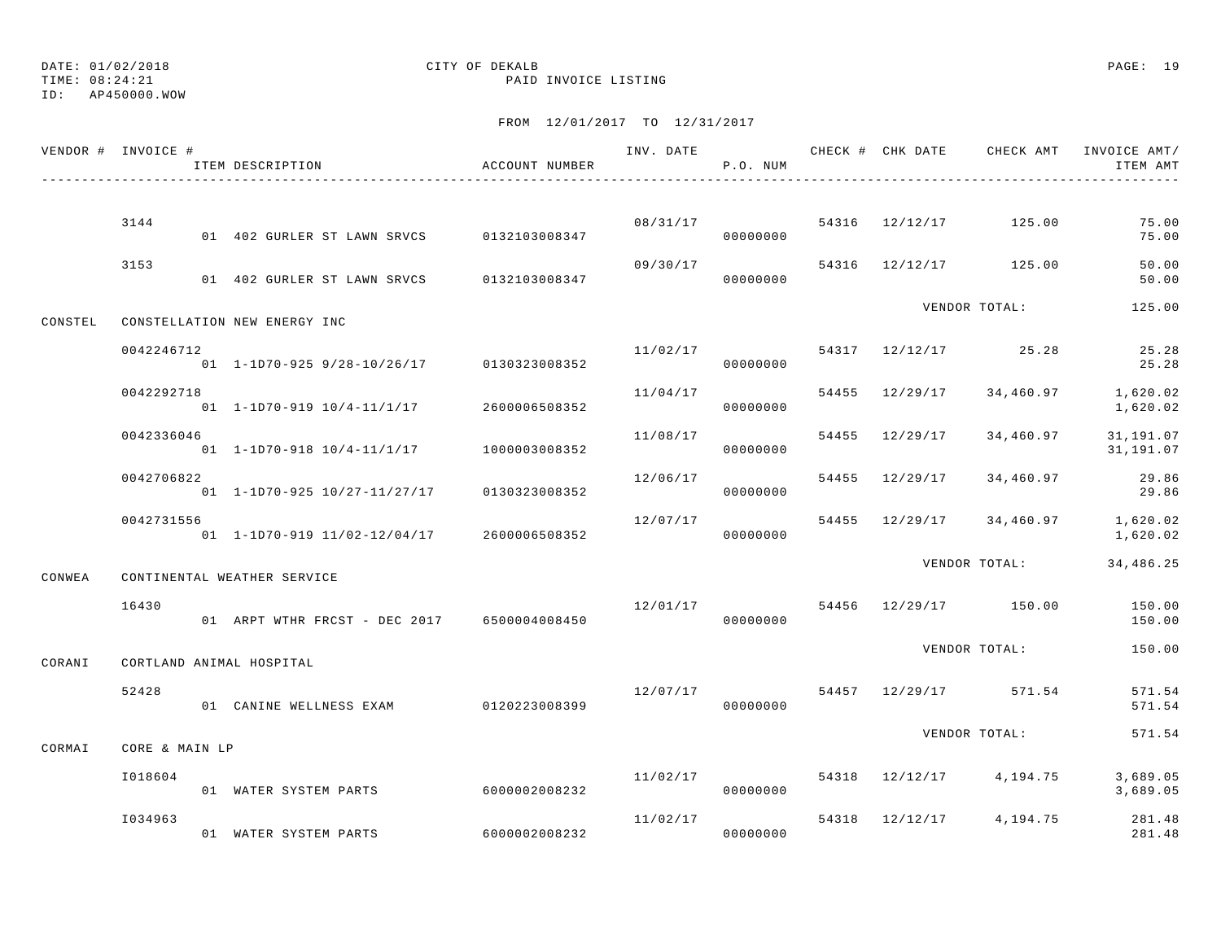DATE: 01/02/2018 CITY OF DEKALB
TIME: 08:24:21 PAID INVOICE LISTING
ID: AP450000.WOW

FROM 12/01/2017 TO 12/31/2017

| VENDOR # | INVOICE # / ITEM DESCRIPTION | ACCOUNT NUMBER | INV. DATE | P.O. NUM | CHECK # | CHK DATE | CHECK AMT | INVOICE AMT/ ITEM AMT |
|---|---|---|---|---|---|---|---|---|
| | 3144 | | 08/31/17 | | 54316 | 12/12/17 | 125.00 | 75.00 |
| | 01 402 GURLER ST LAWN SRVCS | 0132103008347 | | 00000000 | | | | 75.00 |
| | 3153 | | 09/30/17 | | 54316 | 12/12/17 | 125.00 | 50.00 |
| | 01 402 GURLER ST LAWN SRVCS | 0132103008347 | | 00000000 | | | | 50.00 |
| | | | | | | VENDOR TOTAL: | | 125.00 |
| CONSTEL | CONSTELLATION NEW ENERGY INC | | | | | | | |
| | 0042246712 | | 11/02/17 | | 54317 | 12/12/17 | 25.28 | 25.28 |
| | 01 1-1D70-925 9/28-10/26/17 | 0130323008352 | | 00000000 | | | | 25.28 |
| | 0042292718 | | 11/04/17 | | 54455 | 12/29/17 | 34,460.97 | 1,620.02 |
| | 01 1-1D70-919 10/4-11/1/17 | 2600006508352 | | 00000000 | | | | 1,620.02 |
| | 0042336046 | | 11/08/17 | | 54455 | 12/29/17 | 34,460.97 | 31,191.07 |
| | 01 1-1D70-918 10/4-11/1/17 | 1000003008352 | | 00000000 | | | | 31,191.07 |
| | 0042706822 | | 12/06/17 | | 54455 | 12/29/17 | 34,460.97 | 29.86 |
| | 01 1-1D70-925 10/27-11/27/17 | 0130323008352 | | 00000000 | | | | 29.86 |
| | 0042731556 | | 12/07/17 | | 54455 | 12/29/17 | 34,460.97 | 1,620.02 |
| | 01 1-1D70-919 11/02-12/04/17 | 2600006508352 | | 00000000 | | | | 1,620.02 |
| | | | | | | VENDOR TOTAL: | | 34,486.25 |
| CONWEA | CONTINENTAL WEATHER SERVICE | | | | | | | |
| | 16430 | | 12/01/17 | | 54456 | 12/29/17 | 150.00 | 150.00 |
| | 01 ARPT WTHR FRCST - DEC 2017 | 6500004008450 | | 00000000 | | | | 150.00 |
| | | | | | | VENDOR TOTAL: | | 150.00 |
| CORANI | CORTLAND ANIMAL HOSPITAL | | | | | | | |
| | 52428 | | 12/07/17 | | 54457 | 12/29/17 | 571.54 | 571.54 |
| | 01 CANINE WELLNESS EXAM | 0120223008399 | | 00000000 | | | | 571.54 |
| | | | | | | VENDOR TOTAL: | | 571.54 |
| CORMAI | CORE & MAIN LP | | | | | | | |
| | I018604 | | 11/02/17 | | 54318 | 12/12/17 | 4,194.75 | 3,689.05 |
| | 01 WATER SYSTEM PARTS | 6000002008232 | | 00000000 | | | | 3,689.05 |
| | I034963 | | 11/02/17 | | 54318 | 12/12/17 | 4,194.75 | 281.48 |
| | 01 WATER SYSTEM PARTS | 6000002008232 | | 00000000 | | | | 281.48 |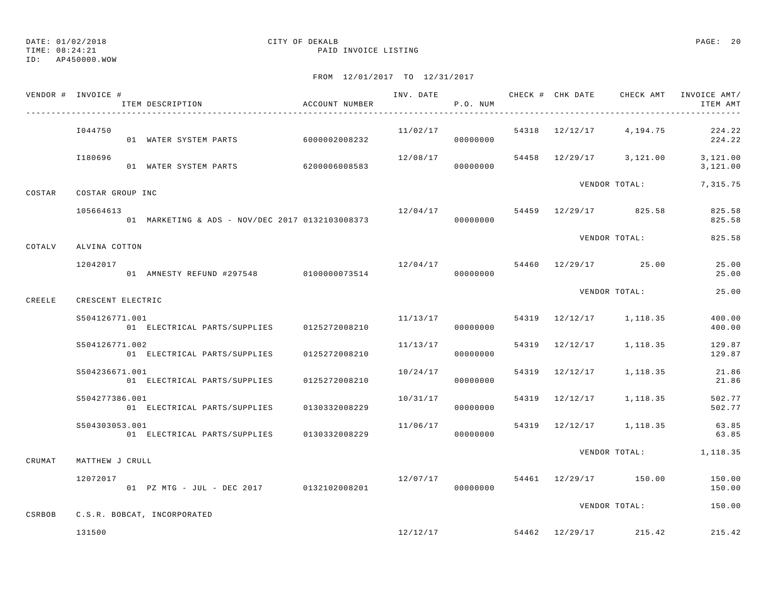DATE: 01/02/2018 CITY OF DEKALB
TIME: 08:24:21 PAID INVOICE LISTING
ID: AP450000.WOW

FROM 12/01/2017 TO 12/31/2017

| VENDOR # | INVOICE # / ITEM DESCRIPTION | ACCOUNT NUMBER | INV. DATE | P.O. NUM | CHECK # | CHK DATE | CHECK AMT | INVOICE AMT/ ITEM AMT |
|---|---|---|---|---|---|---|---|---|
| | I044750 | | 11/02/17 | | 54318 | 12/12/17 | 4,194.75 | 224.22 |
| | 01 WATER SYSTEM PARTS | 6000002008232 | | 00000000 | | | | 224.22 |
| | I180696 | | 12/08/17 | | 54458 | 12/29/17 | 3,121.00 | 3,121.00 |
| | 01 WATER SYSTEM PARTS | 6200006008583 | | 00000000 | | | | 3,121.00 |
| | | | | | | VENDOR TOTAL: | | 7,315.75 |
| COSTAR | COSTAR GROUP INC | | | | | | | |
| | 105664613 | | 12/04/17 | | 54459 | 12/29/17 | 825.58 | 825.58 |
| | 01 MARKETING & ADS - NOV/DEC 2017 | 0132103008373 | | 00000000 | | | | 825.58 |
| | | | | | | VENDOR TOTAL: | | 825.58 |
| COTALV | ALVINA COTTON | | | | | | | |
| | 12042017 | | 12/04/17 | | 54460 | 12/29/17 | 25.00 | 25.00 |
| | 01 AMNESTY REFUND #297548 | 0100000073514 | | 00000000 | | | | 25.00 |
| | | | | | | VENDOR TOTAL: | | 25.00 |
| CREELE | CRESCENT ELECTRIC | | | | | | | |
| | S504126771.001 | | 11/13/17 | | 54319 | 12/12/17 | 1,118.35 | 400.00 |
| | 01 ELECTRICAL PARTS/SUPPLIES | 0125272008210 | | 00000000 | | | | 400.00 |
| | S504126771.002 | | 11/13/17 | | 54319 | 12/12/17 | 1,118.35 | 129.87 |
| | 01 ELECTRICAL PARTS/SUPPLIES | 0125272008210 | | 00000000 | | | | 129.87 |
| | S504236671.001 | | 10/24/17 | | 54319 | 12/12/17 | 1,118.35 | 21.86 |
| | 01 ELECTRICAL PARTS/SUPPLIES | 0125272008210 | | 00000000 | | | | 21.86 |
| | S504277386.001 | | 10/31/17 | | 54319 | 12/12/17 | 1,118.35 | 502.77 |
| | 01 ELECTRICAL PARTS/SUPPLIES | 0130332008229 | | 00000000 | | | | 502.77 |
| | S504303053.001 | | 11/06/17 | | 54319 | 12/12/17 | 1,118.35 | 63.85 |
| | 01 ELECTRICAL PARTS/SUPPLIES | 0130332008229 | | 00000000 | | | | 63.85 |
| | | | | | | VENDOR TOTAL: | | 1,118.35 |
| CRUMAT | MATTHEW J CRULL | | | | | | | |
| | 12072017 | | 12/07/17 | | 54461 | 12/29/17 | 150.00 | 150.00 |
| | 01 PZ MTG - JUL - DEC 2017 | 0132102008201 | | 00000000 | | | | 150.00 |
| | | | | | | VENDOR TOTAL: | | 150.00 |
| CSRBOB | C.S.R. BOBCAT, INCORPORATED | | | | | | | |
| | 131500 | | 12/12/17 | | 54462 | 12/29/17 | 215.42 | 215.42 |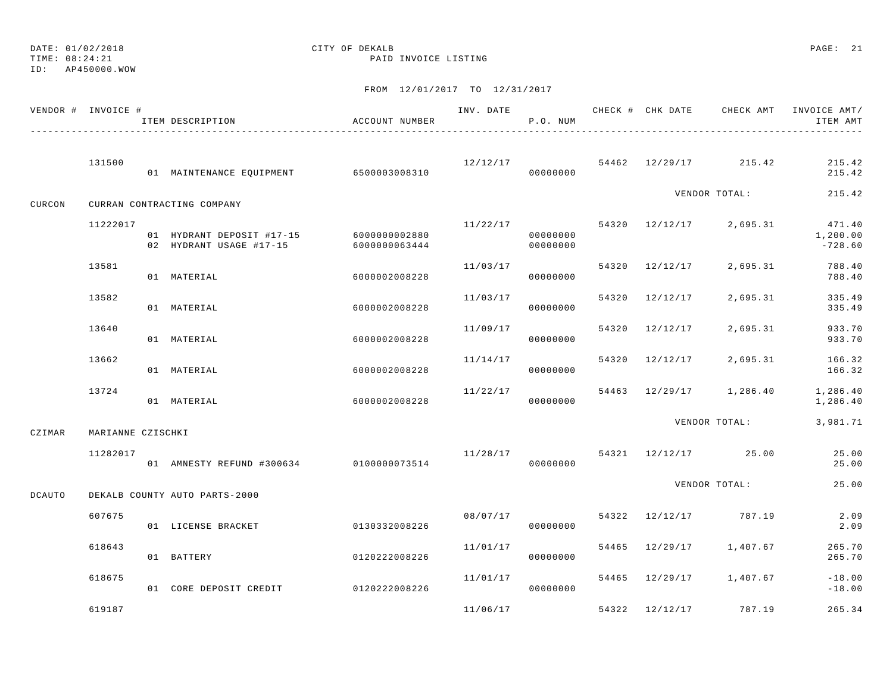DATE: 01/02/2018
TIME: 08:24:21
ID: AP450000.WOW

CITY OF DEKALB
PAID INVOICE LISTING

FROM 12/01/2017 TO 12/31/2017

| VENDOR # | INVOICE # | ITEM DESCRIPTION | ACCOUNT NUMBER | INV. DATE | P.O. NUM | CHECK # | CHK DATE | CHECK AMT | INVOICE AMT/ ITEM AMT |
|---|---|---|---|---|---|---|---|---|---|
| | 131500 | | | 12/12/17 | | 54462 | 12/29/17 | 215.42 | 215.42 |
| | | 01 MAINTENANCE EQUIPMENT | 6500003008310 | | 00000000 | | | | 215.42 |
| | | | | | | | VENDOR TOTAL: | | 215.42 |
| CURCON | CURRAN CONTRACTING COMPANY | | | | | | | | |
| | 11222017 | | | 11/22/17 | | 54320 | 12/12/17 | 2,695.31 | 471.40 |
| | | 01 HYDRANT DEPOSIT #17-15 | 6000000002880 | | 00000000 | | | | 1,200.00 |
| | | 02 HYDRANT USAGE #17-15 | 6000000063444 | | 00000000 | | | | -728.60 |
| | 13581 | | | 11/03/17 | | 54320 | 12/12/17 | 2,695.31 | 788.40 |
| | | 01 MATERIAL | 6000002008228 | | 00000000 | | | | 788.40 |
| | 13582 | | | 11/03/17 | | 54320 | 12/12/17 | 2,695.31 | 335.49 |
| | | 01 MATERIAL | 6000002008228 | | 00000000 | | | | 335.49 |
| | 13640 | | | 11/09/17 | | 54320 | 12/12/17 | 2,695.31 | 933.70 |
| | | 01 MATERIAL | 6000002008228 | | 00000000 | | | | 933.70 |
| | 13662 | | | 11/14/17 | | 54320 | 12/12/17 | 2,695.31 | 166.32 |
| | | 01 MATERIAL | 6000002008228 | | 00000000 | | | | 166.32 |
| | 13724 | | | 11/22/17 | | 54463 | 12/29/17 | 1,286.40 | 1,286.40 |
| | | 01 MATERIAL | 6000002008228 | | 00000000 | | | | 1,286.40 |
| | | | | | | | VENDOR TOTAL: | | 3,981.71 |
| CZIMAR | MARIANNE CZISCHKI | | | | | | | | |
| | 11282017 | | | 11/28/17 | | 54321 | 12/12/17 | 25.00 | 25.00 |
| | | 01 AMNESTY REFUND #300634 | 0100000073514 | | 00000000 | | | | 25.00 |
| | | | | | | | VENDOR TOTAL: | | 25.00 |
| DCAUTO | DEKALB COUNTY AUTO PARTS-2000 | | | | | | | | |
| | 607675 | | | 08/07/17 | | 54322 | 12/12/17 | 787.19 | 2.09 |
| | | 01 LICENSE BRACKET | 0130332008226 | | 00000000 | | | | 2.09 |
| | 618643 | | | 11/01/17 | | 54465 | 12/29/17 | 1,407.67 | 265.70 |
| | | 01 BATTERY | 0120222008226 | | 00000000 | | | | 265.70 |
| | 618675 | | | 11/01/17 | | 54465 | 12/29/17 | 1,407.67 | -18.00 |
| | | 01 CORE DEPOSIT CREDIT | 0120222008226 | | 00000000 | | | | -18.00 |
| | 619187 | | | 11/06/17 | | 54322 | 12/12/17 | 787.19 | 265.34 |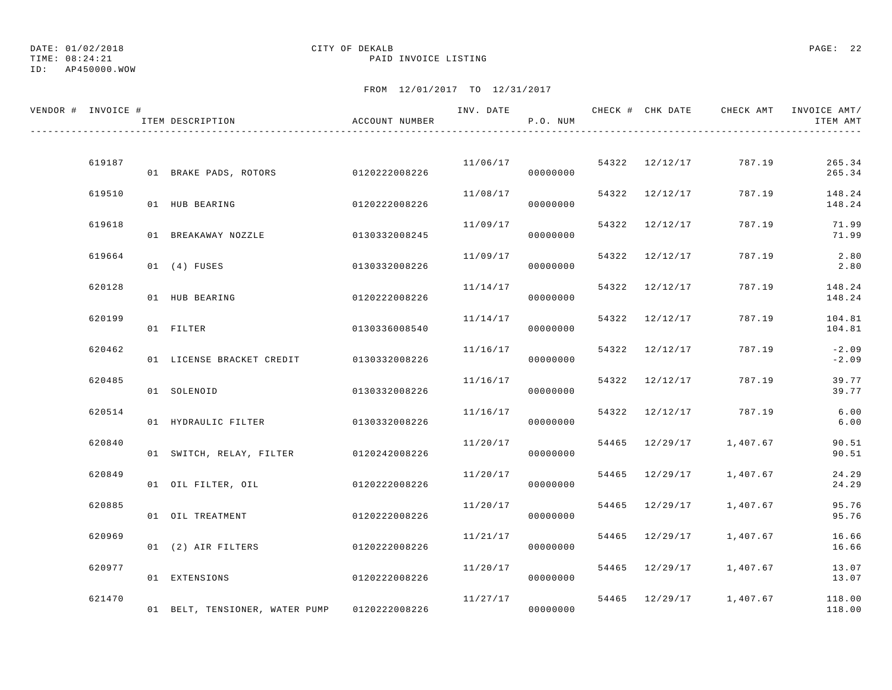DATE: 01/02/2018 CITY OF DEKALB
TIME: 08:24:21 PAID INVOICE LISTING
ID: AP450000.WOW

FROM 12/01/2017 TO 12/31/2017

| VENDOR # | INVOICE # | ITEM DESCRIPTION | ACCOUNT NUMBER | INV. DATE | P.O. NUM | CHECK # | CHK DATE | CHECK AMT | INVOICE AMT/ ITEM AMT |
|---|---|---|---|---|---|---|---|---|---|
| | 619187 | | | 11/06/17 | | 54322 | 12/12/17 | 787.19 | 265.34 |
| | | 01 BRAKE PADS, ROTORS | 0120222008226 | | 00000000 | | | | 265.34 |
| | 619510 | | | 11/08/17 | | 54322 | 12/12/17 | 787.19 | 148.24 |
| | | 01 HUB BEARING | 0120222008226 | | 00000000 | | | | 148.24 |
| | 619618 | | | 11/09/17 | | 54322 | 12/12/17 | 787.19 | 71.99 |
| | | 01 BREAKAWAY NOZZLE | 0130332008245 | | 00000000 | | | | 71.99 |
| | 619664 | | | 11/09/17 | | 54322 | 12/12/17 | 787.19 | 2.80 |
| | | 01 (4) FUSES | 0130332008226 | | 00000000 | | | | 2.80 |
| | 620128 | | | 11/14/17 | | 54322 | 12/12/17 | 787.19 | 148.24 |
| | | 01 HUB BEARING | 0120222008226 | | 00000000 | | | | 148.24 |
| | 620199 | | | 11/14/17 | | 54322 | 12/12/17 | 787.19 | 104.81 |
| | | 01 FILTER | 0130336008540 | | 00000000 | | | | 104.81 |
| | 620462 | | | 11/16/17 | | 54322 | 12/12/17 | 787.19 | -2.09 |
| | | 01 LICENSE BRACKET CREDIT | 0130332008226 | | 00000000 | | | | -2.09 |
| | 620485 | | | 11/16/17 | | 54322 | 12/12/17 | 787.19 | 39.77 |
| | | 01 SOLENOID | 0130332008226 | | 00000000 | | | | 39.77 |
| | 620514 | | | 11/16/17 | | 54322 | 12/12/17 | 787.19 | 6.00 |
| | | 01 HYDRAULIC FILTER | 0130332008226 | | 00000000 | | | | 6.00 |
| | 620840 | | | 11/20/17 | | 54465 | 12/29/17 | 1,407.67 | 90.51 |
| | | 01 SWITCH, RELAY, FILTER | 0120242008226 | | 00000000 | | | | 90.51 |
| | 620849 | | | 11/20/17 | | 54465 | 12/29/17 | 1,407.67 | 24.29 |
| | | 01 OIL FILTER, OIL | 0120222008226 | | 00000000 | | | | 24.29 |
| | 620885 | | | 11/20/17 | | 54465 | 12/29/17 | 1,407.67 | 95.76 |
| | | 01 OIL TREATMENT | 0120222008226 | | 00000000 | | | | 95.76 |
| | 620969 | | | 11/21/17 | | 54465 | 12/29/17 | 1,407.67 | 16.66 |
| | | 01 (2) AIR FILTERS | 0120222008226 | | 00000000 | | | | 16.66 |
| | 620977 | | | 11/20/17 | | 54465 | 12/29/17 | 1,407.67 | 13.07 |
| | | 01 EXTENSIONS | 0120222008226 | | 00000000 | | | | 13.07 |
| | 621470 | | | 11/27/17 | | 54465 | 12/29/17 | 1,407.67 | 118.00 |
| | | 01 BELT, TENSIONER, WATER PUMP | 0120222008226 | | 00000000 | | | | 118.00 |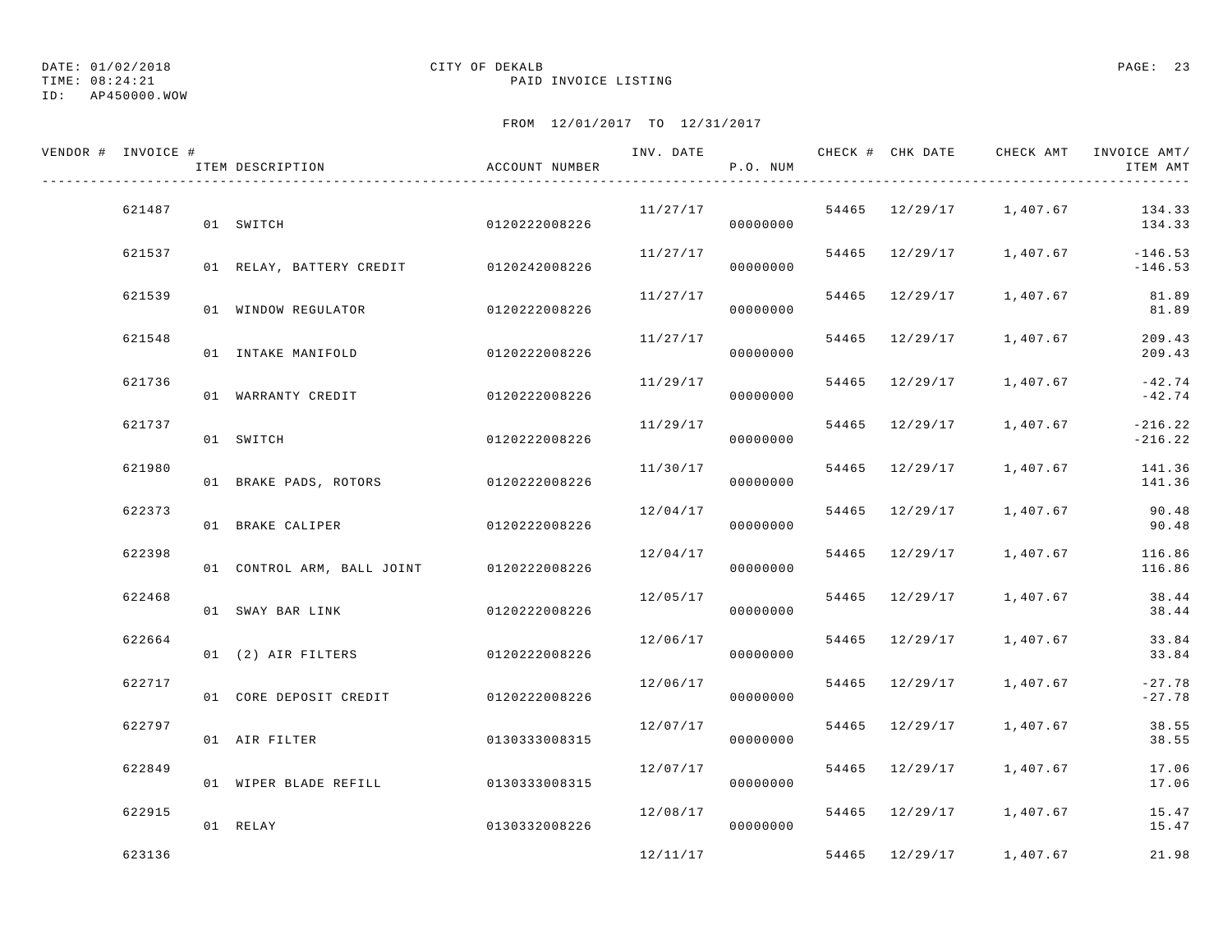DATE: 01/02/2018
TIME: 08:24:21
ID: AP450000.WOW

CITY OF DEKALB
PAID INVOICE LISTING

FROM 12/01/2017 TO 12/31/2017

| VENDOR # | INVOICE # / ITEM DESCRIPTION | ACCOUNT NUMBER | INV. DATE | P.O. NUM | CHECK # | CHK DATE | CHECK AMT | INVOICE AMT/ ITEM AMT |
|---|---|---|---|---|---|---|---|---|
| | 621487 | | 11/27/17 | | 54465 | 12/29/17 | 1,407.67 | 134.33 |
| | 01 SWITCH | 0120222008226 | | 00000000 | | | | 134.33 |
| | 621537 | | 11/27/17 | | 54465 | 12/29/17 | 1,407.67 | -146.53 |
| | 01 RELAY, BATTERY CREDIT | 0120242008226 | | 00000000 | | | | -146.53 |
| | 621539 | | 11/27/17 | | 54465 | 12/29/17 | 1,407.67 | 81.89 |
| | 01 WINDOW REGULATOR | 0120222008226 | | 00000000 | | | | 81.89 |
| | 621548 | | 11/27/17 | | 54465 | 12/29/17 | 1,407.67 | 209.43 |
| | 01 INTAKE MANIFOLD | 0120222008226 | | 00000000 | | | | 209.43 |
| | 621736 | | 11/29/17 | | 54465 | 12/29/17 | 1,407.67 | -42.74 |
| | 01 WARRANTY CREDIT | 0120222008226 | | 00000000 | | | | -42.74 |
| | 621737 | | 11/29/17 | | 54465 | 12/29/17 | 1,407.67 | -216.22 |
| | 01 SWITCH | 0120222008226 | | 00000000 | | | | -216.22 |
| | 621980 | | 11/30/17 | | 54465 | 12/29/17 | 1,407.67 | 141.36 |
| | 01 BRAKE PADS, ROTORS | 0120222008226 | | 00000000 | | | | 141.36 |
| | 622373 | | 12/04/17 | | 54465 | 12/29/17 | 1,407.67 | 90.48 |
| | 01 BRAKE CALIPER | 0120222008226 | | 00000000 | | | | 90.48 |
| | 622398 | | 12/04/17 | | 54465 | 12/29/17 | 1,407.67 | 116.86 |
| | 01 CONTROL ARM, BALL JOINT | 0120222008226 | | 00000000 | | | | 116.86 |
| | 622468 | | 12/05/17 | | 54465 | 12/29/17 | 1,407.67 | 38.44 |
| | 01 SWAY BAR LINK | 0120222008226 | | 00000000 | | | | 38.44 |
| | 622664 | | 12/06/17 | | 54465 | 12/29/17 | 1,407.67 | 33.84 |
| | 01 (2) AIR FILTERS | 0120222008226 | | 00000000 | | | | 33.84 |
| | 622717 | | 12/06/17 | | 54465 | 12/29/17 | 1,407.67 | -27.78 |
| | 01 CORE DEPOSIT CREDIT | 0120222008226 | | 00000000 | | | | -27.78 |
| | 622797 | | 12/07/17 | | 54465 | 12/29/17 | 1,407.67 | 38.55 |
| | 01 AIR FILTER | 0130333008315 | | 00000000 | | | | 38.55 |
| | 622849 | | 12/07/17 | | 54465 | 12/29/17 | 1,407.67 | 17.06 |
| | 01 WIPER BLADE REFILL | 0130333008315 | | 00000000 | | | | 17.06 |
| | 622915 | | 12/08/17 | | 54465 | 12/29/17 | 1,407.67 | 15.47 |
| | 01 RELAY | 0130332008226 | | 00000000 | | | | 15.47 |
| | 623136 | | 12/11/17 | | 54465 | 12/29/17 | 1,407.67 | 21.98 |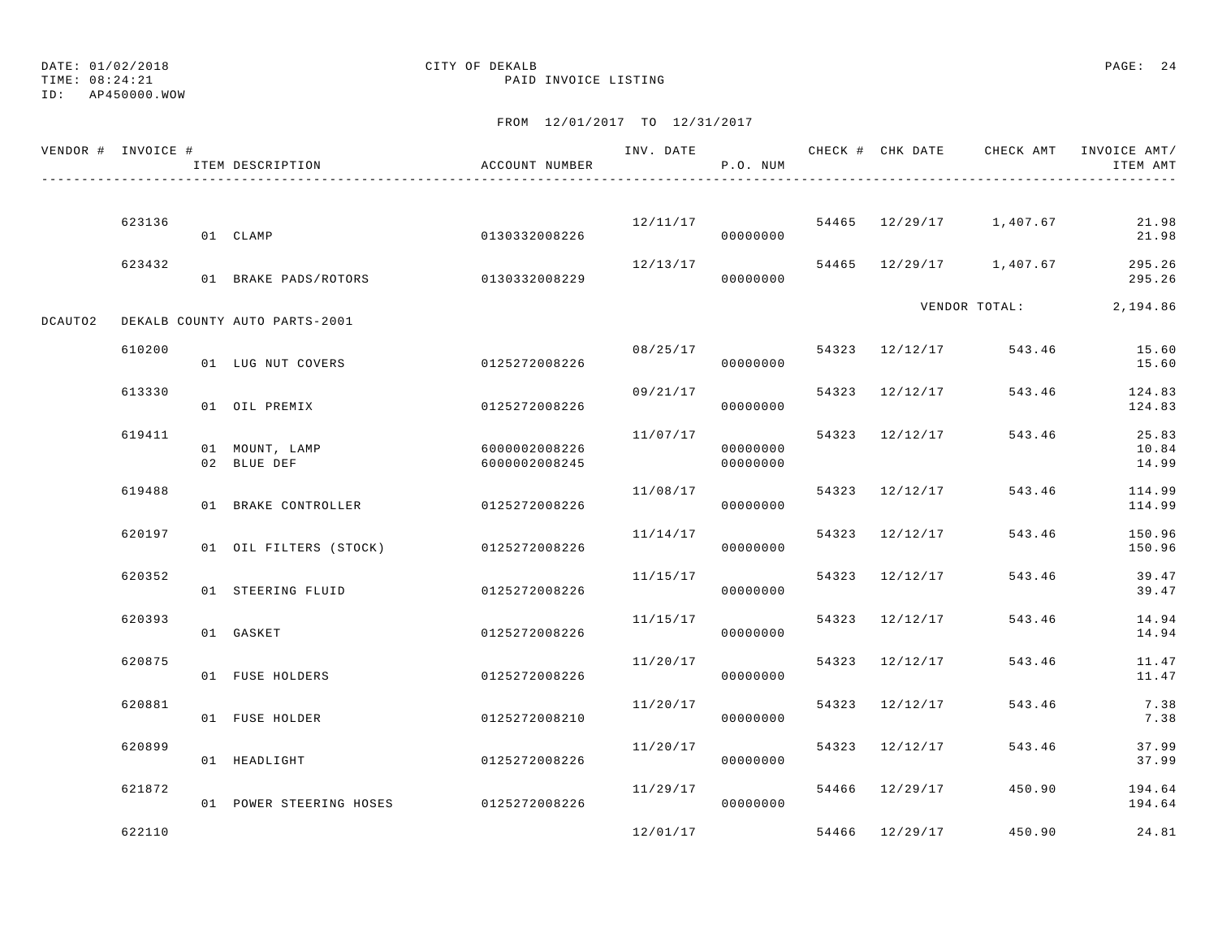DATE: 01/02/2018
TIME: 08:24:21
ID: AP450000.WOW

CITY OF DEKALB
PAID INVOICE LISTING

FROM 12/01/2017 TO 12/31/2017

| VENDOR # | INVOICE # | ITEM DESCRIPTION | ACCOUNT NUMBER | INV. DATE | P.O. NUM | CHECK # | CHK DATE | CHECK AMT | INVOICE AMT/ ITEM AMT |
|---|---|---|---|---|---|---|---|---|---|
| | 623136 | | | 12/11/17 | | 54465 | 12/29/17 | 1,407.67 | 21.98 |
| | | 01 CLAMP | 0130332008226 | | 00000000 | | | | 21.98 |
| | 623432 | | | 12/13/17 | | 54465 | 12/29/17 | 1,407.67 | 295.26 |
| | | 01 BRAKE PADS/ROTORS | 0130332008229 | | 00000000 | | | | 295.26 |
| | | | | | | | | VENDOR TOTAL: | 2,194.86 |
| DCAUTO2 | DEKALB COUNTY AUTO PARTS-2001 | | | | | | | | |
| | 610200 | | | 08/25/17 | | 54323 | 12/12/17 | 543.46 | 15.60 |
| | | 01 LUG NUT COVERS | 0125272008226 | | 00000000 | | | | 15.60 |
| | 613330 | | | 09/21/17 | | 54323 | 12/12/17 | 543.46 | 124.83 |
| | | 01 OIL PREMIX | 0125272008226 | | 00000000 | | | | 124.83 |
| | 619411 | | | 11/07/17 | | 54323 | 12/12/17 | 543.46 | 25.83 |
| | | 01 MOUNT, LAMP | 6000002008226 | | 00000000 | | | | 10.84 |
| | | 02 BLUE DEF | 6000002008245 | | 00000000 | | | | 14.99 |
| | 619488 | | | 11/08/17 | | 54323 | 12/12/17 | 543.46 | 114.99 |
| | | 01 BRAKE CONTROLLER | 0125272008226 | | 00000000 | | | | 114.99 |
| | 620197 | | | 11/14/17 | | 54323 | 12/12/17 | 543.46 | 150.96 |
| | | 01 OIL FILTERS (STOCK) | 0125272008226 | | 00000000 | | | | 150.96 |
| | 620352 | | | 11/15/17 | | 54323 | 12/12/17 | 543.46 | 39.47 |
| | | 01 STEERING FLUID | 0125272008226 | | 00000000 | | | | 39.47 |
| | 620393 | | | 11/15/17 | | 54323 | 12/12/17 | 543.46 | 14.94 |
| | | 01 GASKET | 0125272008226 | | 00000000 | | | | 14.94 |
| | 620875 | | | 11/20/17 | | 54323 | 12/12/17 | 543.46 | 11.47 |
| | | 01 FUSE HOLDERS | 0125272008226 | | 00000000 | | | | 11.47 |
| | 620881 | | | 11/20/17 | | 54323 | 12/12/17 | 543.46 | 7.38 |
| | | 01 FUSE HOLDER | 0125272008210 | | 00000000 | | | | 7.38 |
| | 620899 | | | 11/20/17 | | 54323 | 12/12/17 | 543.46 | 37.99 |
| | | 01 HEADLIGHT | 0125272008226 | | 00000000 | | | | 37.99 |
| | 621872 | | | 11/29/17 | | 54466 | 12/29/17 | 450.90 | 194.64 |
| | | 01 POWER STEERING HOSES | 0125272008226 | | 00000000 | | | | 194.64 |
| | 622110 | | | 12/01/17 | | 54466 | 12/29/17 | 450.90 | 24.81 |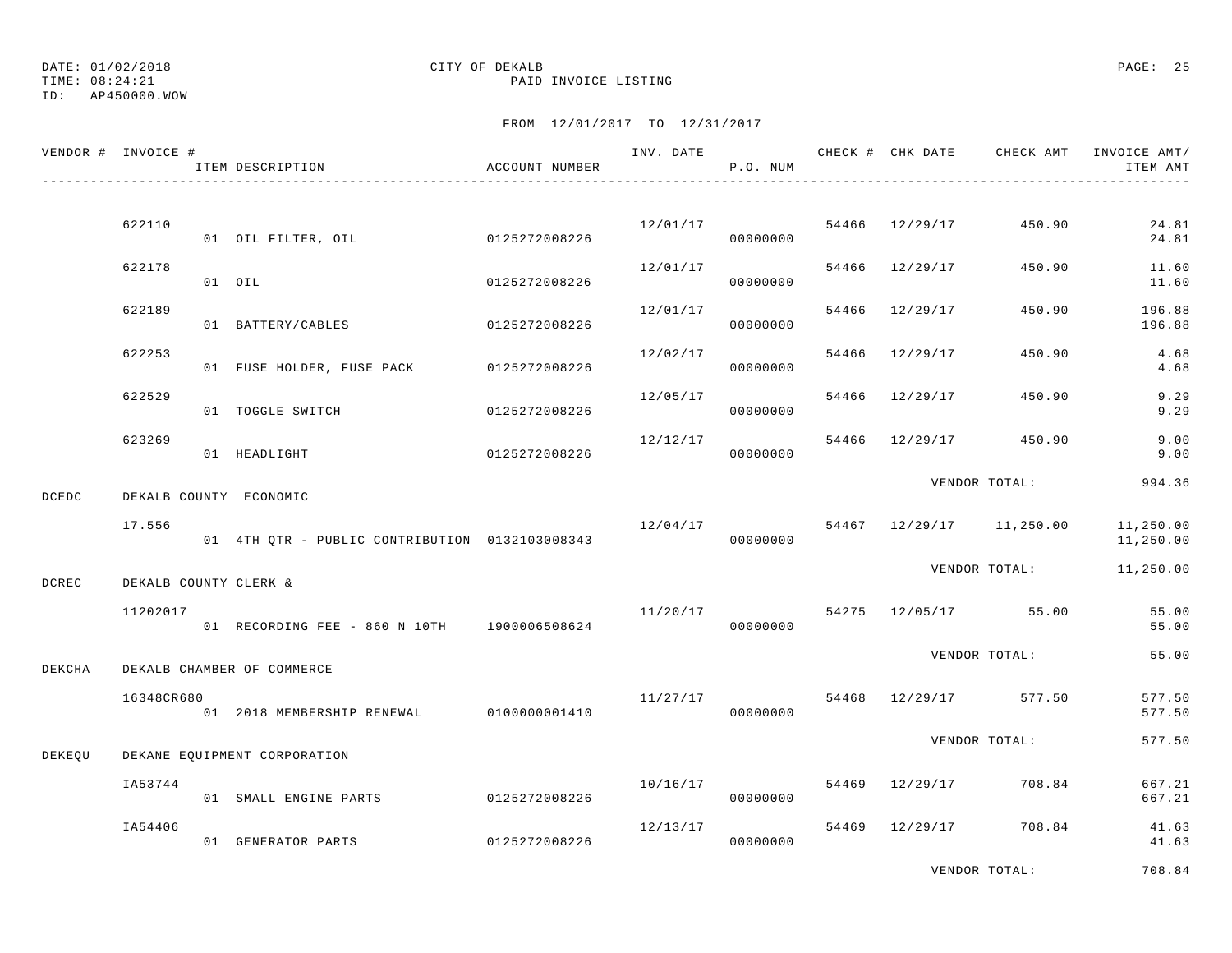DATE: 01/02/2018 CITY OF DEKALB
TIME: 08:24:21 PAID INVOICE LISTING
ID: AP450000.WOW

FROM 12/01/2017 TO 12/31/2017

| VENDOR # | INVOICE # / ITEM DESCRIPTION | ACCOUNT NUMBER | INV. DATE | P.O. NUM | CHECK # | CHK DATE | CHECK AMT | INVOICE AMT/ ITEM AMT |
|---|---|---|---|---|---|---|---|---|
| | 622110 | | 12/01/17 | | 54466 | 12/29/17 | 450.90 | 24.81 |
| | 01 OIL FILTER, OIL | 0125272008226 | | 00000000 | | | | 24.81 |
| | 622178 | | 12/01/17 | | 54466 | 12/29/17 | 450.90 | 11.60 |
| | 01 OIL | 0125272008226 | | 00000000 | | | | 11.60 |
| | 622189 | | 12/01/17 | | 54466 | 12/29/17 | 450.90 | 196.88 |
| | 01 BATTERY/CABLES | 0125272008226 | | 00000000 | | | | 196.88 |
| | 622253 | | 12/02/17 | | 54466 | 12/29/17 | 450.90 | 4.68 |
| | 01 FUSE HOLDER, FUSE PACK | 0125272008226 | | 00000000 | | | | 4.68 |
| | 622529 | | 12/05/17 | | 54466 | 12/29/17 | 450.90 | 9.29 |
| | 01 TOGGLE SWITCH | 0125272008226 | | 00000000 | | | | 9.29 |
| | 623269 | | 12/12/17 | | 54466 | 12/29/17 | 450.90 | 9.00 |
| | 01 HEADLIGHT | 0125272008226 | | 00000000 | | | | 9.00 |
| | | | | | | VENDOR TOTAL: | | 994.36 |
| DCEDC | DEKALB COUNTY ECONOMIC | | | | | | | |
| | 17.556 | | 12/04/17 | | 54467 | 12/29/17 | 11,250.00 | 11,250.00 |
| | 01 4TH QTR - PUBLIC CONTRIBUTION | 0132103008343 | | 00000000 | | | | 11,250.00 |
| | | | | | | VENDOR TOTAL: | | 11,250.00 |
| DCREC | DEKALB COUNTY CLERK & | | | | | | | |
| | 11202017 | | 11/20/17 | | 54275 | 12/05/17 | 55.00 | 55.00 |
| | 01 RECORDING FEE - 860 N 10TH | 1900006508624 | | 00000000 | | | | 55.00 |
| | | | | | | VENDOR TOTAL: | | 55.00 |
| DEKCHA | DEKALB CHAMBER OF COMMERCE | | | | | | | |
| | 16348CR680 | | 11/27/17 | | 54468 | 12/29/17 | 577.50 | 577.50 |
| | 01 2018 MEMBERSHIP RENEWAL | 0100000001410 | | 00000000 | | | | 577.50 |
| | | | | | | VENDOR TOTAL: | | 577.50 |
| DEKEQU | DEKANE EQUIPMENT CORPORATION | | | | | | | |
| | IA53744 | | 10/16/17 | | 54469 | 12/29/17 | 708.84 | 667.21 |
| | 01 SMALL ENGINE PARTS | 0125272008226 | | 00000000 | | | | 667.21 |
| | IA54406 | | 12/13/17 | | 54469 | 12/29/17 | 708.84 | 41.63 |
| | 01 GENERATOR PARTS | 0125272008226 | | 00000000 | | | | 41.63 |
| | | | | | | VENDOR TOTAL: | | 708.84 |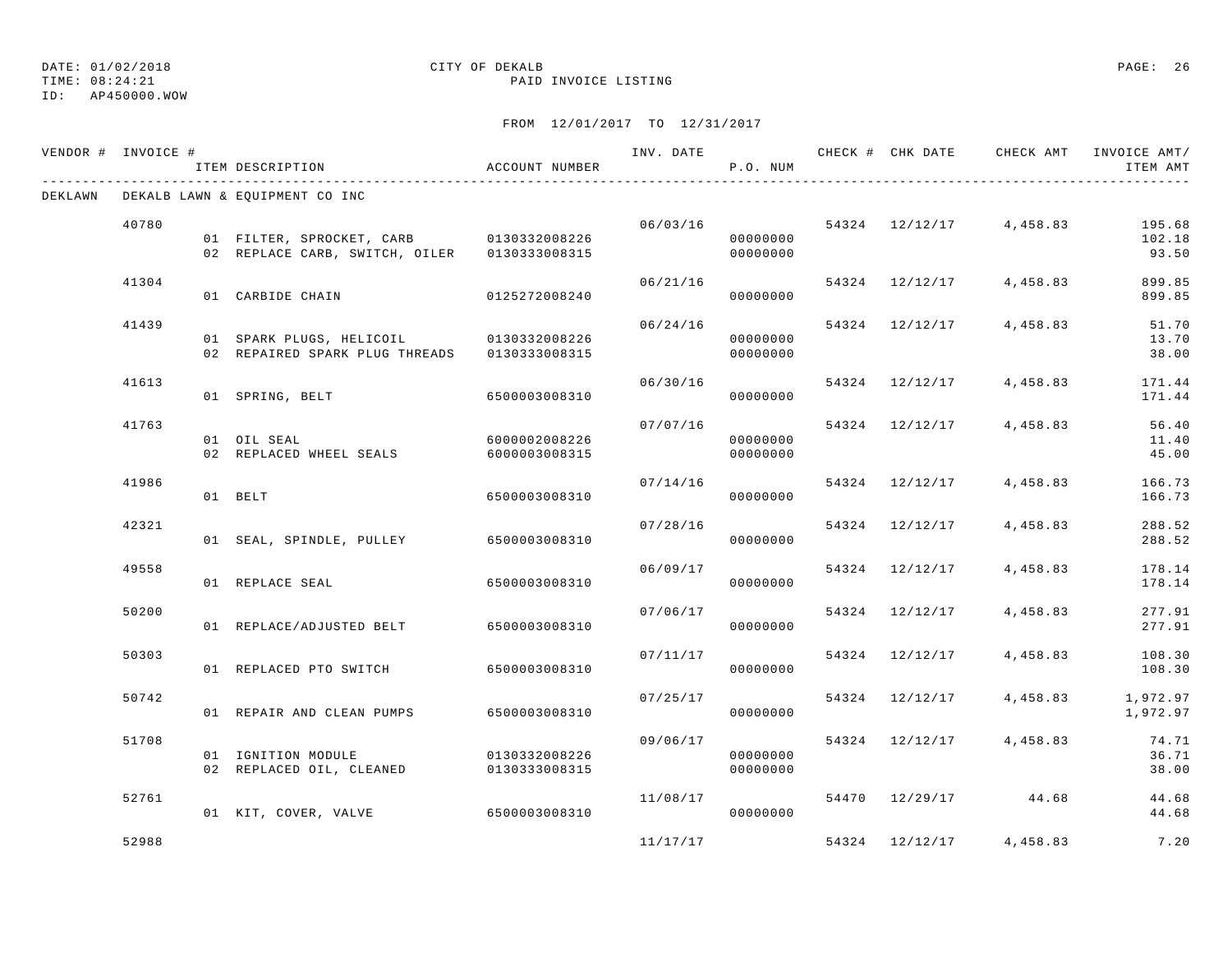DATE: 01/02/2018 CITY OF DEKALB
TIME: 08:24:21 PAID INVOICE LISTING
ID: AP450000.WOW

FROM 12/01/2017 TO 12/31/2017

| VENDOR # | INVOICE # | ITEM DESCRIPTION | ACCOUNT NUMBER | INV. DATE | P.O. NUM | CHECK # | CHK DATE | CHECK AMT | INVOICE AMT/ ITEM AMT |
|---|---|---|---|---|---|---|---|---|---|
| DEKLAWN | DEKALB LAWN & EQUIPMENT CO INC | | | | | | | | |
| | 40780 | | | 06/03/16 | | 54324 | 12/12/17 | 4,458.83 | 195.68 |
| | | 01 FILTER, SPROCKET, CARB | 0130332008226 | | 00000000 | | | | 102.18 |
| | | 02 REPLACE CARB, SWITCH, OILER | 0130333008315 | | 00000000 | | | | 93.50 |
| | 41304 | | | 06/21/16 | | 54324 | 12/12/17 | 4,458.83 | 899.85 |
| | | 01 CARBIDE CHAIN | 0125272008240 | | 00000000 | | | | 899.85 |
| | 41439 | | | 06/24/16 | | 54324 | 12/12/17 | 4,458.83 | 51.70 |
| | | 01 SPARK PLUGS, HELICOIL | 0130332008226 | | 00000000 | | | | 13.70 |
| | | 02 REPAIRED SPARK PLUG THREADS | 0130333008315 | | 00000000 | | | | 38.00 |
| | 41613 | | | 06/30/16 | | 54324 | 12/12/17 | 4,458.83 | 171.44 |
| | | 01 SPRING, BELT | 6500003008310 | | 00000000 | | | | 171.44 |
| | 41763 | | | 07/07/16 | | 54324 | 12/12/17 | 4,458.83 | 56.40 |
| | | 01 OIL SEAL | 6000002008226 | | 00000000 | | | | 11.40 |
| | | 02 REPLACED WHEEL SEALS | 6000003008315 | | 00000000 | | | | 45.00 |
| | 41986 | | | 07/14/16 | | 54324 | 12/12/17 | 4,458.83 | 166.73 |
| | | 01 BELT | 6500003008310 | | 00000000 | | | | 166.73 |
| | 42321 | | | 07/28/16 | | 54324 | 12/12/17 | 4,458.83 | 288.52 |
| | | 01 SEAL, SPINDLE, PULLEY | 6500003008310 | | 00000000 | | | | 288.52 |
| | 49558 | | | 06/09/17 | | 54324 | 12/12/17 | 4,458.83 | 178.14 |
| | | 01 REPLACE SEAL | 6500003008310 | | 00000000 | | | | 178.14 |
| | 50200 | | | 07/06/17 | | 54324 | 12/12/17 | 4,458.83 | 277.91 |
| | | 01 REPLACE/ADJUSTED BELT | 6500003008310 | | 00000000 | | | | 277.91 |
| | 50303 | | | 07/11/17 | | 54324 | 12/12/17 | 4,458.83 | 108.30 |
| | | 01 REPLACED PTO SWITCH | 6500003008310 | | 00000000 | | | | 108.30 |
| | 50742 | | | 07/25/17 | | 54324 | 12/12/17 | 4,458.83 | 1,972.97 |
| | | 01 REPAIR AND CLEAN PUMPS | 6500003008310 | | 00000000 | | | | 1,972.97 |
| | 51708 | | | 09/06/17 | | 54324 | 12/12/17 | 4,458.83 | 74.71 |
| | | 01 IGNITION MODULE | 0130332008226 | | 00000000 | | | | 36.71 |
| | | 02 REPLACED OIL, CLEANED | 0130333008315 | | 00000000 | | | | 38.00 |
| | 52761 | | | 11/08/17 | | 54470 | 12/29/17 | 44.68 | 44.68 |
| | | 01 KIT, COVER, VALVE | 6500003008310 | | 00000000 | | | | 44.68 |
| | 52988 | | | 11/17/17 | | 54324 | 12/12/17 | 4,458.83 | 7.20 |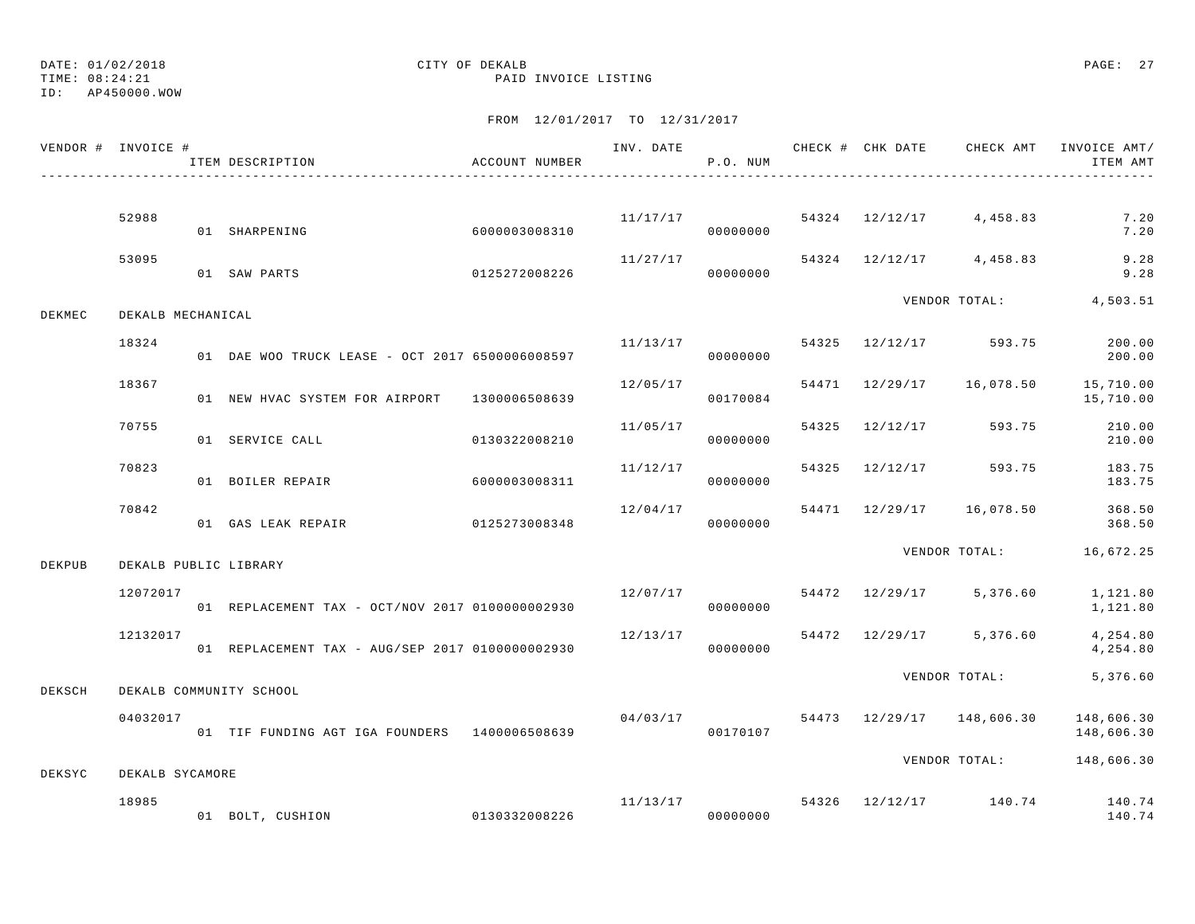DATE: 01/02/2018 CITY OF DEKALB
TIME: 08:24:21 PAID INVOICE LISTING
ID: AP450000.WOW

FROM 12/01/2017 TO 12/31/2017

| VENDOR # | INVOICE # | ITEM DESCRIPTION | ACCOUNT NUMBER | INV. DATE | P.O. NUM | CHECK # | CHK DATE | CHECK AMT | INVOICE AMT/ ITEM AMT |
|---|---|---|---|---|---|---|---|---|---|
| | 52988 | | | 11/17/17 | | 54324 | 12/12/17 | 4,458.83 | 7.20 |
| | | 01 SHARPENING | 6000003008310 | | 00000000 | | | | 7.20 |
| | 53095 | | | 11/27/17 | | 54324 | 12/12/17 | 4,458.83 | 9.28 |
| | | 01 SAW PARTS | 0125272008226 | | 00000000 | | | | 9.28 |
| | | | | | | | VENDOR TOTAL: | | 4,503.51 |
| DEKMEC | DEKALB MECHANICAL | | | | | | | | |
| | 18324 | | | 11/13/17 | | 54325 | 12/12/17 | 593.75 | 200.00 |
| | | 01 DAE WOO TRUCK LEASE - OCT 2017 | 6500006008597 | | 00000000 | | | | 200.00 |
| | 18367 | | | 12/05/17 | | 54471 | 12/29/17 | 16,078.50 | 15,710.00 |
| | | 01 NEW HVAC SYSTEM FOR AIRPORT | 1300006508639 | | 00170084 | | | | 15,710.00 |
| | 70755 | | | 11/05/17 | | 54325 | 12/12/17 | 593.75 | 210.00 |
| | | 01 SERVICE CALL | 0130322008210 | | 00000000 | | | | 210.00 |
| | 70823 | | | 11/12/17 | | 54325 | 12/12/17 | 593.75 | 183.75 |
| | | 01 BOILER REPAIR | 6000003008311 | | 00000000 | | | | 183.75 |
| | 70842 | | | 12/04/17 | | 54471 | 12/29/17 | 16,078.50 | 368.50 |
| | | 01 GAS LEAK REPAIR | 0125273008348 | | 00000000 | | | | 368.50 |
| | | | | | | | VENDOR TOTAL: | | 16,672.25 |
| DEKPUB | DEKALB PUBLIC LIBRARY | | | | | | | | |
| | 12072017 | | | 12/07/17 | | 54472 | 12/29/17 | 5,376.60 | 1,121.80 |
| | | 01 REPLACEMENT TAX - OCT/NOV 2017 | 0100000002930 | | 00000000 | | | | 1,121.80 |
| | 12132017 | | | 12/13/17 | | 54472 | 12/29/17 | 5,376.60 | 4,254.80 |
| | | 01 REPLACEMENT TAX - AUG/SEP 2017 | 0100000002930 | | 00000000 | | | | 4,254.80 |
| | | | | | | | VENDOR TOTAL: | | 5,376.60 |
| DEKSCH | DEKALB COMMUNITY SCHOOL | | | | | | | | |
| | 04032017 | | | 04/03/17 | | 54473 | 12/29/17 | 148,606.30 | 148,606.30 |
| | | 01 TIF FUNDING AGT IGA FOUNDERS | 1400006508639 | | 00170107 | | | | 148,606.30 |
| | | | | | | | VENDOR TOTAL: | | 148,606.30 |
| DEKSYC | DEKALB SYCAMORE | | | | | | | | |
| | 18985 | | | 11/13/17 | | 54326 | 12/12/17 | 140.74 | 140.74 |
| | | 01 BOLT, CUSHION | 0130332008226 | | 00000000 | | | | 140.74 |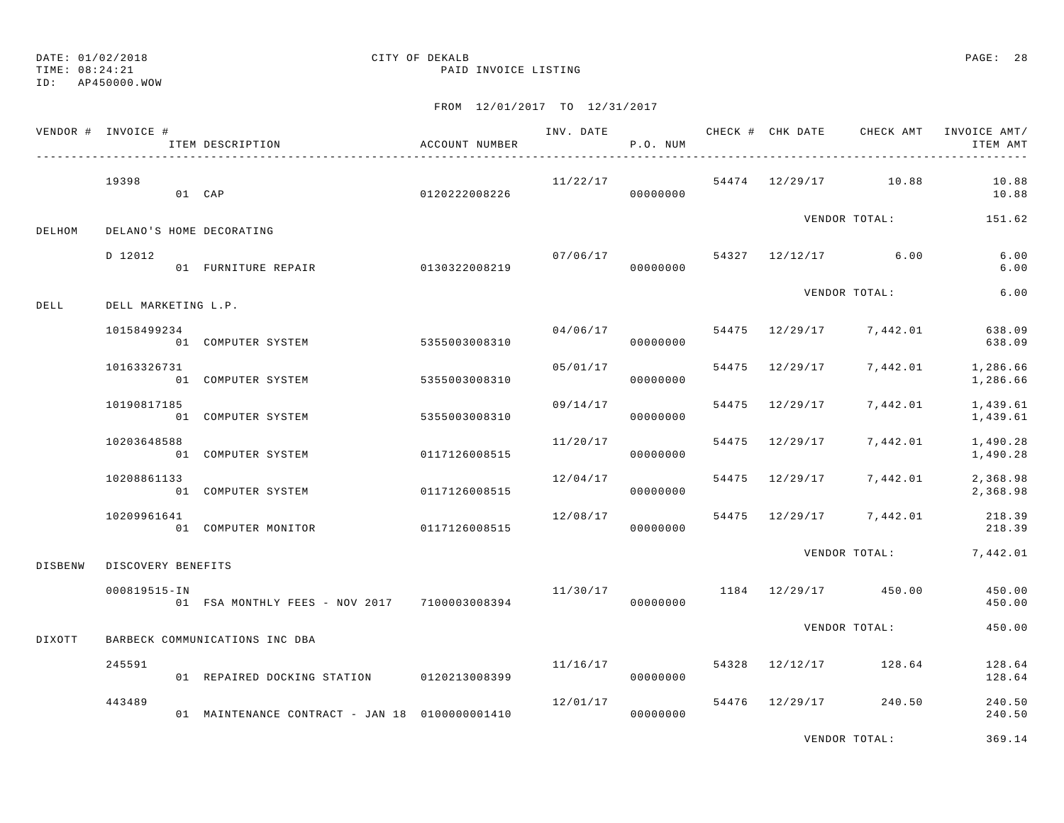DATE: 01/02/2018
TIME: 08:24:21
ID: AP450000.WOW

CITY OF DEKALB
PAID INVOICE LISTING

FROM 12/01/2017 TO 12/31/2017

| VENDOR # | INVOICE # / ITEM DESCRIPTION | ACCOUNT NUMBER | INV. DATE | P.O. NUM | CHECK # | CHK DATE | CHECK AMT | INVOICE AMT/ ITEM AMT |
|---|---|---|---|---|---|---|---|---|
| | 19398 | | 11/22/17 | | 54474 | 12/29/17 | 10.88 | 10.88 |
| | 01 CAP | 0120222008226 | | 00000000 | | | | 10.88 |
| | | | | | | VENDOR TOTAL: | | 151.62 |
| DELHOM | DELANO'S HOME DECORATING | | | | | | | |
| | D 12012 | | 07/06/17 | | 54327 | 12/12/17 | 6.00 | 6.00 |
| | 01 FURNITURE REPAIR | 0130322008219 | | 00000000 | | | | 6.00 |
| | | | | | | VENDOR TOTAL: | | 6.00 |
| DELL | DELL MARKETING L.P. | | | | | | | |
| | 10158499234 | | 04/06/17 | | 54475 | 12/29/17 | 7,442.01 | 638.09 |
| | 01 COMPUTER SYSTEM | 5355003008310 | | 00000000 | | | | 638.09 |
| | 10163326731 | | 05/01/17 | | 54475 | 12/29/17 | 7,442.01 | 1,286.66 |
| | 01 COMPUTER SYSTEM | 5355003008310 | | 00000000 | | | | 1,286.66 |
| | 10190817185 | | 09/14/17 | | 54475 | 12/29/17 | 7,442.01 | 1,439.61 |
| | 01 COMPUTER SYSTEM | 5355003008310 | | 00000000 | | | | 1,439.61 |
| | 10203648588 | | 11/20/17 | | 54475 | 12/29/17 | 7,442.01 | 1,490.28 |
| | 01 COMPUTER SYSTEM | 0117126008515 | | 00000000 | | | | 1,490.28 |
| | 10208861133 | | 12/04/17 | | 54475 | 12/29/17 | 7,442.01 | 2,368.98 |
| | 01 COMPUTER SYSTEM | 0117126008515 | | 00000000 | | | | 2,368.98 |
| | 10209961641 | | 12/08/17 | | 54475 | 12/29/17 | 7,442.01 | 218.39 |
| | 01 COMPUTER MONITOR | 0117126008515 | | 00000000 | | | | 218.39 |
| | | | | | | VENDOR TOTAL: | | 7,442.01 |
| DISBENW | DISCOVERY BENEFITS | | | | | | | |
| | 000819515-IN | | 11/30/17 | | 1184 | 12/29/17 | 450.00 | 450.00 |
| | 01 FSA MONTHLY FEES - NOV 2017 | 7100003008394 | | 00000000 | | | | 450.00 |
| | | | | | | VENDOR TOTAL: | | 450.00 |
| DIXOTT | BARBECK COMMUNICATIONS INC DBA | | | | | | | |
| | 245591 | | 11/16/17 | | 54328 | 12/12/17 | 128.64 | 128.64 |
| | 01 REPAIRED DOCKING STATION | 0120213008399 | | 00000000 | | | | 128.64 |
| | 443489 | | 12/01/17 | | 54476 | 12/29/17 | 240.50 | 240.50 |
| | 01 MAINTENANCE CONTRACT - JAN 18 | 0100000001410 | | 00000000 | | | | 240.50 |
| | | | | | | VENDOR TOTAL: | | 369.14 |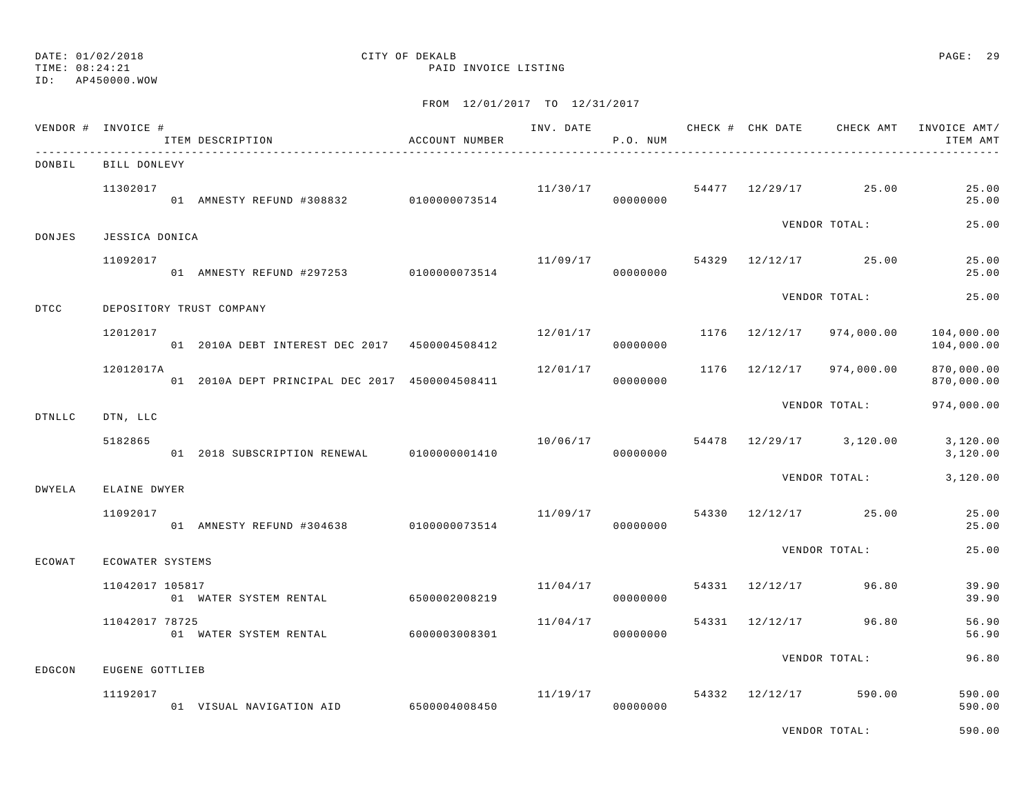DATE: 01/02/2018 CITY OF DEKALB
TIME: 08:24:21 PAID INVOICE LISTING
ID: AP450000.WOW

FROM 12/01/2017 TO 12/31/2017

| VENDOR # | INVOICE # / ITEM DESCRIPTION | ACCOUNT NUMBER | INV. DATE | P.O. NUM | CHECK # | CHK DATE | CHECK AMT | INVOICE AMT/ ITEM AMT |
|---|---|---|---|---|---|---|---|---|
| DONBIL | BILL DONLEVY | | | | | | | |
| | 11302017 | | 11/30/17 | | 54477 | 12/29/17 | 25.00 | 25.00 |
| | 01 AMNESTY REFUND #308832 | 0100000073514 | | 00000000 | | | | 25.00 |
| | | | | | | VENDOR TOTAL: | | 25.00 |
| DONJES | JESSICA DONICA | | | | | | | |
| | 11092017 | | 11/09/17 | | 54329 | 12/12/17 | 25.00 | 25.00 |
| | 01 AMNESTY REFUND #297253 | 0100000073514 | | 00000000 | | | | 25.00 |
| | | | | | | VENDOR TOTAL: | | 25.00 |
| DTCC | DEPOSITORY TRUST COMPANY | | | | | | | |
| | 12012017 | | 12/01/17 | | 1176 | 12/12/17 | 974,000.00 | 104,000.00 |
| | 01 2010A DEBT INTEREST DEC 2017 | 4500004508412 | | 00000000 | | | | 104,000.00 |
| | 12012017A | | 12/01/17 | | 1176 | 12/12/17 | 974,000.00 | 870,000.00 |
| | 01 2010A DEPT PRINCIPAL DEC 2017 | 4500004508411 | | 00000000 | | | | 870,000.00 |
| | | | | | | VENDOR TOTAL: | | 974,000.00 |
| DTNLLC | DTN, LLC | | | | | | | |
| | 5182865 | | 10/06/17 | | 54478 | 12/29/17 | 3,120.00 | 3,120.00 |
| | 01 2018 SUBSCRIPTION RENEWAL | 0100000001410 | | 00000000 | | | | 3,120.00 |
| | | | | | | VENDOR TOTAL: | | 3,120.00 |
| DWYELA | ELAINE DWYER | | | | | | | |
| | 11092017 | | 11/09/17 | | 54330 | 12/12/17 | 25.00 | 25.00 |
| | 01 AMNESTY REFUND #304638 | 0100000073514 | | 00000000 | | | | 25.00 |
| | | | | | | VENDOR TOTAL: | | 25.00 |
| ECOWAT | ECOWATER SYSTEMS | | | | | | | |
| | 11042017 105817 | | 11/04/17 | | 54331 | 12/12/17 | 96.80 | 39.90 |
| | 01 WATER SYSTEM RENTAL | 6500002008219 | | 00000000 | | | | 39.90 |
| | 11042017 78725 | | 11/04/17 | | 54331 | 12/12/17 | 96.80 | 56.90 |
| | 01 WATER SYSTEM RENTAL | 6000003008301 | | 00000000 | | | | 56.90 |
| | | | | | | VENDOR TOTAL: | | 96.80 |
| EDGCON | EUGENE GOTTLIEB | | | | | | | |
| | 11192017 | | 11/19/17 | | 54332 | 12/12/17 | 590.00 | 590.00 |
| | 01 VISUAL NAVIGATION AID | 6500004008450 | | 00000000 | | | | 590.00 |
| | | | | | | VENDOR TOTAL: | | 590.00 |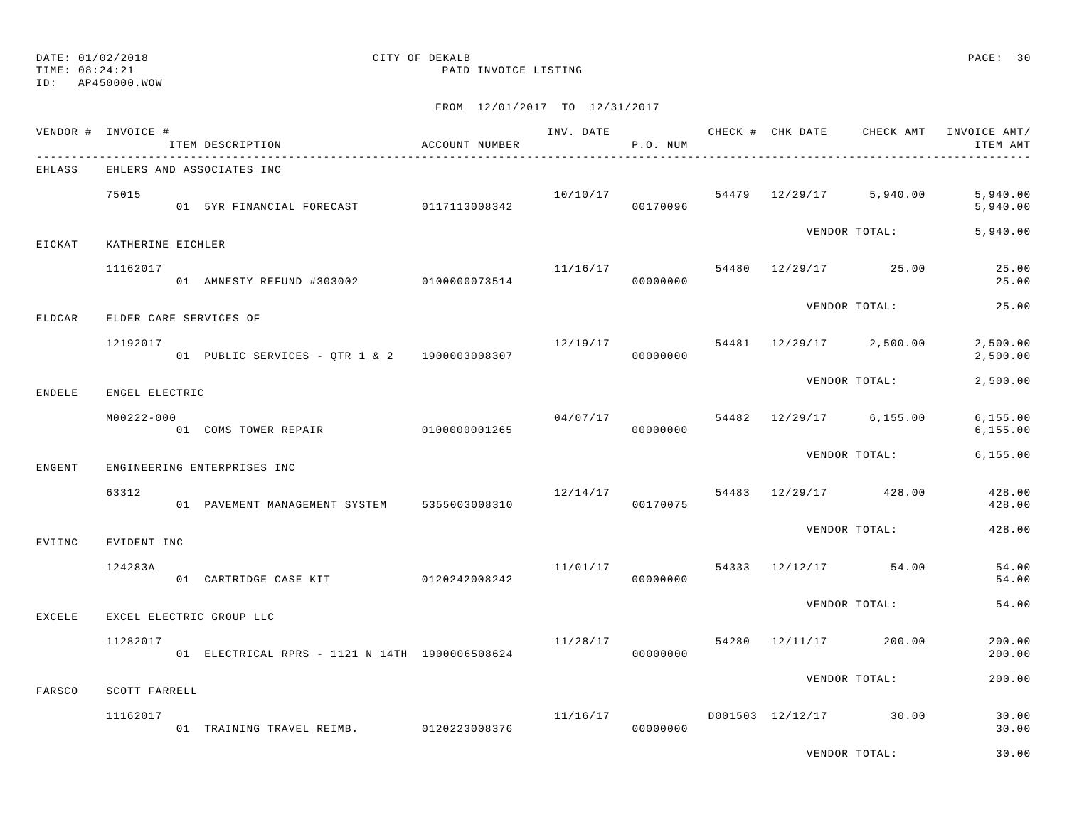CITY OF DEKALB

PAID INVOICE LISTING

DATE: 01/02/2018
TIME: 08:24:21
ID: AP450000.WOW

FROM 12/01/2017 TO 12/31/2017

| VENDOR # | INVOICE # / ITEM DESCRIPTION | ACCOUNT NUMBER | INV. DATE | P.O. NUM | CHECK # | CHK DATE | CHECK AMT | INVOICE AMT/ ITEM AMT |
|---|---|---|---|---|---|---|---|---|
| EHLASS | EHLERS AND ASSOCIATES INC | | | | | | | |
| | 75015 | | 10/10/17 | | 54479 | 12/29/17 | 5,940.00 | 5,940.00 |
| | 01 5YR FINANCIAL FORECAST | 0117113008342 | | 00170096 | | | | 5,940.00 |
| | | | | | | VENDOR TOTAL: | | 5,940.00 |
| EICKAT | KATHERINE EICHLER | | | | | | | |
| | 11162017 | | 11/16/17 | | 54480 | 12/29/17 | 25.00 | 25.00 |
| | 01 AMNESTY REFUND #303002 | 0100000073514 | | 00000000 | | | | 25.00 |
| | | | | | | VENDOR TOTAL: | | 25.00 |
| ELDCAR | ELDER CARE SERVICES OF | | | | | | | |
| | 12192017 | | 12/19/17 | | 54481 | 12/29/17 | 2,500.00 | 2,500.00 |
| | 01 PUBLIC SERVICES - QTR 1 & 2 | 1900003008307 | | 00000000 | | | | 2,500.00 |
| | | | | | | VENDOR TOTAL: | | 2,500.00 |
| ENDELE | ENGEL ELECTRIC | | | | | | | |
| | M00222-000 | | 04/07/17 | | 54482 | 12/29/17 | 6,155.00 | 6,155.00 |
| | 01 COMS TOWER REPAIR | 0100000001265 | | 00000000 | | | | 6,155.00 |
| | | | | | | VENDOR TOTAL: | | 6,155.00 |
| ENGENT | ENGINEERING ENTERPRISES INC | | | | | | | |
| | 63312 | | 12/14/17 | | 54483 | 12/29/17 | 428.00 | 428.00 |
| | 01 PAVEMENT MANAGEMENT SYSTEM | 5355003008310 | | 00170075 | | | | 428.00 |
| | | | | | | VENDOR TOTAL: | | 428.00 |
| EVIINC | EVIDENT INC | | | | | | | |
| | 124283A | | 11/01/17 | | 54333 | 12/12/17 | 54.00 | 54.00 |
| | 01 CARTRIDGE CASE KIT | 0120242008242 | | 00000000 | | | | 54.00 |
| | | | | | | VENDOR TOTAL: | | 54.00 |
| EXCELE | EXCEL ELECTRIC GROUP LLC | | | | | | | |
| | 11282017 | | 11/28/17 | | 54280 | 12/11/17 | 200.00 | 200.00 |
| | 01 ELECTRICAL RPRS - 1121 N 14TH | 1900006508624 | | 00000000 | | | | 200.00 |
| | | | | | | VENDOR TOTAL: | | 200.00 |
| FARSCO | SCOTT FARRELL | | | | | | | |
| | 11162017 | | 11/16/17 | | D001503 | 12/12/17 | 30.00 | 30.00 |
| | 01 TRAINING TRAVEL REIMB. | 0120223008376 | | 00000000 | | | | 30.00 |
| | | | | | | VENDOR TOTAL: | | 30.00 |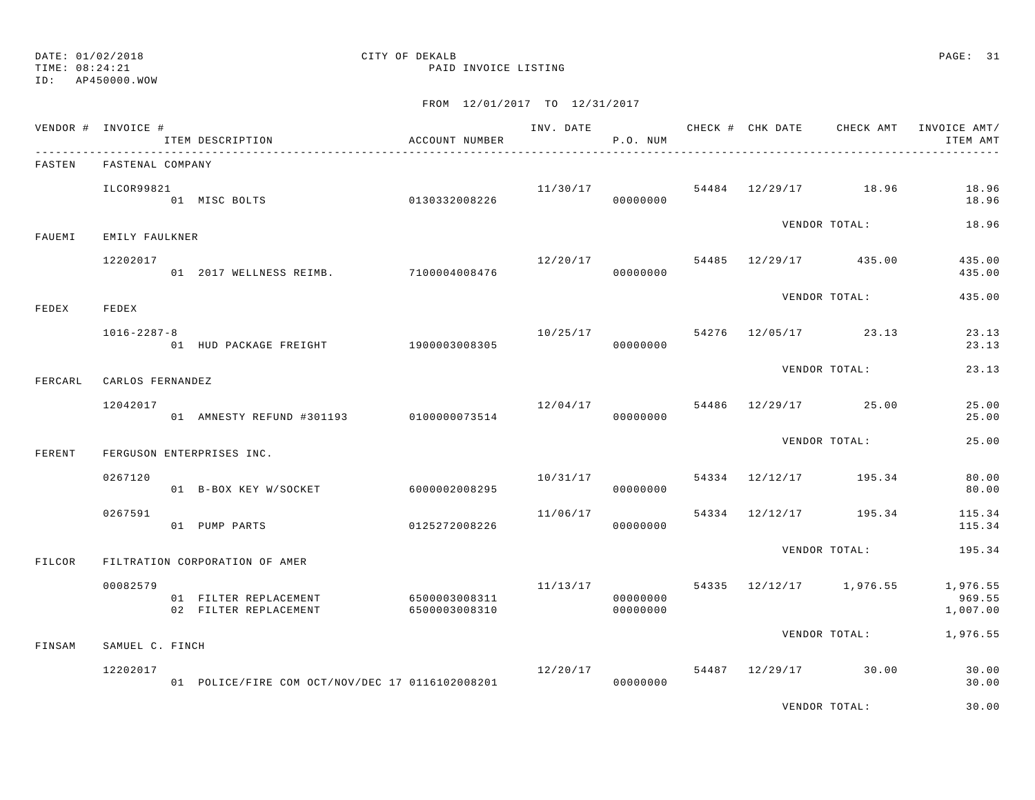DATE: 01/02/2018 CITY OF DEKALB
TIME: 08:24:21 PAID INVOICE LISTING
ID: AP450000.WOW

FROM 12/01/2017 TO 12/31/2017

| VENDOR # | INVOICE # | ITEM DESCRIPTION | ACCOUNT NUMBER | INV. DATE | P.O. NUM | CHECK # | CHK DATE | CHECK AMT | INVOICE AMT/ ITEM AMT |
|---|---|---|---|---|---|---|---|---|---|
| FASTEN | FASTENAL COMPANY | | | | | | | | |
| | ILCOR99821 | | | 11/30/17 | | 54484 | 12/29/17 | 18.96 | 18.96 |
| | | 01 MISC BOLTS | 0130332008226 | | 00000000 | | | | 18.96 |
| | | | | | | | | VENDOR TOTAL: | 18.96 |
| FAUEMI | EMILY FAULKNER | | | | | | | | |
| | 12202017 | | | 12/20/17 | | 54485 | 12/29/17 | 435.00 | 435.00 |
| | | 01 2017 WELLNESS REIMB. | 7100004008476 | | 00000000 | | | | 435.00 |
| | | | | | | | | VENDOR TOTAL: | 435.00 |
| FEDEX | FEDEX | | | | | | | | |
| | 1016-2287-8 | | | 10/25/17 | | 54276 | 12/05/17 | 23.13 | 23.13 |
| | | 01 HUD PACKAGE FREIGHT | 1900003008305 | | 00000000 | | | | 23.13 |
| | | | | | | | | VENDOR TOTAL: | 23.13 |
| FERCARL | CARLOS FERNANDEZ | | | | | | | | |
| | 12042017 | | | 12/04/17 | | 54486 | 12/29/17 | 25.00 | 25.00 |
| | | 01 AMNESTY REFUND #301193 | 0100000073514 | | 00000000 | | | | 25.00 |
| | | | | | | | | VENDOR TOTAL: | 25.00 |
| FERENT | FERGUSON ENTERPRISES INC. | | | | | | | | |
| | 0267120 | | | 10/31/17 | | 54334 | 12/12/17 | 195.34 | 80.00 |
| | | 01 B-BOX KEY W/SOCKET | 6000002008295 | | 00000000 | | | | 80.00 |
| | 0267591 | | | 11/06/17 | | 54334 | 12/12/17 | 195.34 | 115.34 |
| | | 01 PUMP PARTS | 0125272008226 | | 00000000 | | | | 115.34 |
| | | | | | | | | VENDOR TOTAL: | 195.34 |
| FILCOR | FILTRATION CORPORATION OF AMER | | | | | | | | |
| | 00082579 | | | 11/13/17 | | 54335 | 12/12/17 | 1,976.55 | 1,976.55 |
| | | 01 FILTER REPLACEMENT | 6500003008311 | | 00000000 | | | | 969.55 |
| | | 02 FILTER REPLACEMENT | 6500003008310 | | 00000000 | | | | 1,007.00 |
| | | | | | | | | VENDOR TOTAL: | 1,976.55 |
| FINSAM | SAMUEL C. FINCH | | | | | | | | |
| | 12202017 | | | 12/20/17 | | 54487 | 12/29/17 | 30.00 | 30.00 |
| | | 01 POLICE/FIRE COM OCT/NOV/DEC 17 | 0116102008201 | | 00000000 | | | | 30.00 |
| | | | | | | | | VENDOR TOTAL: | 30.00 |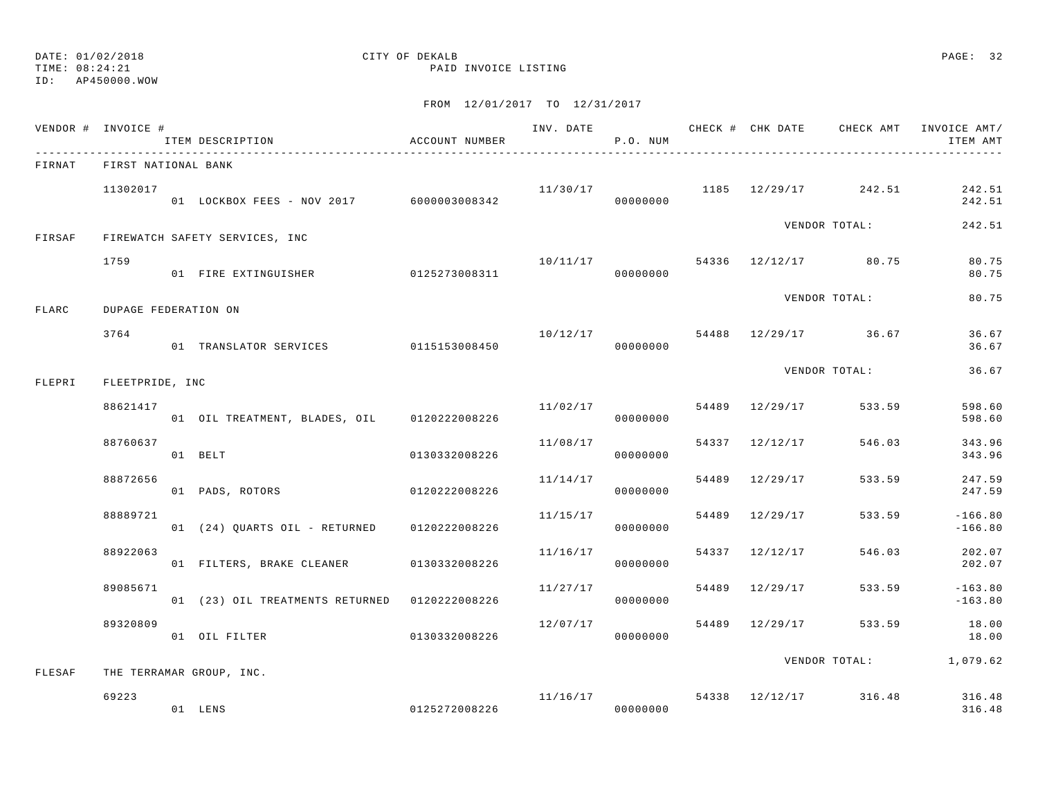DATE: 01/02/2018 CITY OF DEKALB PAGE: 32
TIME: 08:24:21 PAID INVOICE LISTING
ID: AP450000.WOW

FROM 12/01/2017 TO 12/31/2017

| VENDOR # | INVOICE # | ITEM DESCRIPTION | ACCOUNT NUMBER | INV. DATE | P.O. NUM | CHECK # | CHK DATE | CHECK AMT | INVOICE AMT/ ITEM AMT |
|---|---|---|---|---|---|---|---|---|---|
| FIRNAT | FIRST NATIONAL BANK | | | | | | | | |
| | 11302017 | | | 11/30/17 | | 1185 | 12/29/17 | 242.51 | 242.51 |
| | | 01 LOCKBOX FEES - NOV 2017 | 6000003008342 | | 00000000 | | | | 242.51 |
| | | | | | | | | VENDOR TOTAL: | 242.51 |
| FIRSAF | FIREWATCH SAFETY SERVICES, INC | | | | | | | | |
| | 1759 | | | 10/11/17 | | 54336 | 12/12/17 | 80.75 | 80.75 |
| | | 01 FIRE EXTINGUISHER | 0125273008311 | | 00000000 | | | | 80.75 |
| | | | | | | | | VENDOR TOTAL: | 80.75 |
| FLARC | DUPAGE FEDERATION ON | | | | | | | | |
| | 3764 | | | 10/12/17 | | 54488 | 12/29/17 | 36.67 | 36.67 |
| | | 01 TRANSLATOR SERVICES | 0115153008450 | | 00000000 | | | | 36.67 |
| | | | | | | | | VENDOR TOTAL: | 36.67 |
| FLEPRI | FLEETPRIDE, INC | | | | | | | | |
| | 88621417 | | | 11/02/17 | | 54489 | 12/29/17 | 533.59 | 598.60 |
| | | 01 OIL TREATMENT, BLADES, OIL | 0120222008226 | | 00000000 | | | | 598.60 |
| | 88760637 | | | 11/08/17 | | 54337 | 12/12/17 | 546.03 | 343.96 |
| | | 01 BELT | 0130332008226 | | 00000000 | | | | 343.96 |
| | 88872656 | | | 11/14/17 | | 54489 | 12/29/17 | 533.59 | 247.59 |
| | | 01 PADS, ROTORS | 0120222008226 | | 00000000 | | | | 247.59 |
| | 88889721 | | | 11/15/17 | | 54489 | 12/29/17 | 533.59 | -166.80 |
| | | 01 (24) QUARTS OIL - RETURNED | 0120222008226 | | 00000000 | | | | -166.80 |
| | 88922063 | | | 11/16/17 | | 54337 | 12/12/17 | 546.03 | 202.07 |
| | | 01 FILTERS, BRAKE CLEANER | 0130332008226 | | 00000000 | | | | 202.07 |
| | 89085671 | | | 11/27/17 | | 54489 | 12/29/17 | 533.59 | -163.80 |
| | | 01 (23) OIL TREATMENTS RETURNED | 0120222008226 | | 00000000 | | | | -163.80 |
| | 89320809 | | | 12/07/17 | | 54489 | 12/29/17 | 533.59 | 18.00 |
| | | 01 OIL FILTER | 0130332008226 | | 00000000 | | | | 18.00 |
| | | | | | | | | VENDOR TOTAL: | 1,079.62 |
| FLESAF | THE TERRAMAR GROUP, INC. | | | | | | | | |
| | 69223 | | | 11/16/17 | | 54338 | 12/12/17 | 316.48 | 316.48 |
| | | 01 LENS | 0125272008226 | | 00000000 | | | | 316.48 |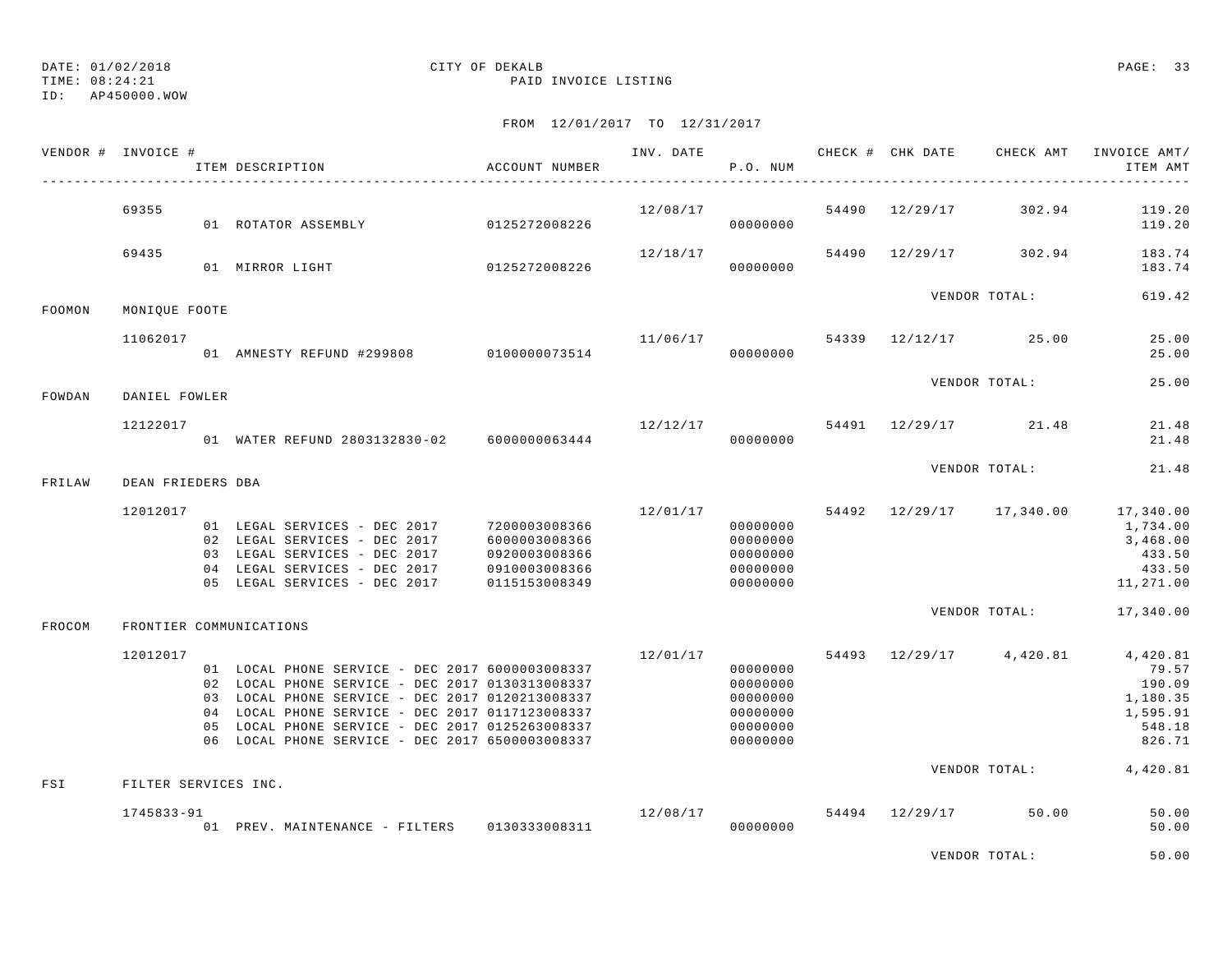DATE: 01/02/2018 CITY OF DEKALB
TIME: 08:24:21 PAID INVOICE LISTING
ID: AP450000.WOW

FROM 12/01/2017 TO 12/31/2017

| VENDOR # | INVOICE # | ITEM DESCRIPTION | ACCOUNT NUMBER | INV. DATE | P.O. NUM | CHECK # | CHK DATE | CHECK AMT | INVOICE AMT/ ITEM AMT |
|---|---|---|---|---|---|---|---|---|---|
| | 69355 | | | 12/08/17 | | 54490 | 12/29/17 | 302.94 | 119.20 |
| | | 01 ROTATOR ASSEMBLY | 0125272008226 | | 00000000 | | | | 119.20 |
| | 69435 | | | 12/18/17 | | 54490 | 12/29/17 | 302.94 | 183.74 |
| | | 01 MIRROR LIGHT | 0125272008226 | | 00000000 | | | | 183.74 |
| | | | | | | | | VENDOR TOTAL: | 619.42 |
| FOOMON | MONIQUE FOOTE | | | | | | | | |
| | 11062017 | | | 11/06/17 | | 54339 | 12/12/17 | 25.00 | 25.00 |
| | | 01 AMNESTY REFUND #299808 | 0100000073514 | | 00000000 | | | | 25.00 |
| | | | | | | | | VENDOR TOTAL: | 25.00 |
| FOWDAN | DANIEL FOWLER | | | | | | | | |
| | 12122017 | | | 12/12/17 | | 54491 | 12/29/17 | 21.48 | 21.48 |
| | | 01 WATER REFUND 2803132830-02 | 6000000063444 | | 00000000 | | | | 21.48 |
| | | | | | | | | VENDOR TOTAL: | 21.48 |
| FRILAW | DEAN FRIEDERS DBA | | | | | | | | |
| | 12012017 | | | 12/01/17 | | 54492 | 12/29/17 | 17,340.00 | 17,340.00 |
| | | 01 LEGAL SERVICES - DEC 2017 | 7200003008366 | | 00000000 | | | | 1,734.00 |
| | | 02 LEGAL SERVICES - DEC 2017 | 6000003008366 | | 00000000 | | | | 3,468.00 |
| | | 03 LEGAL SERVICES - DEC 2017 | 0920003008366 | | 00000000 | | | | 433.50 |
| | | 04 LEGAL SERVICES - DEC 2017 | 0910003008366 | | 00000000 | | | | 433.50 |
| | | 05 LEGAL SERVICES - DEC 2017 | 0115153008349 | | 00000000 | | | | 11,271.00 |
| | | | | | | | | VENDOR TOTAL: | 17,340.00 |
| FROCOM | FRONTIER COMMUNICATIONS | | | | | | | | |
| | 12012017 | | | 12/01/17 | | 54493 | 12/29/17 | 4,420.81 | 4,420.81 |
| | | 01 LOCAL PHONE SERVICE - DEC 2017 | 6000003008337 | | 00000000 | | | | 79.57 |
| | | 02 LOCAL PHONE SERVICE - DEC 2017 | 0130313008337 | | 00000000 | | | | 190.09 |
| | | 03 LOCAL PHONE SERVICE - DEC 2017 | 0120213008337 | | 00000000 | | | | 1,180.35 |
| | | 04 LOCAL PHONE SERVICE - DEC 2017 | 0117123008337 | | 00000000 | | | | 1,595.91 |
| | | 05 LOCAL PHONE SERVICE - DEC 2017 | 0125263008337 | | 00000000 | | | | 548.18 |
| | | 06 LOCAL PHONE SERVICE - DEC 2017 | 6500003008337 | | 00000000 | | | | 826.71 |
| | | | | | | | | VENDOR TOTAL: | 4,420.81 |
| FSI | FILTER SERVICES INC. | | | | | | | | |
| | 1745833-91 | | | 12/08/17 | | 54494 | 12/29/17 | 50.00 | 50.00 |
| | | 01 PREV. MAINTENANCE - FILTERS | 0130333008311 | | 00000000 | | | | 50.00 |
| | | | | | | | | VENDOR TOTAL: | 50.00 |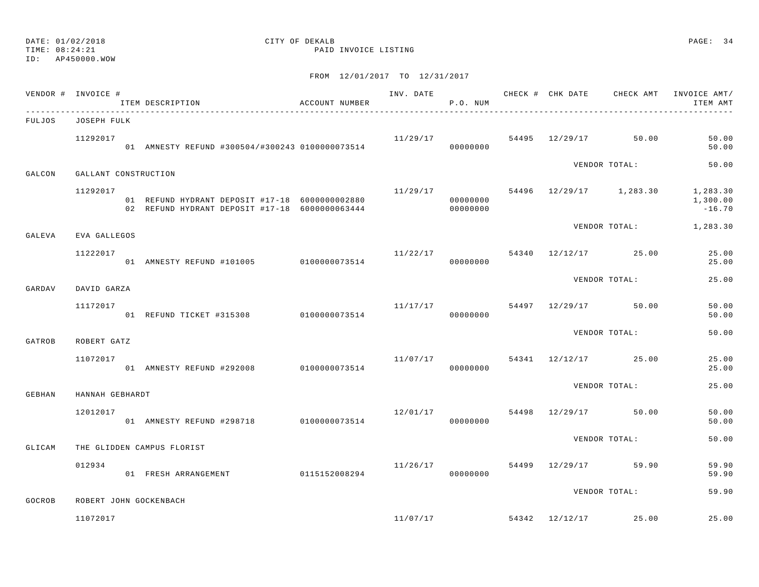DATE: 01/02/2018
TIME: 08:24:21
ID: AP450000.WOW

CITY OF DEKALB
PAID INVOICE LISTING

FROM 12/01/2017 TO 12/31/2017

| VENDOR # | INVOICE # | ITEM DESCRIPTION | ACCOUNT NUMBER | INV. DATE | P.O. NUM | CHECK # | CHK DATE | CHECK AMT | INVOICE AMT/ ITEM AMT |
|---|---|---|---|---|---|---|---|---|---|
| FULJOS | JOSEPH FULK | | | | | | | | |
| | 11292017 | | | 11/29/17 | | 54495 | 12/29/17 | 50.00 | 50.00 |
| | | 01 AMNESTY REFUND #300504/#300243 | 0100000073514 | | 00000000 | | | | 50.00 |
| | | | | | | | VENDOR TOTAL: | | 50.00 |
| GALCON | GALLANT CONSTRUCTION | | | | | | | | |
| | 11292017 | | | 11/29/17 | | 54496 | 12/29/17 | 1,283.30 | 1,283.30 |
| | | 01 REFUND HYDRANT DEPOSIT #17-18 | 6000000002880 | | 00000000 | | | | 1,300.00 |
| | | 02 REFUND HYDRANT DEPOSIT #17-18 | 6000000063444 | | 00000000 | | | | -16.70 |
| | | | | | | | VENDOR TOTAL: | | 1,283.30 |
| GALEVA | EVA GALLEGOS | | | | | | | | |
| | 11222017 | | | 11/22/17 | | 54340 | 12/12/17 | 25.00 | 25.00 |
| | | 01 AMNESTY REFUND #101005 | 0100000073514 | | 00000000 | | | | 25.00 |
| | | | | | | | VENDOR TOTAL: | | 25.00 |
| GARDAV | DAVID GARZA | | | | | | | | |
| | 11172017 | | | 11/17/17 | | 54497 | 12/29/17 | 50.00 | 50.00 |
| | | 01 REFUND TICKET #315308 | 0100000073514 | | 00000000 | | | | 50.00 |
| | | | | | | | VENDOR TOTAL: | | 50.00 |
| GATROB | ROBERT GATZ | | | | | | | | |
| | 11072017 | | | 11/07/17 | | 54341 | 12/12/17 | 25.00 | 25.00 |
| | | 01 AMNESTY REFUND #292008 | 0100000073514 | | 00000000 | | | | 25.00 |
| | | | | | | | VENDOR TOTAL: | | 25.00 |
| GEBHAN | HANNAH GEBHARDT | | | | | | | | |
| | 12012017 | | | 12/01/17 | | 54498 | 12/29/17 | 50.00 | 50.00 |
| | | 01 AMNESTY REFUND #298718 | 0100000073514 | | 00000000 | | | | 50.00 |
| | | | | | | | VENDOR TOTAL: | | 50.00 |
| GLICAM | THE GLIDDEN CAMPUS FLORIST | | | | | | | | |
| | 012934 | | | 11/26/17 | | 54499 | 12/29/17 | 59.90 | 59.90 |
| | | 01 FRESH ARRANGEMENT | 0115152008294 | | 00000000 | | | | 59.90 |
| | | | | | | | VENDOR TOTAL: | | 59.90 |
| GOCROB | ROBERT JOHN GOCKENBACH | | | | | | | | |
| | 11072017 | | | 11/07/17 | | 54342 | 12/12/17 | 25.00 | 25.00 |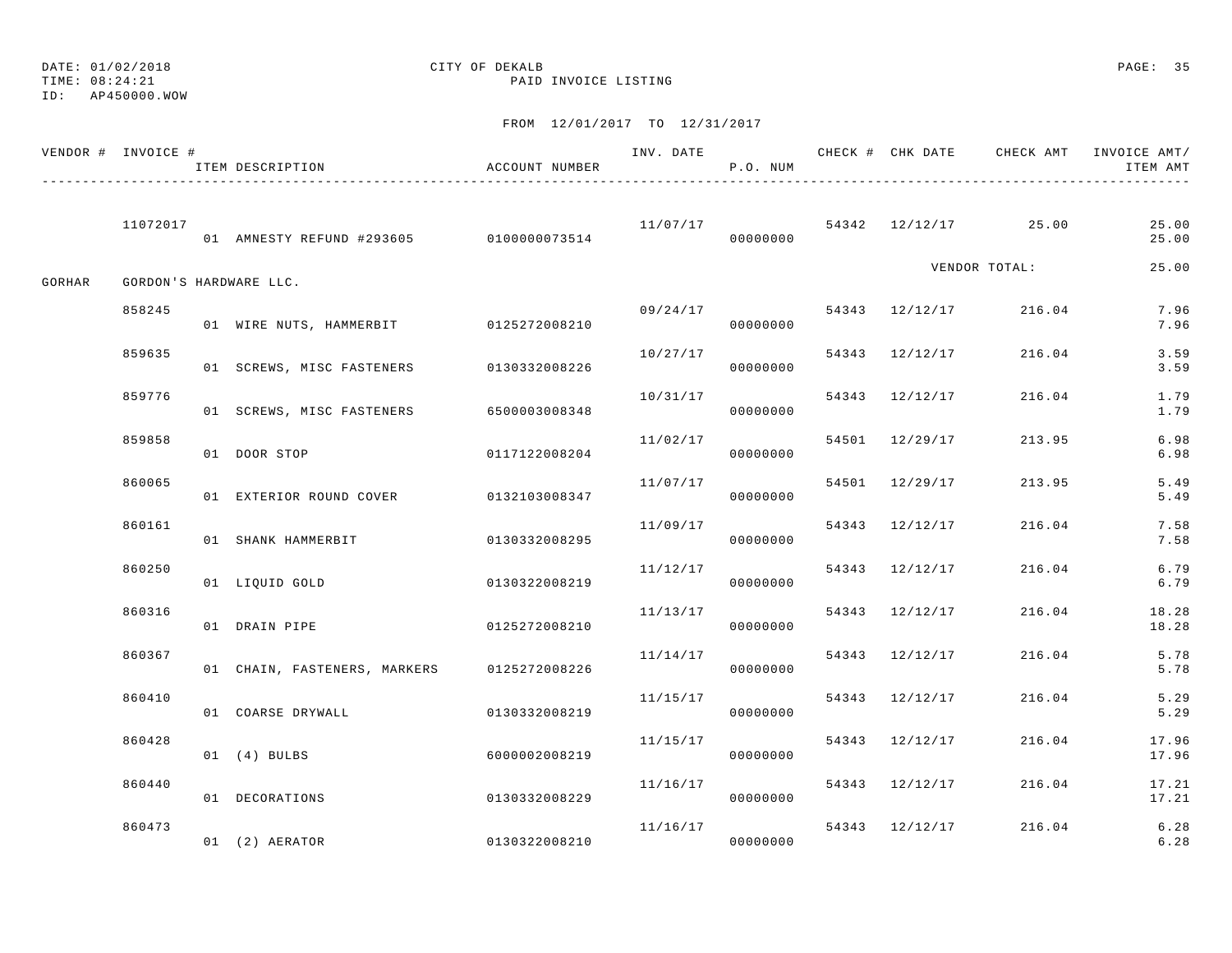DATE: 01/02/2018 CITY OF DEKALB
TIME: 08:24:21 PAID INVOICE LISTING
ID: AP450000.WOW

FROM 12/01/2017 TO 12/31/2017

| VENDOR # | INVOICE # | ITEM DESCRIPTION | ACCOUNT NUMBER | INV. DATE | P.O. NUM | CHECK # | CHK DATE | CHECK AMT | INVOICE AMT/ ITEM AMT |
|---|---|---|---|---|---|---|---|---|---|
| | 11072017 | | | 11/07/17 | | 54342 | 12/12/17 | 25.00 | 25.00 |
| | | 01 AMNESTY REFUND #293605 | 0100000073514 | | 00000000 | | | | 25.00 |
| | | | | | | | | VENDOR TOTAL: | 25.00 |
| GORHAR | GORDON'S HARDWARE LLC. | | | | | | | | |
| | 858245 | | | 09/24/17 | | 54343 | 12/12/17 | 216.04 | 7.96 |
| | | 01 WIRE NUTS, HAMMERBIT | 0125272008210 | | 00000000 | | | | 7.96 |
| | 859635 | | | 10/27/17 | | 54343 | 12/12/17 | 216.04 | 3.59 |
| | | 01 SCREWS, MISC FASTENERS | 0130332008226 | | 00000000 | | | | 3.59 |
| | 859776 | | | 10/31/17 | | 54343 | 12/12/17 | 216.04 | 1.79 |
| | | 01 SCREWS, MISC FASTENERS | 6500003008348 | | 00000000 | | | | 1.79 |
| | 859858 | | | 11/02/17 | | 54501 | 12/29/17 | 213.95 | 6.98 |
| | | 01 DOOR STOP | 0117122008204 | | 00000000 | | | | 6.98 |
| | 860065 | | | 11/07/17 | | 54501 | 12/29/17 | 213.95 | 5.49 |
| | | 01 EXTERIOR ROUND COVER | 0132103008347 | | 00000000 | | | | 5.49 |
| | 860161 | | | 11/09/17 | | 54343 | 12/12/17 | 216.04 | 7.58 |
| | | 01 SHANK HAMMERBIT | 0130332008295 | | 00000000 | | | | 7.58 |
| | 860250 | | | 11/12/17 | | 54343 | 12/12/17 | 216.04 | 6.79 |
| | | 01 LIQUID GOLD | 0130322008219 | | 00000000 | | | | 6.79 |
| | 860316 | | | 11/13/17 | | 54343 | 12/12/17 | 216.04 | 18.28 |
| | | 01 DRAIN PIPE | 0125272008210 | | 00000000 | | | | 18.28 |
| | 860367 | | | 11/14/17 | | 54343 | 12/12/17 | 216.04 | 5.78 |
| | | 01 CHAIN, FASTENERS, MARKERS | 0125272008226 | | 00000000 | | | | 5.78 |
| | 860410 | | | 11/15/17 | | 54343 | 12/12/17 | 216.04 | 5.29 |
| | | 01 COARSE DRYWALL | 0130332008219 | | 00000000 | | | | 5.29 |
| | 860428 | | | 11/15/17 | | 54343 | 12/12/17 | 216.04 | 17.96 |
| | | 01 (4) BULBS | 6000002008219 | | 00000000 | | | | 17.96 |
| | 860440 | | | 11/16/17 | | 54343 | 12/12/17 | 216.04 | 17.21 |
| | | 01 DECORATIONS | 0130332008229 | | 00000000 | | | | 17.21 |
| | 860473 | | | 11/16/17 | | 54343 | 12/12/17 | 216.04 | 6.28 |
| | | 01 (2) AERATOR | 0130322008210 | | 00000000 | | | | 6.28 |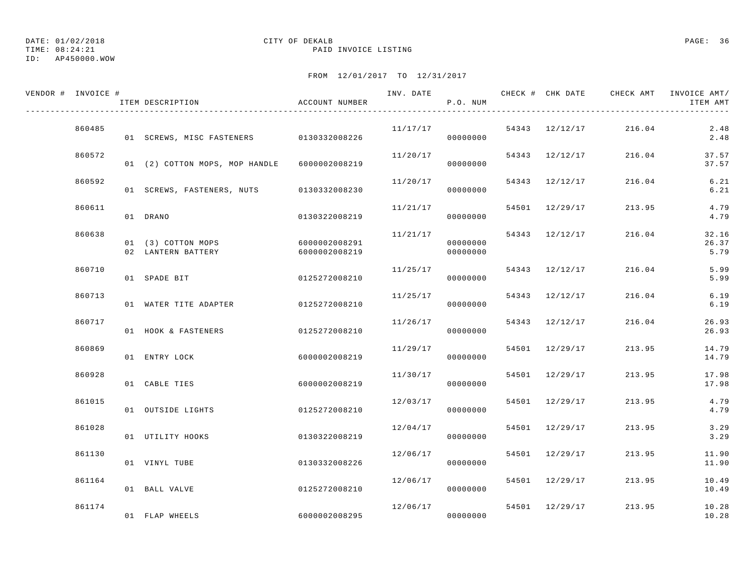DATE: 01/02/2018 CITY OF DEKALB
TIME: 08:24:21 PAID INVOICE LISTING
ID: AP450000.WOW

FROM 12/01/2017 TO 12/31/2017

| VENDOR # | INVOICE # | ITEM DESCRIPTION | ACCOUNT NUMBER | INV. DATE | P.O. NUM | CHECK # | CHK DATE | CHECK AMT | INVOICE AMT/ ITEM AMT |
|---|---|---|---|---|---|---|---|---|---|
| | 860485 | | | 11/17/17 | | 54343 | 12/12/17 | 216.04 | 2.48 |
| | | 01 SCREWS, MISC FASTENERS | 0130332008226 | | 00000000 | | | | 2.48 |
| | 860572 | | | 11/20/17 | | 54343 | 12/12/17 | 216.04 | 37.57 |
| | | 01 (2) COTTON MOPS, MOP HANDLE | 6000002008219 | | 00000000 | | | | 37.57 |
| | 860592 | | | 11/20/17 | | 54343 | 12/12/17 | 216.04 | 6.21 |
| | | 01 SCREWS, FASTENERS, NUTS | 0130332008230 | | 00000000 | | | | 6.21 |
| | 860611 | | | 11/21/17 | | 54501 | 12/29/17 | 213.95 | 4.79 |
| | | 01 DRANO | 0130322008219 | | 00000000 | | | | 4.79 |
| | 860638 | | | 11/21/17 | | 54343 | 12/12/17 | 216.04 | 32.16 |
| | | 01 (3) COTTON MOPS | 6000002008291 | | 00000000 | | | | 26.37 |
| | | 02 LANTERN BATTERY | 6000002008219 | | 00000000 | | | | 5.79 |
| | 860710 | | | 11/25/17 | | 54343 | 12/12/17 | 216.04 | 5.99 |
| | | 01 SPADE BIT | 0125272008210 | | 00000000 | | | | 5.99 |
| | 860713 | | | 11/25/17 | | 54343 | 12/12/17 | 216.04 | 6.19 |
| | | 01 WATER TITE ADAPTER | 0125272008210 | | 00000000 | | | | 6.19 |
| | 860717 | | | 11/26/17 | | 54343 | 12/12/17 | 216.04 | 26.93 |
| | | 01 HOOK & FASTENERS | 0125272008210 | | 00000000 | | | | 26.93 |
| | 860869 | | | 11/29/17 | | 54501 | 12/29/17 | 213.95 | 14.79 |
| | | 01 ENTRY LOCK | 6000002008219 | | 00000000 | | | | 14.79 |
| | 860928 | | | 11/30/17 | | 54501 | 12/29/17 | 213.95 | 17.98 |
| | | 01 CABLE TIES | 6000002008219 | | 00000000 | | | | 17.98 |
| | 861015 | | | 12/03/17 | | 54501 | 12/29/17 | 213.95 | 4.79 |
| | | 01 OUTSIDE LIGHTS | 0125272008210 | | 00000000 | | | | 4.79 |
| | 861028 | | | 12/04/17 | | 54501 | 12/29/17 | 213.95 | 3.29 |
| | | 01 UTILITY HOOKS | 0130322008219 | | 00000000 | | | | 3.29 |
| | 861130 | | | 12/06/17 | | 54501 | 12/29/17 | 213.95 | 11.90 |
| | | 01 VINYL TUBE | 0130332008226 | | 00000000 | | | | 11.90 |
| | 861164 | | | 12/06/17 | | 54501 | 12/29/17 | 213.95 | 10.49 |
| | | 01 BALL VALVE | 0125272008210 | | 00000000 | | | | 10.49 |
| | 861174 | | | 12/06/17 | | 54501 | 12/29/17 | 213.95 | 10.28 |
| | | 01 FLAP WHEELS | 6000002008295 | | 00000000 | | | | 10.28 |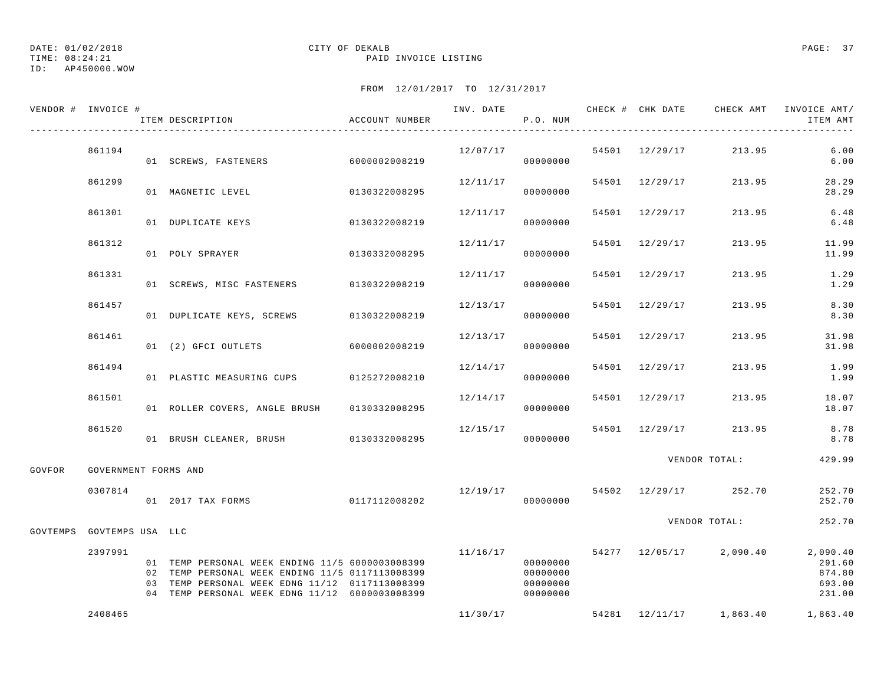DATE: 01/02/2018
TIME: 08:24:21
ID: AP450000.WOW

CITY OF DEKALB
PAID INVOICE LISTING

FROM 12/01/2017 TO 12/31/2017

| VENDOR # | INVOICE # | ITEM DESCRIPTION | ACCOUNT NUMBER | INV. DATE | P.O. NUM | CHECK # | CHK DATE | CHECK AMT | INVOICE AMT/ ITEM AMT |
|---|---|---|---|---|---|---|---|---|---|
| | 861194 | | | 12/07/17 | | 54501 | 12/29/17 | 213.95 | 6.00 |
| | | 01 SCREWS, FASTENERS | 6000002008219 | | 00000000 | | | | 6.00 |
| | 861299 | | | 12/11/17 | | 54501 | 12/29/17 | 213.95 | 28.29 |
| | | 01 MAGNETIC LEVEL | 0130322008295 | | 00000000 | | | | 28.29 |
| | 861301 | | | 12/11/17 | | 54501 | 12/29/17 | 213.95 | 6.48 |
| | | 01 DUPLICATE KEYS | 0130322008219 | | 00000000 | | | | 6.48 |
| | 861312 | | | 12/11/17 | | 54501 | 12/29/17 | 213.95 | 11.99 |
| | | 01 POLY SPRAYER | 0130332008295 | | 00000000 | | | | 11.99 |
| | 861331 | | | 12/11/17 | | 54501 | 12/29/17 | 213.95 | 1.29 |
| | | 01 SCREWS, MISC FASTENERS | 0130322008219 | | 00000000 | | | | 1.29 |
| | 861457 | | | 12/13/17 | | 54501 | 12/29/17 | 213.95 | 8.30 |
| | | 01 DUPLICATE KEYS, SCREWS | 0130322008219 | | 00000000 | | | | 8.30 |
| | 861461 | | | 12/13/17 | | 54501 | 12/29/17 | 213.95 | 31.98 |
| | | 01 (2) GFCI OUTLETS | 6000002008219 | | 00000000 | | | | 31.98 |
| | 861494 | | | 12/14/17 | | 54501 | 12/29/17 | 213.95 | 1.99 |
| | | 01 PLASTIC MEASURING CUPS | 0125272008210 | | 00000000 | | | | 1.99 |
| | 861501 | | | 12/14/17 | | 54501 | 12/29/17 | 213.95 | 18.07 |
| | | 01 ROLLER COVERS, ANGLE BRUSH | 0130332008295 | | 00000000 | | | | 18.07 |
| | 861520 | | | 12/15/17 | | 54501 | 12/29/17 | 213.95 | 8.78 |
| | | 01 BRUSH CLEANER, BRUSH | 0130332008295 | | 00000000 | | | | 8.78 |
| | | | | | | | VENDOR TOTAL: | | 429.99 |
| GOVFOR | GOVERNMENT FORMS AND | | | | | | | | |
| | 0307814 | | | 12/19/17 | | 54502 | 12/29/17 | 252.70 | 252.70 |
| | | 01 2017 TAX FORMS | 0117112008202 | | 00000000 | | | | 252.70 |
| | | | | | | | VENDOR TOTAL: | | 252.70 |
| GOVTEMPS | GOVTEMPS USA LLC | | | | | | | | |
| | 2397991 | | | 11/16/17 | | 54277 | 12/05/17 | 2,090.40 | 2,090.40 |
| | | 01 TEMP PERSONAL WEEK ENDING 11/5 | 6000003008399 | | 00000000 | | | | 291.60 |
| | | 02 TEMP PERSONAL WEEK ENDING 11/5 | 0117113008399 | | 00000000 | | | | 874.80 |
| | | 03 TEMP PERSONAL WEEK EDNG 11/12 | 0117113008399 | | 00000000 | | | | 693.00 |
| | | 04 TEMP PERSONAL WEEK EDNG 11/12 | 6000003008399 | | 00000000 | | | | 231.00 |
| | 2408465 | | | 11/30/17 | | 54281 | 12/11/17 | 1,863.40 | 1,863.40 |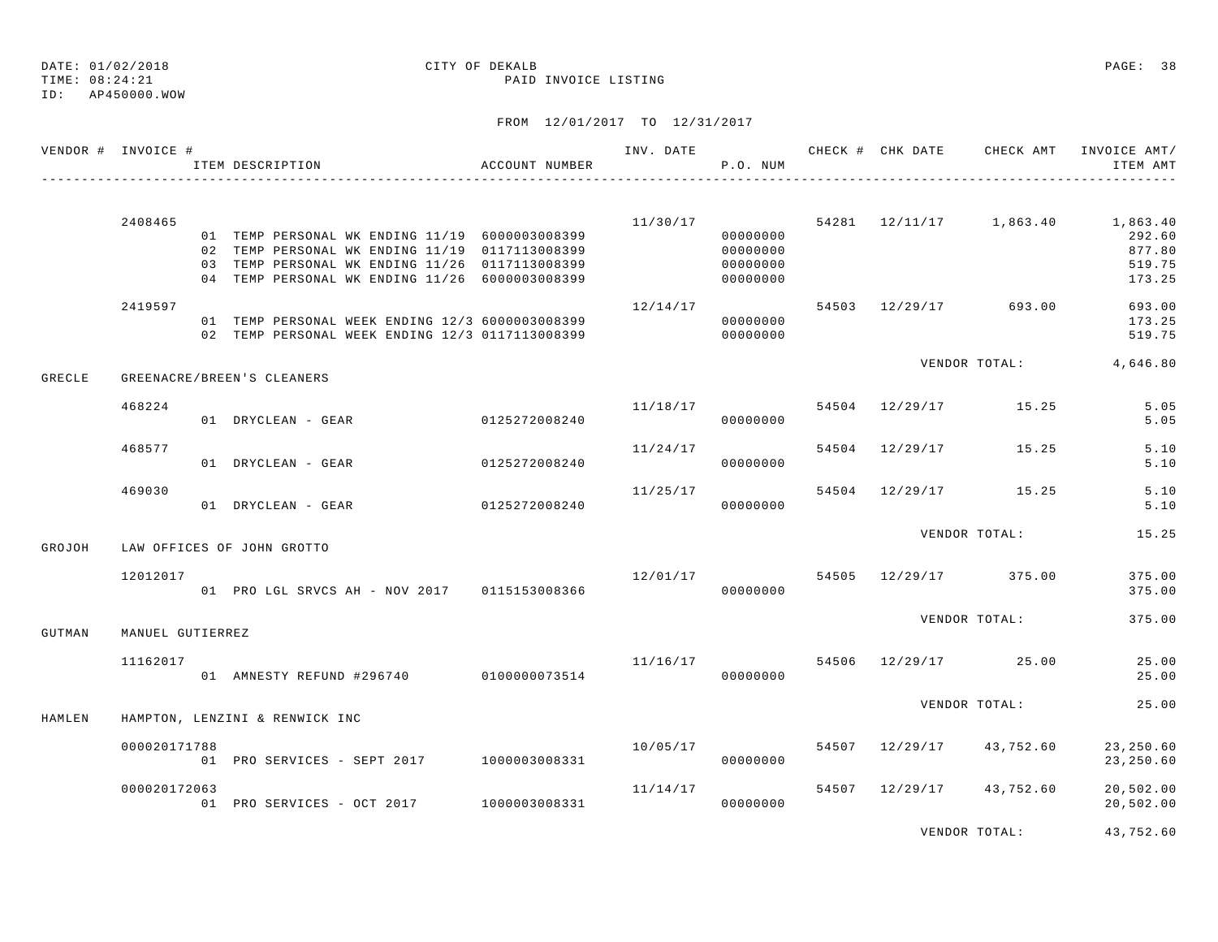DATE: 01/02/2018 CITY OF DEKALB
TIME: 08:24:21 PAID INVOICE LISTING
ID: AP450000.WOW

FROM 12/01/2017 TO 12/31/2017

| VENDOR # | INVOICE # | ITEM DESCRIPTION | ACCOUNT NUMBER | INV. DATE | P.O. NUM | CHECK # | CHK DATE | CHECK AMT | INVOICE AMT/ ITEM AMT |
|---|---|---|---|---|---|---|---|---|---|
| | 2408465 | | | 11/30/17 | | 54281 | 12/11/17 | 1,863.40 | 1,863.40 |
| | | 01 TEMP PERSONAL WK ENDING 11/19 | 6000003008399 | | 00000000 | | | | 292.60 |
| | | 02 TEMP PERSONAL WK ENDING 11/19 | 0117113008399 | | 00000000 | | | | 877.80 |
| | | 03 TEMP PERSONAL WK ENDING 11/26 | 0117113008399 | | 00000000 | | | | 519.75 |
| | | 04 TEMP PERSONAL WK ENDING 11/26 | 6000003008399 | | 00000000 | | | | 173.25 |
| | 2419597 | | | 12/14/17 | | 54503 | 12/29/17 | 693.00 | 693.00 |
| | | 01 TEMP PERSONAL WEEK ENDING 12/3 | 6000003008399 | | 00000000 | | | | 173.25 |
| | | 02 TEMP PERSONAL WEEK ENDING 12/3 | 0117113008399 | | 00000000 | | | | 519.75 |
| | | | | | | | | VENDOR TOTAL: | 4,646.80 |
| GRECLE | GREENACRE/BREEN'S CLEANERS | | | | | | | | |
| | 468224 | | | 11/18/17 | | 54504 | 12/29/17 | 15.25 | 5.05 |
| | | 01 DRYCLEAN - GEAR | 0125272008240 | | 00000000 | | | | 5.05 |
| | 468577 | | | 11/24/17 | | 54504 | 12/29/17 | 15.25 | 5.10 |
| | | 01 DRYCLEAN - GEAR | 0125272008240 | | 00000000 | | | | 5.10 |
| | 469030 | | | 11/25/17 | | 54504 | 12/29/17 | 15.25 | 5.10 |
| | | 01 DRYCLEAN - GEAR | 0125272008240 | | 00000000 | | | | 5.10 |
| | | | | | | | | VENDOR TOTAL: | 15.25 |
| GROJOH | LAW OFFICES OF JOHN GROTTO | | | | | | | | |
| | 12012017 | | | 12/01/17 | | 54505 | 12/29/17 | 375.00 | 375.00 |
| | | 01 PRO LGL SRVCS AH - NOV 2017 | 0115153008366 | | 00000000 | | | | 375.00 |
| | | | | | | | | VENDOR TOTAL: | 375.00 |
| GUTMAN | MANUEL GUTIERREZ | | | | | | | | |
| | 11162017 | | | 11/16/17 | | 54506 | 12/29/17 | 25.00 | 25.00 |
| | | 01 AMNESTY REFUND #296740 | 0100000073514 | | 00000000 | | | | 25.00 |
| | | | | | | | | VENDOR TOTAL: | 25.00 |
| HAMLEN | HAMPTON, LENZINI & RENWICK INC | | | | | | | | |
| | 000020171788 | | | 10/05/17 | | 54507 | 12/29/17 | 43,752.60 | 23,250.60 |
| | | 01 PRO SERVICES - SEPT 2017 | 1000003008331 | | 00000000 | | | | 23,250.60 |
| | 000020172063 | | | 11/14/17 | | 54507 | 12/29/17 | 43,752.60 | 20,502.00 |
| | | 01 PRO SERVICES - OCT 2017 | 1000003008331 | | 00000000 | | | | 20,502.00 |
| | | | | | | | | VENDOR TOTAL: | 43,752.60 |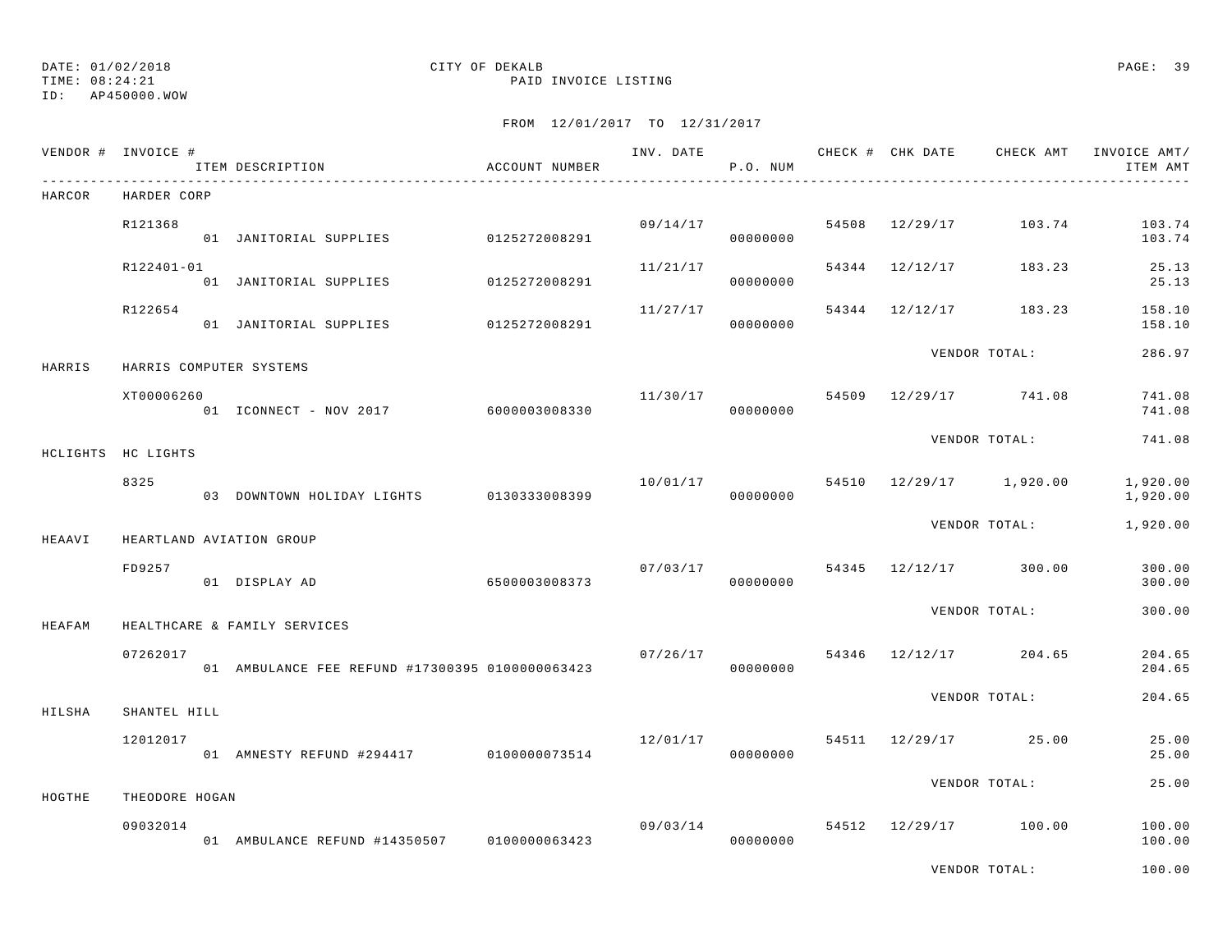DATE: 01/02/2018
TIME: 08:24:21
ID: AP450000.WOW

CITY OF DEKALB
PAID INVOICE LISTING

FROM 12/01/2017 TO 12/31/2017

| VENDOR # | INVOICE # | ITEM DESCRIPTION | ACCOUNT NUMBER | INV. DATE | P.O. NUM | CHECK # | CHK DATE | CHECK AMT | INVOICE AMT/ ITEM AMT |
|---|---|---|---|---|---|---|---|---|---|
| HARCOR | HARDER CORP | | | | | | | | |
| | R121368 | | | 09/14/17 | | 54508 | 12/29/17 | 103.74 | 103.74 |
| | | 01 JANITORIAL SUPPLIES | 0125272008291 | | 00000000 | | | | 103.74 |
| | R122401-01 | | | 11/21/17 | | 54344 | 12/12/17 | 183.23 | 25.13 |
| | | 01 JANITORIAL SUPPLIES | 0125272008291 | | 00000000 | | | | 25.13 |
| | R122654 | | | 11/27/17 | | 54344 | 12/12/17 | 183.23 | 158.10 |
| | | 01 JANITORIAL SUPPLIES | 0125272008291 | | 00000000 | | | | 158.10 |
| | | | | | | | VENDOR TOTAL: | | 286.97 |
| HARRIS | HARRIS COMPUTER SYSTEMS | | | | | | | | |
| | XT00006260 | | | 11/30/17 | | 54509 | 12/29/17 | 741.08 | 741.08 |
| | | 01 ICONNECT - NOV 2017 | 6000003008330 | | 00000000 | | | | 741.08 |
| | | | | | | | VENDOR TOTAL: | | 741.08 |
| HCLIGHTS | HC LIGHTS | | | | | | | | |
| | 8325 | | | 10/01/17 | | 54510 | 12/29/17 | 1,920.00 | 1,920.00 |
| | | 03 DOWNTOWN HOLIDAY LIGHTS | 0130333008399 | | 00000000 | | | | 1,920.00 |
| | | | | | | | VENDOR TOTAL: | | 1,920.00 |
| HEAAVI | HEARTLAND AVIATION GROUP | | | | | | | | |
| | FD9257 | | | 07/03/17 | | 54345 | 12/12/17 | 300.00 | 300.00 |
| | | 01 DISPLAY AD | 6500003008373 | | 00000000 | | | | 300.00 |
| | | | | | | | VENDOR TOTAL: | | 300.00 |
| HEAFAM | HEALTHCARE & FAMILY SERVICES | | | | | | | | |
| | 07262017 | | | 07/26/17 | | 54346 | 12/12/17 | 204.65 | 204.65 |
| | | 01 AMBULANCE FEE REFUND #17300395 | 0100000063423 | | 00000000 | | | | 204.65 |
| | | | | | | | VENDOR TOTAL: | | 204.65 |
| HILSHA | SHANTEL HILL | | | | | | | | |
| | 12012017 | | | 12/01/17 | | 54511 | 12/29/17 | 25.00 | 25.00 |
| | | 01 AMNESTY REFUND #294417 | 0100000073514 | | 00000000 | | | | 25.00 |
| | | | | | | | VENDOR TOTAL: | | 25.00 |
| HOGTHE | THEODORE HOGAN | | | | | | | | |
| | 09032014 | | | 09/03/14 | | 54512 | 12/29/17 | 100.00 | 100.00 |
| | | 01 AMBULANCE REFUND #14350507 | 0100000063423 | | 00000000 | | | | 100.00 |
| | | | | | | | VENDOR TOTAL: | | 100.00 |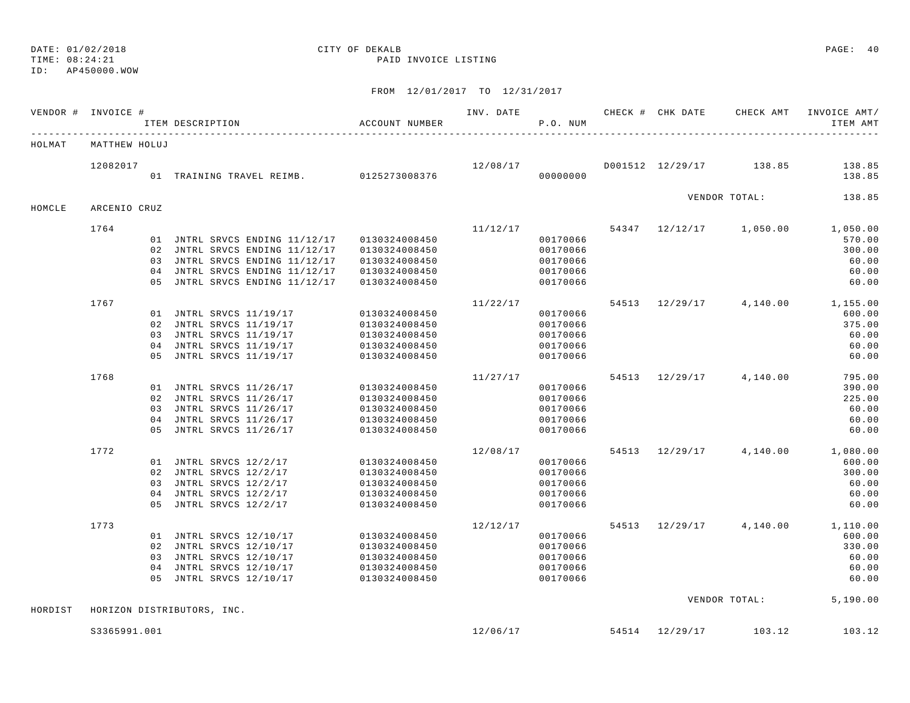DATE: 01/02/2018 CITY OF DEKALB PAGE: 40
TIME: 08:24:21 PAID INVOICE LISTING
ID: AP450000.WOW

FROM 12/01/2017 TO 12/31/2017

| VENDOR # | INVOICE # | ITEM DESCRIPTION | ACCOUNT NUMBER | INV. DATE | P.O. NUM | CHECK # | CHK DATE | CHECK AMT | INVOICE AMT/ ITEM AMT |
|---|---|---|---|---|---|---|---|---|---|
| HOLMAT | MATTHEW HOLUJ | | | | | | | | |
| | 12082017 | | | 12/08/17 | | D001512 | 12/29/17 | 138.85 | 138.85 |
| | | 01 TRAINING TRAVEL REIMB. | 0125273008376 | | 00000000 | | | | 138.85 |
| | | | | | | | | VENDOR TOTAL: | 138.85 |
| HOMCLE | ARCENIO CRUZ | | | | | | | | |
| | 1764 | | | 11/12/17 | | 54347 | 12/12/17 | 1,050.00 | 1,050.00 |
| | | 01 JNTRL SRVCS ENDING 11/12/17 | 0130324008450 | | 00170066 | | | | 570.00 |
| | | 02 JNTRL SRVCS ENDING 11/12/17 | 0130324008450 | | 00170066 | | | | 300.00 |
| | | 03 JNTRL SRVCS ENDING 11/12/17 | 0130324008450 | | 00170066 | | | | 60.00 |
| | | 04 JNTRL SRVCS ENDING 11/12/17 | 0130324008450 | | 00170066 | | | | 60.00 |
| | | 05 JNTRL SRVCS ENDING 11/12/17 | 0130324008450 | | 00170066 | | | | 60.00 |
| | 1767 | | | 11/22/17 | | 54513 | 12/29/17 | 4,140.00 | 1,155.00 |
| | | 01 JNTRL SRVCS 11/19/17 | 0130324008450 | | 00170066 | | | | 600.00 |
| | | 02 JNTRL SRVCS 11/19/17 | 0130324008450 | | 00170066 | | | | 375.00 |
| | | 03 JNTRL SRVCS 11/19/17 | 0130324008450 | | 00170066 | | | | 60.00 |
| | | 04 JNTRL SRVCS 11/19/17 | 0130324008450 | | 00170066 | | | | 60.00 |
| | | 05 JNTRL SRVCS 11/19/17 | 0130324008450 | | 00170066 | | | | 60.00 |
| | 1768 | | | 11/27/17 | | 54513 | 12/29/17 | 4,140.00 | 795.00 |
| | | 01 JNTRL SRVCS 11/26/17 | 0130324008450 | | 00170066 | | | | 390.00 |
| | | 02 JNTRL SRVCS 11/26/17 | 0130324008450 | | 00170066 | | | | 225.00 |
| | | 03 JNTRL SRVCS 11/26/17 | 0130324008450 | | 00170066 | | | | 60.00 |
| | | 04 JNTRL SRVCS 11/26/17 | 0130324008450 | | 00170066 | | | | 60.00 |
| | | 05 JNTRL SRVCS 11/26/17 | 0130324008450 | | 00170066 | | | | 60.00 |
| | 1772 | | | 12/08/17 | | 54513 | 12/29/17 | 4,140.00 | 1,080.00 |
| | | 01 JNTRL SRVCS 12/2/17 | 0130324008450 | | 00170066 | | | | 600.00 |
| | | 02 JNTRL SRVCS 12/2/17 | 0130324008450 | | 00170066 | | | | 300.00 |
| | | 03 JNTRL SRVCS 12/2/17 | 0130324008450 | | 00170066 | | | | 60.00 |
| | | 04 JNTRL SRVCS 12/2/17 | 0130324008450 | | 00170066 | | | | 60.00 |
| | | 05 JNTRL SRVCS 12/2/17 | 0130324008450 | | 00170066 | | | | 60.00 |
| | 1773 | | | 12/12/17 | | 54513 | 12/29/17 | 4,140.00 | 1,110.00 |
| | | 01 JNTRL SRVCS 12/10/17 | 0130324008450 | | 00170066 | | | | 600.00 |
| | | 02 JNTRL SRVCS 12/10/17 | 0130324008450 | | 00170066 | | | | 330.00 |
| | | 03 JNTRL SRVCS 12/10/17 | 0130324008450 | | 00170066 | | | | 60.00 |
| | | 04 JNTRL SRVCS 12/10/17 | 0130324008450 | | 00170066 | | | | 60.00 |
| | | 05 JNTRL SRVCS 12/10/17 | 0130324008450 | | 00170066 | | | | 60.00 |
| | | | | | | | | VENDOR TOTAL: | 5,190.00 |
| HORDIST | HORIZON DISTRIBUTORS, INC. | | | | | | | | |
| | S3365991.001 | | | 12/06/17 | | 54514 | 12/29/17 | 103.12 | 103.12 |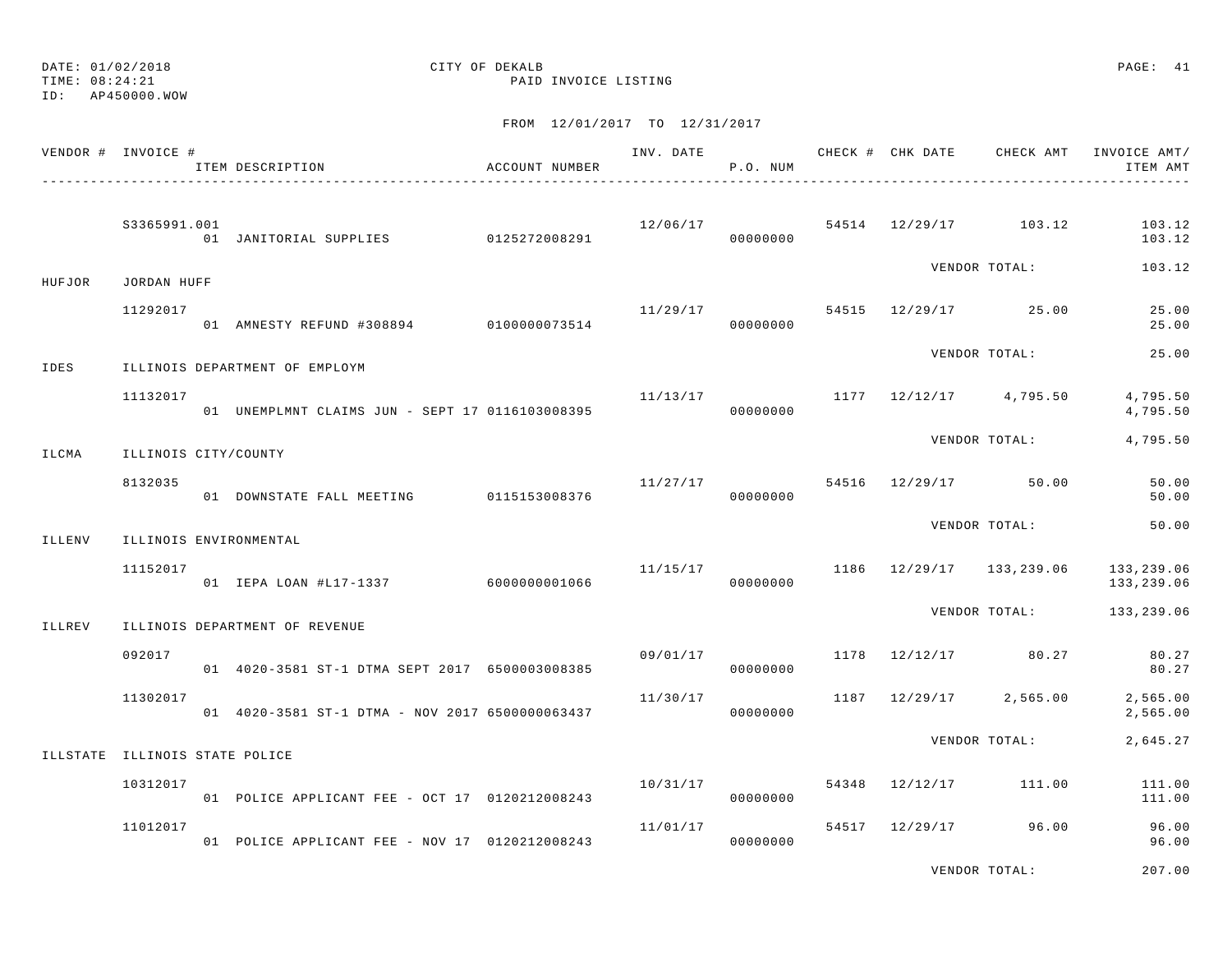DATE: 01/02/2018 CITY OF DEKALB
TIME: 08:24:21 PAID INVOICE LISTING
ID: AP450000.WOW

FROM 12/01/2017 TO 12/31/2017

| VENDOR # | INVOICE # / ITEM DESCRIPTION | ACCOUNT NUMBER | INV. DATE | P.O. NUM | CHECK # | CHK DATE | CHECK AMT | INVOICE AMT/ ITEM AMT |
|---|---|---|---|---|---|---|---|---|
| | S3365991.001 | | 12/06/17 | | 54514 | 12/29/17 | 103.12 | 103.12 |
| | 01 JANITORIAL SUPPLIES | 0125272008291 | | 00000000 | | | | 103.12 |
| | | | | | | VENDOR TOTAL: | | 103.12 |
| HUFJOR | JORDAN HUFF | | | | | | | |
| | 11292017 | | 11/29/17 | | 54515 | 12/29/17 | 25.00 | 25.00 |
| | 01 AMNESTY REFUND #308894 | 0100000073514 | | 00000000 | | | | 25.00 |
| | | | | | | VENDOR TOTAL: | | 25.00 |
| IDES | ILLINOIS DEPARTMENT OF EMPLOYM | | | | | | | |
| | 11132017 | | 11/13/17 | | 1177 | 12/12/17 | 4,795.50 | 4,795.50 |
| | 01 UNEMPLMNT CLAIMS JUN - SEPT 17 | 0116103008395 | | 00000000 | | | | 4,795.50 |
| | | | | | | VENDOR TOTAL: | | 4,795.50 |
| ILCMA | ILLINOIS CITY/COUNTY | | | | | | | |
| | 8132035 | | 11/27/17 | | 54516 | 12/29/17 | 50.00 | 50.00 |
| | 01 DOWNSTATE FALL MEETING | 0115153008376 | | 00000000 | | | | 50.00 |
| | | | | | | VENDOR TOTAL: | | 50.00 |
| ILLENV | ILLINOIS ENVIRONMENTAL | | | | | | | |
| | 11152017 | | 11/15/17 | | 1186 | 12/29/17 | 133,239.06 | 133,239.06 |
| | 01 IEPA LOAN #L17-1337 | 6000000001066 | | 00000000 | | | | 133,239.06 |
| | | | | | | VENDOR TOTAL: | | 133,239.06 |
| ILLREV | ILLINOIS DEPARTMENT OF REVENUE | | | | | | | |
| | 092017 | | 09/01/17 | | 1178 | 12/12/17 | 80.27 | 80.27 |
| | 01 4020-3581 ST-1 DTMA SEPT 2017 | 6500003008385 | | 00000000 | | | | 80.27 |
| | 11302017 | | 11/30/17 | | 1187 | 12/29/17 | 2,565.00 | 2,565.00 |
| | 01 4020-3581 ST-1 DTMA - NOV 2017 | 6500000063437 | | 00000000 | | | | 2,565.00 |
| | | | | | | VENDOR TOTAL: | | 2,645.27 |
| ILLSTATE | ILLINOIS STATE POLICE | | | | | | | |
| | 10312017 | | 10/31/17 | | 54348 | 12/12/17 | 111.00 | 111.00 |
| | 01 POLICE APPLICANT FEE - OCT 17 | 0120212008243 | | 00000000 | | | | 111.00 |
| | 11012017 | | 11/01/17 | | 54517 | 12/29/17 | 96.00 | 96.00 |
| | 01 POLICE APPLICANT FEE - NOV 17 | 0120212008243 | | 00000000 | | | | 96.00 |
| | | | | | | VENDOR TOTAL: | | 207.00 |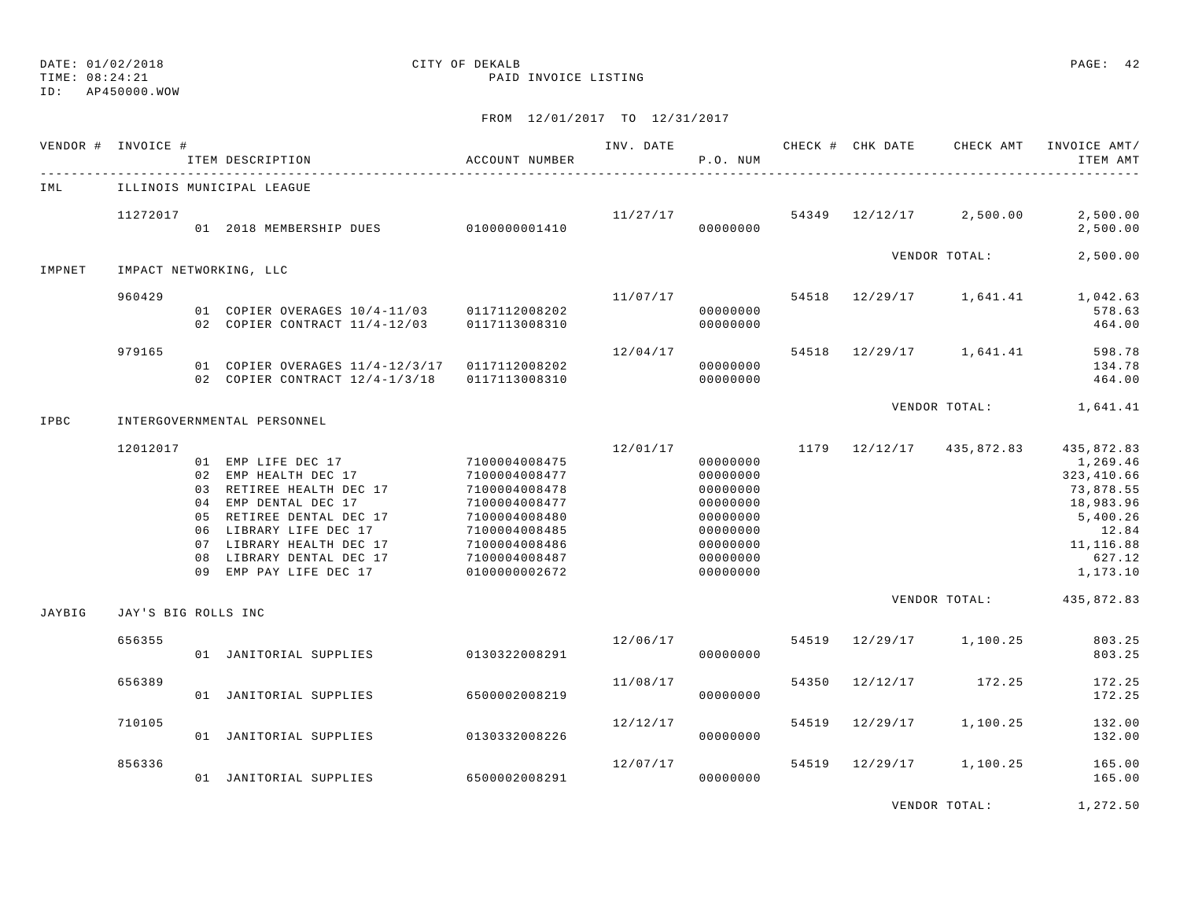DATE: 01/02/2018
TIME: 08:24:21
ID: AP450000.WOW

CITY OF DEKALB
PAID INVOICE LISTING

FROM 12/01/2017 TO 12/31/2017

| VENDOR # | INVOICE # | ITEM DESCRIPTION | ACCOUNT NUMBER | INV. DATE | P.O. NUM | CHECK # | CHK DATE | CHECK AMT | INVOICE AMT/ ITEM AMT |
|---|---|---|---|---|---|---|---|---|---|
| IML | ILLINOIS MUNICIPAL LEAGUE | | | | | | | | |
| | 11272017 | | | 11/27/17 | | 54349 | 12/12/17 | 2,500.00 | 2,500.00 |
| | | 01 2018 MEMBERSHIP DUES | 0100000001410 | | 00000000 | | | | 2,500.00 |
| | | | | | | | | VENDOR TOTAL: | 2,500.00 |
| IMPNET | IMPACT NETWORKING, LLC | | | | | | | | |
| | 960429 | | | 11/07/17 | | 54518 | 12/29/17 | 1,641.41 | 1,042.63 |
| | | 01 COPIER OVERAGES 10/4-11/03 | 0117112008202 | | 00000000 | | | | 578.63 |
| | | 02 COPIER CONTRACT 11/4-12/03 | 0117113008310 | | 00000000 | | | | 464.00 |
| | 979165 | | | 12/04/17 | | 54518 | 12/29/17 | 1,641.41 | 598.78 |
| | | 01 COPIER OVERAGES 11/4-12/3/17 | 0117112008202 | | 00000000 | | | | 134.78 |
| | | 02 COPIER CONTRACT 12/4-1/3/18 | 0117113008310 | | 00000000 | | | | 464.00 |
| | | | | | | | | VENDOR TOTAL: | 1,641.41 |
| IPBC | INTERGOVERNMENTAL PERSONNEL | | | | | | | | |
| | 12012017 | | | 12/01/17 | | 1179 | 12/12/17 | 435,872.83 | 435,872.83 |
| | | 01 EMP LIFE DEC 17 | 7100004008475 | | 00000000 | | | | 1,269.46 |
| | | 02 EMP HEALTH DEC 17 | 7100004008477 | | 00000000 | | | | 323,410.66 |
| | | 03 RETIREE HEALTH DEC 17 | 7100004008478 | | 00000000 | | | | 73,878.55 |
| | | 04 EMP DENTAL DEC 17 | 7100004008477 | | 00000000 | | | | 18,983.96 |
| | | 05 RETIREE DENTAL DEC 17 | 7100004008480 | | 00000000 | | | | 5,400.26 |
| | | 06 LIBRARY LIFE DEC 17 | 7100004008485 | | 00000000 | | | | 12.84 |
| | | 07 LIBRARY HEALTH DEC 17 | 7100004008486 | | 00000000 | | | | 11,116.88 |
| | | 08 LIBRARY DENTAL DEC 17 | 7100004008487 | | 00000000 | | | | 627.12 |
| | | 09 EMP PAY LIFE DEC 17 | 0100000002672 | | 00000000 | | | | 1,173.10 |
| | | | | | | | | VENDOR TOTAL: | 435,872.83 |
| JAYBIG | JAY'S BIG ROLLS INC | | | | | | | | |
| | 656355 | | | 12/06/17 | | 54519 | 12/29/17 | 1,100.25 | 803.25 |
| | | 01 JANITORIAL SUPPLIES | 0130322008291 | | 00000000 | | | | 803.25 |
| | 656389 | | | 11/08/17 | | 54350 | 12/12/17 | 172.25 | 172.25 |
| | | 01 JANITORIAL SUPPLIES | 6500002008219 | | 00000000 | | | | 172.25 |
| | 710105 | | | 12/12/17 | | 54519 | 12/29/17 | 1,100.25 | 132.00 |
| | | 01 JANITORIAL SUPPLIES | 0130332008226 | | 00000000 | | | | 132.00 |
| | 856336 | | | 12/07/17 | | 54519 | 12/29/17 | 1,100.25 | 165.00 |
| | | 01 JANITORIAL SUPPLIES | 6500002008291 | | 00000000 | | | | 165.00 |
| | | | | | | | | VENDOR TOTAL: | 1,272.50 |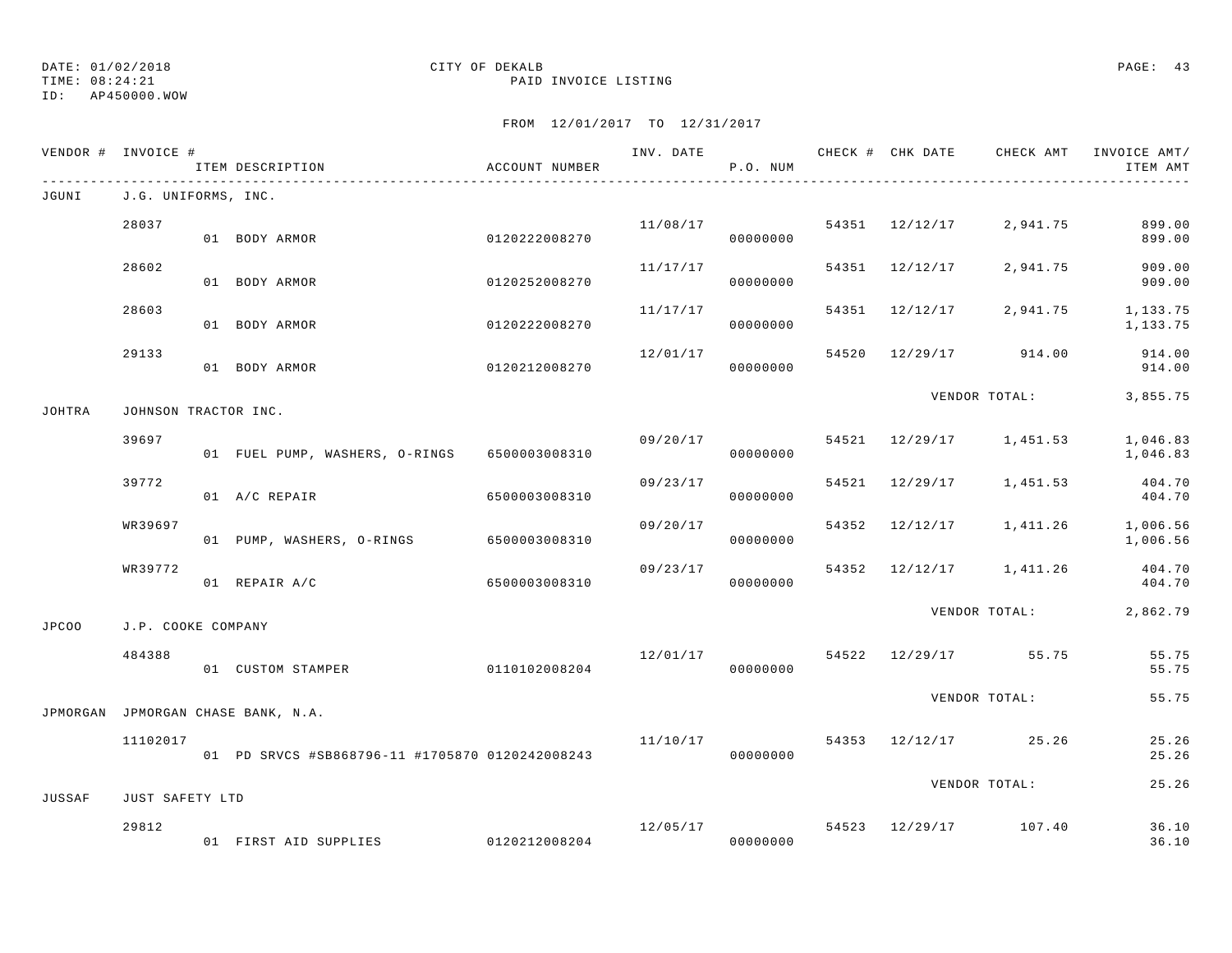DATE: 01/02/2018
TIME: 08:24:21
ID: AP450000.WOW

CITY OF DEKALB
PAID INVOICE LISTING

FROM 12/01/2017 TO 12/31/2017

| VENDOR # | INVOICE # | ITEM DESCRIPTION | ACCOUNT NUMBER | INV. DATE | P.O. NUM | CHECK # | CHK DATE | CHECK AMT | INVOICE AMT/ ITEM AMT |
|---|---|---|---|---|---|---|---|---|---|
| JGUNI | J.G. UNIFORMS, INC. | | | | | | | | |
| | 28037 | | | 11/08/17 | | 54351 | 12/12/17 | 2,941.75 | 899.00 |
| | | 01 BODY ARMOR | 0120222008270 | | 00000000 | | | | 899.00 |
| | 28602 | | | 11/17/17 | | 54351 | 12/12/17 | 2,941.75 | 909.00 |
| | | 01 BODY ARMOR | 0120252008270 | | 00000000 | | | | 909.00 |
| | 28603 | | | 11/17/17 | | 54351 | 12/12/17 | 2,941.75 | 1,133.75 |
| | | 01 BODY ARMOR | 0120222008270 | | 00000000 | | | | 1,133.75 |
| | 29133 | | | 12/01/17 | | 54520 | 12/29/17 | 914.00 | 914.00 |
| | | 01 BODY ARMOR | 0120212008270 | | 00000000 | | | | 914.00 |
| | | | | | | | VENDOR TOTAL: | | 3,855.75 |
| JOHTRA | JOHNSON TRACTOR INC. | | | | | | | | |
| | 39697 | | | 09/20/17 | | 54521 | 12/29/17 | 1,451.53 | 1,046.83 |
| | | 01 FUEL PUMP, WASHERS, O-RINGS | 6500003008310 | | 00000000 | | | | 1,046.83 |
| | 39772 | | | 09/23/17 | | 54521 | 12/29/17 | 1,451.53 | 404.70 |
| | | 01 A/C REPAIR | 6500003008310 | | 00000000 | | | | 404.70 |
| | WR39697 | | | 09/20/17 | | 54352 | 12/12/17 | 1,411.26 | 1,006.56 |
| | | 01 PUMP, WASHERS, O-RINGS | 6500003008310 | | 00000000 | | | | 1,006.56 |
| | WR39772 | | | 09/23/17 | | 54352 | 12/12/17 | 1,411.26 | 404.70 |
| | | 01 REPAIR A/C | 6500003008310 | | 00000000 | | | | 404.70 |
| | | | | | | | VENDOR TOTAL: | | 2,862.79 |
| JPCOO | J.P. COOKE COMPANY | | | | | | | | |
| | 484388 | | | 12/01/17 | | 54522 | 12/29/17 | 55.75 | 55.75 |
| | | 01 CUSTOM STAMPER | 0110102008204 | | 00000000 | | | | 55.75 |
| | | | | | | | VENDOR TOTAL: | | 55.75 |
| JPMORGAN | JPMORGAN CHASE BANK, N.A. | | | | | | | | |
| | 11102017 | | | 11/10/17 | | 54353 | 12/12/17 | 25.26 | 25.26 |
| | | 01 PD SRVCS #SB868796-11 #1705870 | 0120242008243 | | 00000000 | | | | 25.26 |
| | | | | | | | VENDOR TOTAL: | | 25.26 |
| JUSSAF | JUST SAFETY LTD | | | | | | | | |
| | 29812 | | | 12/05/17 | | 54523 | 12/29/17 | 107.40 | 36.10 |
| | | 01 FIRST AID SUPPLIES | 0120212008204 | | 00000000 | | | | 36.10 |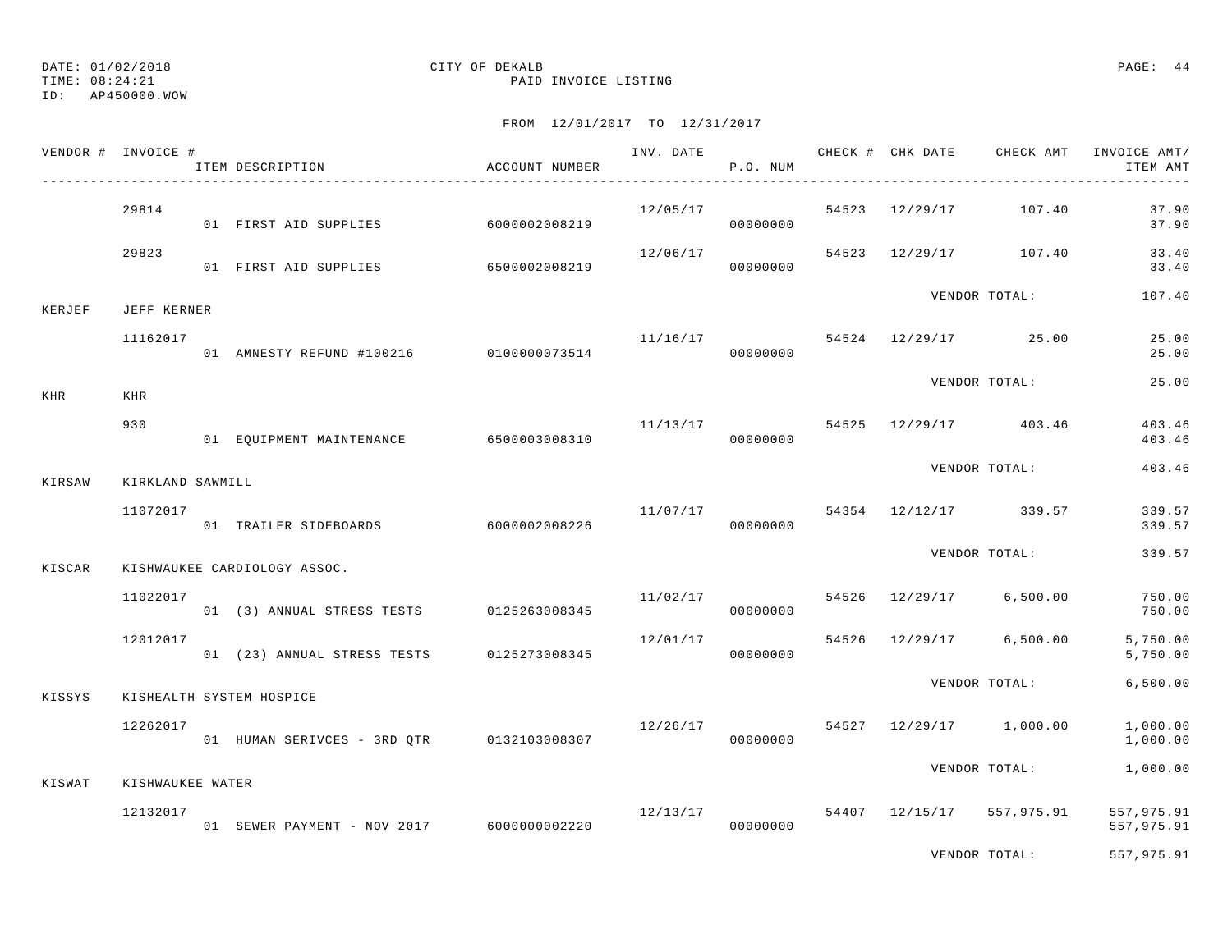DATE: 01/02/2018
TIME: 08:24:21
ID: AP450000.WOW

CITY OF DEKALB
PAID INVOICE LISTING

FROM 12/01/2017 TO 12/31/2017

| VENDOR # | INVOICE # | ITEM DESCRIPTION | ACCOUNT NUMBER | INV. DATE | P.O. NUM | CHECK # | CHK DATE | CHECK AMT | INVOICE AMT/ ITEM AMT |
|---|---|---|---|---|---|---|---|---|---|
| | 29814 | | | 12/05/17 | | 54523 | 12/29/17 | 107.40 | 37.90 |
| | | 01 FIRST AID SUPPLIES | 6000002008219 | | 00000000 | | | | 37.90 |
| | 29823 | | | 12/06/17 | | 54523 | 12/29/17 | 107.40 | 33.40 |
| | | 01 FIRST AID SUPPLIES | 6500002008219 | | 00000000 | | | | 33.40 |
| | | | | | | | VENDOR TOTAL: | | 107.40 |
| KERJEF | JEFF KERNER | | | | | | | | |
| | 11162017 | | | 11/16/17 | | 54524 | 12/29/17 | 25.00 | 25.00 |
| | | 01 AMNESTY REFUND #100216 | 0100000073514 | | 00000000 | | | | 25.00 |
| | | | | | | | VENDOR TOTAL: | | 25.00 |
| KHR | KHR | | | | | | | | |
| | 930 | | | 11/13/17 | | 54525 | 12/29/17 | 403.46 | 403.46 |
| | | 01 EQUIPMENT MAINTENANCE | 6500003008310 | | 00000000 | | | | 403.46 |
| | | | | | | | VENDOR TOTAL: | | 403.46 |
| KIRSAW | KIRKLAND SAWMILL | | | | | | | | |
| | 11072017 | | | 11/07/17 | | 54354 | 12/12/17 | 339.57 | 339.57 |
| | | 01 TRAILER SIDEBOARDS | 6000002008226 | | 00000000 | | | | 339.57 |
| | | | | | | | VENDOR TOTAL: | | 339.57 |
| KISCAR | KISHWAUKEE CARDIOLOGY ASSOC. | | | | | | | | |
| | 11022017 | | | 11/02/17 | | 54526 | 12/29/17 | 6,500.00 | 750.00 |
| | | 01 (3) ANNUAL STRESS TESTS | 0125263008345 | | 00000000 | | | | 750.00 |
| | 12012017 | | | 12/01/17 | | 54526 | 12/29/17 | 6,500.00 | 5,750.00 |
| | | 01 (23) ANNUAL STRESS TESTS | 0125273008345 | | 00000000 | | | | 5,750.00 |
| | | | | | | | VENDOR TOTAL: | | 6,500.00 |
| KISSYS | KISHEALTH SYSTEM HOSPICE | | | | | | | | |
| | 12262017 | | | 12/26/17 | | 54527 | 12/29/17 | 1,000.00 | 1,000.00 |
| | | 01 HUMAN SERIVCES - 3RD QTR | 0132103008307 | | 00000000 | | | | 1,000.00 |
| | | | | | | | VENDOR TOTAL: | | 1,000.00 |
| KISWAT | KISHWAUKEE WATER | | | | | | | | |
| | 12132017 | | | 12/13/17 | | 54407 | 12/15/17 | 557,975.91 | 557,975.91 |
| | | 01 SEWER PAYMENT - NOV 2017 | 6000000002220 | | 00000000 | | | | 557,975.91 |
| | | | | | | | VENDOR TOTAL: | | 557,975.91 |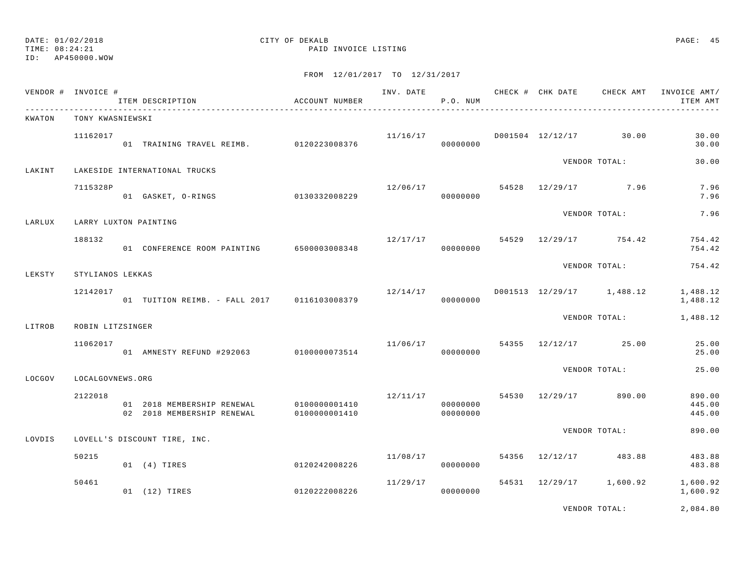DATE: 01/02/2018 CITY OF DEKALB
TIME: 08:24:21 PAID INVOICE LISTING
ID: AP450000.WOW

FROM 12/01/2017 TO 12/31/2017

| VENDOR # | INVOICE # | ITEM DESCRIPTION | ACCOUNT NUMBER | INV. DATE | P.O. NUM | CHECK # | CHK DATE | CHECK AMT | INVOICE AMT/ ITEM AMT |
|---|---|---|---|---|---|---|---|---|---|
| KWATON | TONY KWASNIEWSKI | | | | | | | | |
| | 11162017 | | | 11/16/17 | | D001504 | 12/12/17 | 30.00 | 30.00 |
| | | 01 TRAINING TRAVEL REIMB. | 0120223008376 | | 00000000 | | | | 30.00 |
| | | | | | | | VENDOR TOTAL: | | 30.00 |
| LAKINT | LAKESIDE INTERNATIONAL TRUCKS | | | | | | | | |
| | 7115328P | | | 12/06/17 | | 54528 | 12/29/17 | 7.96 | 7.96 |
| | | 01 GASKET, O-RINGS | 0130332008229 | | 00000000 | | | | 7.96 |
| | | | | | | | VENDOR TOTAL: | | 7.96 |
| LARLUX | LARRY LUXTON PAINTING | | | | | | | | |
| | 188132 | | | 12/17/17 | | 54529 | 12/29/17 | 754.42 | 754.42 |
| | | 01 CONFERENCE ROOM PAINTING | 6500003008348 | | 00000000 | | | | 754.42 |
| | | | | | | | VENDOR TOTAL: | | 754.42 |
| LEKSTY | STYLIANOS LEKKAS | | | | | | | | |
| | 12142017 | | | 12/14/17 | | D001513 | 12/29/17 | 1,488.12 | 1,488.12 |
| | | 01 TUITION REIMB. - FALL 2017 | 0116103008379 | | 00000000 | | | | 1,488.12 |
| | | | | | | | VENDOR TOTAL: | | 1,488.12 |
| LITROB | ROBIN LITZSINGER | | | | | | | | |
| | 11062017 | | | 11/06/17 | | 54355 | 12/12/17 | 25.00 | 25.00 |
| | | 01 AMNESTY REFUND #292063 | 0100000073514 | | 00000000 | | | | 25.00 |
| | | | | | | | VENDOR TOTAL: | | 25.00 |
| LOCGOV | LOCALGOVNEWS.ORG | | | | | | | | |
| | 2122018 | | | 12/11/17 | | 54530 | 12/29/17 | 890.00 | 890.00 |
| | | 01 2018 MEMBERSHIP RENEWAL | 0100000001410 | | 00000000 | | | | 445.00 |
| | | 02 2018 MEMBERSHIP RENEWAL | 0100000001410 | | 00000000 | | | | 445.00 |
| | | | | | | | VENDOR TOTAL: | | 890.00 |
| LOVDIS | LOVELL'S DISCOUNT TIRE, INC. | | | | | | | | |
| | 50215 | | | 11/08/17 | | 54356 | 12/12/17 | 483.88 | 483.88 |
| | | 01 (4) TIRES | 0120242008226 | | 00000000 | | | | 483.88 |
| | 50461 | | | 11/29/17 | | 54531 | 12/29/17 | 1,600.92 | 1,600.92 |
| | | 01 (12) TIRES | 0120222008226 | | 00000000 | | | | 1,600.92 |
| | | | | | | | VENDOR TOTAL: | | 2,084.80 |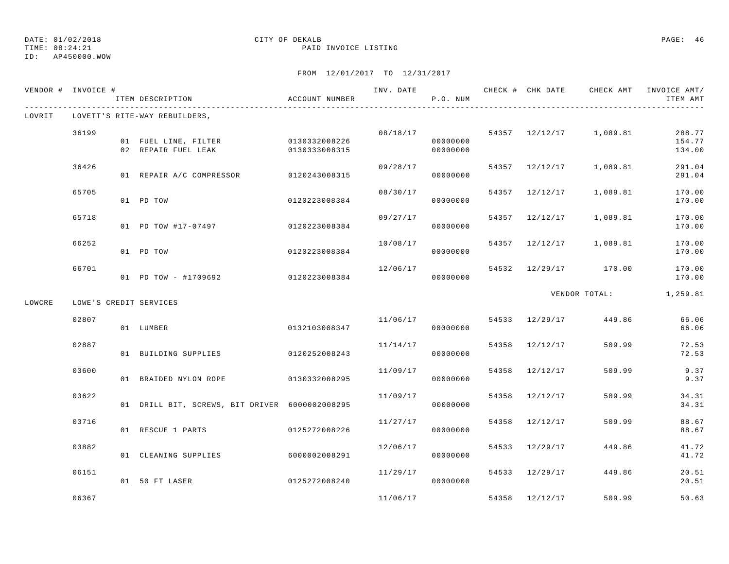DATE: 01/02/2018 CITY OF DEKALB
TIME: 08:24:21 PAID INVOICE LISTING
ID: AP450000.WOW

FROM 12/01/2017 TO 12/31/2017

| VENDOR # | INVOICE # | ITEM DESCRIPTION | ACCOUNT NUMBER | INV. DATE | P.O. NUM | CHECK # | CHK DATE | CHECK AMT | INVOICE AMT/ ITEM AMT |
|---|---|---|---|---|---|---|---|---|---|
| LOVRIT | LOVETT'S RITE-WAY REBUILDERS, | | | | | | | | |
| | 36199 | | | 08/18/17 | | 54357 | 12/12/17 | 1,089.81 | 288.77 |
| | | 01 FUEL LINE, FILTER | 0130332008226 | | 00000000 | | | | 154.77 |
| | | 02 REPAIR FUEL LEAK | 0130333008315 | | 00000000 | | | | 134.00 |
| | 36426 | | | 09/28/17 | | 54357 | 12/12/17 | 1,089.81 | 291.04 |
| | | 01 REPAIR A/C COMPRESSOR | 0120243008315 | | 00000000 | | | | 291.04 |
| | 65705 | | | 08/30/17 | | 54357 | 12/12/17 | 1,089.81 | 170.00 |
| | | 01 PD TOW | 0120223008384 | | 00000000 | | | | 170.00 |
| | 65718 | | | 09/27/17 | | 54357 | 12/12/17 | 1,089.81 | 170.00 |
| | | 01 PD TOW #17-07497 | 0120223008384 | | 00000000 | | | | 170.00 |
| | 66252 | | | 10/08/17 | | 54357 | 12/12/17 | 1,089.81 | 170.00 |
| | | 01 PD TOW | 0120223008384 | | 00000000 | | | | 170.00 |
| | 66701 | | | 12/06/17 | | 54532 | 12/29/17 | 170.00 | 170.00 |
| | | 01 PD TOW - #1709692 | 0120223008384 | | 00000000 | | | | 170.00 |
| | | | | | | | VENDOR TOTAL: | | 1,259.81 |
| LOWCRE | LOWE'S CREDIT SERVICES | | | | | | | | |
| | 02807 | | | 11/06/17 | | 54533 | 12/29/17 | 449.86 | 66.06 |
| | | 01 LUMBER | 0132103008347 | | 00000000 | | | | 66.06 |
| | 02887 | | | 11/14/17 | | 54358 | 12/12/17 | 509.99 | 72.53 |
| | | 01 BUILDING SUPPLIES | 0120252008243 | | 00000000 | | | | 72.53 |
| | 03600 | | | 11/09/17 | | 54358 | 12/12/17 | 509.99 | 9.37 |
| | | 01 BRAIDED NYLON ROPE | 0130332008295 | | 00000000 | | | | 9.37 |
| | 03622 | | | 11/09/17 | | 54358 | 12/12/17 | 509.99 | 34.31 |
| | | 01 DRILL BIT, SCREWS, BIT DRIVER | 6000002008295 | | 00000000 | | | | 34.31 |
| | 03716 | | | 11/27/17 | | 54358 | 12/12/17 | 509.99 | 88.67 |
| | | 01 RESCUE 1 PARTS | 0125272008226 | | 00000000 | | | | 88.67 |
| | 03882 | | | 12/06/17 | | 54533 | 12/29/17 | 449.86 | 41.72 |
| | | 01 CLEANING SUPPLIES | 6000002008291 | | 00000000 | | | | 41.72 |
| | 06151 | | | 11/29/17 | | 54533 | 12/29/17 | 449.86 | 20.51 |
| | | 01 50 FT LASER | 0125272008240 | | 00000000 | | | | 20.51 |
| | 06367 | | | 11/06/17 | | 54358 | 12/12/17 | 509.99 | 50.63 |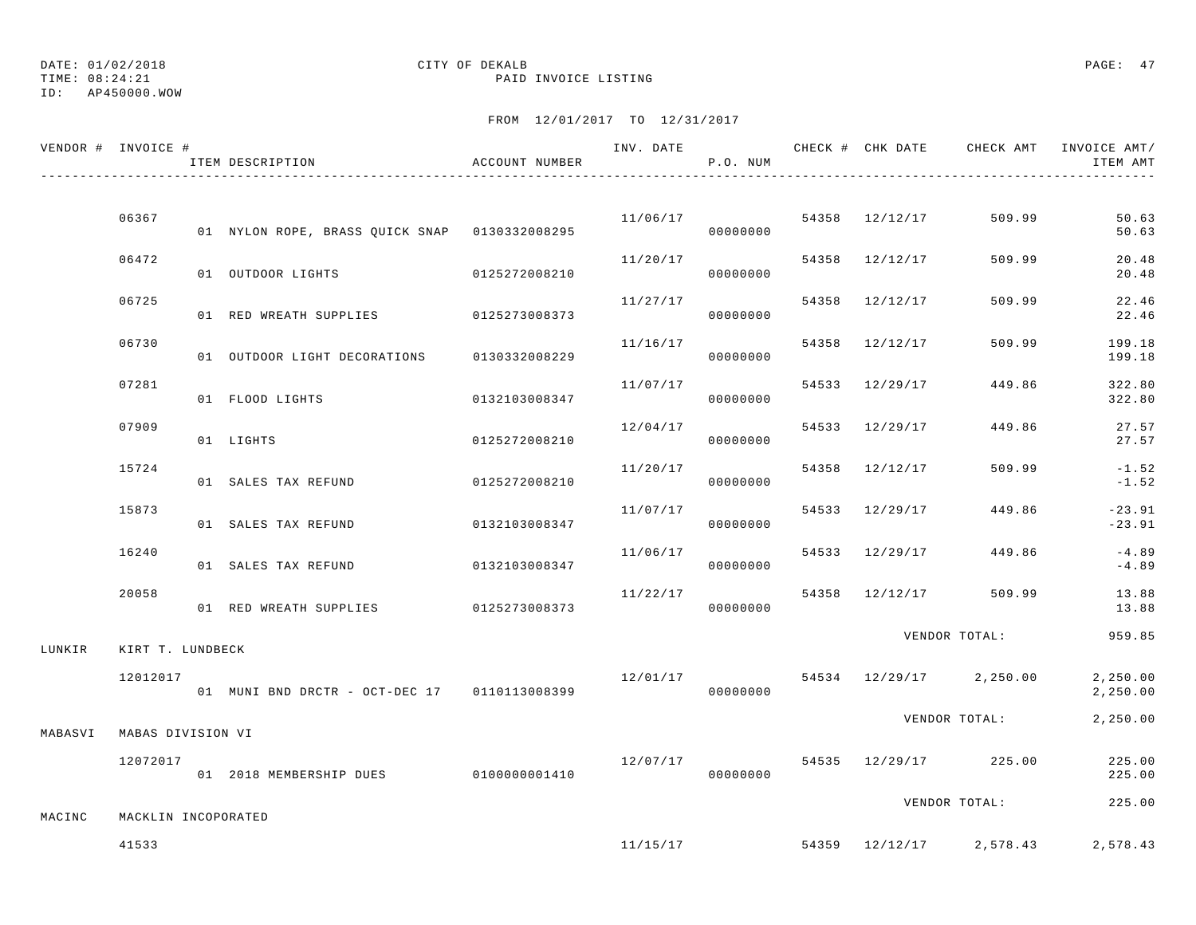DATE: 01/02/2018 CITY OF DEKALB
TIME: 08:24:21 PAID INVOICE LISTING
ID: AP450000.WOW

FROM 12/01/2017 TO 12/31/2017

| VENDOR # | INVOICE # | ITEM DESCRIPTION | ACCOUNT NUMBER | INV. DATE | P.O. NUM | CHECK # | CHK DATE | CHECK AMT | INVOICE AMT/ ITEM AMT |
|---|---|---|---|---|---|---|---|---|---|
| | 06367 | | | 11/06/17 | | 54358 | 12/12/17 | 509.99 | 50.63 |
| | | 01 NYLON ROPE, BRASS QUICK SNAP | 0130332008295 | | 00000000 | | | | 50.63 |
| | 06472 | | | 11/20/17 | | 54358 | 12/12/17 | 509.99 | 20.48 |
| | | 01 OUTDOOR LIGHTS | 0125272008210 | | 00000000 | | | | 20.48 |
| | 06725 | | | 11/27/17 | | 54358 | 12/12/17 | 509.99 | 22.46 |
| | | 01 RED WREATH SUPPLIES | 0125273008373 | | 00000000 | | | | 22.46 |
| | 06730 | | | 11/16/17 | | 54358 | 12/12/17 | 509.99 | 199.18 |
| | | 01 OUTDOOR LIGHT DECORATIONS | 0130332008229 | | 00000000 | | | | 199.18 |
| | 07281 | | | 11/07/17 | | 54533 | 12/29/17 | 449.86 | 322.80 |
| | | 01 FLOOD LIGHTS | 0132103008347 | | 00000000 | | | | 322.80 |
| | 07909 | | | 12/04/17 | | 54533 | 12/29/17 | 449.86 | 27.57 |
| | | 01 LIGHTS | 0125272008210 | | 00000000 | | | | 27.57 |
| | 15724 | | | 11/20/17 | | 54358 | 12/12/17 | 509.99 | -1.52 |
| | | 01 SALES TAX REFUND | 0125272008210 | | 00000000 | | | | -1.52 |
| | 15873 | | | 11/07/17 | | 54533 | 12/29/17 | 449.86 | -23.91 |
| | | 01 SALES TAX REFUND | 0132103008347 | | 00000000 | | | | -23.91 |
| | 16240 | | | 11/06/17 | | 54533 | 12/29/17 | 449.86 | -4.89 |
| | | 01 SALES TAX REFUND | 0132103008347 | | 00000000 | | | | -4.89 |
| | 20058 | | | 11/22/17 | | 54358 | 12/12/17 | 509.99 | 13.88 |
| | | 01 RED WREATH SUPPLIES | 0125273008373 | | 00000000 | | | | 13.88 |
| | | | | | | | | VENDOR TOTAL: | 959.85 |
| LUNKIR | KIRT T. LUNDBECK | | | | | | | | |
| | 12012017 | | | 12/01/17 | | 54534 | 12/29/17 | 2,250.00 | 2,250.00 |
| | | 01 MUNI BND DRCTR - OCT-DEC 17 | 0110113008399 | | 00000000 | | | | 2,250.00 |
| | | | | | | | | VENDOR TOTAL: | 2,250.00 |
| MABASVI | MABAS DIVISION VI | | | | | | | | |
| | 12072017 | | | 12/07/17 | | 54535 | 12/29/17 | 225.00 | 225.00 |
| | | 01 2018 MEMBERSHIP DUES | 0100000001410 | | 00000000 | | | | 225.00 |
| | | | | | | | | VENDOR TOTAL: | 225.00 |
| MACINC | MACKLIN INCOPORATED | | | | | | | | |
| | 41533 | | | 11/15/17 | | 54359 | 12/12/17 | 2,578.43 | 2,578.43 |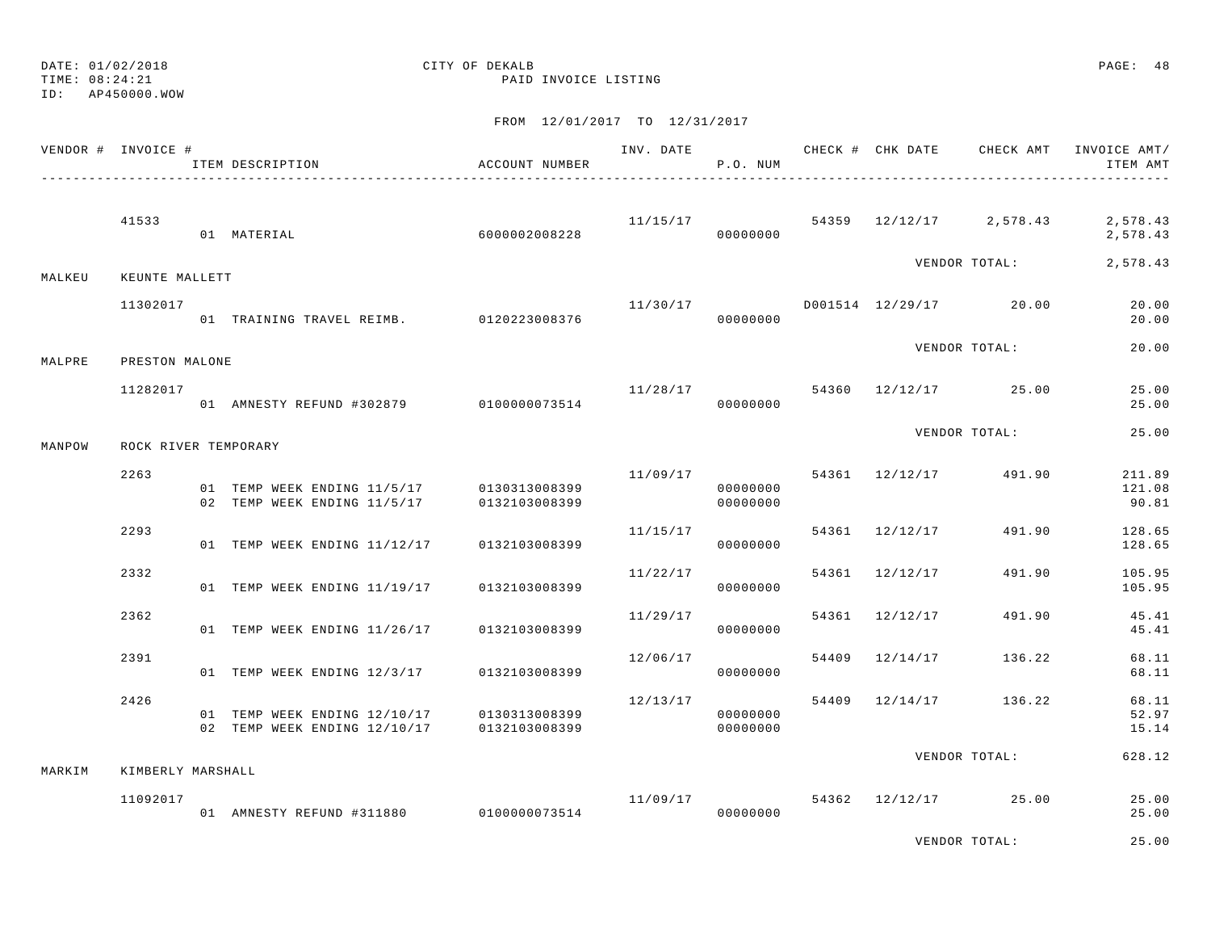DATE: 01/02/2018
TIME: 08:24:21
ID: AP450000.WOW

CITY OF DEKALB
PAID INVOICE LISTING

FROM 12/01/2017 TO 12/31/2017

| VENDOR # | INVOICE # | ITEM DESCRIPTION | ACCOUNT NUMBER | INV. DATE | P.O. NUM | CHECK # | CHK DATE | CHECK AMT | INVOICE AMT/ ITEM AMT |
|---|---|---|---|---|---|---|---|---|---|
| | 41533 | | | 11/15/17 | | 54359 | 12/12/17 | 2,578.43 | 2,578.43 |
| | | 01 MATERIAL | 6000002008228 | | 00000000 | | | | 2,578.43 |
| | | | | | | | | VENDOR TOTAL: | 2,578.43 |
| MALKEU | KEUNTE MALLETT | | | | | | | | |
| | 11302017 | | | 11/30/17 | | D001514 | 12/29/17 | 20.00 | 20.00 |
| | | 01 TRAINING TRAVEL REIMB. | 0120223008376 | | 00000000 | | | | 20.00 |
| | | | | | | | | VENDOR TOTAL: | 20.00 |
| MALPRE | PRESTON MALONE | | | | | | | | |
| | 11282017 | | | 11/28/17 | | 54360 | 12/12/17 | 25.00 | 25.00 |
| | | 01 AMNESTY REFUND #302879 | 0100000073514 | | 00000000 | | | | 25.00 |
| | | | | | | | | VENDOR TOTAL: | 25.00 |
| MANPOW | ROCK RIVER TEMPORARY | | | | | | | | |
| | 2263 | | | 11/09/17 | | 54361 | 12/12/17 | 491.90 | 211.89 |
| | | 01 TEMP WEEK ENDING 11/5/17 | 0130313008399 | | 00000000 | | | | 121.08 |
| | | 02 TEMP WEEK ENDING 11/5/17 | 0132103008399 | | 00000000 | | | | 90.81 |
| | 2293 | | | 11/15/17 | | 54361 | 12/12/17 | 491.90 | 128.65 |
| | | 01 TEMP WEEK ENDING 11/12/17 | 0132103008399 | | 00000000 | | | | 128.65 |
| | 2332 | | | 11/22/17 | | 54361 | 12/12/17 | 491.90 | 105.95 |
| | | 01 TEMP WEEK ENDING 11/19/17 | 0132103008399 | | 00000000 | | | | 105.95 |
| | 2362 | | | 11/29/17 | | 54361 | 12/12/17 | 491.90 | 45.41 |
| | | 01 TEMP WEEK ENDING 11/26/17 | 0132103008399 | | 00000000 | | | | 45.41 |
| | 2391 | | | 12/06/17 | | 54409 | 12/14/17 | 136.22 | 68.11 |
| | | 01 TEMP WEEK ENDING 12/3/17 | 0132103008399 | | 00000000 | | | | 68.11 |
| | 2426 | | | 12/13/17 | | 54409 | 12/14/17 | 136.22 | 68.11 |
| | | 01 TEMP WEEK ENDING 12/10/17 | 0130313008399 | | 00000000 | | | | 52.97 |
| | | 02 TEMP WEEK ENDING 12/10/17 | 0132103008399 | | 00000000 | | | | 15.14 |
| | | | | | | | | VENDOR TOTAL: | 628.12 |
| MARKIM | KIMBERLY MARSHALL | | | | | | | | |
| | 11092017 | | | 11/09/17 | | 54362 | 12/12/17 | 25.00 | 25.00 |
| | | 01 AMNESTY REFUND #311880 | 0100000073514 | | 00000000 | | | | 25.00 |
| | | | | | | | | VENDOR TOTAL: | 25.00 |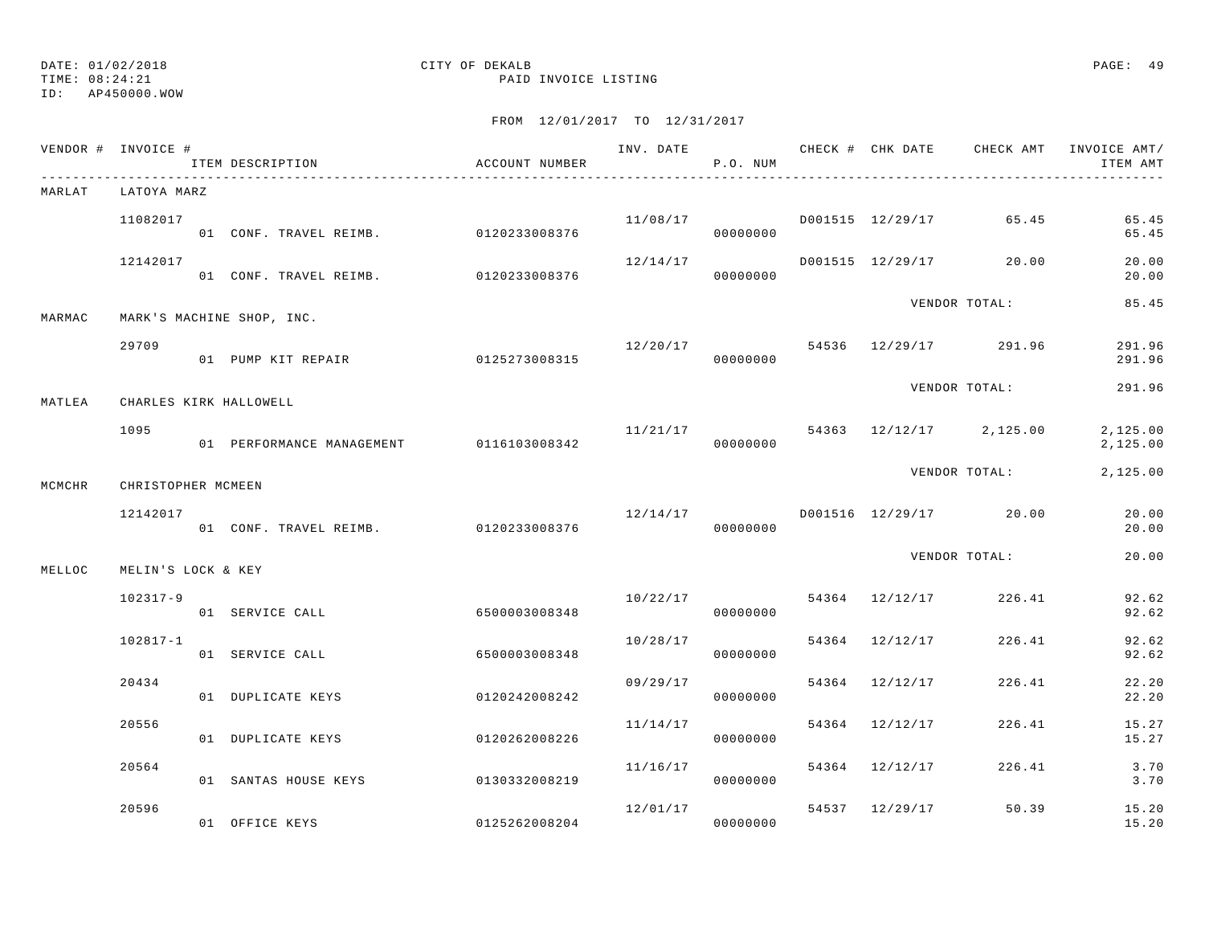DATE: 01/02/2018
TIME: 08:24:21
ID: AP450000.WOW

CITY OF DEKALB
PAID INVOICE LISTING

FROM 12/01/2017 TO 12/31/2017

| VENDOR # | INVOICE # | ITEM DESCRIPTION | ACCOUNT NUMBER | INV. DATE | P.O. NUM | CHECK # | CHK DATE | CHECK AMT | INVOICE AMT/ ITEM AMT |
|---|---|---|---|---|---|---|---|---|---|
| MARLAT | LATOYA MARZ | | | | | | | | |
| | 11082017 | 01 CONF. TRAVEL REIMB. | 0120233008376 | 11/08/17 | 00000000 | D001515 | 12/29/17 | 65.45 | 65.45 / 65.45 |
| | 12142017 | 01 CONF. TRAVEL REIMB. | 0120233008376 | 12/14/17 | 00000000 | D001515 | 12/29/17 | 20.00 | 20.00 / 20.00 |
| | | | | | | | | VENDOR TOTAL: | 85.45 |
| MARMAC | MARK'S MACHINE SHOP, INC. | | | | | | | | |
| | 29709 | 01 PUMP KIT REPAIR | 0125273008315 | 12/20/17 | 00000000 | 54536 | 12/29/17 | 291.96 | 291.96 / 291.96 |
| | | | | | | | | VENDOR TOTAL: | 291.96 |
| MATLEA | CHARLES KIRK HALLOWELL | | | | | | | | |
| | 1095 | 01 PERFORMANCE MANAGEMENT | 0116103008342 | 11/21/17 | 00000000 | 54363 | 12/12/17 | 2,125.00 | 2,125.00 / 2,125.00 |
| | | | | | | | | VENDOR TOTAL: | 2,125.00 |
| MCMCHR | CHRISTOPHER MCMEEN | | | | | | | | |
| | 12142017 | 01 CONF. TRAVEL REIMB. | 0120233008376 | 12/14/17 | 00000000 | D001516 | 12/29/17 | 20.00 | 20.00 / 20.00 |
| | | | | | | | | VENDOR TOTAL: | 20.00 |
| MELLOC | MELIN'S LOCK & KEY | | | | | | | | |
| | 102317-9 | 01 SERVICE CALL | 6500003008348 | 10/22/17 | 00000000 | 54364 | 12/12/17 | 226.41 | 92.62 / 92.62 |
| | 102817-1 | 01 SERVICE CALL | 6500003008348 | 10/28/17 | 00000000 | 54364 | 12/12/17 | 226.41 | 92.62 / 92.62 |
| | 20434 | 01 DUPLICATE KEYS | 0120242008242 | 09/29/17 | 00000000 | 54364 | 12/12/17 | 226.41 | 22.20 / 22.20 |
| | 20556 | 01 DUPLICATE KEYS | 0120262008226 | 11/14/17 | 00000000 | 54364 | 12/12/17 | 226.41 | 15.27 / 15.27 |
| | 20564 | 01 SANTAS HOUSE KEYS | 0130332008219 | 11/16/17 | 00000000 | 54364 | 12/12/17 | 226.41 | 3.70 / 3.70 |
| | 20596 | 01 OFFICE KEYS | 0125262008204 | 12/01/17 | 00000000 | 54537 | 12/29/17 | 50.39 | 15.20 / 15.20 |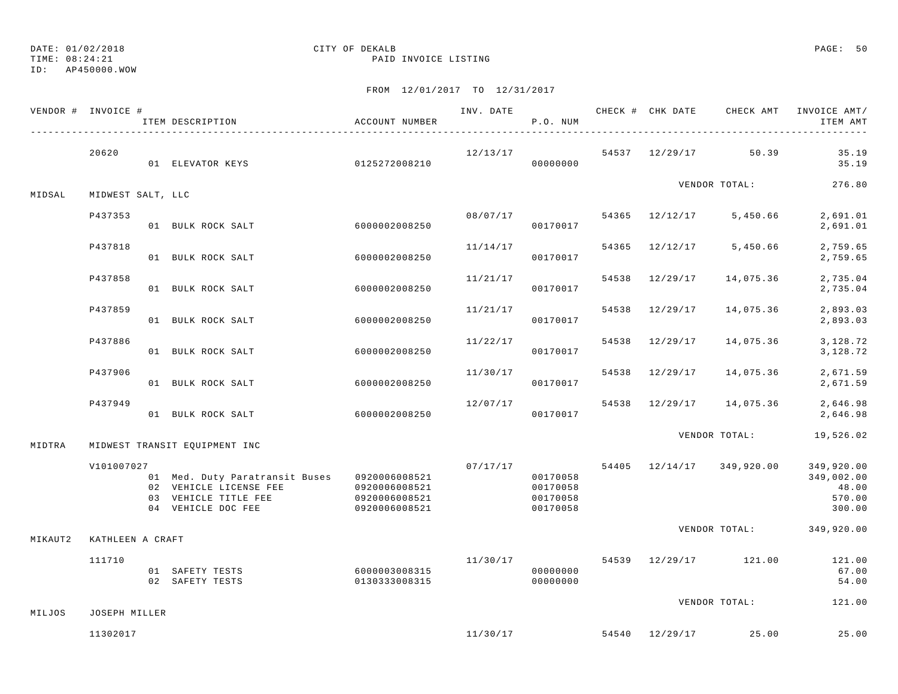DATE: 01/02/2018
TIME: 08:24:21
ID: AP450000.WOW

CITY OF DEKALB
PAID INVOICE LISTING

FROM 12/01/2017 TO 12/31/2017

| VENDOR # | INVOICE # | ITEM DESCRIPTION | ACCOUNT NUMBER | INV. DATE | P.O. NUM | CHECK # | CHK DATE | CHECK AMT | INVOICE AMT/ ITEM AMT |
|---|---|---|---|---|---|---|---|---|---|
| | 20620 | | | 12/13/17 | | 54537 | 12/29/17 | 50.39 | 35.19 |
| | | 01 ELEVATOR KEYS | 0125272008210 | | 00000000 | | | | 35.19 |
| | | | | | | | | VENDOR TOTAL: | 276.80 |
| MIDSAL | MIDWEST SALT, LLC | | | | | | | | |
| | P437353 | | | 08/07/17 | | 54365 | 12/12/17 | 5,450.66 | 2,691.01 |
| | | 01 BULK ROCK SALT | 6000002008250 | | 00170017 | | | | 2,691.01 |
| | P437818 | | | 11/14/17 | | 54365 | 12/12/17 | 5,450.66 | 2,759.65 |
| | | 01 BULK ROCK SALT | 6000002008250 | | 00170017 | | | | 2,759.65 |
| | P437858 | | | 11/21/17 | | 54538 | 12/29/17 | 14,075.36 | 2,735.04 |
| | | 01 BULK ROCK SALT | 6000002008250 | | 00170017 | | | | 2,735.04 |
| | P437859 | | | 11/21/17 | | 54538 | 12/29/17 | 14,075.36 | 2,893.03 |
| | | 01 BULK ROCK SALT | 6000002008250 | | 00170017 | | | | 2,893.03 |
| | P437886 | | | 11/22/17 | | 54538 | 12/29/17 | 14,075.36 | 3,128.72 |
| | | 01 BULK ROCK SALT | 6000002008250 | | 00170017 | | | | 3,128.72 |
| | P437906 | | | 11/30/17 | | 54538 | 12/29/17 | 14,075.36 | 2,671.59 |
| | | 01 BULK ROCK SALT | 6000002008250 | | 00170017 | | | | 2,671.59 |
| | P437949 | | | 12/07/17 | | 54538 | 12/29/17 | 14,075.36 | 2,646.98 |
| | | 01 BULK ROCK SALT | 6000002008250 | | 00170017 | | | | 2,646.98 |
| | | | | | | | | VENDOR TOTAL: | 19,526.02 |
| MIDTRA | MIDWEST TRANSIT EQUIPMENT INC | | | | | | | | |
| | V101007027 | | | 07/17/17 | | 54405 | 12/14/17 | 349,920.00 | 349,920.00 |
| | | 01 Med. Duty Paratransit Buses | 0920006008521 | | 00170058 | | | | 349,002.00 |
| | | 02 VEHICLE LICENSE FEE | 0920006008521 | | 00170058 | | | | 48.00 |
| | | 03 VEHICLE TITLE FEE | 0920006008521 | | 00170058 | | | | 570.00 |
| | | 04 VEHICLE DOC FEE | 0920006008521 | | 00170058 | | | | 300.00 |
| | | | | | | | | VENDOR TOTAL: | 349,920.00 |
| MIKAUT2 | KATHLEEN A CRAFT | | | | | | | | |
| | 111710 | | | 11/30/17 | | 54539 | 12/29/17 | 121.00 | 121.00 |
| | | 01 SAFETY TESTS | 6000003008315 | | 00000000 | | | | 67.00 |
| | | 02 SAFETY TESTS | 0130333008315 | | 00000000 | | | | 54.00 |
| | | | | | | | | VENDOR TOTAL: | 121.00 |
| MILJOS | JOSEPH MILLER | | | | | | | | |
| | 11302017 | | | 11/30/17 | | 54540 | 12/29/17 | 25.00 | 25.00 |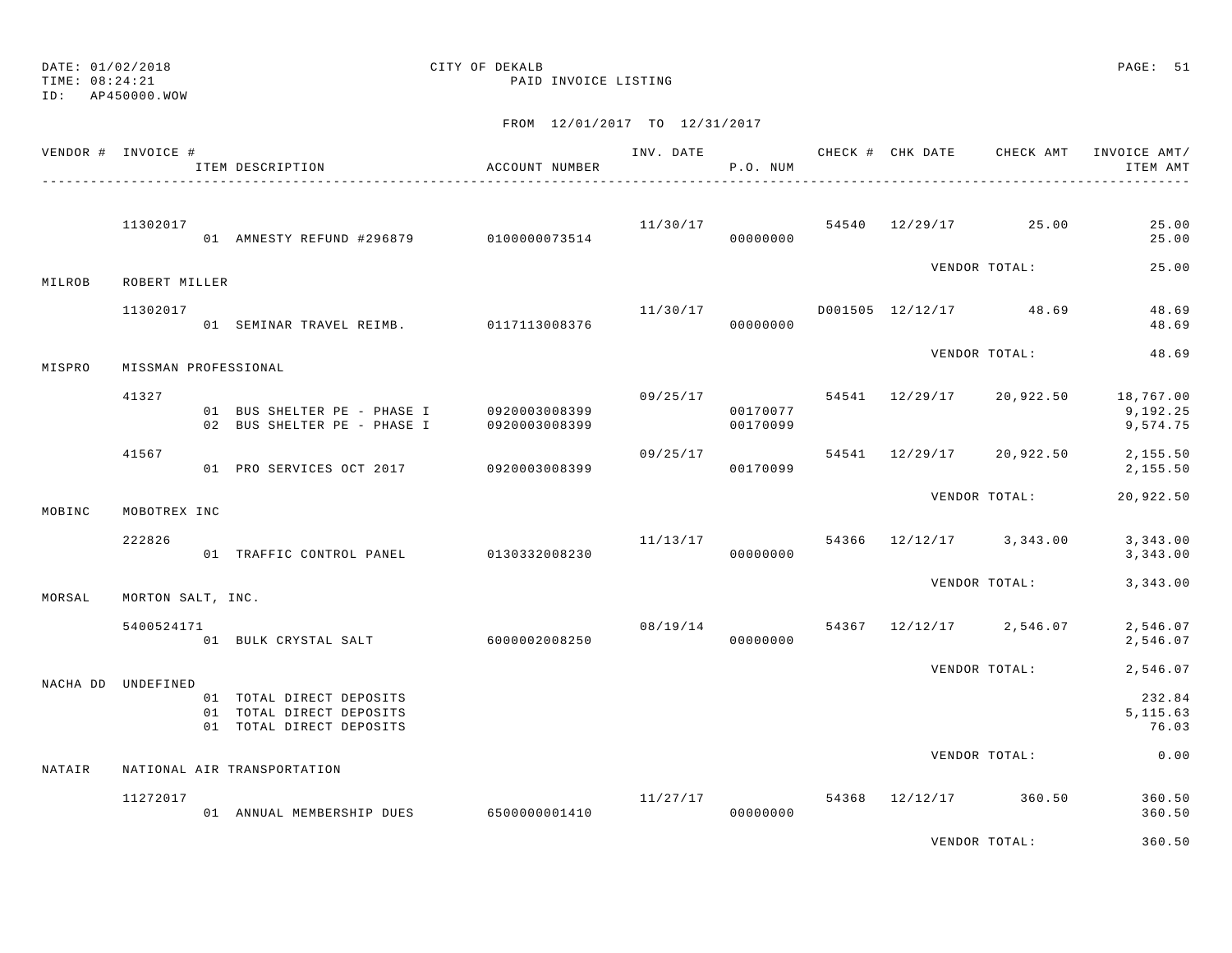DATE: 01/02/2018
TIME: 08:24:21
ID: AP450000.WOW

CITY OF DEKALB
PAID INVOICE LISTING

FROM 12/01/2017 TO 12/31/2017

| VENDOR # | INVOICE # | ITEM DESCRIPTION | ACCOUNT NUMBER | INV. DATE | P.O. NUM | CHECK # | CHK DATE | CHECK AMT | INVOICE AMT/ ITEM AMT |
|---|---|---|---|---|---|---|---|---|---|
| | 11302017 | | | 11/30/17 | | 54540 | 12/29/17 | 25.00 | 25.00 |
| | | 01 AMNESTY REFUND #296879 | 0100000073514 | | 00000000 | | | | 25.00 |
| | | | | | | | | VENDOR TOTAL: | 25.00 |
| MILROB | ROBERT MILLER | | | | | | | | |
| | 11302017 | | | 11/30/17 | | D001505 | 12/12/17 | 48.69 | 48.69 |
| | | 01 SEMINAR TRAVEL REIMB. | 0117113008376 | | 00000000 | | | | 48.69 |
| | | | | | | | | VENDOR TOTAL: | 48.69 |
| MISPRO | MISSMAN PROFESSIONAL | | | | | | | | |
| | 41327 | | | 09/25/17 | | 54541 | 12/29/17 | 20,922.50 | 18,767.00 |
| | | 01 BUS SHELTER PE - PHASE I | 0920003008399 | | 00170077 | | | | 9,192.25 |
| | | 02 BUS SHELTER PE - PHASE I | 0920003008399 | | 00170099 | | | | 9,574.75 |
| | 41567 | | | 09/25/17 | | 54541 | 12/29/17 | 20,922.50 | 2,155.50 |
| | | 01 PRO SERVICES OCT 2017 | 0920003008399 | | 00170099 | | | | 2,155.50 |
| | | | | | | | | VENDOR TOTAL: | 20,922.50 |
| MOBINC | MOBOTREX INC | | | | | | | | |
| | 222826 | | | 11/13/17 | | 54366 | 12/12/17 | 3,343.00 | 3,343.00 |
| | | 01 TRAFFIC CONTROL PANEL | 0130332008230 | | 00000000 | | | | 3,343.00 |
| | | | | | | | | VENDOR TOTAL: | 3,343.00 |
| MORSAL | MORTON SALT, INC. | | | | | | | | |
| | 5400524171 | | | 08/19/14 | | 54367 | 12/12/17 | 2,546.07 | 2,546.07 |
| | | 01 BULK CRYSTAL SALT | 6000002008250 | | 00000000 | | | | 2,546.07 |
| | | | | | | | | VENDOR TOTAL: | 2,546.07 |
| NACHA DD | UNDEFINED | | | | | | | | |
| | | 01 TOTAL DIRECT DEPOSITS | | | | | | | 232.84 |
| | | 01 TOTAL DIRECT DEPOSITS | | | | | | | 5,115.63 |
| | | 01 TOTAL DIRECT DEPOSITS | | | | | | | 76.03 |
| | | | | | | | | VENDOR TOTAL: | 0.00 |
| NATAIR | NATIONAL AIR TRANSPORTATION | | | | | | | | |
| | 11272017 | | | 11/27/17 | | 54368 | 12/12/17 | 360.50 | 360.50 |
| | | 01 ANNUAL MEMBERSHIP DUES | 6500000001410 | | 00000000 | | | | 360.50 |
| | | | | | | | | VENDOR TOTAL: | 360.50 |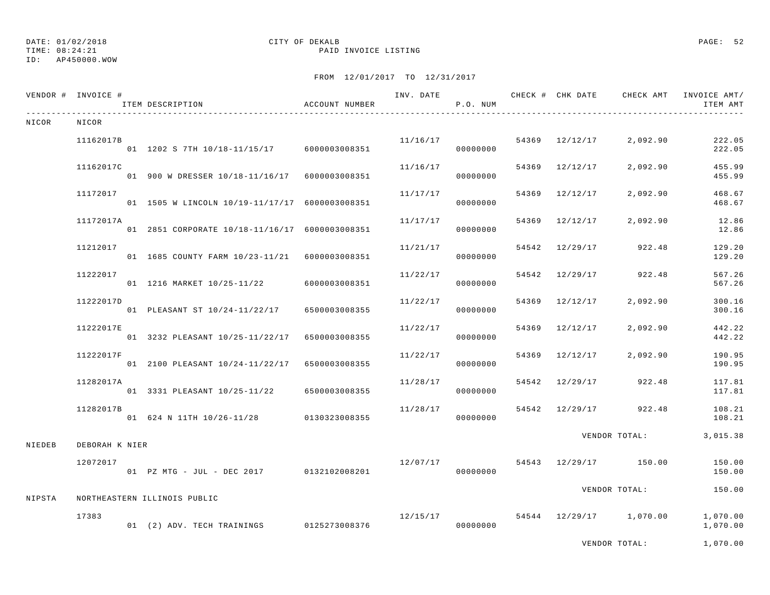DATE: 01/02/2018 CITY OF DEKALB PAGE: 52
TIME: 08:24:21 PAID INVOICE LISTING
ID: AP450000.WOW

FROM 12/01/2017 TO 12/31/2017

| VENDOR # | INVOICE # | ITEM DESCRIPTION | ACCOUNT NUMBER | INV. DATE | P.O. NUM | CHECK # | CHK DATE | CHECK AMT | INVOICE AMT/ ITEM AMT |
|---|---|---|---|---|---|---|---|---|---|
| NICOR | NICOR | | | | | | | | |
| | 11162017B | | | 11/16/17 | | 54369 | 12/12/17 | 2,092.90 | 222.05 |
| | | 01 1202 S 7TH 10/18-11/15/17 | 6000003008351 | | 00000000 | | | | 222.05 |
| | 11162017C | | | 11/16/17 | | 54369 | 12/12/17 | 2,092.90 | 455.99 |
| | | 01 900 W DRESSER 10/18-11/16/17 | 6000003008351 | | 00000000 | | | | 455.99 |
| | 11172017 | | | 11/17/17 | | 54369 | 12/12/17 | 2,092.90 | 468.67 |
| | | 01 1505 W LINCOLN 10/19-11/17/17 | 6000003008351 | | 00000000 | | | | 468.67 |
| | 11172017A | | | 11/17/17 | | 54369 | 12/12/17 | 2,092.90 | 12.86 |
| | | 01 2851 CORPORATE 10/18-11/16/17 | 6000003008351 | | 00000000 | | | | 12.86 |
| | 11212017 | | | 11/21/17 | | 54542 | 12/29/17 | 922.48 | 129.20 |
| | | 01 1685 COUNTY FARM 10/23-11/21 | 6000003008351 | | 00000000 | | | | 129.20 |
| | 11222017 | | | 11/22/17 | | 54542 | 12/29/17 | 922.48 | 567.26 |
| | | 01 1216 MARKET 10/25-11/22 | 6000003008351 | | 00000000 | | | | 567.26 |
| | 11222017D | | | 11/22/17 | | 54369 | 12/12/17 | 2,092.90 | 300.16 |
| | | 01 PLEASANT ST 10/24-11/22/17 | 6500003008355 | | 00000000 | | | | 300.16 |
| | 11222017E | | | 11/22/17 | | 54369 | 12/12/17 | 2,092.90 | 442.22 |
| | | 01 3232 PLEASANT 10/25-11/22/17 | 6500003008355 | | 00000000 | | | | 442.22 |
| | 11222017F | | | 11/22/17 | | 54369 | 12/12/17 | 2,092.90 | 190.95 |
| | | 01 2100 PLEASANT 10/24-11/22/17 | 6500003008355 | | 00000000 | | | | 190.95 |
| | 11282017A | | | 11/28/17 | | 54542 | 12/29/17 | 922.48 | 117.81 |
| | | 01 3331 PLEASANT 10/25-11/22 | 6500003008355 | | 00000000 | | | | 117.81 |
| | 11282017B | | | 11/28/17 | | 54542 | 12/29/17 | 922.48 | 108.21 |
| | | 01 624 N 11TH 10/26-11/28 | 0130323008355 | | 00000000 | | | | 108.21 |
| | | | | | | | | VENDOR TOTAL: | 3,015.38 |
| NIEDEB | DEBORAH K NIER | | | | | | | | |
| | 12072017 | | | 12/07/17 | | 54543 | 12/29/17 | 150.00 | 150.00 |
| | | 01 PZ MTG - JUL - DEC 2017 | 0132102008201 | | 00000000 | | | | 150.00 |
| | | | | | | | | VENDOR TOTAL: | 150.00 |
| NIPSTA | NORTHEASTERN ILLINOIS PUBLIC | | | | | | | | |
| | 17383 | | | 12/15/17 | | 54544 | 12/29/17 | 1,070.00 | 1,070.00 |
| | | 01 (2) ADV. TECH TRAININGS | 0125273008376 | | 00000000 | | | | 1,070.00 |
| | | | | | | | | VENDOR TOTAL: | 1,070.00 |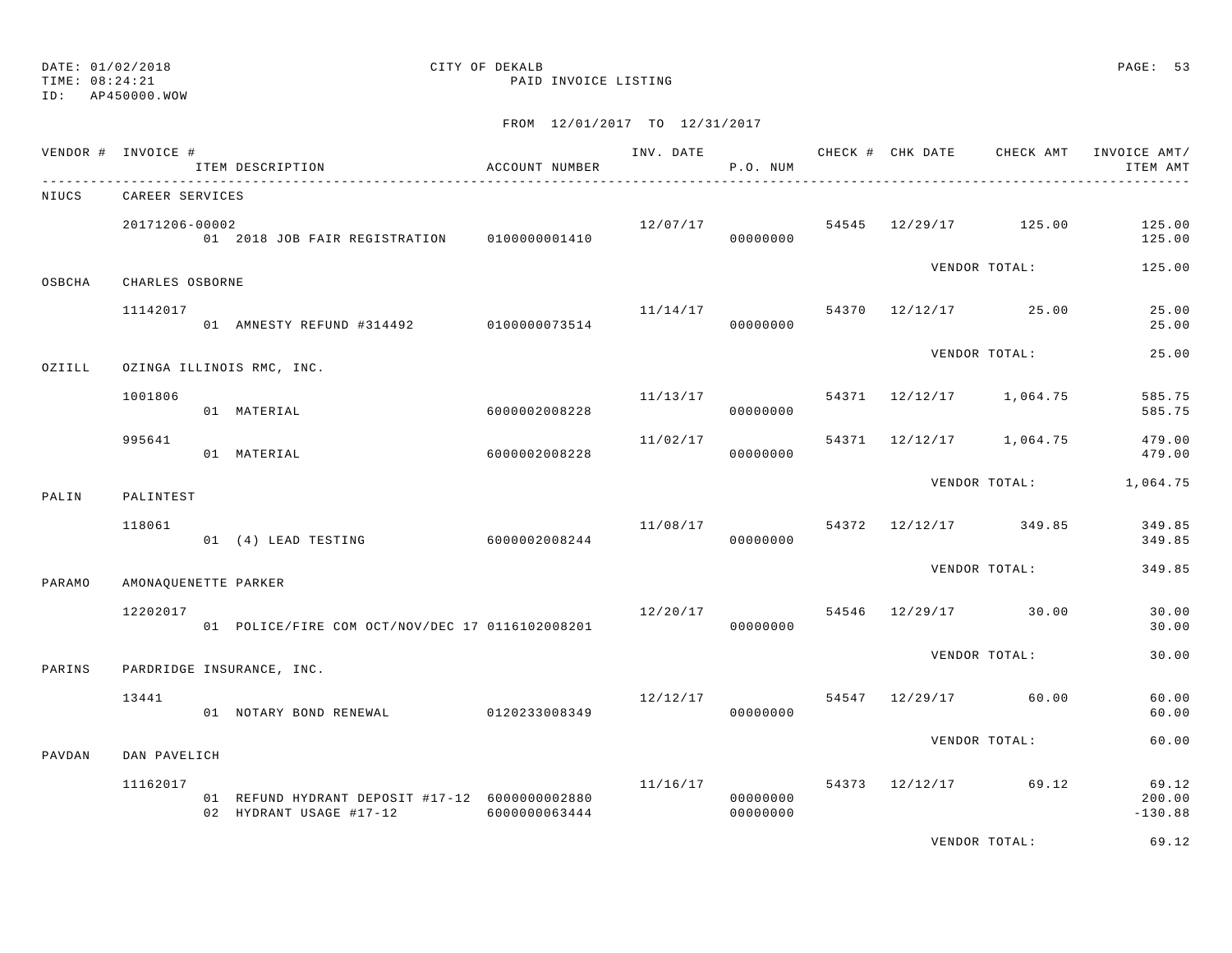DATE: 01/02/2018 CITY OF DEKALB PAGE: 53
TIME: 08:24:21 PAID INVOICE LISTING
ID: AP450000.WOW

FROM 12/01/2017 TO 12/31/2017

| VENDOR # | INVOICE # | ITEM DESCRIPTION | ACCOUNT NUMBER | INV. DATE | P.O. NUM | CHECK # | CHK DATE | CHECK AMT | INVOICE AMT/ ITEM AMT |
|---|---|---|---|---|---|---|---|---|---|
| NIUCS | CAREER SERVICES | | | | | | | | |
| | 20171206-00002 | | | 12/07/17 | | 54545 | 12/29/17 | 125.00 | 125.00 |
| | | 01 2018 JOB FAIR REGISTRATION | 0100000001410 | | 00000000 | | | | 125.00 |
| | | | | | | | VENDOR TOTAL: | | 125.00 |
| OSBCHA | CHARLES OSBORNE | | | | | | | | |
| | 11142017 | | | 11/14/17 | | 54370 | 12/12/17 | 25.00 | 25.00 |
| | | 01 AMNESTY REFUND #314492 | 0100000073514 | | 00000000 | | | | 25.00 |
| | | | | | | | VENDOR TOTAL: | | 25.00 |
| OZIILL | OZINGA ILLINOIS RMC, INC. | | | | | | | | |
| | 1001806 | | | 11/13/17 | | 54371 | 12/12/17 | 1,064.75 | 585.75 |
| | | 01 MATERIAL | 6000002008228 | | 00000000 | | | | 585.75 |
| | 995641 | | | 11/02/17 | | 54371 | 12/12/17 | 1,064.75 | 479.00 |
| | | 01 MATERIAL | 6000002008228 | | 00000000 | | | | 479.00 |
| | | | | | | | VENDOR TOTAL: | | 1,064.75 |
| PALIN | PALINTEST | | | | | | | | |
| | 118061 | | | 11/08/17 | | 54372 | 12/12/17 | 349.85 | 349.85 |
| | | 01 (4) LEAD TESTING | 6000002008244 | | 00000000 | | | | 349.85 |
| | | | | | | | VENDOR TOTAL: | | 349.85 |
| PARAMO | AMONAQUENETTE PARKER | | | | | | | | |
| | 12202017 | | | 12/20/17 | | 54546 | 12/29/17 | 30.00 | 30.00 |
| | | 01 POLICE/FIRE COM OCT/NOV/DEC 17 | 0116102008201 | | 00000000 | | | | 30.00 |
| | | | | | | | VENDOR TOTAL: | | 30.00 |
| PARINS | PARDRIDGE INSURANCE, INC. | | | | | | | | |
| | 13441 | | | 12/12/17 | | 54547 | 12/29/17 | 60.00 | 60.00 |
| | | 01 NOTARY BOND RENEWAL | 0120233008349 | | 00000000 | | | | 60.00 |
| | | | | | | | VENDOR TOTAL: | | 60.00 |
| PAVDAN | DAN PAVELICH | | | | | | | | |
| | 11162017 | | | 11/16/17 | | 54373 | 12/12/17 | 69.12 | 69.12 |
| | | 01 REFUND HYDRANT DEPOSIT #17-12 | 6000000002880 | | 00000000 | | | | 200.00 |
| | | 02 HYDRANT USAGE #17-12 | 6000000063444 | | 00000000 | | | | -130.88 |
| | | | | | | | VENDOR TOTAL: | | 69.12 |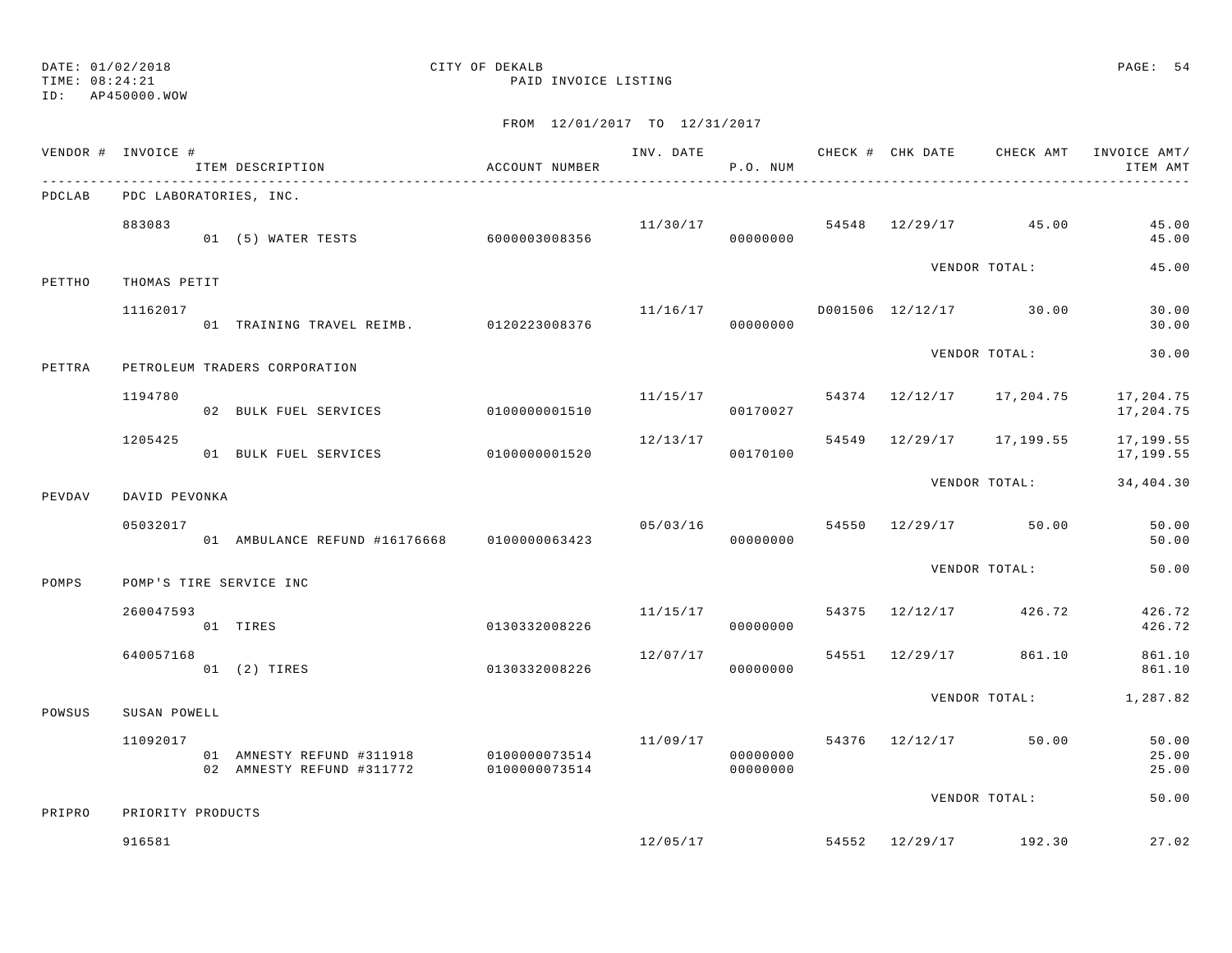DATE: 01/02/2018 CITY OF DEKALB
TIME: 08:24:21 PAID INVOICE LISTING
ID: AP450000.WOW

FROM 12/01/2017 TO 12/31/2017

| VENDOR # | INVOICE # | ITEM DESCRIPTION | ACCOUNT NUMBER | INV. DATE | P.O. NUM | CHECK # | CHK DATE | CHECK AMT | INVOICE AMT/ ITEM AMT |
|---|---|---|---|---|---|---|---|---|---|
| PDCLAB | PDC LABORATORIES, INC. | | | | | | | | |
| | 883083 | | | 11/30/17 | | 54548 | 12/29/17 | 45.00 | 45.00 |
| | | 01 (5) WATER TESTS | 6000003008356 | | 00000000 | | | | 45.00 |
| | | | | | | | VENDOR TOTAL: | | 45.00 |
| PETTHO | THOMAS PETIT | | | | | | | | |
| | 11162017 | | | 11/16/17 | | D001506 | 12/12/17 | 30.00 | 30.00 |
| | | 01 TRAINING TRAVEL REIMB. | 0120223008376 | | 00000000 | | | | 30.00 |
| | | | | | | | VENDOR TOTAL: | | 30.00 |
| PETTRA | PETROLEUM TRADERS CORPORATION | | | | | | | | |
| | 1194780 | | | 11/15/17 | | 54374 | 12/12/17 | 17,204.75 | 17,204.75 |
| | | 02 BULK FUEL SERVICES | 0100000001510 | | 00170027 | | | | 17,204.75 |
| | 1205425 | | | 12/13/17 | | 54549 | 12/29/17 | 17,199.55 | 17,199.55 |
| | | 01 BULK FUEL SERVICES | 0100000001520 | | 00170100 | | | | 17,199.55 |
| | | | | | | | VENDOR TOTAL: | | 34,404.30 |
| PEVDAV | DAVID PEVONKA | | | | | | | | |
| | 05032017 | | | 05/03/16 | | 54550 | 12/29/17 | 50.00 | 50.00 |
| | | 01 AMBULANCE REFUND #16176668 | 0100000063423 | | 00000000 | | | | 50.00 |
| | | | | | | | VENDOR TOTAL: | | 50.00 |
| POMPS | POMP'S TIRE SERVICE INC | | | | | | | | |
| | 260047593 | | | 11/15/17 | | 54375 | 12/12/17 | 426.72 | 426.72 |
| | | 01 TIRES | 0130332008226 | | 00000000 | | | | 426.72 |
| | 640057168 | | | 12/07/17 | | 54551 | 12/29/17 | 861.10 | 861.10 |
| | | 01 (2) TIRES | 0130332008226 | | 00000000 | | | | 861.10 |
| | | | | | | | VENDOR TOTAL: | | 1,287.82 |
| POWSUS | SUSAN POWELL | | | | | | | | |
| | 11092017 | | | 11/09/17 | | 54376 | 12/12/17 | 50.00 | 50.00 |
| | | 01 AMNESTY REFUND #311918 | 0100000073514 | | 00000000 | | | | 25.00 |
| | | 02 AMNESTY REFUND #311772 | 0100000073514 | | 00000000 | | | | 25.00 |
| | | | | | | | VENDOR TOTAL: | | 50.00 |
| PRIPRO | PRIORITY PRODUCTS | | | | | | | | |
| | 916581 | | | 12/05/17 | | 54552 | 12/29/17 | 192.30 | 27.02 |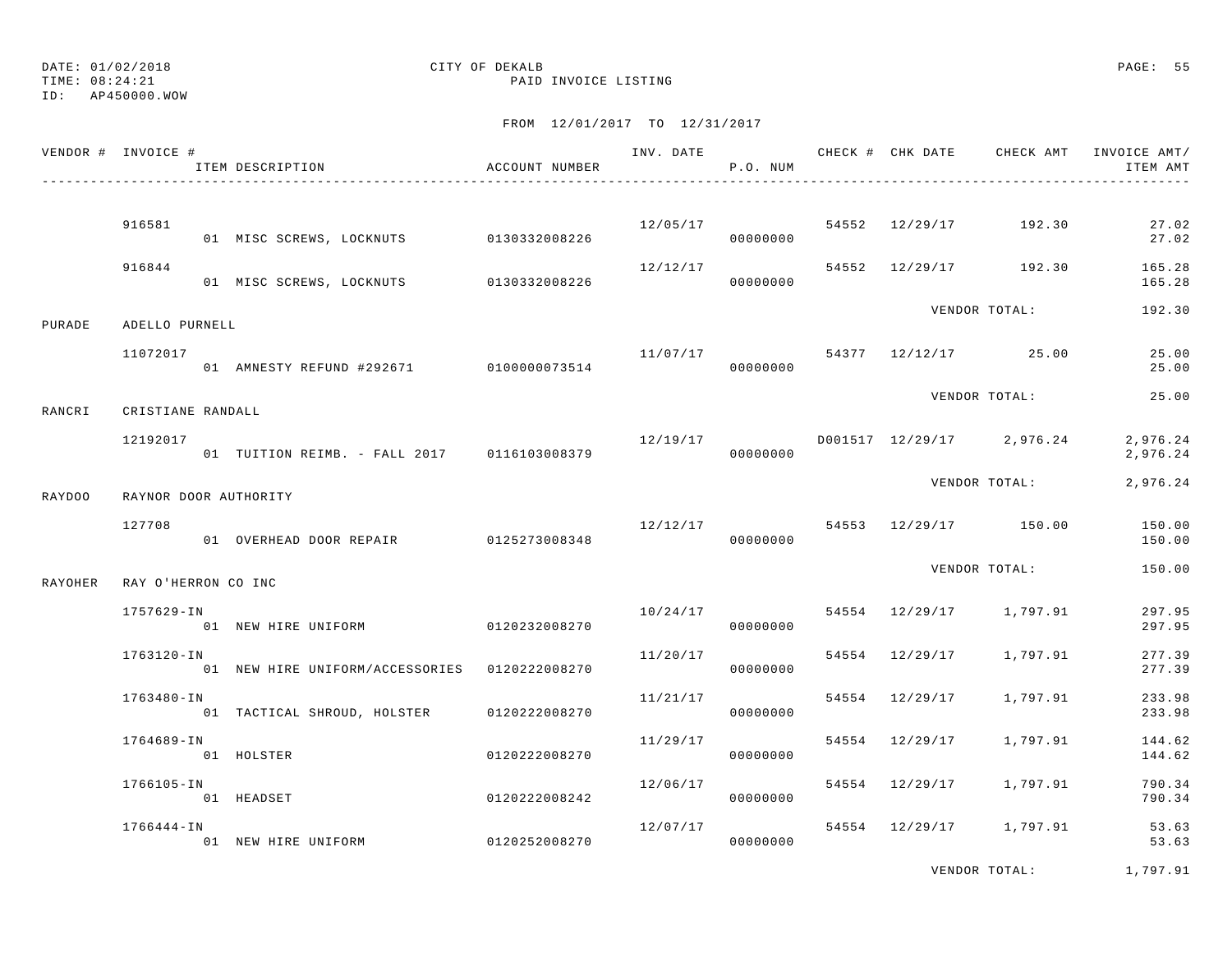DATE: 01/02/2018
TIME: 08:24:21
ID: AP450000.WOW

CITY OF DEKALB
PAID INVOICE LISTING

FROM 12/01/2017 TO 12/31/2017

| VENDOR # | INVOICE # / ITEM DESCRIPTION | ACCOUNT NUMBER | INV. DATE | P.O. NUM | CHECK # | CHK DATE | CHECK AMT | INVOICE AMT/ ITEM AMT |
|---|---|---|---|---|---|---|---|---|
| | 916581 | | 12/05/17 | | 54552 | 12/29/17 | 192.30 | 27.02 |
| | 01 MISC SCREWS, LOCKNUTS | 0130332008226 | | 00000000 | | | | 27.02 |
| | 916844 | | 12/12/17 | | 54552 | 12/29/17 | 192.30 | 165.28 |
| | 01 MISC SCREWS, LOCKNUTS | 0130332008226 | | 00000000 | | | | 165.28 |
| | | | | | | VENDOR TOTAL: | | 192.30 |
| PURADE | ADELLO PURNELL | | | | | | | |
| | 11072017 | | 11/07/17 | | 54377 | 12/12/17 | 25.00 | 25.00 |
| | 01 AMNESTY REFUND #292671 | 0100000073514 | | 00000000 | | | | 25.00 |
| | | | | | | VENDOR TOTAL: | | 25.00 |
| RANCRI | CRISTIANE RANDALL | | | | | | | |
| | 12192017 | | 12/19/17 | | D001517 | 12/29/17 | 2,976.24 | 2,976.24 |
| | 01 TUITION REIMB. - FALL 2017 | 0116103008379 | | 00000000 | | | | 2,976.24 |
| | | | | | | VENDOR TOTAL: | | 2,976.24 |
| RAYDOO | RAYNOR DOOR AUTHORITY | | | | | | | |
| | 127708 | | 12/12/17 | | 54553 | 12/29/17 | 150.00 | 150.00 |
| | 01 OVERHEAD DOOR REPAIR | 0125273008348 | | 00000000 | | | | 150.00 |
| | | | | | | VENDOR TOTAL: | | 150.00 |
| RAYOHER | RAY O'HERRON CO INC | | | | | | | |
| | 1757629-IN | | 10/24/17 | | 54554 | 12/29/17 | 1,797.91 | 297.95 |
| | 01 NEW HIRE UNIFORM | 0120232008270 | | 00000000 | | | | 297.95 |
| | 1763120-IN | | 11/20/17 | | 54554 | 12/29/17 | 1,797.91 | 277.39 |
| | 01 NEW HIRE UNIFORM/ACCESSORIES | 0120222008270 | | 00000000 | | | | 277.39 |
| | 1763480-IN | | 11/21/17 | | 54554 | 12/29/17 | 1,797.91 | 233.98 |
| | 01 TACTICAL SHROUD, HOLSTER | 0120222008270 | | 00000000 | | | | 233.98 |
| | 1764689-IN | | 11/29/17 | | 54554 | 12/29/17 | 1,797.91 | 144.62 |
| | 01 HOLSTER | 0120222008270 | | 00000000 | | | | 144.62 |
| | 1766105-IN | | 12/06/17 | | 54554 | 12/29/17 | 1,797.91 | 790.34 |
| | 01 HEADSET | 0120222008242 | | 00000000 | | | | 790.34 |
| | 1766444-IN | | 12/07/17 | | 54554 | 12/29/17 | 1,797.91 | 53.63 |
| | 01 NEW HIRE UNIFORM | 0120252008270 | | 00000000 | | | | 53.63 |
| | | | | | | VENDOR TOTAL: | | 1,797.91 |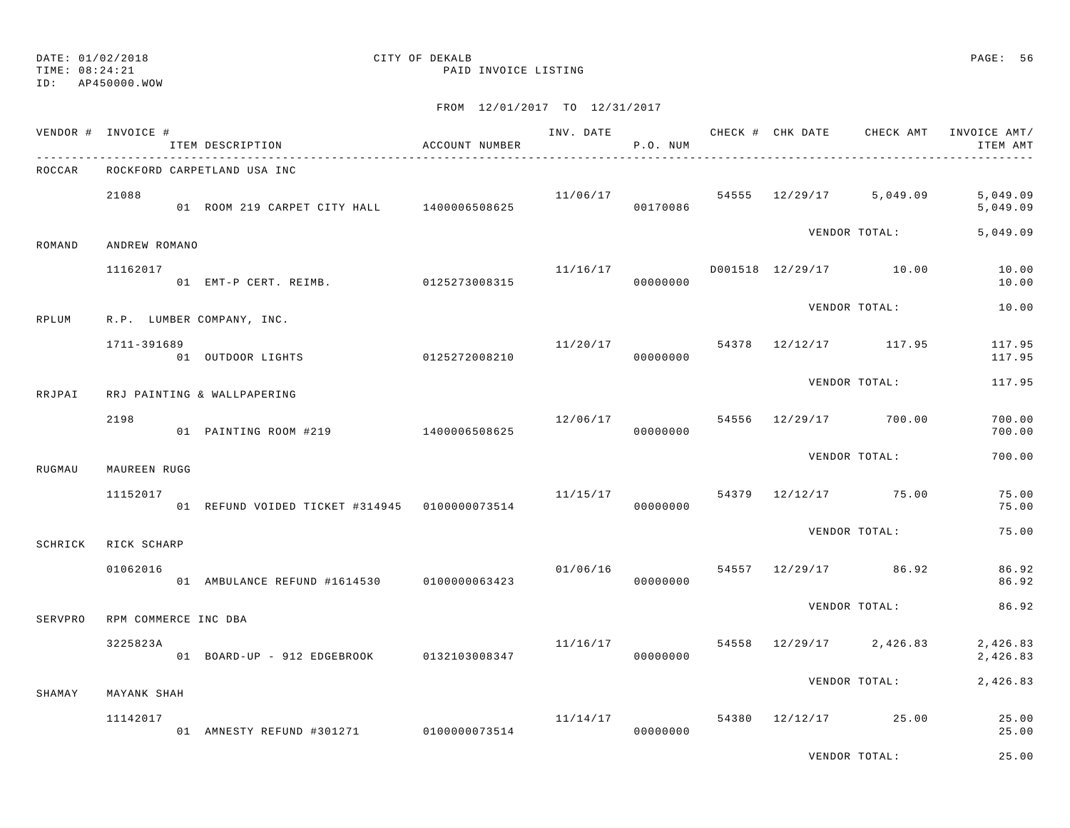DATE: 01/02/2018
TIME: 08:24:21
ID: AP450000.WOW

CITY OF DEKALB
PAID INVOICE LISTING

FROM 12/01/2017 TO 12/31/2017

| VENDOR # | INVOICE # | ITEM DESCRIPTION | ACCOUNT NUMBER | INV. DATE | P.O. NUM | CHECK # | CHK DATE | CHECK AMT | INVOICE AMT/ ITEM AMT |
|---|---|---|---|---|---|---|---|---|---|
| ROCCAR | ROCKFORD CARPETLAND USA INC | | | | | | | | |
| | 21088 | | | 11/06/17 | | 54555 | 12/29/17 | 5,049.09 | 5,049.09 |
| | | 01 ROOM 219 CARPET CITY HALL | 1400006508625 | | 00170086 | | | | 5,049.09 |
| | | | | | | | VENDOR TOTAL: | | 5,049.09 |
| ROMAND | ANDREW ROMANO | | | | | | | | |
| | 11162017 | | | 11/16/17 | | D001518 | 12/29/17 | 10.00 | 10.00 |
| | | 01 EMT-P CERT. REIMB. | 0125273008315 | | 00000000 | | | | 10.00 |
| | | | | | | | VENDOR TOTAL: | | 10.00 |
| RPLUM | R.P. LUMBER COMPANY, INC. | | | | | | | | |
| | 1711-391689 | | | 11/20/17 | | 54378 | 12/12/17 | 117.95 | 117.95 |
| | | 01 OUTDOOR LIGHTS | 0125272008210 | | 00000000 | | | | 117.95 |
| | | | | | | | VENDOR TOTAL: | | 117.95 |
| RRJPAI | RRJ PAINTING & WALLPAPERING | | | | | | | | |
| | 2198 | | | 12/06/17 | | 54556 | 12/29/17 | 700.00 | 700.00 |
| | | 01 PAINTING ROOM #219 | 1400006508625 | | 00000000 | | | | 700.00 |
| | | | | | | | VENDOR TOTAL: | | 700.00 |
| RUGMAU | MAUREEN RUGG | | | | | | | | |
| | 11152017 | | | 11/15/17 | | 54379 | 12/12/17 | 75.00 | 75.00 |
| | | 01 REFUND VOIDED TICKET #314945 | 0100000073514 | | 00000000 | | | | 75.00 |
| | | | | | | | VENDOR TOTAL: | | 75.00 |
| SCHRICK | RICK SCHARP | | | | | | | | |
| | 01062016 | | | 01/06/16 | | 54557 | 12/29/17 | 86.92 | 86.92 |
| | | 01 AMBULANCE REFUND #1614530 | 0100000063423 | | 00000000 | | | | 86.92 |
| | | | | | | | VENDOR TOTAL: | | 86.92 |
| SERVPRO | RPM COMMERCE INC DBA | | | | | | | | |
| | 3225823A | | | 11/16/17 | | 54558 | 12/29/17 | 2,426.83 | 2,426.83 |
| | | 01 BOARD-UP - 912 EDGEBROOK | 0132103008347 | | 00000000 | | | | 2,426.83 |
| | | | | | | | VENDOR TOTAL: | | 2,426.83 |
| SHAMAY | MAYANK SHAH | | | | | | | | |
| | 11142017 | | | 11/14/17 | | 54380 | 12/12/17 | 25.00 | 25.00 |
| | | 01 AMNESTY REFUND #301271 | 0100000073514 | | 00000000 | | | | 25.00 |
| | | | | | | | VENDOR TOTAL: | | 25.00 |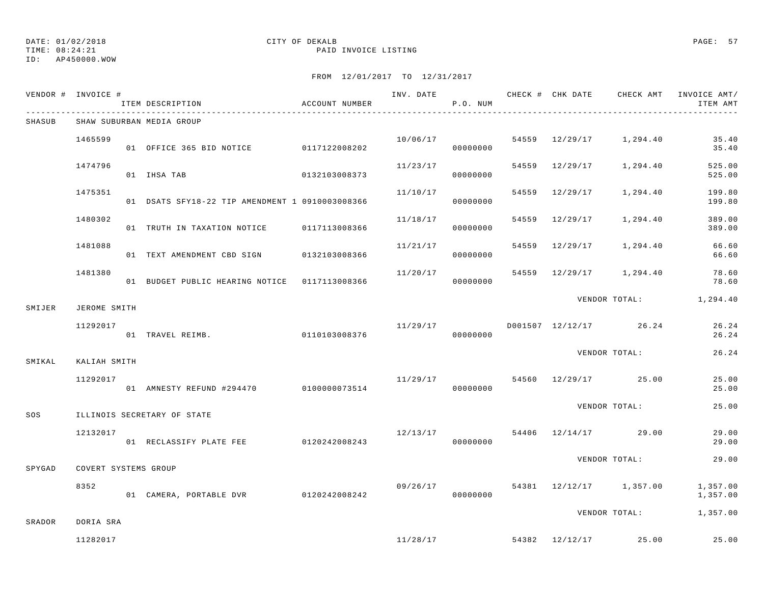DATE: 01/02/2018
TIME: 08:24:21
ID: AP450000.WOW

CITY OF DEKALB
PAID INVOICE LISTING

FROM 12/01/2017 TO 12/31/2017

| VENDOR # | INVOICE # | ITEM DESCRIPTION | ACCOUNT NUMBER | INV. DATE | P.O. NUM | CHECK # | CHK DATE | CHECK AMT | INVOICE AMT/ ITEM AMT |
|---|---|---|---|---|---|---|---|---|---|
| SHASUB | SHAW SUBURBAN MEDIA GROUP | | | | | | | | |
| | 1465599 | | | 10/06/17 | | 54559 | 12/29/17 | 1,294.40 | 35.40 |
| | | 01 OFFICE 365 BID NOTICE | 0117122008202 | | 00000000 | | | | 35.40 |
| | 1474796 | | | 11/23/17 | | 54559 | 12/29/17 | 1,294.40 | 525.00 |
| | | 01 IHSA TAB | 0132103008373 | | 00000000 | | | | 525.00 |
| | 1475351 | | | 11/10/17 | | 54559 | 12/29/17 | 1,294.40 | 199.80 |
| | | 01 DSATS SFY18-22 TIP AMENDMENT 1 | 0910003008366 | | 00000000 | | | | 199.80 |
| | 1480302 | | | 11/18/17 | | 54559 | 12/29/17 | 1,294.40 | 389.00 |
| | | 01 TRUTH IN TAXATION NOTICE | 0117113008366 | | 00000000 | | | | 389.00 |
| | 1481088 | | | 11/21/17 | | 54559 | 12/29/17 | 1,294.40 | 66.60 |
| | | 01 TEXT AMENDMENT CBD SIGN | 0132103008366 | | 00000000 | | | | 66.60 |
| | 1481380 | | | 11/20/17 | | 54559 | 12/29/17 | 1,294.40 | 78.60 |
| | | 01 BUDGET PUBLIC HEARING NOTICE | 0117113008366 | | 00000000 | | | | 78.60 |
| | | | | | | | VENDOR TOTAL: | | 1,294.40 |
| SMIJER | JEROME SMITH | | | | | | | | |
| | 11292017 | | | 11/29/17 | | D001507 | 12/12/17 | 26.24 | 26.24 |
| | | 01 TRAVEL REIMB. | 0110103008376 | | 00000000 | | | | 26.24 |
| | | | | | | | VENDOR TOTAL: | | 26.24 |
| SMIKAL | KALIAH SMITH | | | | | | | | |
| | 11292017 | | | 11/29/17 | | 54560 | 12/29/17 | 25.00 | 25.00 |
| | | 01 AMNESTY REFUND #294470 | 0100000073514 | | 00000000 | | | | 25.00 |
| | | | | | | | VENDOR TOTAL: | | 25.00 |
| SOS | ILLINOIS SECRETARY OF STATE | | | | | | | | |
| | 12132017 | | | 12/13/17 | | 54406 | 12/14/17 | 29.00 | 29.00 |
| | | 01 RECLASSIFY PLATE FEE | 0120242008243 | | 00000000 | | | | 29.00 |
| | | | | | | | VENDOR TOTAL: | | 29.00 |
| SPYGAD | COVERT SYSTEMS GROUP | | | | | | | | |
| | 8352 | | | 09/26/17 | | 54381 | 12/12/17 | 1,357.00 | 1,357.00 |
| | | 01 CAMERA, PORTABLE DVR | 0120242008242 | | 00000000 | | | | 1,357.00 |
| | | | | | | | VENDOR TOTAL: | | 1,357.00 |
| SRADOR | DORIA SRA | | | | | | | | |
| | 11282017 | | | 11/28/17 | | 54382 | 12/12/17 | 25.00 | 25.00 |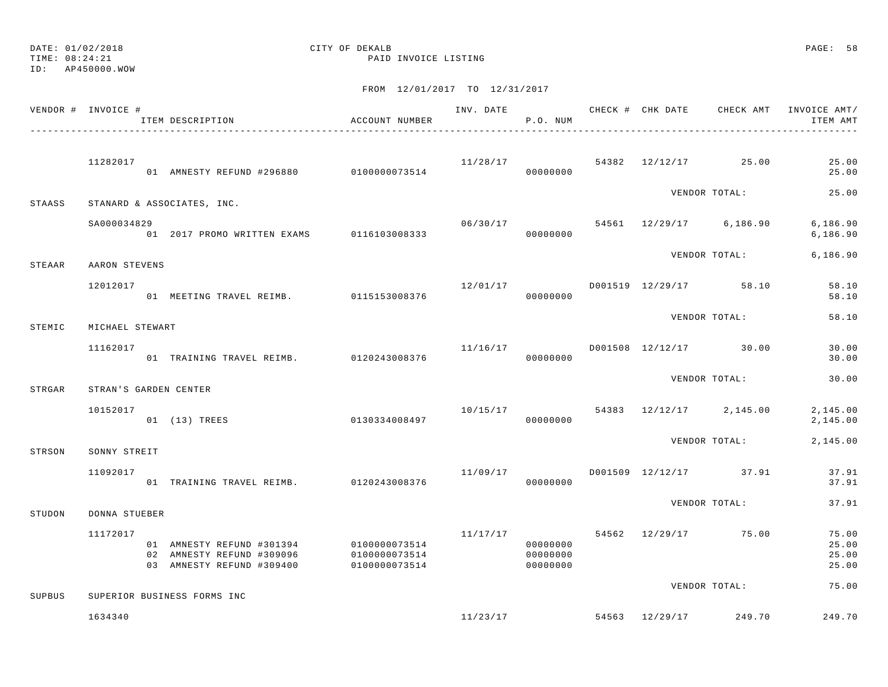DATE: 01/02/2018 CITY OF DEKALB
TIME: 08:24:21 PAID INVOICE LISTING
ID: AP450000.WOW

FROM 12/01/2017 TO 12/31/2017

| VENDOR # | INVOICE # | ITEM DESCRIPTION | ACCOUNT NUMBER | INV. DATE | P.O. NUM | CHECK # | CHK DATE | CHECK AMT | INVOICE AMT/ ITEM AMT |
|---|---|---|---|---|---|---|---|---|---|
| | 11282017 | | | 11/28/17 | | 54382 | 12/12/17 | 25.00 | 25.00 |
| | | 01 AMNESTY REFUND #296880 | 0100000073514 | | 00000000 | | | | 25.00 |
| | | | | | | | VENDOR TOTAL: | | 25.00 |
| STAASS | STANARD & ASSOCIATES, INC. | | | | | | | | |
| | SA000034829 | | | 06/30/17 | | 54561 | 12/29/17 | 6,186.90 | 6,186.90 |
| | | 01 2017 PROMO WRITTEN EXAMS | 0116103008333 | | 00000000 | | | | 6,186.90 |
| | | | | | | | VENDOR TOTAL: | | 6,186.90 |
| STEAAR | AARON STEVENS | | | | | | | | |
| | 12012017 | | | 12/01/17 | | D001519 | 12/29/17 | 58.10 | 58.10 |
| | | 01 MEETING TRAVEL REIMB. | 0115153008376 | | 00000000 | | | | 58.10 |
| | | | | | | | VENDOR TOTAL: | | 58.10 |
| STEMIC | MICHAEL STEWART | | | | | | | | |
| | 11162017 | | | 11/16/17 | | D001508 | 12/12/17 | 30.00 | 30.00 |
| | | 01 TRAINING TRAVEL REIMB. | 0120243008376 | | 00000000 | | | | 30.00 |
| | | | | | | | VENDOR TOTAL: | | 30.00 |
| STRGAR | STRAN'S GARDEN CENTER | | | | | | | | |
| | 10152017 | | | 10/15/17 | | 54383 | 12/12/17 | 2,145.00 | 2,145.00 |
| | | 01 (13) TREES | 0130334008497 | | 00000000 | | | | 2,145.00 |
| | | | | | | | VENDOR TOTAL: | | 2,145.00 |
| STRSON | SONNY STREIT | | | | | | | | |
| | 11092017 | | | 11/09/17 | | D001509 | 12/12/17 | 37.91 | 37.91 |
| | | 01 TRAINING TRAVEL REIMB. | 0120243008376 | | 00000000 | | | | 37.91 |
| | | | | | | | VENDOR TOTAL: | | 37.91 |
| STUDON | DONNA STUEBER | | | | | | | | |
| | 11172017 | | | 11/17/17 | | 54562 | 12/29/17 | 75.00 | 75.00 |
| | | 01 AMNESTY REFUND #301394 | 0100000073514 | | 00000000 | | | | 25.00 |
| | | 02 AMNESTY REFUND #309096 | 0100000073514 | | 00000000 | | | | 25.00 |
| | | 03 AMNESTY REFUND #309400 | 0100000073514 | | 00000000 | | | | 25.00 |
| | | | | | | | VENDOR TOTAL: | | 75.00 |
| SUPBUS | SUPERIOR BUSINESS FORMS INC | | | | | | | | |
| | 1634340 | | | 11/23/17 | | 54563 | 12/29/17 | 249.70 | 249.70 |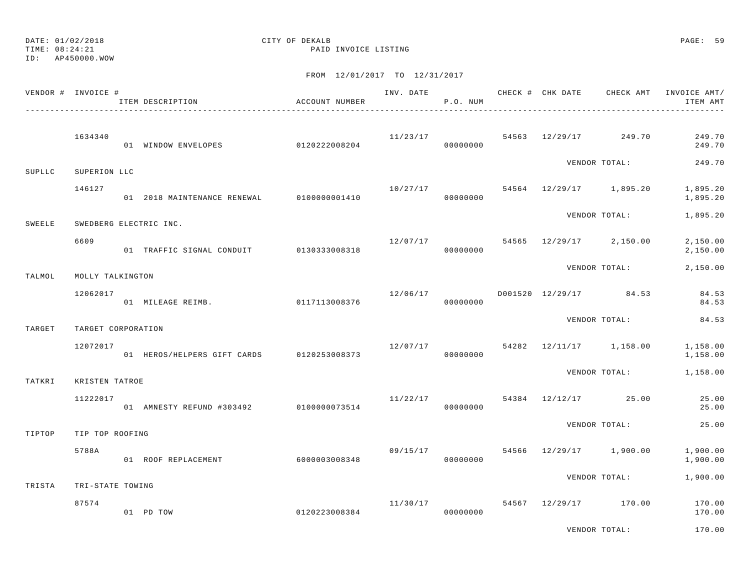DATE: 01/02/2018 CITY OF DEKALB
TIME: 08:24:21 PAID INVOICE LISTING
ID: AP450000.WOW

FROM 12/01/2017 TO 12/31/2017

| VENDOR # | INVOICE # | ITEM DESCRIPTION | ACCOUNT NUMBER | INV. DATE | P.O. NUM | CHECK # | CHK DATE | CHECK AMT | INVOICE AMT/ ITEM AMT |
|---|---|---|---|---|---|---|---|---|---|
| | 1634340 | | | 11/23/17 | | 54563 | 12/29/17 | 249.70 | 249.70 |
| | | 01 WINDOW ENVELOPES | 0120222008204 | | 00000000 | | | | 249.70 |
| | | | | | | | | VENDOR TOTAL: | 249.70 |
| SUPLLC | SUPERION LLC | | | | | | | | |
| | 146127 | | | 10/27/17 | | 54564 | 12/29/17 | 1,895.20 | 1,895.20 |
| | | 01 2018 MAINTENANCE RENEWAL | 0100000001410 | | 00000000 | | | | 1,895.20 |
| | | | | | | | | VENDOR TOTAL: | 1,895.20 |
| SWEELE | SWEDBERG ELECTRIC INC. | | | | | | | | |
| | 6609 | | | 12/07/17 | | 54565 | 12/29/17 | 2,150.00 | 2,150.00 |
| | | 01 TRAFFIC SIGNAL CONDUIT | 0130333008318 | | 00000000 | | | | 2,150.00 |
| | | | | | | | | VENDOR TOTAL: | 2,150.00 |
| TALMOL | MOLLY TALKINGTON | | | | | | | | |
| | 12062017 | | | 12/06/17 | | D001520 | 12/29/17 | 84.53 | 84.53 |
| | | 01 MILEAGE REIMB. | 0117113008376 | | 00000000 | | | | 84.53 |
| | | | | | | | | VENDOR TOTAL: | 84.53 |
| TARGET | TARGET CORPORATION | | | | | | | | |
| | 12072017 | | | 12/07/17 | | 54282 | 12/11/17 | 1,158.00 | 1,158.00 |
| | | 01 HEROS/HELPERS GIFT CARDS | 0120253008373 | | 00000000 | | | | 1,158.00 |
| | | | | | | | | VENDOR TOTAL: | 1,158.00 |
| TATKRI | KRISTEN TATROE | | | | | | | | |
| | 11222017 | | | 11/22/17 | | 54384 | 12/12/17 | 25.00 | 25.00 |
| | | 01 AMNESTY REFUND #303492 | 0100000073514 | | 00000000 | | | | 25.00 |
| | | | | | | | | VENDOR TOTAL: | 25.00 |
| TIPTOP | TIP TOP ROOFING | | | | | | | | |
| | 5788A | | | 09/15/17 | | 54566 | 12/29/17 | 1,900.00 | 1,900.00 |
| | | 01 ROOF REPLACEMENT | 6000003008348 | | 00000000 | | | | 1,900.00 |
| | | | | | | | | VENDOR TOTAL: | 1,900.00 |
| TRISTA | TRI-STATE TOWING | | | | | | | | |
| | 87574 | | | 11/30/17 | | 54567 | 12/29/17 | 170.00 | 170.00 |
| | | 01 PD TOW | 0120223008384 | | 00000000 | | | | 170.00 |
| | | | | | | | | VENDOR TOTAL: | 170.00 |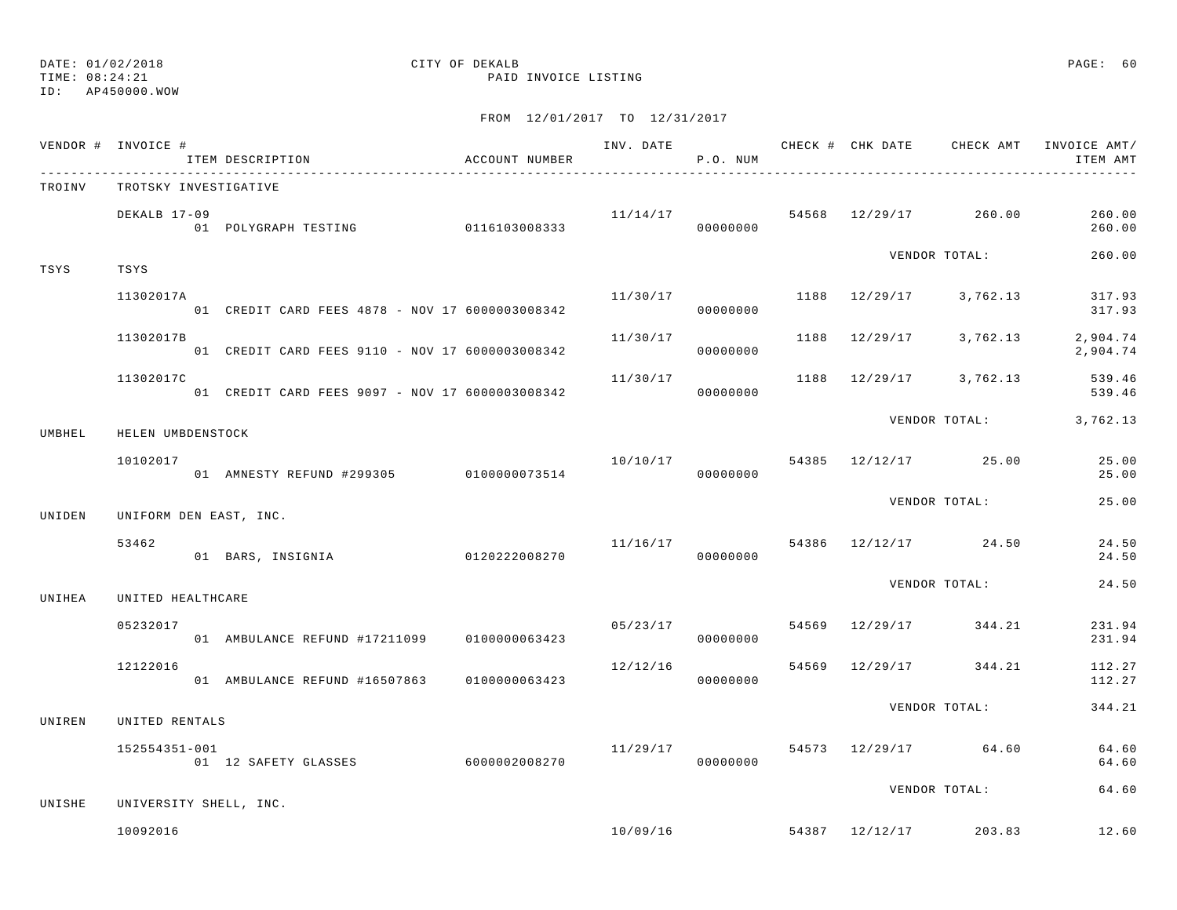DATE: 01/02/2018
TIME: 08:24:21
ID: AP450000.WOW

CITY OF DEKALB
PAID INVOICE LISTING

FROM 12/01/2017 TO 12/31/2017

| VENDOR # | INVOICE # / ITEM DESCRIPTION | ACCOUNT NUMBER | INV. DATE | P.O. NUM | CHECK # | CHK DATE | CHECK AMT | INVOICE AMT/ ITEM AMT |
|---|---|---|---|---|---|---|---|---|
| TROINV | TROTSKY INVESTIGATIVE | | | | | | | |
| | DEKALB 17-09 | | 11/14/17 | | 54568 | 12/29/17 | 260.00 | 260.00 |
| | 01 POLYGRAPH TESTING | 0116103008333 | | 00000000 | | | | 260.00 |
| | | | | | | VENDOR TOTAL: | | 260.00 |
| TSYS | TSYS | | | | | | | |
| | 11302017A | | 11/30/17 | | 1188 | 12/29/17 | 3,762.13 | 317.93 |
| | 01 CREDIT CARD FEES 4878 - NOV 17 | 6000003008342 | | 00000000 | | | | 317.93 |
| | 11302017B | | 11/30/17 | | 1188 | 12/29/17 | 3,762.13 | 2,904.74 |
| | 01 CREDIT CARD FEES 9110 - NOV 17 | 6000003008342 | | 00000000 | | | | 2,904.74 |
| | 11302017C | | 11/30/17 | | 1188 | 12/29/17 | 3,762.13 | 539.46 |
| | 01 CREDIT CARD FEES 9097 - NOV 17 | 6000003008342 | | 00000000 | | | | 539.46 |
| | | | | | | VENDOR TOTAL: | | 3,762.13 |
| UMBHEL | HELEN UMBDENSTOCK | | | | | | | |
| | 10102017 | | 10/10/17 | | 54385 | 12/12/17 | 25.00 | 25.00 |
| | 01 AMNESTY REFUND #299305 | 0100000073514 | | 00000000 | | | | 25.00 |
| | | | | | | VENDOR TOTAL: | | 25.00 |
| UNIDEN | UNIFORM DEN EAST, INC. | | | | | | | |
| | 53462 | | 11/16/17 | | 54386 | 12/12/17 | 24.50 | 24.50 |
| | 01 BARS, INSIGNIA | 0120222008270 | | 00000000 | | | | 24.50 |
| | | | | | | VENDOR TOTAL: | | 24.50 |
| UNIHEA | UNITED HEALTHCARE | | | | | | | |
| | 05232017 | | 05/23/17 | | 54569 | 12/29/17 | 344.21 | 231.94 |
| | 01 AMBULANCE REFUND #17211099 | 0100000063423 | | 00000000 | | | | 231.94 |
| | 12122016 | | 12/12/16 | | 54569 | 12/29/17 | 344.21 | 112.27 |
| | 01 AMBULANCE REFUND #16507863 | 0100000063423 | | 00000000 | | | | 112.27 |
| | | | | | | VENDOR TOTAL: | | 344.21 |
| UNIREN | UNITED RENTALS | | | | | | | |
| | 152554351-001 | | 11/29/17 | | 54573 | 12/29/17 | 64.60 | 64.60 |
| | 01 12 SAFETY GLASSES | 6000002008270 | | 00000000 | | | | 64.60 |
| | | | | | | VENDOR TOTAL: | | 64.60 |
| UNISHE | UNIVERSITY SHELL, INC. | | | | | | | |
| | 10092016 | | 10/09/16 | | 54387 | 12/12/17 | 203.83 | 12.60 |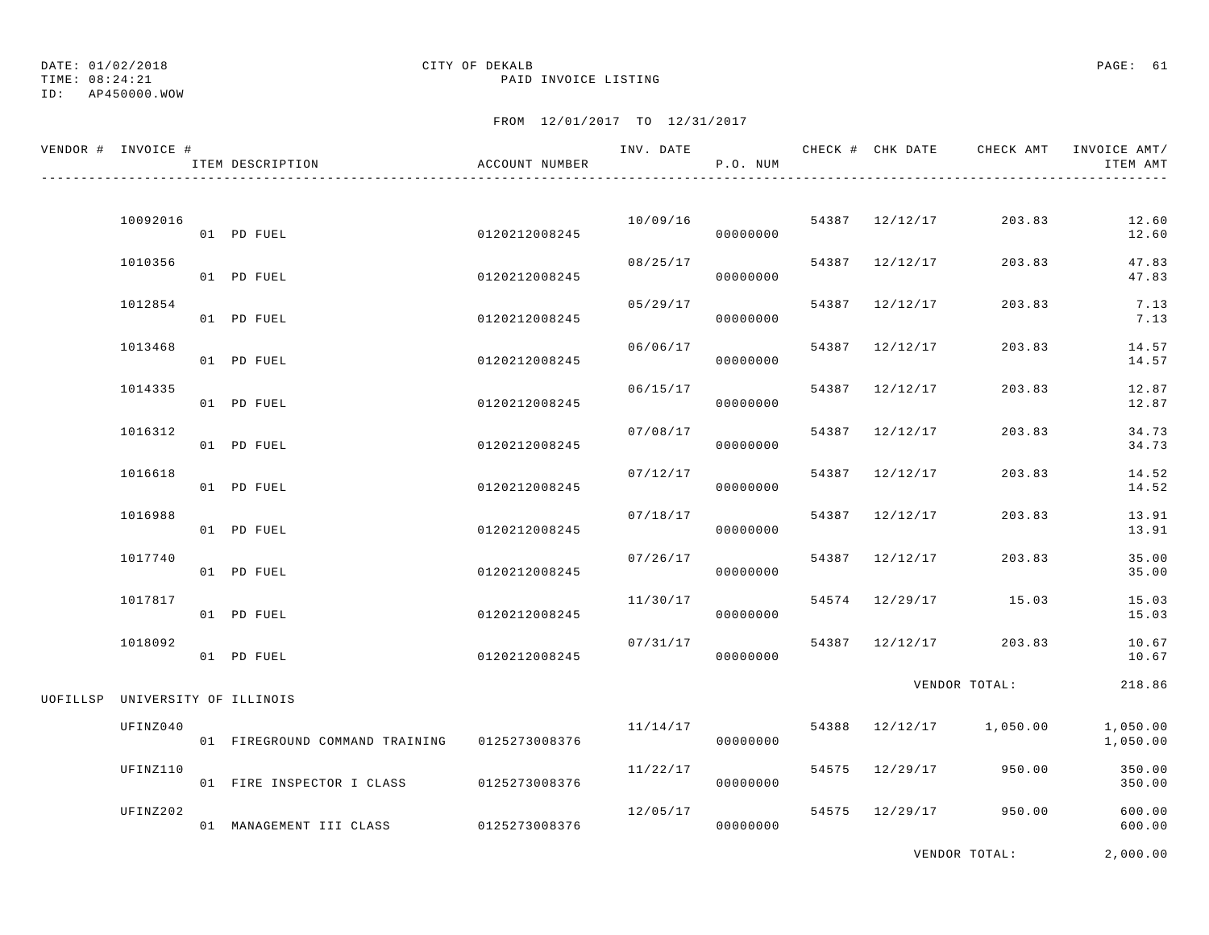DATE: 01/02/2018
TIME: 08:24:21
ID: AP450000.WOW

CITY OF DEKALB
PAID INVOICE LISTING

FROM 12/01/2017 TO 12/31/2017

| VENDOR # | INVOICE # | ITEM DESCRIPTION | ACCOUNT NUMBER | INV. DATE | P.O. NUM | CHECK # | CHK DATE | CHECK AMT | INVOICE AMT/ ITEM AMT |
|---|---|---|---|---|---|---|---|---|---|
| | 10092016 | | | 10/09/16 | | 54387 | 12/12/17 | 203.83 | 12.60 |
| | | 01 PD FUEL | 0120212008245 | | 00000000 | | | | 12.60 |
| | 1010356 | | | 08/25/17 | | 54387 | 12/12/17 | 203.83 | 47.83 |
| | | 01 PD FUEL | 0120212008245 | | 00000000 | | | | 47.83 |
| | 1012854 | | | 05/29/17 | | 54387 | 12/12/17 | 203.83 | 7.13 |
| | | 01 PD FUEL | 0120212008245 | | 00000000 | | | | 7.13 |
| | 1013468 | | | 06/06/17 | | 54387 | 12/12/17 | 203.83 | 14.57 |
| | | 01 PD FUEL | 0120212008245 | | 00000000 | | | | 14.57 |
| | 1014335 | | | 06/15/17 | | 54387 | 12/12/17 | 203.83 | 12.87 |
| | | 01 PD FUEL | 0120212008245 | | 00000000 | | | | 12.87 |
| | 1016312 | | | 07/08/17 | | 54387 | 12/12/17 | 203.83 | 34.73 |
| | | 01 PD FUEL | 0120212008245 | | 00000000 | | | | 34.73 |
| | 1016618 | | | 07/12/17 | | 54387 | 12/12/17 | 203.83 | 14.52 |
| | | 01 PD FUEL | 0120212008245 | | 00000000 | | | | 14.52 |
| | 1016988 | | | 07/18/17 | | 54387 | 12/12/17 | 203.83 | 13.91 |
| | | 01 PD FUEL | 0120212008245 | | 00000000 | | | | 13.91 |
| | 1017740 | | | 07/26/17 | | 54387 | 12/12/17 | 203.83 | 35.00 |
| | | 01 PD FUEL | 0120212008245 | | 00000000 | | | | 35.00 |
| | 1017817 | | | 11/30/17 | | 54574 | 12/29/17 | 15.03 | 15.03 |
| | | 01 PD FUEL | 0120212008245 | | 00000000 | | | | 15.03 |
| | 1018092 | | | 07/31/17 | | 54387 | 12/12/17 | 203.83 | 10.67 |
| | | 01 PD FUEL | 0120212008245 | | 00000000 | | | | 10.67 |
| | | | | | | | VENDOR TOTAL: | | 218.86 |
| UOFILLSP | UNIVERSITY OF ILLINOIS | | | | | | | | |
| | UFINZ040 | | | 11/14/17 | | 54388 | 12/12/17 | 1,050.00 | 1,050.00 |
| | | 01 FIREGROUND COMMAND TRAINING | 0125273008376 | | 00000000 | | | | 1,050.00 |
| | UFINZ110 | | | 11/22/17 | | 54575 | 12/29/17 | 950.00 | 350.00 |
| | | 01 FIRE INSPECTOR I CLASS | 0125273008376 | | 00000000 | | | | 350.00 |
| | UFINZ202 | | | 12/05/17 | | 54575 | 12/29/17 | 950.00 | 600.00 |
| | | 01 MANAGEMENT III CLASS | 0125273008376 | | 00000000 | | | | 600.00 |
| | | | | | | | VENDOR TOTAL: | | 2,000.00 |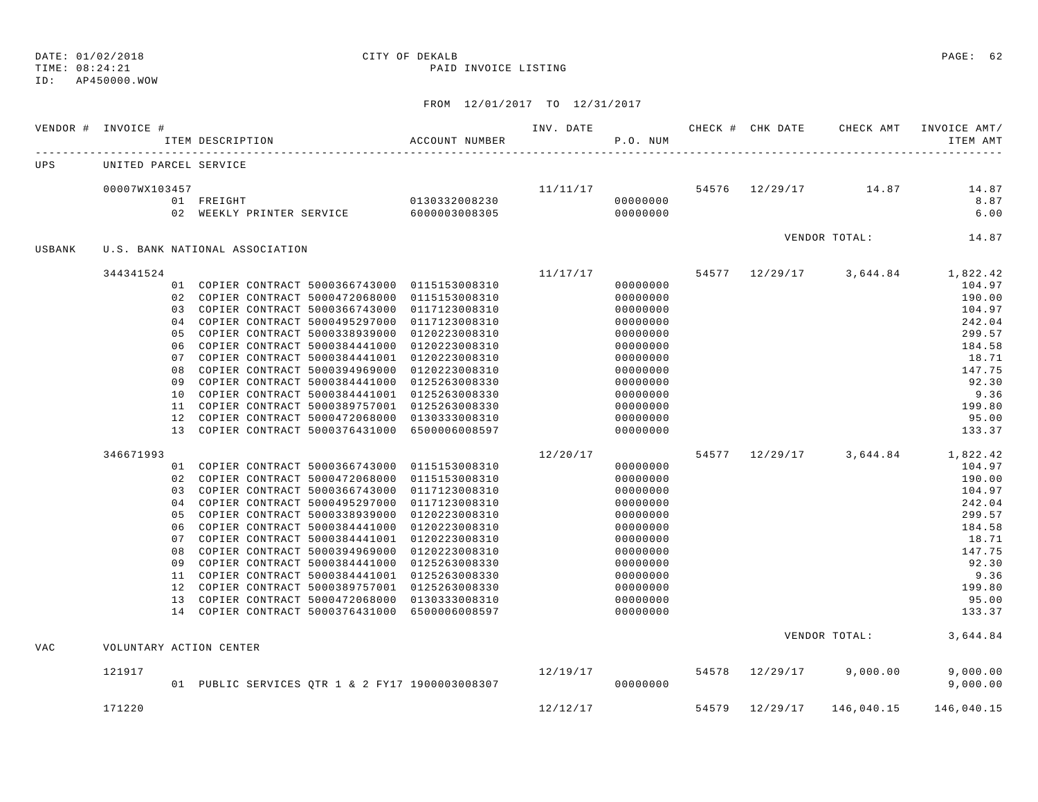DATE: 01/02/2018 CITY OF DEKALB
TIME: 08:24:21 PAID INVOICE LISTING
ID: AP450000.WOW

FROM 12/01/2017 TO 12/31/2017

| VENDOR # | INVOICE # | ITEM DESCRIPTION | ACCOUNT NUMBER | INV. DATE | P.O. NUM | CHECK # | CHK DATE | CHECK AMT | INVOICE AMT/ ITEM AMT |
|---|---|---|---|---|---|---|---|---|---|
| UPS | UNITED PARCEL SERVICE | | | | | | | | |
| | 00007WX103457 | | | 11/11/17 | | 54576 | 12/29/17 | 14.87 | 14.87 |
| | | 01 FREIGHT | 0130332008230 | | 00000000 | | | | 8.87 |
| | | 02 WEEKLY PRINTER SERVICE | 6000003008305 | | 00000000 | | | | 6.00 |
| | | | | | | | | VENDOR TOTAL: | 14.87 |
| USBANK | U.S. BANK NATIONAL ASSOCIATION | | | | | | | | |
| | 344341524 | | | 11/17/17 | | 54577 | 12/29/17 | 3,644.84 | 1,822.42 |
| | | 01 COPIER CONTRACT 5000366743000 | 0115153008310 | | 00000000 | | | | 104.97 |
| | | 02 COPIER CONTRACT 5000472068000 | 0115153008310 | | 00000000 | | | | 190.00 |
| | | 03 COPIER CONTRACT 5000366743000 | 0117123008310 | | 00000000 | | | | 104.97 |
| | | 04 COPIER CONTRACT 5000495297000 | 0117123008310 | | 00000000 | | | | 242.04 |
| | | 05 COPIER CONTRACT 5000338939000 | 0120223008310 | | 00000000 | | | | 299.57 |
| | | 06 COPIER CONTRACT 5000384441000 | 0120223008310 | | 00000000 | | | | 184.58 |
| | | 07 COPIER CONTRACT 5000384441001 | 0120223008310 | | 00000000 | | | | 18.71 |
| | | 08 COPIER CONTRACT 5000394969000 | 0120223008310 | | 00000000 | | | | 147.75 |
| | | 09 COPIER CONTRACT 5000384441000 | 0125263008330 | | 00000000 | | | | 92.30 |
| | | 10 COPIER CONTRACT 5000384441001 | 0125263008330 | | 00000000 | | | | 9.36 |
| | | 11 COPIER CONTRACT 5000389757001 | 0125263008330 | | 00000000 | | | | 199.80 |
| | | 12 COPIER CONTRACT 5000472068000 | 0130333008310 | | 00000000 | | | | 95.00 |
| | | 13 COPIER CONTRACT 5000376431000 | 6500006008597 | | 00000000 | | | | 133.37 |
| | 346671993 | | | 12/20/17 | | 54577 | 12/29/17 | 3,644.84 | 1,822.42 |
| | | 01 COPIER CONTRACT 5000366743000 | 0115153008310 | | 00000000 | | | | 104.97 |
| | | 02 COPIER CONTRACT 5000472068000 | 0115153008310 | | 00000000 | | | | 190.00 |
| | | 03 COPIER CONTRACT 5000366743000 | 0117123008310 | | 00000000 | | | | 104.97 |
| | | 04 COPIER CONTRACT 5000495297000 | 0117123008310 | | 00000000 | | | | 242.04 |
| | | 05 COPIER CONTRACT 5000338939000 | 0120223008310 | | 00000000 | | | | 299.57 |
| | | 06 COPIER CONTRACT 5000384441000 | 0120223008310 | | 00000000 | | | | 184.58 |
| | | 07 COPIER CONTRACT 5000384441001 | 0120223008310 | | 00000000 | | | | 18.71 |
| | | 08 COPIER CONTRACT 5000394969000 | 0120223008310 | | 00000000 | | | | 147.75 |
| | | 09 COPIER CONTRACT 5000384441000 | 0125263008330 | | 00000000 | | | | 92.30 |
| | | 11 COPIER CONTRACT 5000384441001 | 0125263008330 | | 00000000 | | | | 9.36 |
| | | 12 COPIER CONTRACT 5000389757001 | 0125263008330 | | 00000000 | | | | 199.80 |
| | | 13 COPIER CONTRACT 5000472068000 | 0130333008310 | | 00000000 | | | | 95.00 |
| | | 14 COPIER CONTRACT 5000376431000 | 6500006008597 | | 00000000 | | | | 133.37 |
| | | | | | | | | VENDOR TOTAL: | 3,644.84 |
| VAC | VOLUNTARY ACTION CENTER | | | | | | | | |
| | 121917 | | | 12/19/17 | | 54578 | 12/29/17 | 9,000.00 | 9,000.00 |
| | | 01 PUBLIC SERVICES QTR 1 & 2 FY17 | 1900003008307 | | 00000000 | | | | 9,000.00 |
| | 171220 | | | 12/12/17 | | 54579 | 12/29/17 | 146,040.15 | 146,040.15 |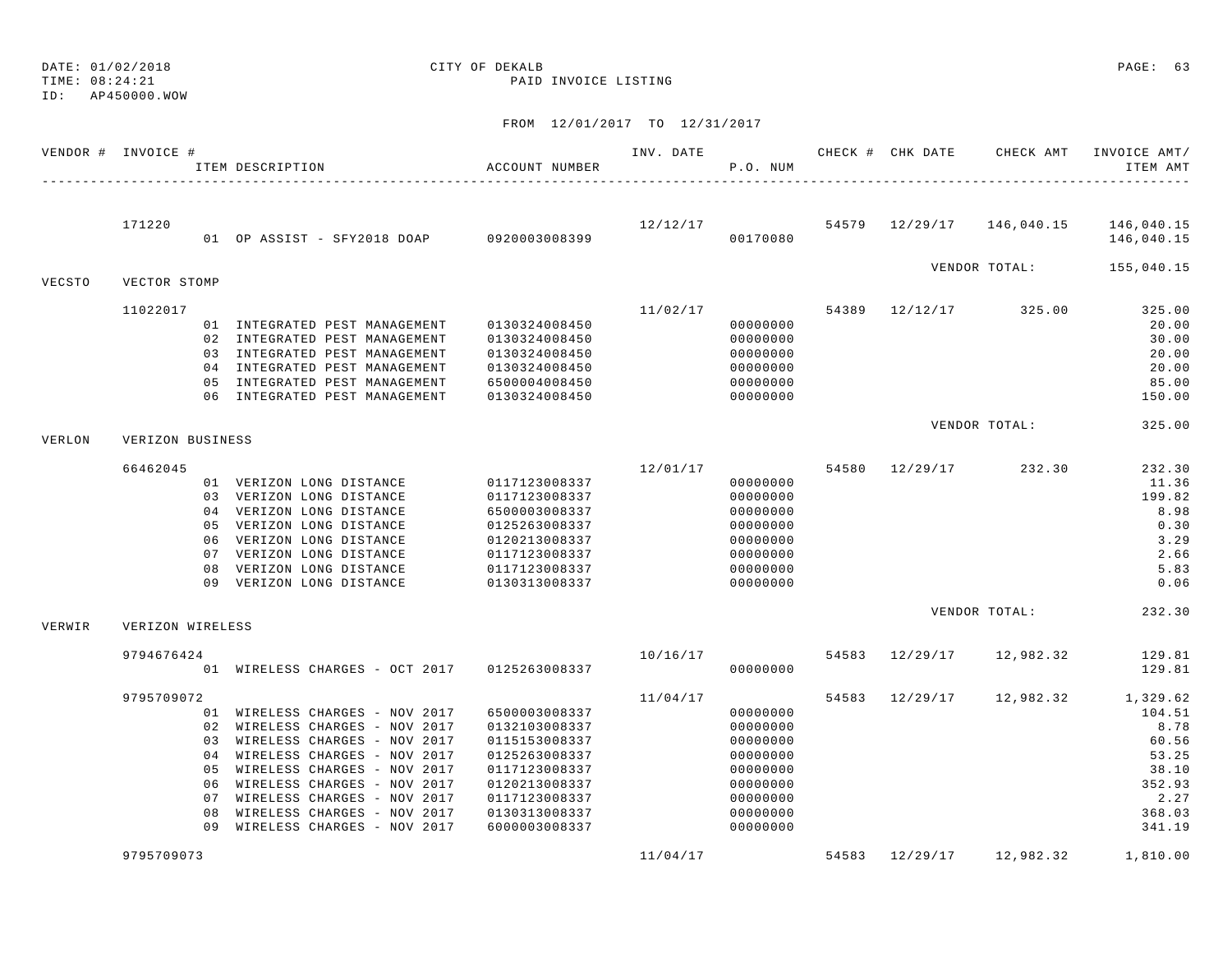DATE: 01/02/2018 CITY OF DEKALB
TIME: 08:24:21 PAID INVOICE LISTING
ID: AP450000.WOW

FROM 12/01/2017 TO 12/31/2017

| VENDOR # | INVOICE # | ITEM DESCRIPTION | ACCOUNT NUMBER | INV. DATE | P.O. NUM | CHECK # | CHK DATE | CHECK AMT | INVOICE AMT/ ITEM AMT |
|---|---|---|---|---|---|---|---|---|---|
| | 171220 | | | 12/12/17 | | 54579 | 12/29/17 | 146,040.15 | 146,040.15 |
| | | 01 OP ASSIST - SFY2018 DOAP | 0920003008399 | | 00170080 | | | | 146,040.15 |
| | | | | | | | | VENDOR TOTAL: | 155,040.15 |
| VECSTO | VECTOR STOMP | | | | | | | | |
| | 11022017 | | | 11/02/17 | | 54389 | 12/12/17 | 325.00 | 325.00 |
| | | 01 INTEGRATED PEST MANAGEMENT | 0130324008450 | | 00000000 | | | | 20.00 |
| | | 02 INTEGRATED PEST MANAGEMENT | 0130324008450 | | 00000000 | | | | 30.00 |
| | | 03 INTEGRATED PEST MANAGEMENT | 0130324008450 | | 00000000 | | | | 20.00 |
| | | 04 INTEGRATED PEST MANAGEMENT | 0130324008450 | | 00000000 | | | | 20.00 |
| | | 05 INTEGRATED PEST MANAGEMENT | 6500004008450 | | 00000000 | | | | 85.00 |
| | | 06 INTEGRATED PEST MANAGEMENT | 0130324008450 | | 00000000 | | | | 150.00 |
| | | | | | | | | VENDOR TOTAL: | 325.00 |
| VERLON | VERIZON BUSINESS | | | | | | | | |
| | 66462045 | | | 12/01/17 | | 54580 | 12/29/17 | 232.30 | 232.30 |
| | | 01 VERIZON LONG DISTANCE | 0117123008337 | | 00000000 | | | | 11.36 |
| | | 03 VERIZON LONG DISTANCE | 0117123008337 | | 00000000 | | | | 199.82 |
| | | 04 VERIZON LONG DISTANCE | 6500003008337 | | 00000000 | | | | 8.98 |
| | | 05 VERIZON LONG DISTANCE | 0125263008337 | | 00000000 | | | | 0.30 |
| | | 06 VERIZON LONG DISTANCE | 0120213008337 | | 00000000 | | | | 3.29 |
| | | 07 VERIZON LONG DISTANCE | 0117123008337 | | 00000000 | | | | 2.66 |
| | | 08 VERIZON LONG DISTANCE | 0117123008337 | | 00000000 | | | | 5.83 |
| | | 09 VERIZON LONG DISTANCE | 0130313008337 | | 00000000 | | | | 0.06 |
| | | | | | | | | VENDOR TOTAL: | 232.30 |
| VERWIR | VERIZON WIRELESS | | | | | | | | |
| | 9794676424 | | | 10/16/17 | | 54583 | 12/29/17 | 12,982.32 | 129.81 |
| | | 01 WIRELESS CHARGES - OCT 2017 | 0125263008337 | | 00000000 | | | | 129.81 |
| | 9795709072 | | | 11/04/17 | | 54583 | 12/29/17 | 12,982.32 | 1,329.62 |
| | | 01 WIRELESS CHARGES - NOV 2017 | 6500003008337 | | 00000000 | | | | 104.51 |
| | | 02 WIRELESS CHARGES - NOV 2017 | 0132103008337 | | 00000000 | | | | 8.78 |
| | | 03 WIRELESS CHARGES - NOV 2017 | 0115153008337 | | 00000000 | | | | 60.56 |
| | | 04 WIRELESS CHARGES - NOV 2017 | 0125263008337 | | 00000000 | | | | 53.25 |
| | | 05 WIRELESS CHARGES - NOV 2017 | 0117123008337 | | 00000000 | | | | 38.10 |
| | | 06 WIRELESS CHARGES - NOV 2017 | 0120213008337 | | 00000000 | | | | 352.93 |
| | | 07 WIRELESS CHARGES - NOV 2017 | 0117123008337 | | 00000000 | | | | 2.27 |
| | | 08 WIRELESS CHARGES - NOV 2017 | 0130313008337 | | 00000000 | | | | 368.03 |
| | | 09 WIRELESS CHARGES - NOV 2017 | 6000003008337 | | 00000000 | | | | 341.19 |
| | 9795709073 | | | 11/04/17 | | 54583 | 12/29/17 | 12,982.32 | 1,810.00 |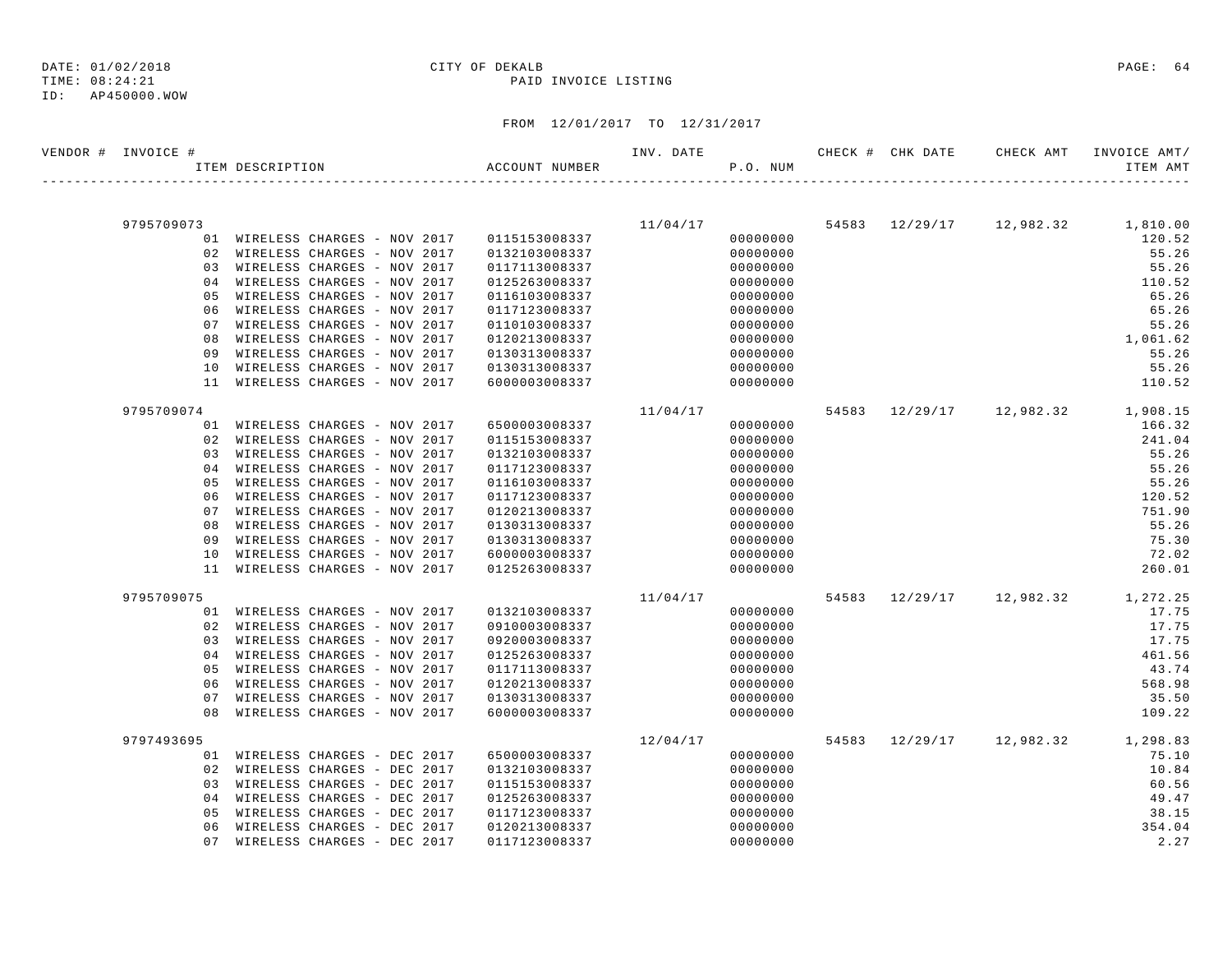DATE: 01/02/2018 CITY OF DEKALB
TIME: 08:24:21 PAID INVOICE LISTING
ID: AP450000.WOW

FROM 12/01/2017 TO 12/31/2017

| VENDOR # | INVOICE # | ITEM DESCRIPTION | ACCOUNT NUMBER | INV. DATE | P.O. NUM | CHECK # | CHK DATE | CHECK AMT | INVOICE AMT/ ITEM AMT |
|---|---|---|---|---|---|---|---|---|---|
| | 9795709073 | | | 11/04/17 | | 54583 | 12/29/17 | 12,982.32 | 1,810.00 |
| | 01 | WIRELESS CHARGES - NOV 2017 | 0115153008337 | | 00000000 | | | | 120.52 |
| | 02 | WIRELESS CHARGES - NOV 2017 | 0132103008337 | | 00000000 | | | | 55.26 |
| | 03 | WIRELESS CHARGES - NOV 2017 | 0117113008337 | | 00000000 | | | | 55.26 |
| | 04 | WIRELESS CHARGES - NOV 2017 | 0125263008337 | | 00000000 | | | | 110.52 |
| | 05 | WIRELESS CHARGES - NOV 2017 | 0116103008337 | | 00000000 | | | | 65.26 |
| | 06 | WIRELESS CHARGES - NOV 2017 | 0117123008337 | | 00000000 | | | | 65.26 |
| | 07 | WIRELESS CHARGES - NOV 2017 | 0110103008337 | | 00000000 | | | | 55.26 |
| | 08 | WIRELESS CHARGES - NOV 2017 | 0120213008337 | | 00000000 | | | | 1,061.62 |
| | 09 | WIRELESS CHARGES - NOV 2017 | 0130313008337 | | 00000000 | | | | 55.26 |
| | 10 | WIRELESS CHARGES - NOV 2017 | 0130313008337 | | 00000000 | | | | 55.26 |
| | 11 | WIRELESS CHARGES - NOV 2017 | 6000003008337 | | 00000000 | | | | 110.52 |
| | 9795709074 | | | 11/04/17 | | 54583 | 12/29/17 | 12,982.32 | 1,908.15 |
| | 01 | WIRELESS CHARGES - NOV 2017 | 6500003008337 | | 00000000 | | | | 166.32 |
| | 02 | WIRELESS CHARGES - NOV 2017 | 0115153008337 | | 00000000 | | | | 241.04 |
| | 03 | WIRELESS CHARGES - NOV 2017 | 0132103008337 | | 00000000 | | | | 55.26 |
| | 04 | WIRELESS CHARGES - NOV 2017 | 0117123008337 | | 00000000 | | | | 55.26 |
| | 05 | WIRELESS CHARGES - NOV 2017 | 0116103008337 | | 00000000 | | | | 55.26 |
| | 06 | WIRELESS CHARGES - NOV 2017 | 0117123008337 | | 00000000 | | | | 120.52 |
| | 07 | WIRELESS CHARGES - NOV 2017 | 0120213008337 | | 00000000 | | | | 751.90 |
| | 08 | WIRELESS CHARGES - NOV 2017 | 0130313008337 | | 00000000 | | | | 55.26 |
| | 09 | WIRELESS CHARGES - NOV 2017 | 0130313008337 | | 00000000 | | | | 75.30 |
| | 10 | WIRELESS CHARGES - NOV 2017 | 6000003008337 | | 00000000 | | | | 72.02 |
| | 11 | WIRELESS CHARGES - NOV 2017 | 0125263008337 | | 00000000 | | | | 260.01 |
| | 9795709075 | | | 11/04/17 | | 54583 | 12/29/17 | 12,982.32 | 1,272.25 |
| | 01 | WIRELESS CHARGES - NOV 2017 | 0132103008337 | | 00000000 | | | | 17.75 |
| | 02 | WIRELESS CHARGES - NOV 2017 | 0910003008337 | | 00000000 | | | | 17.75 |
| | 03 | WIRELESS CHARGES - NOV 2017 | 0920003008337 | | 00000000 | | | | 17.75 |
| | 04 | WIRELESS CHARGES - NOV 2017 | 0125263008337 | | 00000000 | | | | 461.56 |
| | 05 | WIRELESS CHARGES - NOV 2017 | 0117113008337 | | 00000000 | | | | 43.74 |
| | 06 | WIRELESS CHARGES - NOV 2017 | 0120213008337 | | 00000000 | | | | 568.98 |
| | 07 | WIRELESS CHARGES - NOV 2017 | 0130313008337 | | 00000000 | | | | 35.50 |
| | 08 | WIRELESS CHARGES - NOV 2017 | 6000003008337 | | 00000000 | | | | 109.22 |
| | 9797493695 | | | 12/04/17 | | 54583 | 12/29/17 | 12,982.32 | 1,298.83 |
| | 01 | WIRELESS CHARGES - DEC 2017 | 6500003008337 | | 00000000 | | | | 75.10 |
| | 02 | WIRELESS CHARGES - DEC 2017 | 0132103008337 | | 00000000 | | | | 10.84 |
| | 03 | WIRELESS CHARGES - DEC 2017 | 0115153008337 | | 00000000 | | | | 60.56 |
| | 04 | WIRELESS CHARGES - DEC 2017 | 0125263008337 | | 00000000 | | | | 49.47 |
| | 05 | WIRELESS CHARGES - DEC 2017 | 0117123008337 | | 00000000 | | | | 38.15 |
| | 06 | WIRELESS CHARGES - DEC 2017 | 0120213008337 | | 00000000 | | | | 354.04 |
| | 07 | WIRELESS CHARGES - DEC 2017 | 0117123008337 | | 00000000 | | | | 2.27 |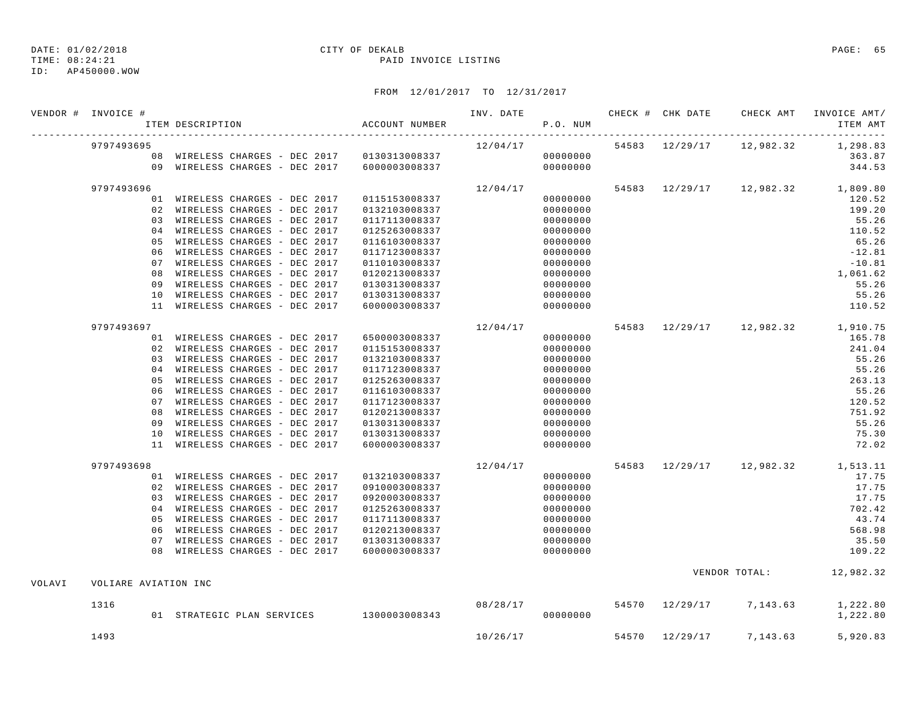DATE: 01/02/2018
TIME: 08:24:21
ID: AP450000.WOW

CITY OF DEKALB
PAID INVOICE LISTING

FROM 12/01/2017 TO 12/31/2017

| VENDOR # | INVOICE # | ITEM DESCRIPTION | ACCOUNT NUMBER | INV. DATE | P.O. NUM | CHECK # | CHK DATE | CHECK AMT | INVOICE AMT/ ITEM AMT |
|---|---|---|---|---|---|---|---|---|---|
| | 9797493695 | | | 12/04/17 | | 54583 | 12/29/17 | 12,982.32 | 1,298.83 |
| | | 08 WIRELESS CHARGES - DEC 2017 | 0130313008337 | | 00000000 | | | | 363.87 |
| | | 09 WIRELESS CHARGES - DEC 2017 | 6000003008337 | | 00000000 | | | | 344.53 |
| | 9797493696 | | | 12/04/17 | | 54583 | 12/29/17 | 12,982.32 | 1,809.80 |
| | | 01 WIRELESS CHARGES - DEC 2017 | 0115153008337 | | 00000000 | | | | 120.52 |
| | | 02 WIRELESS CHARGES - DEC 2017 | 0132103008337 | | 00000000 | | | | 199.20 |
| | | 03 WIRELESS CHARGES - DEC 2017 | 0117113008337 | | 00000000 | | | | 55.26 |
| | | 04 WIRELESS CHARGES - DEC 2017 | 0125263008337 | | 00000000 | | | | 110.52 |
| | | 05 WIRELESS CHARGES - DEC 2017 | 0116103008337 | | 00000000 | | | | 65.26 |
| | | 06 WIRELESS CHARGES - DEC 2017 | 0117123008337 | | 00000000 | | | | -12.81 |
| | | 07 WIRELESS CHARGES - DEC 2017 | 0110103008337 | | 00000000 | | | | -10.81 |
| | | 08 WIRELESS CHARGES - DEC 2017 | 0120213008337 | | 00000000 | | | | 1,061.62 |
| | | 09 WIRELESS CHARGES - DEC 2017 | 0130313008337 | | 00000000 | | | | 55.26 |
| | | 10 WIRELESS CHARGES - DEC 2017 | 0130313008337 | | 00000000 | | | | 55.26 |
| | | 11 WIRELESS CHARGES - DEC 2017 | 6000003008337 | | 00000000 | | | | 110.52 |
| | 9797493697 | | | 12/04/17 | | 54583 | 12/29/17 | 12,982.32 | 1,910.75 |
| | | 01 WIRELESS CHARGES - DEC 2017 | 6500003008337 | | 00000000 | | | | 165.78 |
| | | 02 WIRELESS CHARGES - DEC 2017 | 0115153008337 | | 00000000 | | | | 241.04 |
| | | 03 WIRELESS CHARGES - DEC 2017 | 0132103008337 | | 00000000 | | | | 55.26 |
| | | 04 WIRELESS CHARGES - DEC 2017 | 0117123008337 | | 00000000 | | | | 55.26 |
| | | 05 WIRELESS CHARGES - DEC 2017 | 0125263008337 | | 00000000 | | | | 263.13 |
| | | 06 WIRELESS CHARGES - DEC 2017 | 0116103008337 | | 00000000 | | | | 55.26 |
| | | 07 WIRELESS CHARGES - DEC 2017 | 0117123008337 | | 00000000 | | | | 120.52 |
| | | 08 WIRELESS CHARGES - DEC 2017 | 0120213008337 | | 00000000 | | | | 751.92 |
| | | 09 WIRELESS CHARGES - DEC 2017 | 0130313008337 | | 00000000 | | | | 55.26 |
| | | 10 WIRELESS CHARGES - DEC 2017 | 0130313008337 | | 00000000 | | | | 75.30 |
| | | 11 WIRELESS CHARGES - DEC 2017 | 6000003008337 | | 00000000 | | | | 72.02 |
| | 9797493698 | | | 12/04/17 | | 54583 | 12/29/17 | 12,982.32 | 1,513.11 |
| | | 01 WIRELESS CHARGES - DEC 2017 | 0132103008337 | | 00000000 | | | | 17.75 |
| | | 02 WIRELESS CHARGES - DEC 2017 | 0910003008337 | | 00000000 | | | | 17.75 |
| | | 03 WIRELESS CHARGES - DEC 2017 | 0920003008337 | | 00000000 | | | | 17.75 |
| | | 04 WIRELESS CHARGES - DEC 2017 | 0125263008337 | | 00000000 | | | | 702.42 |
| | | 05 WIRELESS CHARGES - DEC 2017 | 0117113008337 | | 00000000 | | | | 43.74 |
| | | 06 WIRELESS CHARGES - DEC 2017 | 0120213008337 | | 00000000 | | | | 568.98 |
| | | 07 WIRELESS CHARGES - DEC 2017 | 0130313008337 | | 00000000 | | | | 35.50 |
| | | 08 WIRELESS CHARGES - DEC 2017 | 6000003008337 | | 00000000 | | | | 109.22 |
| | | | | | | | | VENDOR TOTAL: | 12,982.32 |
| VOLAVI | VOLIARE AVIATION INC | | | | | | | | |
| | 1316 | | | 08/28/17 | | 54570 | 12/29/17 | 7,143.63 | 1,222.80 |
| | | 01 STRATEGIC PLAN SERVICES | 1300003008343 | | 00000000 | | | | 1,222.80 |
| | 1493 | | | 10/26/17 | | 54570 | 12/29/17 | 7,143.63 | 5,920.83 |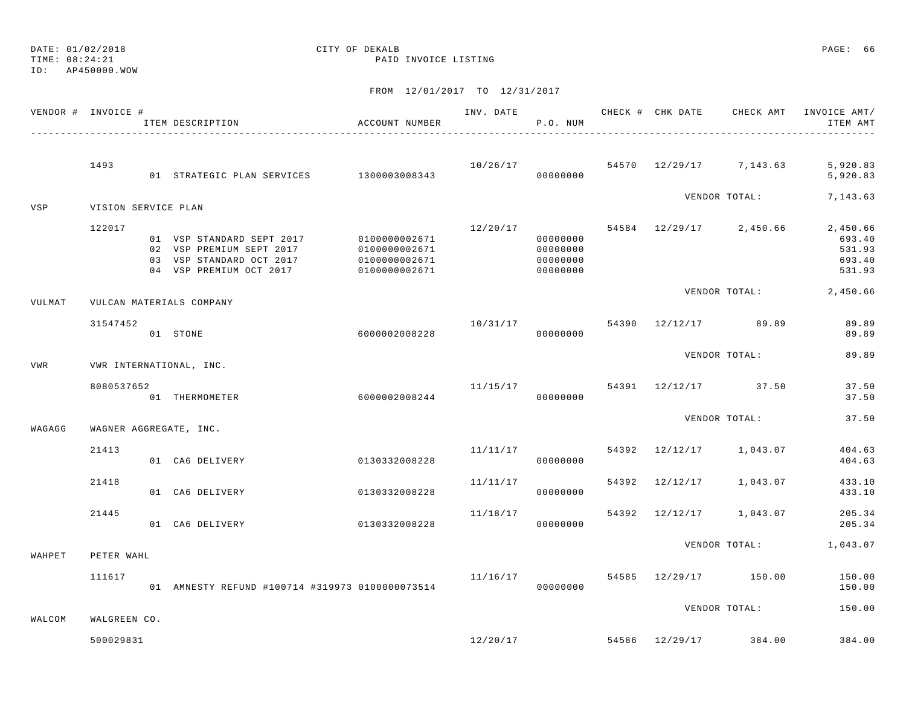DATE: 01/02/2018 CITY OF DEKALB
TIME: 08:24:21 PAID INVOICE LISTING
ID: AP450000.WOW

FROM 12/01/2017 TO 12/31/2017

| VENDOR # | INVOICE # | ITEM DESCRIPTION | ACCOUNT NUMBER | INV. DATE | P.O. NUM | CHECK # | CHK DATE | CHECK AMT | INVOICE AMT/ ITEM AMT |
|---|---|---|---|---|---|---|---|---|---|
| | 1493 | | | 10/26/17 | | 54570 | 12/29/17 | 7,143.63 | 5,920.83 |
| | | 01 STRATEGIC PLAN SERVICES | 1300003008343 | | 00000000 | | | | 5,920.83 |
| | | | | | | | VENDOR TOTAL: | | 7,143.63 |
| VSP | VISION SERVICE PLAN | | | | | | | | |
| | 122017 | | | 12/20/17 | | 54584 | 12/29/17 | 2,450.66 | 2,450.66 |
| | | 01 VSP STANDARD SEPT 2017 | 0100000002671 | | 00000000 | | | | 693.40 |
| | | 02 VSP PREMIUM SEPT 2017 | 0100000002671 | | 00000000 | | | | 531.93 |
| | | 03 VSP STANDARD OCT 2017 | 0100000002671 | | 00000000 | | | | 693.40 |
| | | 04 VSP PREMIUM OCT 2017 | 0100000002671 | | 00000000 | | | | 531.93 |
| | | | | | | | VENDOR TOTAL: | | 2,450.66 |
| VULMAT | VULCAN MATERIALS COMPANY | | | | | | | | |
| | 31547452 | | | 10/31/17 | | 54390 | 12/12/17 | 89.89 | 89.89 |
| | | 01 STONE | 6000002008228 | | 00000000 | | | | 89.89 |
| | | | | | | | VENDOR TOTAL: | | 89.89 |
| VWR | VWR INTERNATIONAL, INC. | | | | | | | | |
| | 8080537652 | | | 11/15/17 | | 54391 | 12/12/17 | 37.50 | 37.50 |
| | | 01 THERMOMETER | 6000002008244 | | 00000000 | | | | 37.50 |
| | | | | | | | VENDOR TOTAL: | | 37.50 |
| WAGAGG | WAGNER AGGREGATE, INC. | | | | | | | | |
| | 21413 | | | 11/11/17 | | 54392 | 12/12/17 | 1,043.07 | 404.63 |
| | | 01 CA6 DELIVERY | 0130332008228 | | 00000000 | | | | 404.63 |
| | 21418 | | | 11/11/17 | | 54392 | 12/12/17 | 1,043.07 | 433.10 |
| | | 01 CA6 DELIVERY | 0130332008228 | | 00000000 | | | | 433.10 |
| | 21445 | | | 11/18/17 | | 54392 | 12/12/17 | 1,043.07 | 205.34 |
| | | 01 CA6 DELIVERY | 0130332008228 | | 00000000 | | | | 205.34 |
| | | | | | | | VENDOR TOTAL: | | 1,043.07 |
| WAHPET | PETER WAHL | | | | | | | | |
| | 111617 | | | 11/16/17 | | 54585 | 12/29/17 | 150.00 | 150.00 |
| | | 01 AMNESTY REFUND #100714 #319973 | 0100000073514 | | 00000000 | | | | 150.00 |
| | | | | | | | VENDOR TOTAL: | | 150.00 |
| WALCOM | WALGREEN CO. | | | | | | | | |
| | 500029831 | | | 12/20/17 | | 54586 | 12/29/17 | 384.00 | 384.00 |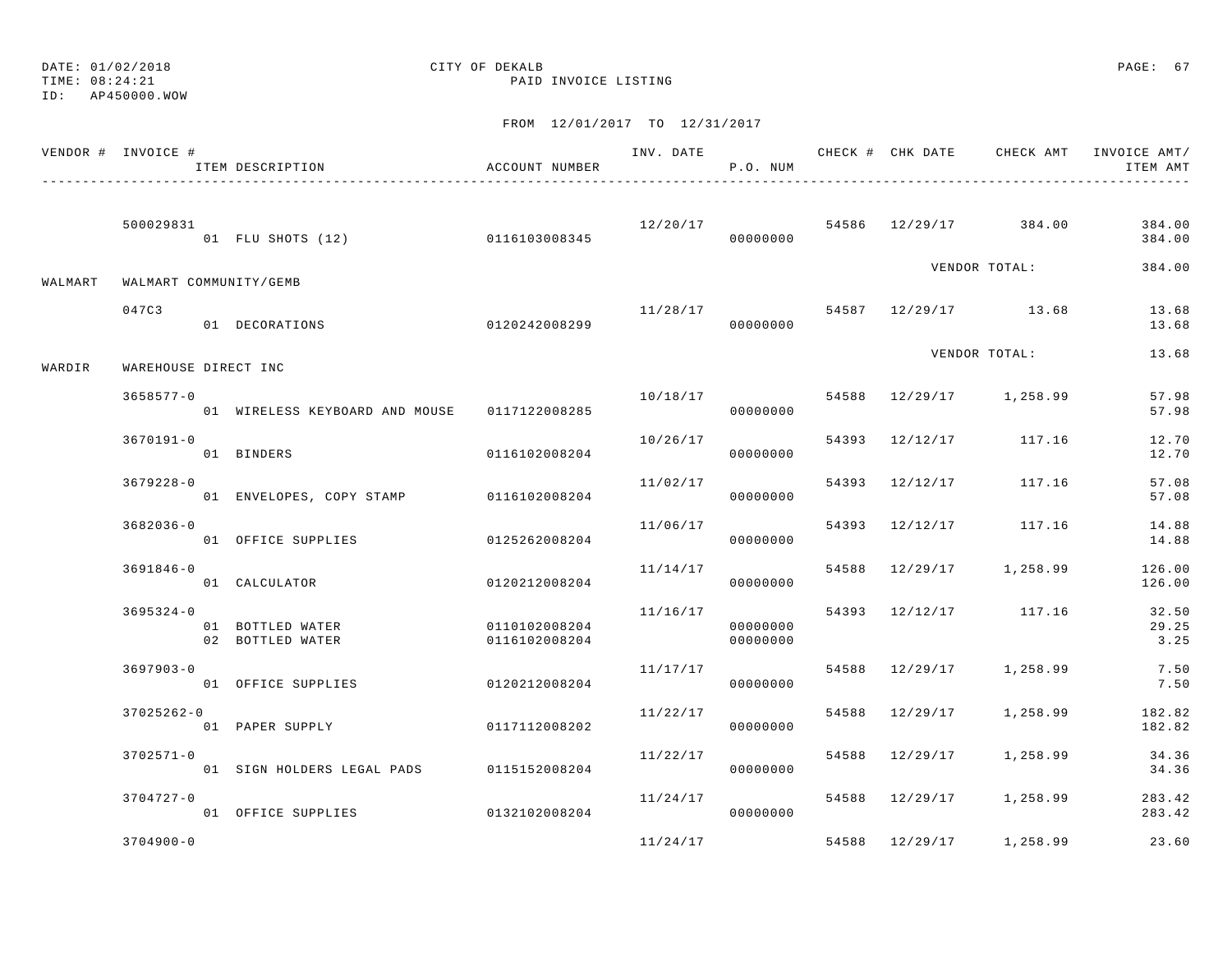DATE: 01/02/2018
TIME: 08:24:21
ID: AP450000.WOW

CITY OF DEKALB
PAID INVOICE LISTING

FROM 12/01/2017 TO 12/31/2017

| VENDOR # | INVOICE # / ITEM DESCRIPTION | ACCOUNT NUMBER | INV. DATE | P.O. NUM | CHECK # | CHK DATE | CHECK AMT | INVOICE AMT/ ITEM AMT |
|---|---|---|---|---|---|---|---|---|
| | 500029831 | | 12/20/17 | | 54586 | 12/29/17 | 384.00 | 384.00 |
| | 01 FLU SHOTS (12) | 0116103008345 | | 00000000 | | | | 384.00 |
| | | | | | | VENDOR TOTAL: | | 384.00 |
| WALMART | WALMART COMMUNITY/GEMB | | | | | | | |
| | 047C3 | | 11/28/17 | | 54587 | 12/29/17 | 13.68 | 13.68 |
| | 01 DECORATIONS | 0120242008299 | | 00000000 | | | | 13.68 |
| | | | | | | VENDOR TOTAL: | | 13.68 |
| WARDIR | WAREHOUSE DIRECT INC | | | | | | | |
| | 3658577-0 | | 10/18/17 | | 54588 | 12/29/17 | 1,258.99 | 57.98 |
| | 01 WIRELESS KEYBOARD AND MOUSE | 0117122008285 | | 00000000 | | | | 57.98 |
| | 3670191-0 | | 10/26/17 | | 54393 | 12/12/17 | 117.16 | 12.70 |
| | 01 BINDERS | 0116102008204 | | 00000000 | | | | 12.70 |
| | 3679228-0 | | 11/02/17 | | 54393 | 12/12/17 | 117.16 | 57.08 |
| | 01 ENVELOPES, COPY STAMP | 0116102008204 | | 00000000 | | | | 57.08 |
| | 3682036-0 | | 11/06/17 | | 54393 | 12/12/17 | 117.16 | 14.88 |
| | 01 OFFICE SUPPLIES | 0125262008204 | | 00000000 | | | | 14.88 |
| | 3691846-0 | | 11/14/17 | | 54588 | 12/29/17 | 1,258.99 | 126.00 |
| | 01 CALCULATOR | 0120212008204 | | 00000000 | | | | 126.00 |
| | 3695324-0 | | 11/16/17 | | 54393 | 12/12/17 | 117.16 | 32.50 |
| | 01 BOTTLED WATER | 0110102008204 | | 00000000 | | | | 29.25 |
| | 02 BOTTLED WATER | 0116102008204 | | 00000000 | | | | 3.25 |
| | 3697903-0 | | 11/17/17 | | 54588 | 12/29/17 | 1,258.99 | 7.50 |
| | 01 OFFICE SUPPLIES | 0120212008204 | | 00000000 | | | | 7.50 |
| | 37025262-0 | | 11/22/17 | | 54588 | 12/29/17 | 1,258.99 | 182.82 |
| | 01 PAPER SUPPLY | 0117112008202 | | 00000000 | | | | 182.82 |
| | 3702571-0 | | 11/22/17 | | 54588 | 12/29/17 | 1,258.99 | 34.36 |
| | 01 SIGN HOLDERS LEGAL PADS | 0115152008204 | | 00000000 | | | | 34.36 |
| | 3704727-0 | | 11/24/17 | | 54588 | 12/29/17 | 1,258.99 | 283.42 |
| | 01 OFFICE SUPPLIES | 0132102008204 | | 00000000 | | | | 283.42 |
| | 3704900-0 | | 11/24/17 | | 54588 | 12/29/17 | 1,258.99 | 23.60 |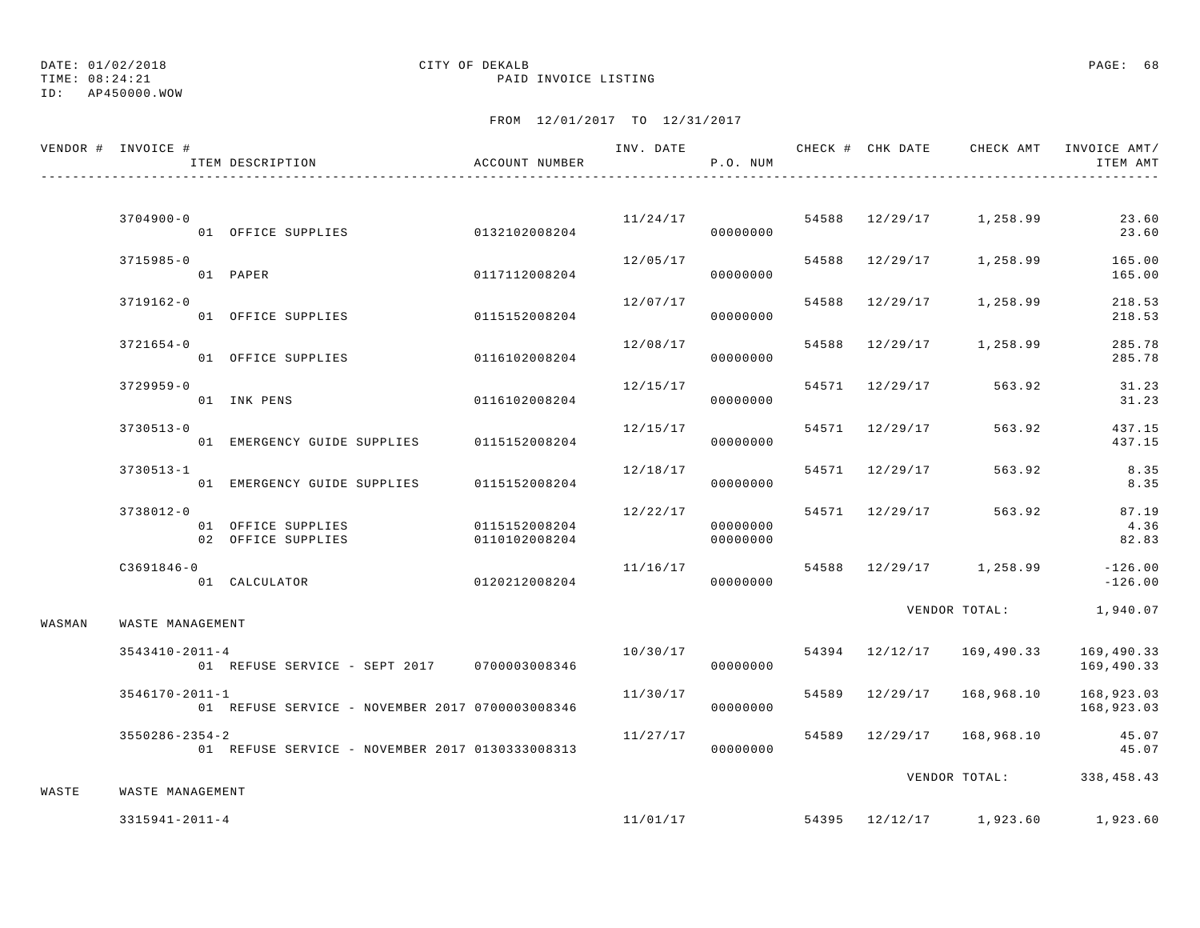DATE: 01/02/2018 CITY OF DEKALB
TIME: 08:24:21 PAID INVOICE LISTING
ID: AP450000.WOW

FROM 12/01/2017 TO 12/31/2017

| VENDOR # | INVOICE # / ITEM DESCRIPTION | ACCOUNT NUMBER | INV. DATE | P.O. NUM | CHECK # | CHK DATE | CHECK AMT | INVOICE AMT/ ITEM AMT |
|---|---|---|---|---|---|---|---|---|
| | 3704900-0 | | 11/24/17 | | 54588 | 12/29/17 | 1,258.99 | 23.60 |
| | 01 OFFICE SUPPLIES | 0132102008204 | | 00000000 | | | | 23.60 |
| | 3715985-0 | | 12/05/17 | | 54588 | 12/29/17 | 1,258.99 | 165.00 |
| | 01 PAPER | 0117112008204 | | 00000000 | | | | 165.00 |
| | 3719162-0 | | 12/07/17 | | 54588 | 12/29/17 | 1,258.99 | 218.53 |
| | 01 OFFICE SUPPLIES | 0115152008204 | | 00000000 | | | | 218.53 |
| | 3721654-0 | | 12/08/17 | | 54588 | 12/29/17 | 1,258.99 | 285.78 |
| | 01 OFFICE SUPPLIES | 0116102008204 | | 00000000 | | | | 285.78 |
| | 3729959-0 | | 12/15/17 | | 54571 | 12/29/17 | 563.92 | 31.23 |
| | 01 INK PENS | 0116102008204 | | 00000000 | | | | 31.23 |
| | 3730513-0 | | 12/15/17 | | 54571 | 12/29/17 | 563.92 | 437.15 |
| | 01 EMERGENCY GUIDE SUPPLIES | 0115152008204 | | 00000000 | | | | 437.15 |
| | 3730513-1 | | 12/18/17 | | 54571 | 12/29/17 | 563.92 | 8.35 |
| | 01 EMERGENCY GUIDE SUPPLIES | 0115152008204 | | 00000000 | | | | 8.35 |
| | 3738012-0 | | 12/22/17 | | 54571 | 12/29/17 | 563.92 | 87.19 |
| | 01 OFFICE SUPPLIES | 0115152008204 | | 00000000 | | | | 4.36 |
| | 02 OFFICE SUPPLIES | 0110102008204 | | 00000000 | | | | 82.83 |
| | C3691846-0 | | 11/16/17 | | 54588 | 12/29/17 | 1,258.99 | -126.00 |
| | 01 CALCULATOR | 0120212008204 | | 00000000 | | | | -126.00 |
| | | | | | | VENDOR TOTAL: | | 1,940.07 |
| WASMAN | WASTE MANAGEMENT | | | | | | | |
| | 3543410-2011-4 | | 10/30/17 | | 54394 | 12/12/17 | 169,490.33 | 169,490.33 |
| | 01 REFUSE SERVICE - SEPT 2017 | 0700003008346 | | 00000000 | | | | 169,490.33 |
| | 3546170-2011-1 | | 11/30/17 | | 54589 | 12/29/17 | 168,968.10 | 168,923.03 |
| | 01 REFUSE SERVICE - NOVEMBER 2017 | 0700003008346 | | 00000000 | | | | 168,923.03 |
| | 3550286-2354-2 | | 11/27/17 | | 54589 | 12/29/17 | 168,968.10 | 45.07 |
| | 01 REFUSE SERVICE - NOVEMBER 2017 | 0130333008313 | | 00000000 | | | | 45.07 |
| | | | | | | VENDOR TOTAL: | | 338,458.43 |
| WASTE | WASTE MANAGEMENT | | | | | | | |
| | 3315941-2011-4 | | 11/01/17 | | 54395 | 12/12/17 | 1,923.60 | 1,923.60 |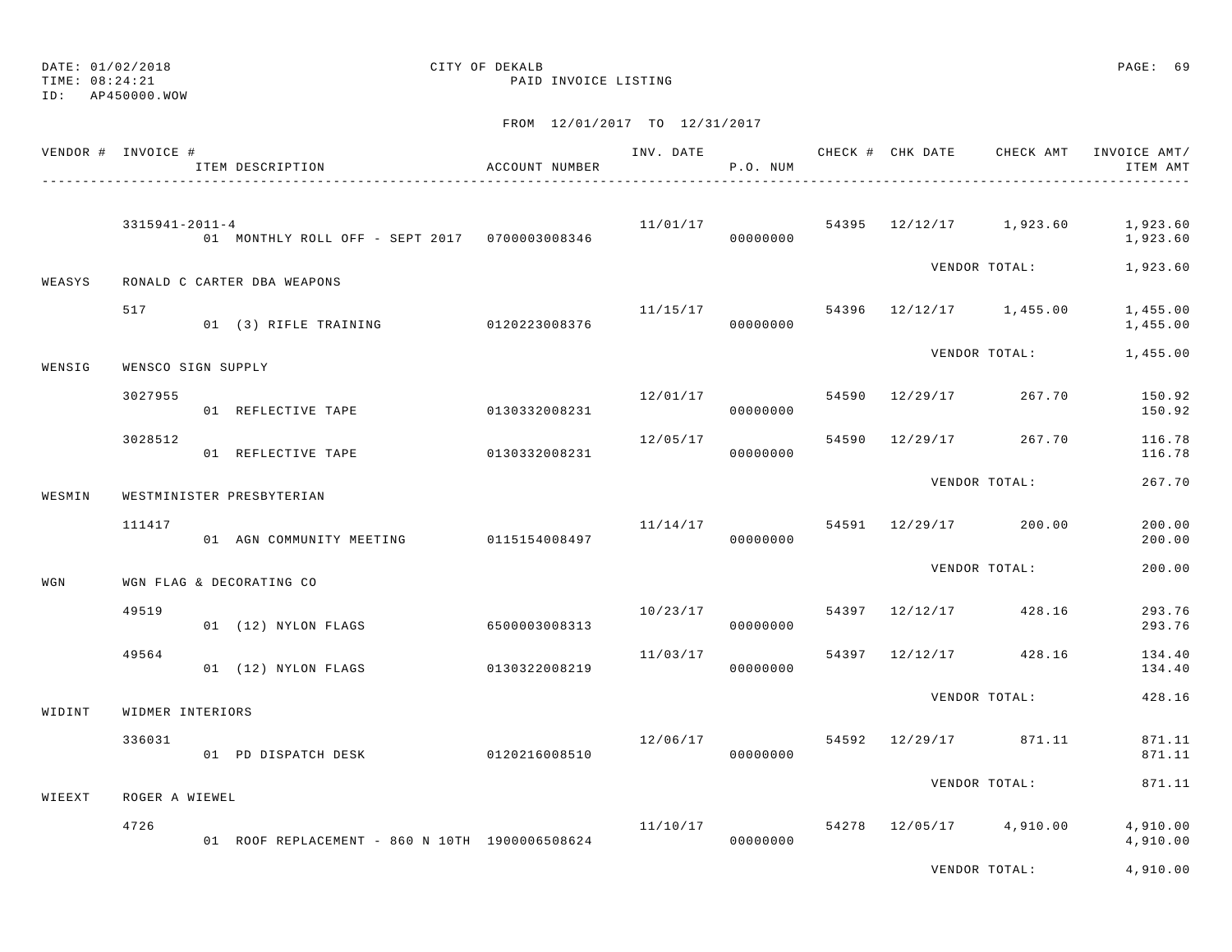DATE: 01/02/2018
TIME: 08:24:21
ID: AP450000.WOW

CITY OF DEKALB
PAID INVOICE LISTING

FROM 12/01/2017 TO 12/31/2017

| VENDOR # | INVOICE # / ITEM DESCRIPTION | ACCOUNT NUMBER | INV. DATE | P.O. NUM | CHECK # | CHK DATE | CHECK AMT | INVOICE AMT/ ITEM AMT |
|---|---|---|---|---|---|---|---|---|
| | 3315941-2011-4 | | 11/01/17 | | 54395 | 12/12/17 | 1,923.60 | 1,923.60 |
| | 01 MONTHLY ROLL OFF - SEPT 2017 | 0700003008346 | | 00000000 | | | | 1,923.60 |
| | | | | | | VENDOR TOTAL: | | 1,923.60 |
| WEASYS | RONALD C CARTER DBA WEAPONS | | | | | | | |
| | 517 | | 11/15/17 | | 54396 | 12/12/17 | 1,455.00 | 1,455.00 |
| | 01 (3) RIFLE TRAINING | 0120223008376 | | 00000000 | | | | 1,455.00 |
| | | | | | | VENDOR TOTAL: | | 1,455.00 |
| WENSIG | WENSCO SIGN SUPPLY | | | | | | | |
| | 3027955 | | 12/01/17 | | 54590 | 12/29/17 | 267.70 | 150.92 |
| | 01 REFLECTIVE TAPE | 0130332008231 | | 00000000 | | | | 150.92 |
| | 3028512 | | 12/05/17 | | 54590 | 12/29/17 | 267.70 | 116.78 |
| | 01 REFLECTIVE TAPE | 0130332008231 | | 00000000 | | | | 116.78 |
| | | | | | | VENDOR TOTAL: | | 267.70 |
| WESMIN | WESTMINISTER PRESBYTERIAN | | | | | | | |
| | 111417 | | 11/14/17 | | 54591 | 12/29/17 | 200.00 | 200.00 |
| | 01 AGN COMMUNITY MEETING | 0115154008497 | | 00000000 | | | | 200.00 |
| | | | | | | VENDOR TOTAL: | | 200.00 |
| WGN | WGN FLAG & DECORATING CO | | | | | | | |
| | 49519 | | 10/23/17 | | 54397 | 12/12/17 | 428.16 | 293.76 |
| | 01 (12) NYLON FLAGS | 6500003008313 | | 00000000 | | | | 293.76 |
| | 49564 | | 11/03/17 | | 54397 | 12/12/17 | 428.16 | 134.40 |
| | 01 (12) NYLON FLAGS | 0130322008219 | | 00000000 | | | | 134.40 |
| | | | | | | VENDOR TOTAL: | | 428.16 |
| WIDINT | WIDMER INTERIORS | | | | | | | |
| | 336031 | | 12/06/17 | | 54592 | 12/29/17 | 871.11 | 871.11 |
| | 01 PD DISPATCH DESK | 0120216008510 | | 00000000 | | | | 871.11 |
| | | | | | | VENDOR TOTAL: | | 871.11 |
| WIEEXT | ROGER A WIEWEL | | | | | | | |
| | 4726 | | 11/10/17 | | 54278 | 12/05/17 | 4,910.00 | 4,910.00 |
| | 01 ROOF REPLACEMENT - 860 N 10TH | 1900006508624 | | 00000000 | | | | 4,910.00 |
| | | | | | | VENDOR TOTAL: | | 4,910.00 |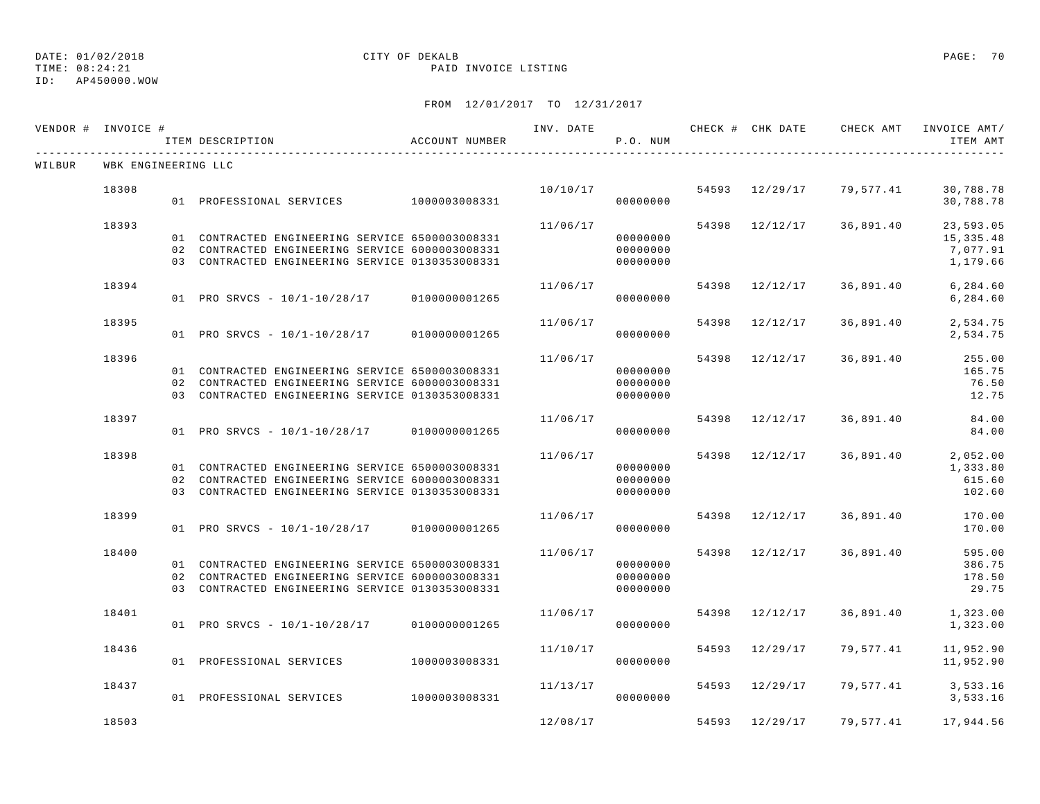DATE: 01/02/2018
TIME: 08:24:21
ID: AP450000.WOW

CITY OF DEKALB
PAID INVOICE LISTING

FROM 12/01/2017 TO 12/31/2017

| VENDOR # | INVOICE # | ITEM DESCRIPTION | ACCOUNT NUMBER | INV. DATE | P.O. NUM | CHECK # | CHK DATE | CHECK AMT | INVOICE AMT/ ITEM AMT |
|---|---|---|---|---|---|---|---|---|---|
| WILBUR | WBK ENGINEERING LLC | | | | | | | | |
| | 18308 | | | 10/10/17 | | 54593 | 12/29/17 | 79,577.41 | 30,788.78 |
| | | 01 PROFESSIONAL SERVICES | 1000003008331 | | 00000000 | | | | 30,788.78 |
| | 18393 | | | 11/06/17 | | 54398 | 12/12/17 | 36,891.40 | 23,593.05 |
| | | 01 CONTRACTED ENGINEERING SERVICE | 6500003008331 | | 00000000 | | | | 15,335.48 |
| | | 02 CONTRACTED ENGINEERING SERVICE | 6000003008331 | | 00000000 | | | | 7,077.91 |
| | | 03 CONTRACTED ENGINEERING SERVICE | 0130353008331 | | 00000000 | | | | 1,179.66 |
| | 18394 | | | 11/06/17 | | 54398 | 12/12/17 | 36,891.40 | 6,284.60 |
| | | 01 PRO SRVCS - 10/1-10/28/17 | 0100000001265 | | 00000000 | | | | 6,284.60 |
| | 18395 | | | 11/06/17 | | 54398 | 12/12/17 | 36,891.40 | 2,534.75 |
| | | 01 PRO SRVCS - 10/1-10/28/17 | 0100000001265 | | 00000000 | | | | 2,534.75 |
| | 18396 | | | 11/06/17 | | 54398 | 12/12/17 | 36,891.40 | 255.00 |
| | | 01 CONTRACTED ENGINEERING SERVICE | 6500003008331 | | 00000000 | | | | 165.75 |
| | | 02 CONTRACTED ENGINEERING SERVICE | 6000003008331 | | 00000000 | | | | 76.50 |
| | | 03 CONTRACTED ENGINEERING SERVICE | 0130353008331 | | 00000000 | | | | 12.75 |
| | 18397 | | | 11/06/17 | | 54398 | 12/12/17 | 36,891.40 | 84.00 |
| | | 01 PRO SRVCS - 10/1-10/28/17 | 0100000001265 | | 00000000 | | | | 84.00 |
| | 18398 | | | 11/06/17 | | 54398 | 12/12/17 | 36,891.40 | 2,052.00 |
| | | 01 CONTRACTED ENGINEERING SERVICE | 6500003008331 | | 00000000 | | | | 1,333.80 |
| | | 02 CONTRACTED ENGINEERING SERVICE | 6000003008331 | | 00000000 | | | | 615.60 |
| | | 03 CONTRACTED ENGINEERING SERVICE | 0130353008331 | | 00000000 | | | | 102.60 |
| | 18399 | | | 11/06/17 | | 54398 | 12/12/17 | 36,891.40 | 170.00 |
| | | 01 PRO SRVCS - 10/1-10/28/17 | 0100000001265 | | 00000000 | | | | 170.00 |
| | 18400 | | | 11/06/17 | | 54398 | 12/12/17 | 36,891.40 | 595.00 |
| | | 01 CONTRACTED ENGINEERING SERVICE | 6500003008331 | | 00000000 | | | | 386.75 |
| | | 02 CONTRACTED ENGINEERING SERVICE | 6000003008331 | | 00000000 | | | | 178.50 |
| | | 03 CONTRACTED ENGINEERING SERVICE | 0130353008331 | | 00000000 | | | | 29.75 |
| | 18401 | | | 11/06/17 | | 54398 | 12/12/17 | 36,891.40 | 1,323.00 |
| | | 01 PRO SRVCS - 10/1-10/28/17 | 0100000001265 | | 00000000 | | | | 1,323.00 |
| | 18436 | | | 11/10/17 | | 54593 | 12/29/17 | 79,577.41 | 11,952.90 |
| | | 01 PROFESSIONAL SERVICES | 1000003008331 | | 00000000 | | | | 11,952.90 |
| | 18437 | | | 11/13/17 | | 54593 | 12/29/17 | 79,577.41 | 3,533.16 |
| | | 01 PROFESSIONAL SERVICES | 1000003008331 | | 00000000 | | | | 3,533.16 |
| | 18503 | | | 12/08/17 | | 54593 | 12/29/17 | 79,577.41 | 17,944.56 |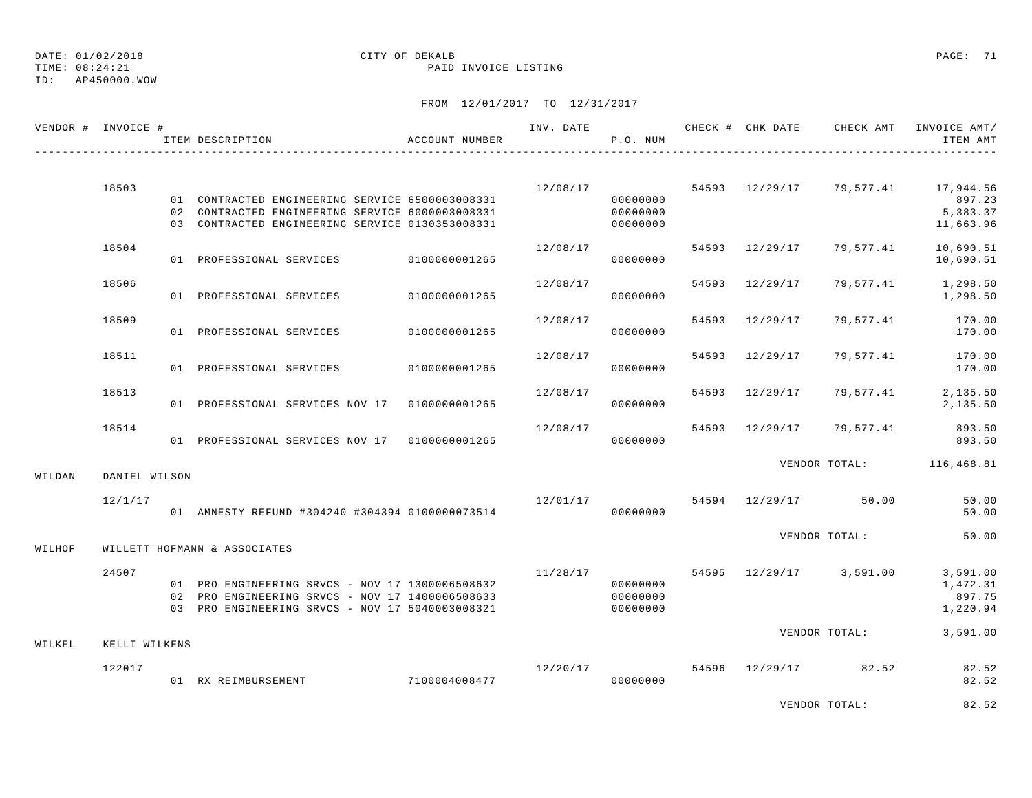DATE: 01/02/2018
TIME: 08:24:21
ID: AP450000.WOW

CITY OF DEKALB
PAID INVOICE LISTING

FROM 12/01/2017 TO 12/31/2017

| VENDOR # | INVOICE # | ITEM DESCRIPTION | ACCOUNT NUMBER | INV. DATE | P.O. NUM | CHECK # | CHK DATE | CHECK AMT | INVOICE AMT/ ITEM AMT |
|---|---|---|---|---|---|---|---|---|---|
| | 18503 | | | 12/08/17 | | 54593 | 12/29/17 | 79,577.41 | 17,944.56 |
| | | 01 CONTRACTED ENGINEERING SERVICE | 6500003008331 | | 00000000 | | | | 897.23 |
| | | 02 CONTRACTED ENGINEERING SERVICE | 6000003008331 | | 00000000 | | | | 5,383.37 |
| | | 03 CONTRACTED ENGINEERING SERVICE | 0130353008331 | | 00000000 | | | | 11,663.96 |
| | 18504 | | | 12/08/17 | | 54593 | 12/29/17 | 79,577.41 | 10,690.51 |
| | | 01 PROFESSIONAL SERVICES | 0100000001265 | | 00000000 | | | | 10,690.51 |
| | 18506 | | | 12/08/17 | | 54593 | 12/29/17 | 79,577.41 | 1,298.50 |
| | | 01 PROFESSIONAL SERVICES | 0100000001265 | | 00000000 | | | | 1,298.50 |
| | 18509 | | | 12/08/17 | | 54593 | 12/29/17 | 79,577.41 | 170.00 |
| | | 01 PROFESSIONAL SERVICES | 0100000001265 | | 00000000 | | | | 170.00 |
| | 18511 | | | 12/08/17 | | 54593 | 12/29/17 | 79,577.41 | 170.00 |
| | | 01 PROFESSIONAL SERVICES | 0100000001265 | | 00000000 | | | | 170.00 |
| | 18513 | | | 12/08/17 | | 54593 | 12/29/17 | 79,577.41 | 2,135.50 |
| | | 01 PROFESSIONAL SERVICES NOV 17 | 0100000001265 | | 00000000 | | | | 2,135.50 |
| | 18514 | | | 12/08/17 | | 54593 | 12/29/17 | 79,577.41 | 893.50 |
| | | 01 PROFESSIONAL SERVICES NOV 17 | 0100000001265 | | 00000000 | | | | 893.50 |
| | | | | | | | | VENDOR TOTAL: | 116,468.81 |
| WILDAN | DANIEL WILSON | | | | | | | | |
| | 12/1/17 | | | 12/01/17 | | 54594 | 12/29/17 | 50.00 | 50.00 |
| | | 01 AMNESTY REFUND #304240 #304394 | 0100000073514 | | 00000000 | | | | 50.00 |
| | | | | | | | | VENDOR TOTAL: | 50.00 |
| WILHOF | WILLETT HOFMANN & ASSOCIATES | | | | | | | | |
| | 24507 | | | 11/28/17 | | 54595 | 12/29/17 | 3,591.00 | 3,591.00 |
| | | 01 PRO ENGINEERING SRVCS - NOV 17 | 1300006508632 | | 00000000 | | | | 1,472.31 |
| | | 02 PRO ENGINEERING SRVCS - NOV 17 | 1400006508633 | | 00000000 | | | | 897.75 |
| | | 03 PRO ENGINEERING SRVCS - NOV 17 | 5040003008321 | | 00000000 | | | | 1,220.94 |
| | | | | | | | | VENDOR TOTAL: | 3,591.00 |
| WILKEL | KELLI WILKENS | | | | | | | | |
| | 122017 | | | 12/20/17 | | 54596 | 12/29/17 | 82.52 | 82.52 |
| | | 01 RX REIMBURSEMENT | 7100004008477 | | 00000000 | | | | 82.52 |
| | | | | | | | | VENDOR TOTAL: | 82.52 |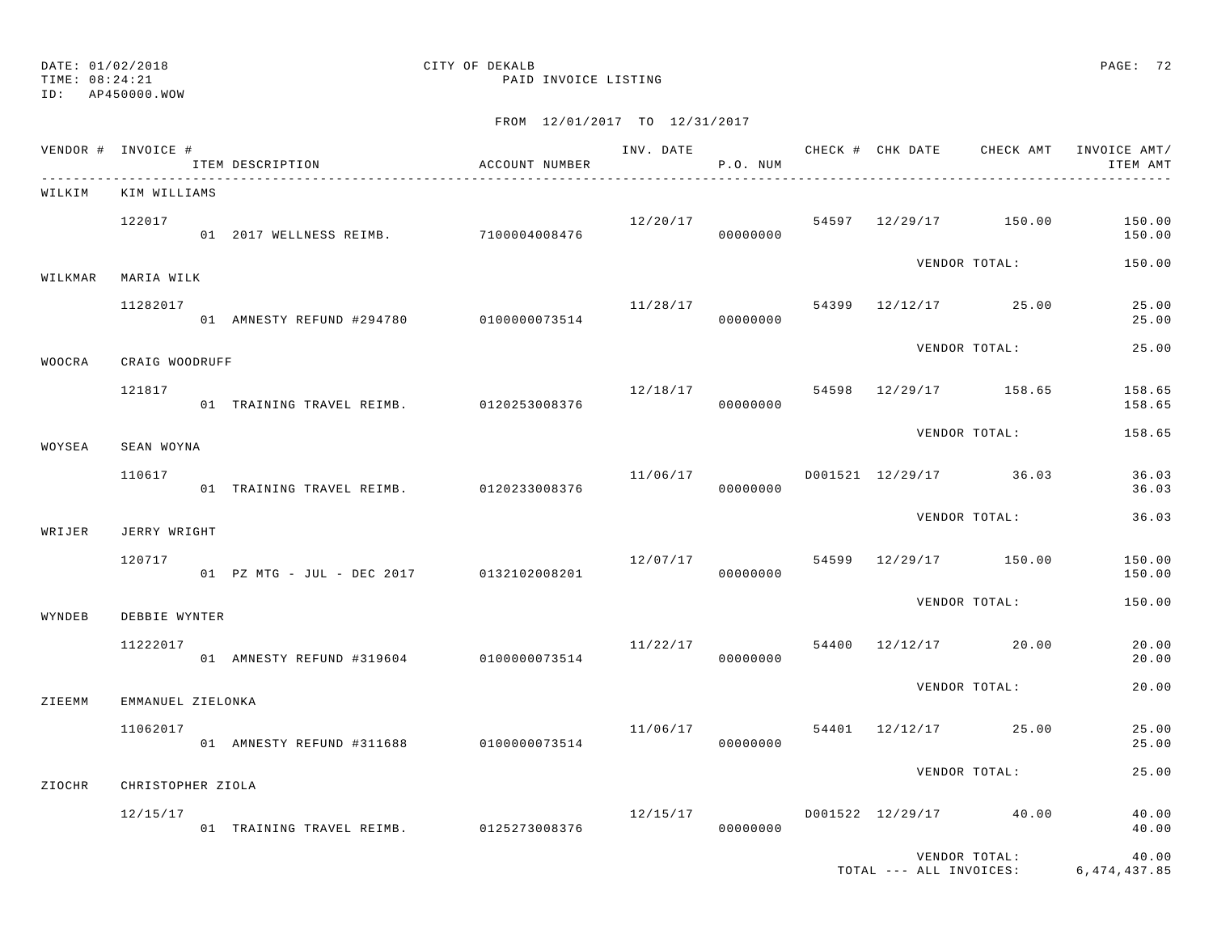DATE: 01/02/2018 CITY OF DEKALB PAGE: 72
TIME: 08:24:21 PAID INVOICE LISTING
ID: AP450000.WOW

FROM 12/01/2017 TO 12/31/2017

| VENDOR # | INVOICE # | ITEM DESCRIPTION | ACCOUNT NUMBER | INV. DATE | P.O. NUM | CHECK # | CHK DATE | CHECK AMT | INVOICE AMT/ ITEM AMT |
|---|---|---|---|---|---|---|---|---|---|
| WILKIM | KIM WILLIAMS | | | | | | | | |
| | 122017 | | | 12/20/17 | | 54597 | 12/29/17 | 150.00 | 150.00 |
| | | 01 2017 WELLNESS REIMB. | 7100004008476 | | 00000000 | | | | 150.00 |
| | | | | | | | VENDOR TOTAL: | | 150.00 |
| WILKMAR | MARIA WILK | | | | | | | | |
| | 11282017 | | | 11/28/17 | | 54399 | 12/12/17 | 25.00 | 25.00 |
| | | 01 AMNESTY REFUND #294780 | 0100000073514 | | 00000000 | | | | 25.00 |
| | | | | | | | VENDOR TOTAL: | | 25.00 |
| WOOCRA | CRAIG WOODRUFF | | | | | | | | |
| | 121817 | | | 12/18/17 | | 54598 | 12/29/17 | 158.65 | 158.65 |
| | | 01 TRAINING TRAVEL REIMB. | 0120253008376 | | 00000000 | | | | 158.65 |
| | | | | | | | VENDOR TOTAL: | | 158.65 |
| WOYSEA | SEAN WOYNA | | | | | | | | |
| | 110617 | | | 11/06/17 | | D001521 | 12/29/17 | 36.03 | 36.03 |
| | | 01 TRAINING TRAVEL REIMB. | 0120233008376 | | 00000000 | | | | 36.03 |
| | | | | | | | VENDOR TOTAL: | | 36.03 |
| WRIJER | JERRY WRIGHT | | | | | | | | |
| | 120717 | | | 12/07/17 | | 54599 | 12/29/17 | 150.00 | 150.00 |
| | | 01 PZ MTG - JUL - DEC 2017 | 0132102008201 | | 00000000 | | | | 150.00 |
| | | | | | | | VENDOR TOTAL: | | 150.00 |
| WYNDEB | DEBBIE WYNTER | | | | | | | | |
| | 11222017 | | | 11/22/17 | | 54400 | 12/12/17 | 20.00 | 20.00 |
| | | 01 AMNESTY REFUND #319604 | 0100000073514 | | 00000000 | | | | 20.00 |
| | | | | | | | VENDOR TOTAL: | | 20.00 |
| ZIEEMM | EMMANUEL ZIELONKA | | | | | | | | |
| | 11062017 | | | 11/06/17 | | 54401 | 12/12/17 | 25.00 | 25.00 |
| | | 01 AMNESTY REFUND #311688 | 0100000073514 | | 00000000 | | | | 25.00 |
| | | | | | | | VENDOR TOTAL: | | 25.00 |
| ZIOCHR | CHRISTOPHER ZIOLA | | | | | | | | |
| | 12/15/17 | | | 12/15/17 | | D001522 | 12/29/17 | 40.00 | 40.00 |
| | | 01 TRAINING TRAVEL REIMB. | 0125273008376 | | 00000000 | | | | 40.00 |
| | | | | | | | VENDOR TOTAL: | | 40.00 |
| | | | | | | | TOTAL --- ALL INVOICES: | | 6,474,437.85 |